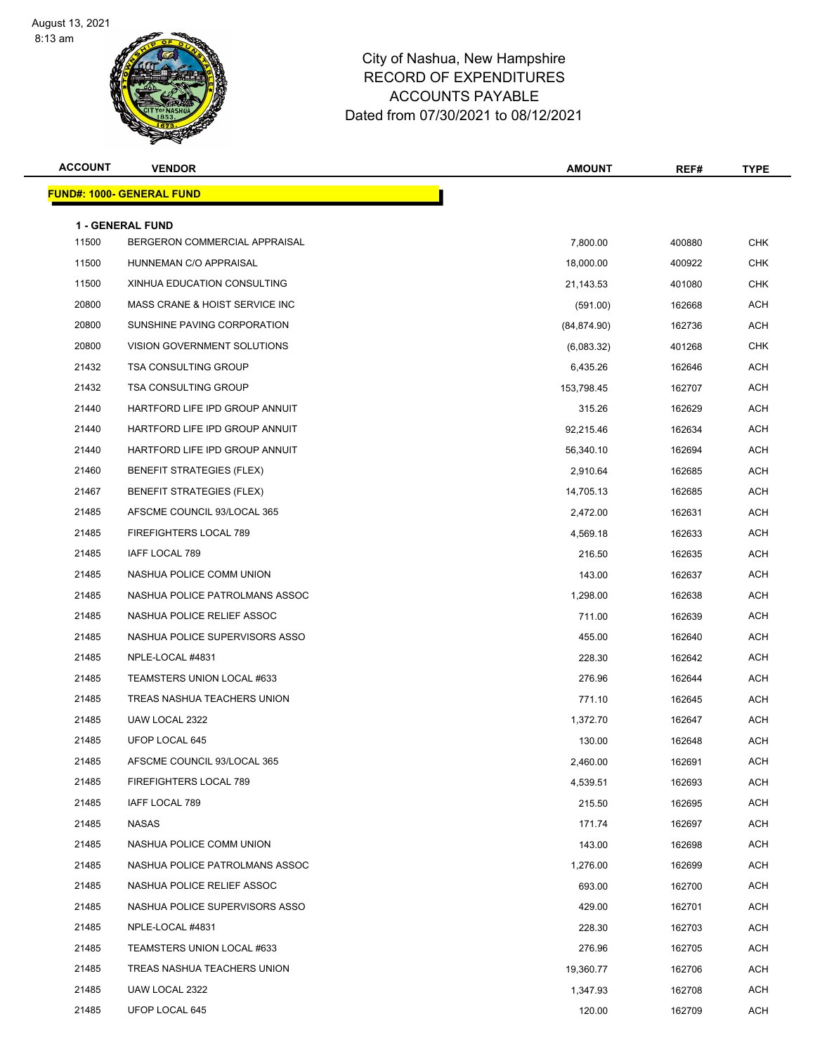August 13, 2021
8:13 am

# City of Nashua, New Hampshire
## RECORD OF EXPENDITURES
## ACCOUNTS PAYABLE
## Dated from 07/30/2021 to 08/12/2021

| ACCOUNT | VENDOR | AMOUNT | REF# | TYPE |
|---|---|---|---|---|
| **FUND#: 1000- GENERAL FUND** | | | | |
| **1 - GENERAL FUND** | | | | |
| 11500 | BERGERON COMMERCIAL APPRAISAL | 7,800.00 | 400880 | CHK |
| 11500 | HUNNEMAN C/O APPRAISAL | 18,000.00 | 400922 | CHK |
| 11500 | XINHUA EDUCATION CONSULTING | 21,143.53 | 401080 | CHK |
| 20800 | MASS CRANE & HOIST SERVICE INC | (591.00) | 162668 | ACH |
| 20800 | SUNSHINE PAVING CORPORATION | (84,874.90) | 162736 | ACH |
| 20800 | VISION GOVERNMENT SOLUTIONS | (6,083.32) | 401268 | CHK |
| 21432 | TSA CONSULTING GROUP | 6,435.26 | 162646 | ACH |
| 21432 | TSA CONSULTING GROUP | 153,798.45 | 162707 | ACH |
| 21440 | HARTFORD LIFE IPD GROUP ANNUIT | 315.26 | 162629 | ACH |
| 21440 | HARTFORD LIFE IPD GROUP ANNUIT | 92,215.46 | 162634 | ACH |
| 21440 | HARTFORD LIFE IPD GROUP ANNUIT | 56,340.10 | 162694 | ACH |
| 21460 | BENEFIT STRATEGIES (FLEX) | 2,910.64 | 162685 | ACH |
| 21467 | BENEFIT STRATEGIES (FLEX) | 14,705.13 | 162685 | ACH |
| 21485 | AFSCME COUNCIL 93/LOCAL 365 | 2,472.00 | 162631 | ACH |
| 21485 | FIREFIGHTERS LOCAL 789 | 4,569.18 | 162633 | ACH |
| 21485 | IAFF LOCAL 789 | 216.50 | 162635 | ACH |
| 21485 | NASHUA POLICE COMM UNION | 143.00 | 162637 | ACH |
| 21485 | NASHUA POLICE PATROLMANS ASSOC | 1,298.00 | 162638 | ACH |
| 21485 | NASHUA POLICE RELIEF ASSOC | 711.00 | 162639 | ACH |
| 21485 | NASHUA POLICE SUPERVISORS ASSO | 455.00 | 162640 | ACH |
| 21485 | NPLE-LOCAL #4831 | 228.30 | 162642 | ACH |
| 21485 | TEAMSTERS UNION LOCAL #633 | 276.96 | 162644 | ACH |
| 21485 | TREAS NASHUA TEACHERS UNION | 771.10 | 162645 | ACH |
| 21485 | UAW LOCAL 2322 | 1,372.70 | 162647 | ACH |
| 21485 | UFOP LOCAL 645 | 130.00 | 162648 | ACH |
| 21485 | AFSCME COUNCIL 93/LOCAL 365 | 2,460.00 | 162691 | ACH |
| 21485 | FIREFIGHTERS LOCAL 789 | 4,539.51 | 162693 | ACH |
| 21485 | IAFF LOCAL 789 | 215.50 | 162695 | ACH |
| 21485 | NASAS | 171.74 | 162697 | ACH |
| 21485 | NASHUA POLICE COMM UNION | 143.00 | 162698 | ACH |
| 21485 | NASHUA POLICE PATROLMANS ASSOC | 1,276.00 | 162699 | ACH |
| 21485 | NASHUA POLICE RELIEF ASSOC | 693.00 | 162700 | ACH |
| 21485 | NASHUA POLICE SUPERVISORS ASSO | 429.00 | 162701 | ACH |
| 21485 | NPLE-LOCAL #4831 | 228.30 | 162703 | ACH |
| 21485 | TEAMSTERS UNION LOCAL #633 | 276.96 | 162705 | ACH |
| 21485 | TREAS NASHUA TEACHERS UNION | 19,360.77 | 162706 | ACH |
| 21485 | UAW LOCAL 2322 | 1,347.93 | 162708 | ACH |
| 21485 | UFOP LOCAL 645 | 120.00 | 162709 | ACH |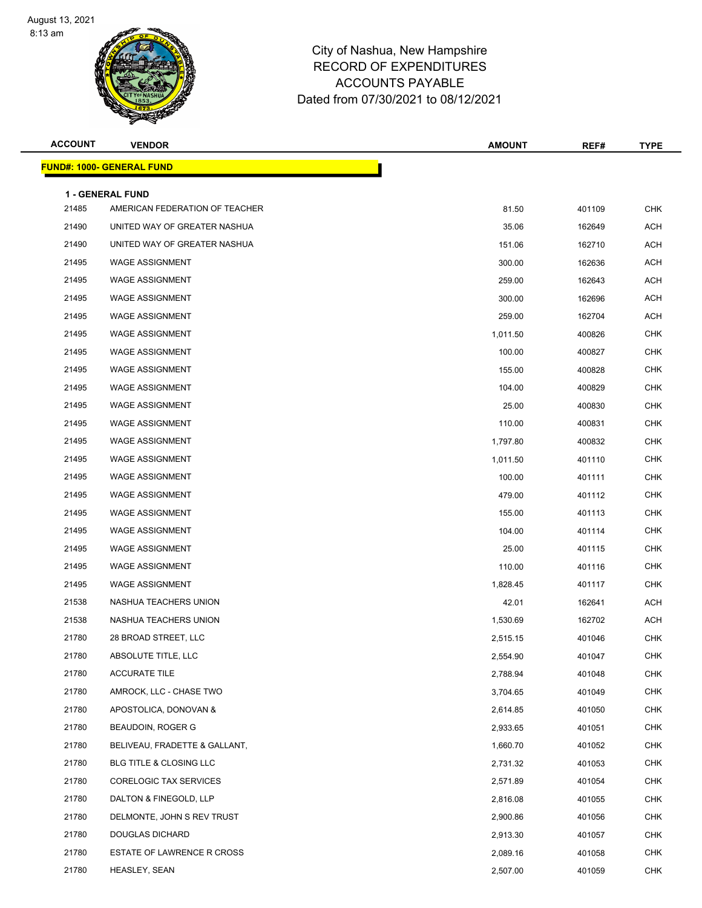City of Nashua, New Hampshire
RECORD OF EXPENDITURES
ACCOUNTS PAYABLE
Dated from 07/30/2021 to 08/12/2021

| ACCOUNT | VENDOR | AMOUNT | REF# | TYPE |
|---|---|---|---|---|
| **FUND#: 1000- GENERAL FUND** | | | | |
| **1 - GENERAL FUND** | | | | |
| 21485 | AMERICAN FEDERATION OF TEACHER | 81.50 | 401109 | CHK |
| 21490 | UNITED WAY OF GREATER NASHUA | 35.06 | 162649 | ACH |
| 21490 | UNITED WAY OF GREATER NASHUA | 151.06 | 162710 | ACH |
| 21495 | WAGE ASSIGNMENT | 300.00 | 162636 | ACH |
| 21495 | WAGE ASSIGNMENT | 259.00 | 162643 | ACH |
| 21495 | WAGE ASSIGNMENT | 300.00 | 162696 | ACH |
| 21495 | WAGE ASSIGNMENT | 259.00 | 162704 | ACH |
| 21495 | WAGE ASSIGNMENT | 1,011.50 | 400826 | CHK |
| 21495 | WAGE ASSIGNMENT | 100.00 | 400827 | CHK |
| 21495 | WAGE ASSIGNMENT | 155.00 | 400828 | CHK |
| 21495 | WAGE ASSIGNMENT | 104.00 | 400829 | CHK |
| 21495 | WAGE ASSIGNMENT | 25.00 | 400830 | CHK |
| 21495 | WAGE ASSIGNMENT | 110.00 | 400831 | CHK |
| 21495 | WAGE ASSIGNMENT | 1,797.80 | 400832 | CHK |
| 21495 | WAGE ASSIGNMENT | 1,011.50 | 401110 | CHK |
| 21495 | WAGE ASSIGNMENT | 100.00 | 401111 | CHK |
| 21495 | WAGE ASSIGNMENT | 479.00 | 401112 | CHK |
| 21495 | WAGE ASSIGNMENT | 155.00 | 401113 | CHK |
| 21495 | WAGE ASSIGNMENT | 104.00 | 401114 | CHK |
| 21495 | WAGE ASSIGNMENT | 25.00 | 401115 | CHK |
| 21495 | WAGE ASSIGNMENT | 110.00 | 401116 | CHK |
| 21495 | WAGE ASSIGNMENT | 1,828.45 | 401117 | CHK |
| 21538 | NASHUA TEACHERS UNION | 42.01 | 162641 | ACH |
| 21538 | NASHUA TEACHERS UNION | 1,530.69 | 162702 | ACH |
| 21780 | 28 BROAD STREET, LLC | 2,515.15 | 401046 | CHK |
| 21780 | ABSOLUTE TITLE, LLC | 2,554.90 | 401047 | CHK |
| 21780 | ACCURATE TILE | 2,788.94 | 401048 | CHK |
| 21780 | AMROCK, LLC - CHASE TWO | 3,704.65 | 401049 | CHK |
| 21780 | APOSTOLICA, DONOVAN & | 2,614.85 | 401050 | CHK |
| 21780 | BEAUDOIN, ROGER G | 2,933.65 | 401051 | CHK |
| 21780 | BELIVEAU, FRADETTE & GALLANT, | 1,660.70 | 401052 | CHK |
| 21780 | BLG TITLE & CLOSING LLC | 2,731.32 | 401053 | CHK |
| 21780 | CORELOGIC TAX SERVICES | 2,571.89 | 401054 | CHK |
| 21780 | DALTON & FINEGOLD, LLP | 2,816.08 | 401055 | CHK |
| 21780 | DELMONTE, JOHN S REV TRUST | 2,900.86 | 401056 | CHK |
| 21780 | DOUGLAS DICHARD | 2,913.30 | 401057 | CHK |
| 21780 | ESTATE OF LAWRENCE R CROSS | 2,089.16 | 401058 | CHK |
| 21780 | HEASLEY, SEAN | 2,507.00 | 401059 | CHK |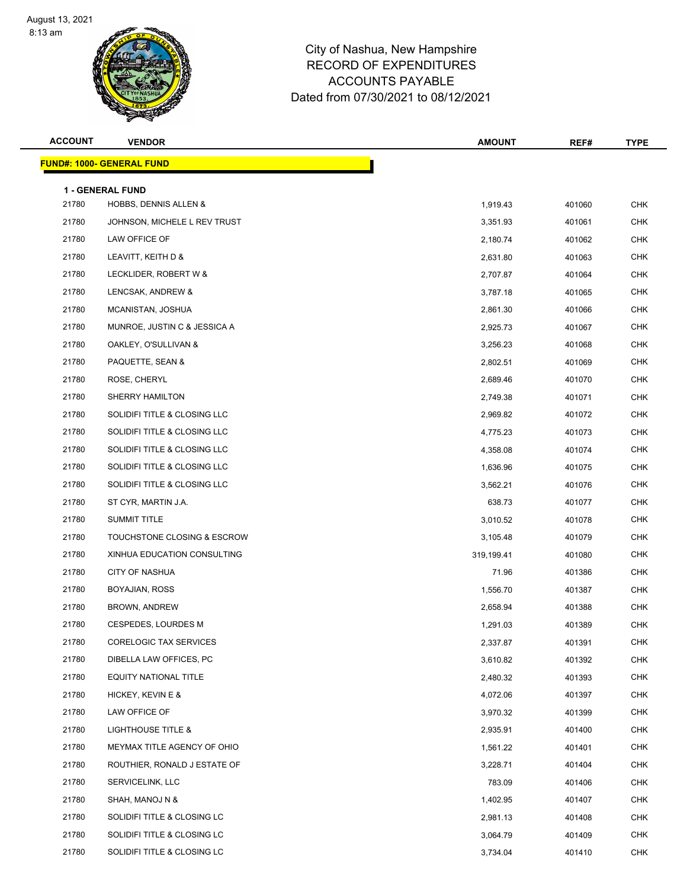City of Nashua, New Hampshire
RECORD OF EXPENDITURES
ACCOUNTS PAYABLE
Dated from 07/30/2021 to 08/12/2021

| ACCOUNT | VENDOR | AMOUNT | REF# | TYPE |
|---|---|---|---|---|
| **FUND#: 1000- GENERAL FUND** | | | | |
| **1 - GENERAL FUND** | | | | |
| 21780 | HOBBS, DENNIS ALLEN & | 1,919.43 | 401060 | CHK |
| 21780 | JOHNSON, MICHELE L REV TRUST | 3,351.93 | 401061 | CHK |
| 21780 | LAW OFFICE OF | 2,180.74 | 401062 | CHK |
| 21780 | LEAVITT, KEITH D & | 2,631.80 | 401063 | CHK |
| 21780 | LECKLIDER, ROBERT W & | 2,707.87 | 401064 | CHK |
| 21780 | LENCSAK, ANDREW & | 3,787.18 | 401065 | CHK |
| 21780 | MCANISTAN, JOSHUA | 2,861.30 | 401066 | CHK |
| 21780 | MUNROE, JUSTIN C & JESSICA A | 2,925.73 | 401067 | CHK |
| 21780 | OAKLEY, O'SULLIVAN & | 3,256.23 | 401068 | CHK |
| 21780 | PAQUETTE, SEAN & | 2,802.51 | 401069 | CHK |
| 21780 | ROSE, CHERYL | 2,689.46 | 401070 | CHK |
| 21780 | SHERRY HAMILTON | 2,749.38 | 401071 | CHK |
| 21780 | SOLIDIFI TITLE & CLOSING LLC | 2,969.82 | 401072 | CHK |
| 21780 | SOLIDIFI TITLE & CLOSING LLC | 4,775.23 | 401073 | CHK |
| 21780 | SOLIDIFI TITLE & CLOSING LLC | 4,358.08 | 401074 | CHK |
| 21780 | SOLIDIFI TITLE & CLOSING LLC | 1,636.96 | 401075 | CHK |
| 21780 | SOLIDIFI TITLE & CLOSING LLC | 3,562.21 | 401076 | CHK |
| 21780 | ST CYR, MARTIN J.A. | 638.73 | 401077 | CHK |
| 21780 | SUMMIT TITLE | 3,010.52 | 401078 | CHK |
| 21780 | TOUCHSTONE CLOSING & ESCROW | 3,105.48 | 401079 | CHK |
| 21780 | XINHUA EDUCATION CONSULTING | 319,199.41 | 401080 | CHK |
| 21780 | CITY OF NASHUA | 71.96 | 401386 | CHK |
| 21780 | BOYAJIAN, ROSS | 1,556.70 | 401387 | CHK |
| 21780 | BROWN, ANDREW | 2,658.94 | 401388 | CHK |
| 21780 | CESPEDES, LOURDES M | 1,291.03 | 401389 | CHK |
| 21780 | CORELOGIC TAX SERVICES | 2,337.87 | 401391 | CHK |
| 21780 | DIBELLA LAW OFFICES, PC | 3,610.82 | 401392 | CHK |
| 21780 | EQUITY NATIONAL TITLE | 2,480.32 | 401393 | CHK |
| 21780 | HICKEY, KEVIN E & | 4,072.06 | 401397 | CHK |
| 21780 | LAW OFFICE OF | 3,970.32 | 401399 | CHK |
| 21780 | LIGHTHOUSE TITLE & | 2,935.91 | 401400 | CHK |
| 21780 | MEYMAX TITLE AGENCY OF OHIO | 1,561.22 | 401401 | CHK |
| 21780 | ROUTHIER, RONALD J ESTATE OF | 3,228.71 | 401404 | CHK |
| 21780 | SERVICELINK, LLC | 783.09 | 401406 | CHK |
| 21780 | SHAH, MANOJ N & | 1,402.95 | 401407 | CHK |
| 21780 | SOLIDIFI TITLE & CLOSING LC | 2,981.13 | 401408 | CHK |
| 21780 | SOLIDIFI TITLE & CLOSING LC | 3,064.79 | 401409 | CHK |
| 21780 | SOLIDIFI TITLE & CLOSING LC | 3,734.04 | 401410 | CHK |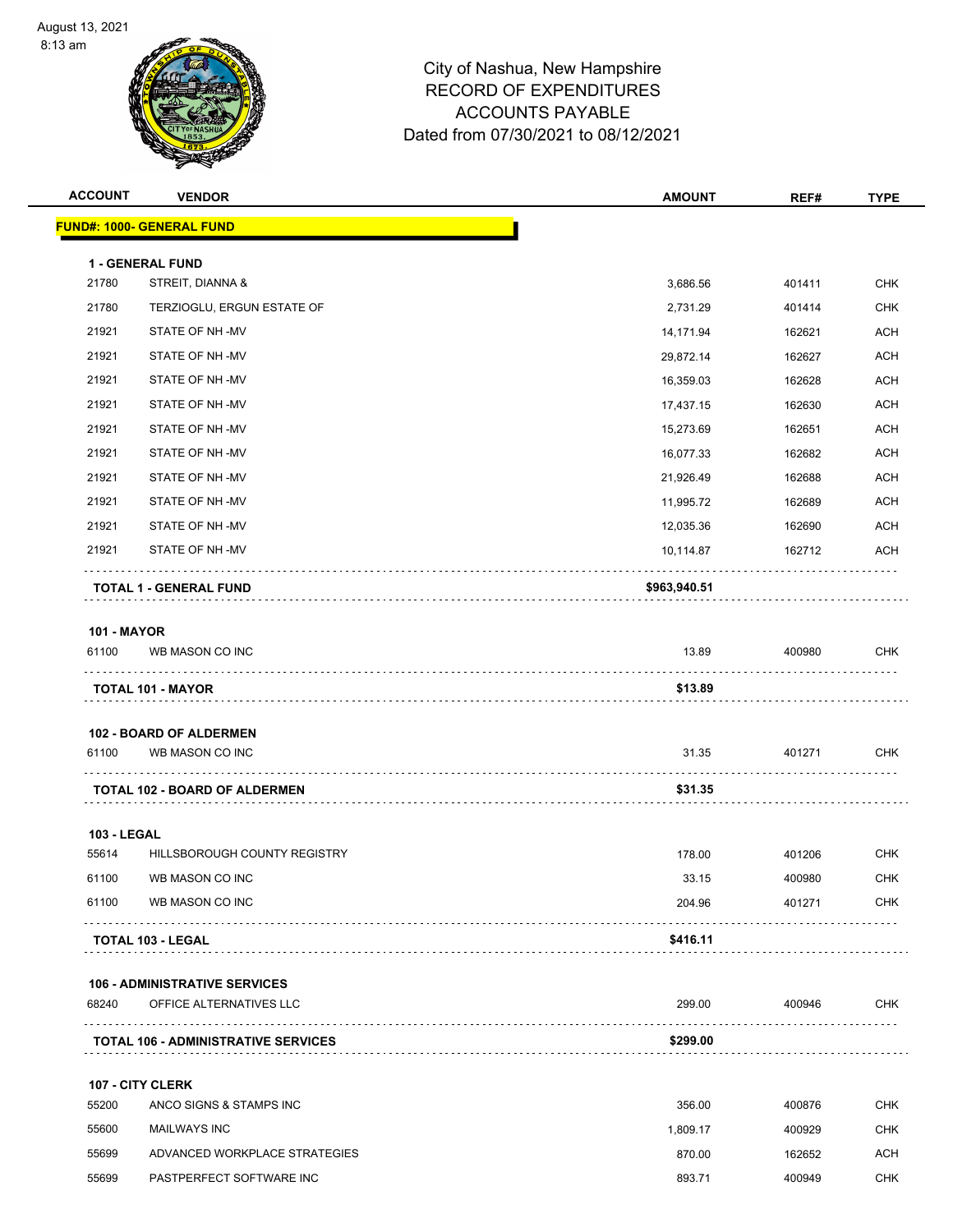August 13, 2021
8:13 am

# City of Nashua, New Hampshire
## RECORD OF EXPENDITURES
## ACCOUNTS PAYABLE
## Dated from 07/30/2021 to 08/12/2021

| ACCOUNT | VENDOR | AMOUNT | REF# | TYPE |
|---|---|---|---|---|
| **FUND#: 1000- GENERAL FUND** | | | | |
| **1 - GENERAL FUND** | | | | |
| 21780 | STREIT, DIANNA & | 3,686.56 | 401411 | CHK |
| 21780 | TERZIOGLU, ERGUN ESTATE OF | 2,731.29 | 401414 | CHK |
| 21921 | STATE OF NH -MV | 14,171.94 | 162621 | ACH |
| 21921 | STATE OF NH -MV | 29,872.14 | 162627 | ACH |
| 21921 | STATE OF NH -MV | 16,359.03 | 162628 | ACH |
| 21921 | STATE OF NH -MV | 17,437.15 | 162630 | ACH |
| 21921 | STATE OF NH -MV | 15,273.69 | 162651 | ACH |
| 21921 | STATE OF NH -MV | 16,077.33 | 162682 | ACH |
| 21921 | STATE OF NH -MV | 21,926.49 | 162688 | ACH |
| 21921 | STATE OF NH -MV | 11,995.72 | 162689 | ACH |
| 21921 | STATE OF NH -MV | 12,035.36 | 162690 | ACH |
| 21921 | STATE OF NH -MV | 10,114.87 | 162712 | ACH |
| **TOTAL 1 - GENERAL FUND** | | **$963,940.51** | | |
| **101 - MAYOR** | | | | |
| 61100 | WB MASON CO INC | 13.89 | 400980 | CHK |
| **TOTAL 101 - MAYOR** | | **$13.89** | | |
| **102 - BOARD OF ALDERMEN** | | | | |
| 61100 | WB MASON CO INC | 31.35 | 401271 | CHK |
| **TOTAL 102 - BOARD OF ALDERMEN** | | **$31.35** | | |
| **103 - LEGAL** | | | | |
| 55614 | HILLSBOROUGH COUNTY REGISTRY | 178.00 | 401206 | CHK |
| 61100 | WB MASON CO INC | 33.15 | 400980 | CHK |
| 61100 | WB MASON CO INC | 204.96 | 401271 | CHK |
| **TOTAL 103 - LEGAL** | | **$416.11** | | |
| **106 - ADMINISTRATIVE SERVICES** | | | | |
| 68240 | OFFICE ALTERNATIVES LLC | 299.00 | 400946 | CHK |
| **TOTAL 106 - ADMINISTRATIVE SERVICES** | | **$299.00** | | |
| **107 - CITY CLERK** | | | | |
| 55200 | ANCO SIGNS & STAMPS INC | 356.00 | 400876 | CHK |
| 55600 | MAILWAYS INC | 1,809.17 | 400929 | CHK |
| 55699 | ADVANCED WORKPLACE STRATEGIES | 870.00 | 162652 | ACH |
| 55699 | PASTPERFECT SOFTWARE INC | 893.71 | 400949 | CHK |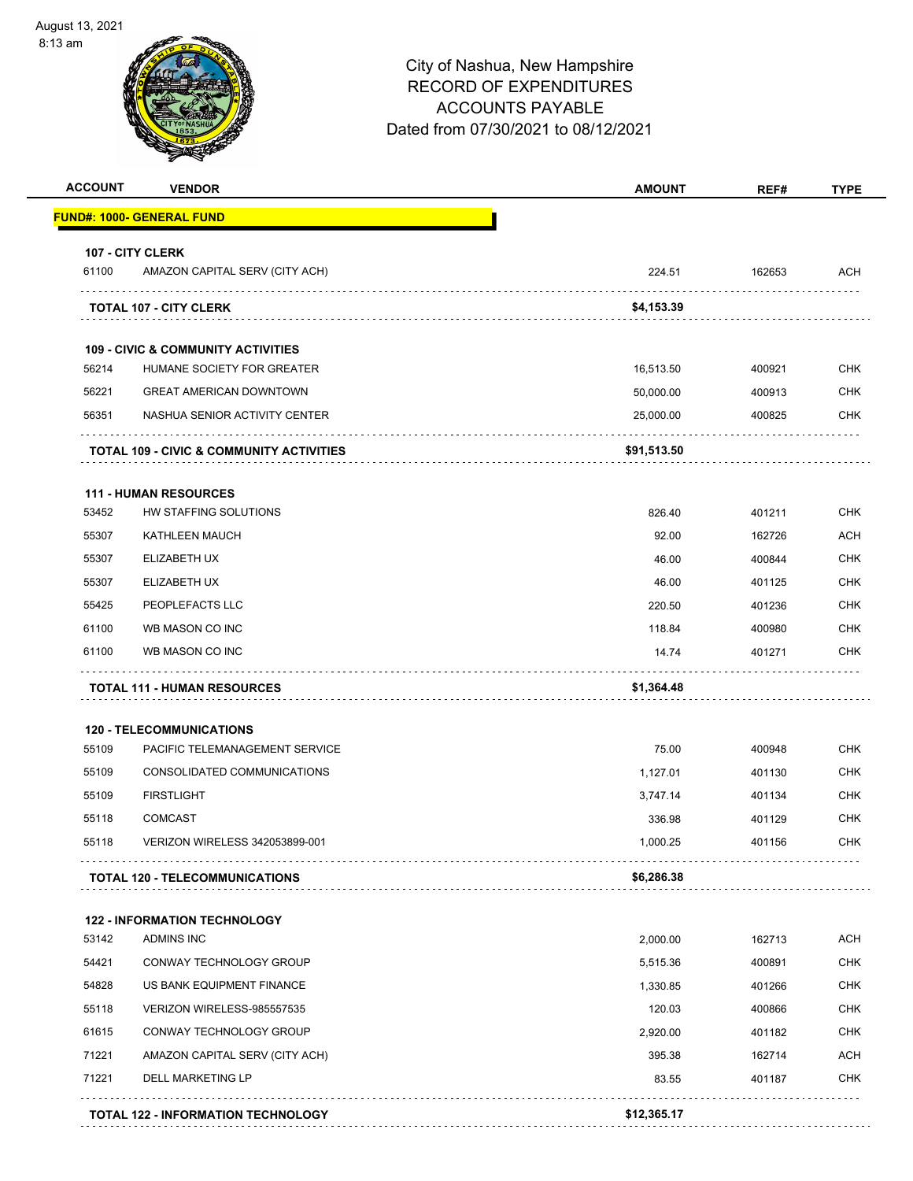City of Nashua, New Hampshire
RECORD OF EXPENDITURES
ACCOUNTS PAYABLE
Dated from 07/30/2021 to 08/12/2021

| ACCOUNT | VENDOR | AMOUNT | REF# | TYPE |
|---|---|---|---|---|
| **FUND#: 1000- GENERAL FUND** | | | | |
| **107 - CITY CLERK** | | | | |
| 61100 | AMAZON CAPITAL SERV (CITY ACH) | 224.51 | 162653 | ACH |
| | **TOTAL 107 - CITY CLERK** | **$4,153.39** | | |
| **109 - CIVIC & COMMUNITY ACTIVITIES** | | | | |
| 56214 | HUMANE SOCIETY FOR GREATER | 16,513.50 | 400921 | CHK |
| 56221 | GREAT AMERICAN DOWNTOWN | 50,000.00 | 400913 | CHK |
| 56351 | NASHUA SENIOR ACTIVITY CENTER | 25,000.00 | 400825 | CHK |
| | **TOTAL 109 - CIVIC & COMMUNITY ACTIVITIES** | **$91,513.50** | | |
| **111 - HUMAN RESOURCES** | | | | |
| 53452 | HW STAFFING SOLUTIONS | 826.40 | 401211 | CHK |
| 55307 | KATHLEEN MAUCH | 92.00 | 162726 | ACH |
| 55307 | ELIZABETH UX | 46.00 | 400844 | CHK |
| 55307 | ELIZABETH UX | 46.00 | 401125 | CHK |
| 55425 | PEOPLEFACTS LLC | 220.50 | 401236 | CHK |
| 61100 | WB MASON CO INC | 118.84 | 400980 | CHK |
| 61100 | WB MASON CO INC | 14.74 | 401271 | CHK |
| | **TOTAL 111 - HUMAN RESOURCES** | **$1,364.48** | | |
| **120 - TELECOMMUNICATIONS** | | | | |
| 55109 | PACIFIC TELEMANAGEMENT SERVICE | 75.00 | 400948 | CHK |
| 55109 | CONSOLIDATED COMMUNICATIONS | 1,127.01 | 401130 | CHK |
| 55109 | FIRSTLIGHT | 3,747.14 | 401134 | CHK |
| 55118 | COMCAST | 336.98 | 401129 | CHK |
| 55118 | VERIZON WIRELESS 342053899-001 | 1,000.25 | 401156 | CHK |
| | **TOTAL 120 - TELECOMMUNICATIONS** | **$6,286.38** | | |
| **122 - INFORMATION TECHNOLOGY** | | | | |
| 53142 | ADMINS INC | 2,000.00 | 162713 | ACH |
| 54421 | CONWAY TECHNOLOGY GROUP | 5,515.36 | 400891 | CHK |
| 54828 | US BANK EQUIPMENT FINANCE | 1,330.85 | 401266 | CHK |
| 55118 | VERIZON WIRELESS-985557535 | 120.03 | 400866 | CHK |
| 61615 | CONWAY TECHNOLOGY GROUP | 2,920.00 | 401182 | CHK |
| 71221 | AMAZON CAPITAL SERV (CITY ACH) | 395.38 | 162714 | ACH |
| 71221 | DELL MARKETING LP | 83.55 | 401187 | CHK |
| | **TOTAL 122 - INFORMATION TECHNOLOGY** | **$12,365.17** | | |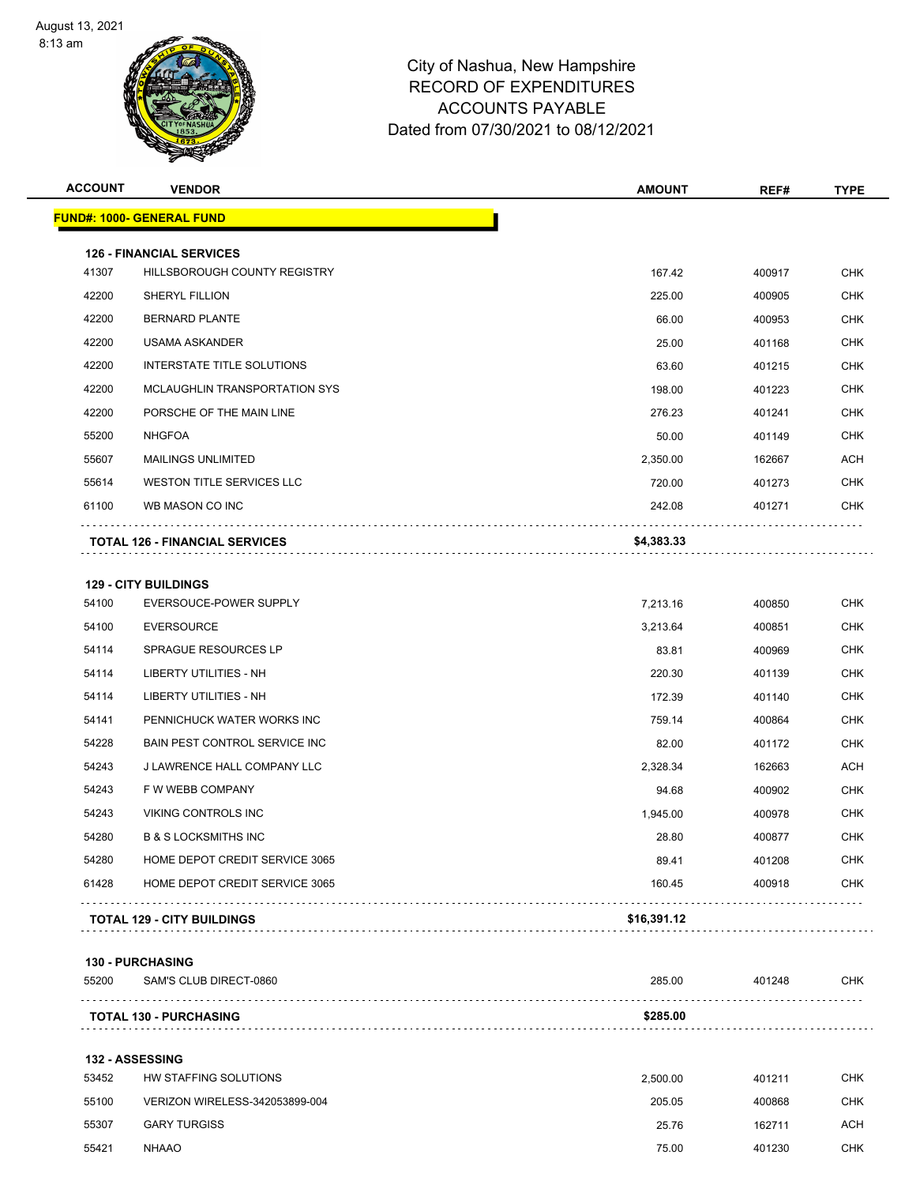City of Nashua, New Hampshire
RECORD OF EXPENDITURES
ACCOUNTS PAYABLE
Dated from 07/30/2021 to 08/12/2021

| ACCOUNT | VENDOR | AMOUNT | REF# | TYPE |
|---|---|---|---|---|
| **FUND#: 1000- GENERAL FUND** | | | | |
| **126 - FINANCIAL SERVICES** | | | | |
| 41307 | HILLSBOROUGH COUNTY REGISTRY | 167.42 | 400917 | CHK |
| 42200 | SHERYL FILLION | 225.00 | 400905 | CHK |
| 42200 | BERNARD PLANTE | 66.00 | 400953 | CHK |
| 42200 | USAMA ASKANDER | 25.00 | 401168 | CHK |
| 42200 | INTERSTATE TITLE SOLUTIONS | 63.60 | 401215 | CHK |
| 42200 | MCLAUGHLIN TRANSPORTATION SYS | 198.00 | 401223 | CHK |
| 42200 | PORSCHE OF THE MAIN LINE | 276.23 | 401241 | CHK |
| 55200 | NHGFOA | 50.00 | 401149 | CHK |
| 55607 | MAILINGS UNLIMITED | 2,350.00 | 162667 | ACH |
| 55614 | WESTON TITLE SERVICES LLC | 720.00 | 401273 | CHK |
| 61100 | WB MASON CO INC | 242.08 | 401271 | CHK |
| | **TOTAL 126 - FINANCIAL SERVICES** | **$4,383.33** | | |
| **129 - CITY BUILDINGS** | | | | |
| 54100 | EVERSOUCE-POWER SUPPLY | 7,213.16 | 400850 | CHK |
| 54100 | EVERSOURCE | 3,213.64 | 400851 | CHK |
| 54114 | SPRAGUE RESOURCES LP | 83.81 | 400969 | CHK |
| 54114 | LIBERTY UTILITIES - NH | 220.30 | 401139 | CHK |
| 54114 | LIBERTY UTILITIES - NH | 172.39 | 401140 | CHK |
| 54141 | PENNICHUCK WATER WORKS INC | 759.14 | 400864 | CHK |
| 54228 | BAIN PEST CONTROL SERVICE INC | 82.00 | 401172 | CHK |
| 54243 | J LAWRENCE HALL COMPANY LLC | 2,328.34 | 162663 | ACH |
| 54243 | F W WEBB COMPANY | 94.68 | 400902 | CHK |
| 54243 | VIKING CONTROLS INC | 1,945.00 | 400978 | CHK |
| 54280 | B & S LOCKSMITHS INC | 28.80 | 400877 | CHK |
| 54280 | HOME DEPOT CREDIT SERVICE 3065 | 89.41 | 401208 | CHK |
| 61428 | HOME DEPOT CREDIT SERVICE 3065 | 160.45 | 400918 | CHK |
| | **TOTAL 129 - CITY BUILDINGS** | **$16,391.12** | | |
| **130 - PURCHASING** | | | | |
| 55200 | SAM'S CLUB DIRECT-0860 | 285.00 | 401248 | CHK |
| | **TOTAL 130 - PURCHASING** | **$285.00** | | |
| **132 - ASSESSING** | | | | |
| 53452 | HW STAFFING SOLUTIONS | 2,500.00 | 401211 | CHK |
| 55100 | VERIZON WIRELESS-342053899-004 | 205.05 | 400868 | CHK |
| 55307 | GARY TURGISS | 25.76 | 162711 | ACH |
| 55421 | NHAAO | 75.00 | 401230 | CHK |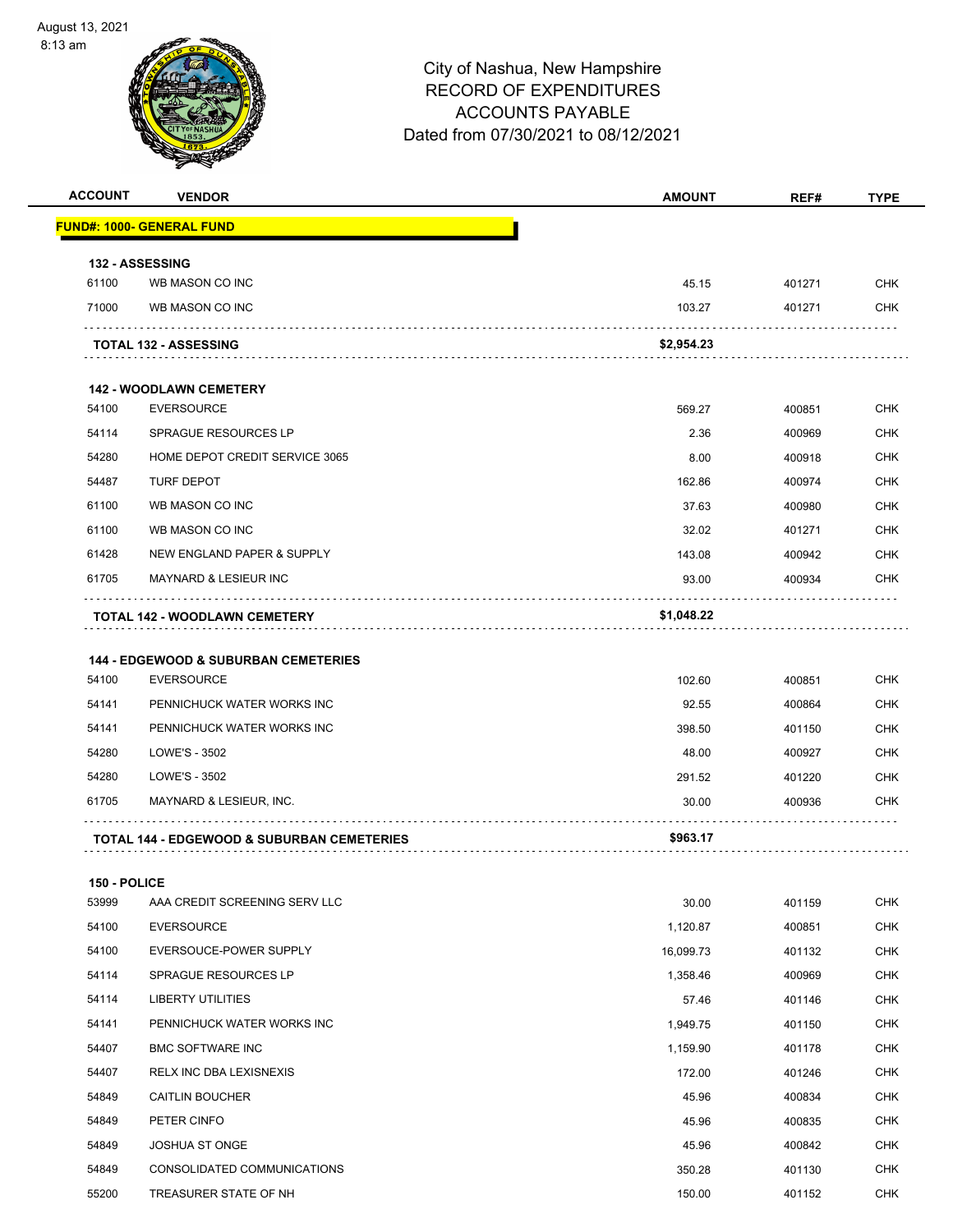City of Nashua, New Hampshire
RECORD OF EXPENDITURES
ACCOUNTS PAYABLE
Dated from 07/30/2021 to 08/12/2021

| ACCOUNT | VENDOR | AMOUNT | REF# | TYPE |
|---|---|---|---|---|
| **FUND#: 1000- GENERAL FUND** | | | | |
| **132 - ASSESSING** | | | | |
| 61100 | WB MASON CO INC | 45.15 | 401271 | CHK |
| 71000 | WB MASON CO INC | 103.27 | 401271 | CHK |
| | **TOTAL 132 - ASSESSING** | **$2,954.23** | | |
| **142 - WOODLAWN CEMETERY** | | | | |
| 54100 | EVERSOURCE | 569.27 | 400851 | CHK |
| 54114 | SPRAGUE RESOURCES LP | 2.36 | 400969 | CHK |
| 54280 | HOME DEPOT CREDIT SERVICE 3065 | 8.00 | 400918 | CHK |
| 54487 | TURF DEPOT | 162.86 | 400974 | CHK |
| 61100 | WB MASON CO INC | 37.63 | 400980 | CHK |
| 61100 | WB MASON CO INC | 32.02 | 401271 | CHK |
| 61428 | NEW ENGLAND PAPER & SUPPLY | 143.08 | 400942 | CHK |
| 61705 | MAYNARD & LESIEUR INC | 93.00 | 400934 | CHK |
| | **TOTAL 142 - WOODLAWN CEMETERY** | **$1,048.22** | | |
| **144 - EDGEWOOD & SUBURBAN CEMETERIES** | | | | |
| 54100 | EVERSOURCE | 102.60 | 400851 | CHK |
| 54141 | PENNICHUCK WATER WORKS INC | 92.55 | 400864 | CHK |
| 54141 | PENNICHUCK WATER WORKS INC | 398.50 | 401150 | CHK |
| 54280 | LOWE'S - 3502 | 48.00 | 400927 | CHK |
| 54280 | LOWE'S - 3502 | 291.52 | 401220 | CHK |
| 61705 | MAYNARD & LESIEUR, INC. | 30.00 | 400936 | CHK |
| | **TOTAL 144 - EDGEWOOD & SUBURBAN CEMETERIES** | **$963.17** | | |
| **150 - POLICE** | | | | |
| 53999 | AAA CREDIT SCREENING SERV LLC | 30.00 | 401159 | CHK |
| 54100 | EVERSOURCE | 1,120.87 | 400851 | CHK |
| 54100 | EVERSOUCE-POWER SUPPLY | 16,099.73 | 401132 | CHK |
| 54114 | SPRAGUE RESOURCES LP | 1,358.46 | 400969 | CHK |
| 54114 | LIBERTY UTILITIES | 57.46 | 401146 | CHK |
| 54141 | PENNICHUCK WATER WORKS INC | 1,949.75 | 401150 | CHK |
| 54407 | BMC SOFTWARE INC | 1,159.90 | 401178 | CHK |
| 54407 | RELX INC DBA LEXISNEXIS | 172.00 | 401246 | CHK |
| 54849 | CAITLIN BOUCHER | 45.96 | 400834 | CHK |
| 54849 | PETER CINFO | 45.96 | 400835 | CHK |
| 54849 | JOSHUA ST ONGE | 45.96 | 400842 | CHK |
| 54849 | CONSOLIDATED COMMUNICATIONS | 350.28 | 401130 | CHK |
| 55200 | TREASURER STATE OF NH | 150.00 | 401152 | CHK |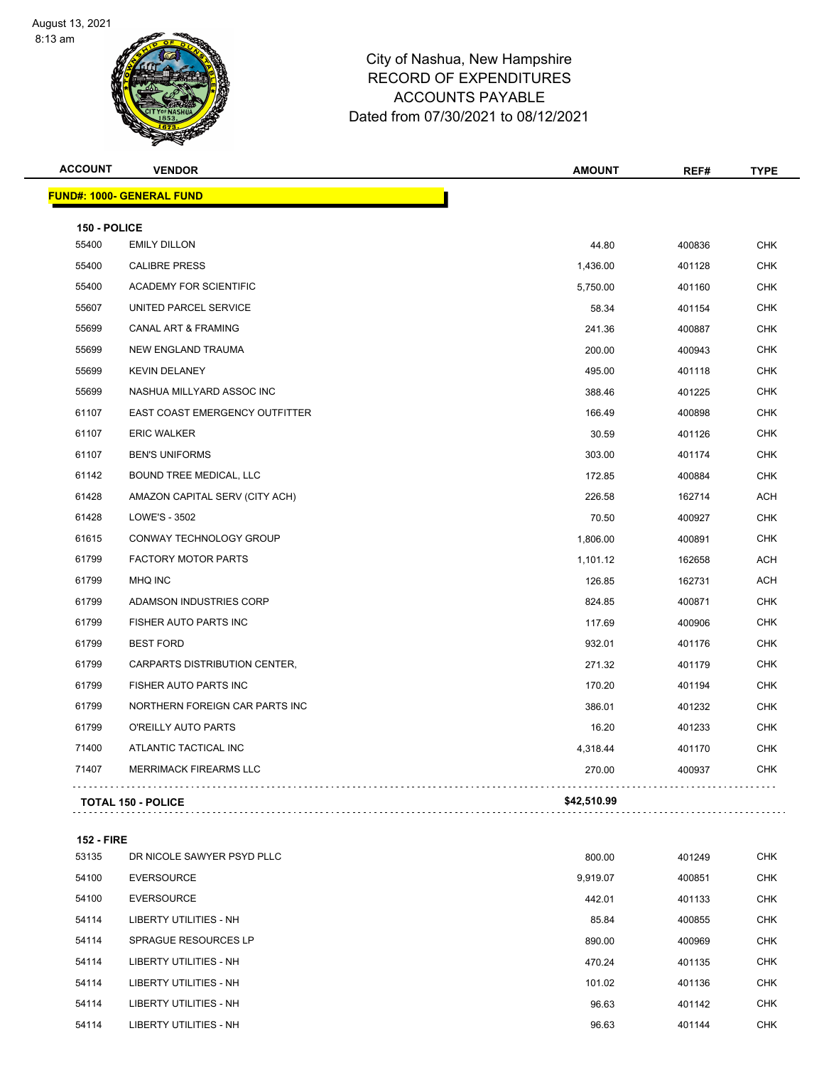City of Nashua, New Hampshire
RECORD OF EXPENDITURES
ACCOUNTS PAYABLE
Dated from 07/30/2021 to 08/12/2021

| ACCOUNT | VENDOR | AMOUNT | REF# | TYPE |
|---|---|---|---|---|
| **FUND#: 1000- GENERAL FUND** | | | | |
| **150 - POLICE** | | | | |
| 55400 | EMILY DILLON | 44.80 | 400836 | CHK |
| 55400 | CALIBRE PRESS | 1,436.00 | 401128 | CHK |
| 55400 | ACADEMY FOR SCIENTIFIC | 5,750.00 | 401160 | CHK |
| 55607 | UNITED PARCEL SERVICE | 58.34 | 401154 | CHK |
| 55699 | CANAL ART & FRAMING | 241.36 | 400887 | CHK |
| 55699 | NEW ENGLAND TRAUMA | 200.00 | 400943 | CHK |
| 55699 | KEVIN DELANEY | 495.00 | 401118 | CHK |
| 55699 | NASHUA MILLYARD ASSOC INC | 388.46 | 401225 | CHK |
| 61107 | EAST COAST EMERGENCY OUTFITTER | 166.49 | 400898 | CHK |
| 61107 | ERIC WALKER | 30.59 | 401126 | CHK |
| 61107 | BEN'S UNIFORMS | 303.00 | 401174 | CHK |
| 61142 | BOUND TREE MEDICAL, LLC | 172.85 | 400884 | CHK |
| 61428 | AMAZON CAPITAL SERV (CITY ACH) | 226.58 | 162714 | ACH |
| 61428 | LOWE'S - 3502 | 70.50 | 400927 | CHK |
| 61615 | CONWAY TECHNOLOGY GROUP | 1,806.00 | 400891 | CHK |
| 61799 | FACTORY MOTOR PARTS | 1,101.12 | 162658 | ACH |
| 61799 | MHQ INC | 126.85 | 162731 | ACH |
| 61799 | ADAMSON INDUSTRIES CORP | 824.85 | 400871 | CHK |
| 61799 | FISHER AUTO PARTS INC | 117.69 | 400906 | CHK |
| 61799 | BEST FORD | 932.01 | 401176 | CHK |
| 61799 | CARPARTS DISTRIBUTION CENTER, | 271.32 | 401179 | CHK |
| 61799 | FISHER AUTO PARTS INC | 170.20 | 401194 | CHK |
| 61799 | NORTHERN FOREIGN CAR PARTS INC | 386.01 | 401232 | CHK |
| 61799 | O'REILLY AUTO PARTS | 16.20 | 401233 | CHK |
| 71400 | ATLANTIC TACTICAL INC | 4,318.44 | 401170 | CHK |
| 71407 | MERRIMACK FIREARMS LLC | 270.00 | 400937 | CHK |
| **TOTAL 150 - POLICE** | | **$42,510.99** | | |
| **152 - FIRE** | | | | |
| 53135 | DR NICOLE SAWYER PSYD PLLC | 800.00 | 401249 | CHK |
| 54100 | EVERSOURCE | 9,919.07 | 400851 | CHK |
| 54100 | EVERSOURCE | 442.01 | 401133 | CHK |
| 54114 | LIBERTY UTILITIES - NH | 85.84 | 400855 | CHK |
| 54114 | SPRAGUE RESOURCES LP | 890.00 | 400969 | CHK |
| 54114 | LIBERTY UTILITIES - NH | 470.24 | 401135 | CHK |
| 54114 | LIBERTY UTILITIES - NH | 101.02 | 401136 | CHK |
| 54114 | LIBERTY UTILITIES - NH | 96.63 | 401142 | CHK |
| 54114 | LIBERTY UTILITIES - NH | 96.63 | 401144 | CHK |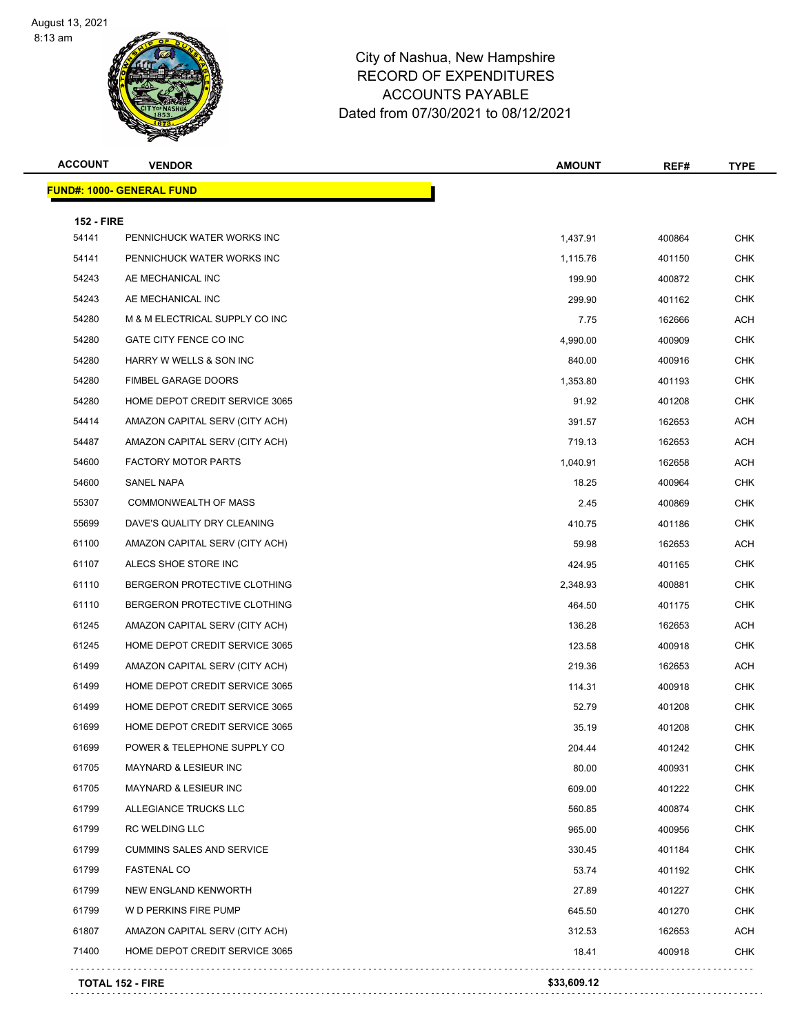City of Nashua, New Hampshire
RECORD OF EXPENDITURES
ACCOUNTS PAYABLE
Dated from 07/30/2021 to 08/12/2021

| ACCOUNT | VENDOR | AMOUNT | REF# | TYPE |
|---|---|---|---|---|
| **FUND#: 1000- GENERAL FUND** | | | | |
| **152 - FIRE** | | | | |
| 54141 | PENNICHUCK WATER WORKS INC | 1,437.91 | 400864 | CHK |
| 54141 | PENNICHUCK WATER WORKS INC | 1,115.76 | 401150 | CHK |
| 54243 | AE MECHANICAL INC | 199.90 | 400872 | CHK |
| 54243 | AE MECHANICAL INC | 299.90 | 401162 | CHK |
| 54280 | M & M ELECTRICAL SUPPLY CO INC | 7.75 | 162666 | ACH |
| 54280 | GATE CITY FENCE CO INC | 4,990.00 | 400909 | CHK |
| 54280 | HARRY W WELLS & SON INC | 840.00 | 400916 | CHK |
| 54280 | FIMBEL GARAGE DOORS | 1,353.80 | 401193 | CHK |
| 54280 | HOME DEPOT CREDIT SERVICE 3065 | 91.92 | 401208 | CHK |
| 54414 | AMAZON CAPITAL SERV (CITY ACH) | 391.57 | 162653 | ACH |
| 54487 | AMAZON CAPITAL SERV (CITY ACH) | 719.13 | 162653 | ACH |
| 54600 | FACTORY MOTOR PARTS | 1,040.91 | 162658 | ACH |
| 54600 | SANEL NAPA | 18.25 | 400964 | CHK |
| 55307 | COMMONWEALTH OF MASS | 2.45 | 400869 | CHK |
| 55699 | DAVE'S QUALITY DRY CLEANING | 410.75 | 401186 | CHK |
| 61100 | AMAZON CAPITAL SERV (CITY ACH) | 59.98 | 162653 | ACH |
| 61107 | ALECS SHOE STORE INC | 424.95 | 401165 | CHK |
| 61110 | BERGERON PROTECTIVE CLOTHING | 2,348.93 | 400881 | CHK |
| 61110 | BERGERON PROTECTIVE CLOTHING | 464.50 | 401175 | CHK |
| 61245 | AMAZON CAPITAL SERV (CITY ACH) | 136.28 | 162653 | ACH |
| 61245 | HOME DEPOT CREDIT SERVICE 3065 | 123.58 | 400918 | CHK |
| 61499 | AMAZON CAPITAL SERV (CITY ACH) | 219.36 | 162653 | ACH |
| 61499 | HOME DEPOT CREDIT SERVICE 3065 | 114.31 | 400918 | CHK |
| 61499 | HOME DEPOT CREDIT SERVICE 3065 | 52.79 | 401208 | CHK |
| 61699 | HOME DEPOT CREDIT SERVICE 3065 | 35.19 | 401208 | CHK |
| 61699 | POWER & TELEPHONE SUPPLY CO | 204.44 | 401242 | CHK |
| 61705 | MAYNARD & LESIEUR INC | 80.00 | 400931 | CHK |
| 61705 | MAYNARD & LESIEUR INC | 609.00 | 401222 | CHK |
| 61799 | ALLEGIANCE TRUCKS LLC | 560.85 | 400874 | CHK |
| 61799 | RC WELDING LLC | 965.00 | 400956 | CHK |
| 61799 | CUMMINS SALES AND SERVICE | 330.45 | 401184 | CHK |
| 61799 | FASTENAL CO | 53.74 | 401192 | CHK |
| 61799 | NEW ENGLAND KENWORTH | 27.89 | 401227 | CHK |
| 61799 | W D PERKINS FIRE PUMP | 645.50 | 401270 | CHK |
| 61807 | AMAZON CAPITAL SERV (CITY ACH) | 312.53 | 162653 | ACH |
| 71400 | HOME DEPOT CREDIT SERVICE 3065 | 18.41 | 400918 | CHK |
| **TOTAL 152 - FIRE** | | **$33,609.12** | | |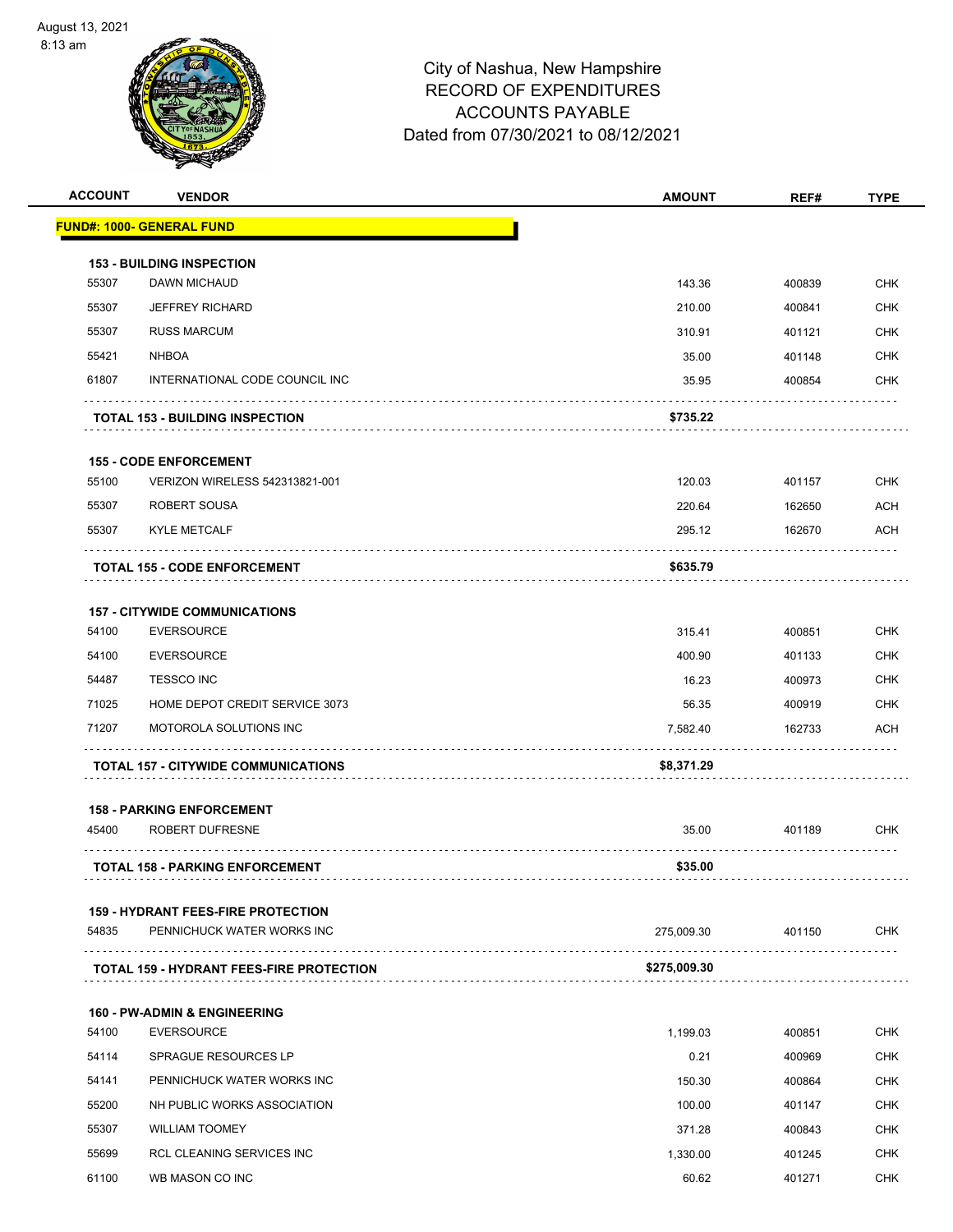City of Nashua, New Hampshire
RECORD OF EXPENDITURES
ACCOUNTS PAYABLE
Dated from 07/30/2021 to 08/12/2021

| ACCOUNT | VENDOR | AMOUNT | REF# | TYPE |
|---|---|---|---|---|
| **FUND#: 1000- GENERAL FUND** | | | | |
| **153 - BUILDING INSPECTION** | | | | |
| 55307 | DAWN MICHAUD | 143.36 | 400839 | CHK |
| 55307 | JEFFREY RICHARD | 210.00 | 400841 | CHK |
| 55307 | RUSS MARCUM | 310.91 | 401121 | CHK |
| 55421 | NHBOA | 35.00 | 401148 | CHK |
| 61807 | INTERNATIONAL CODE COUNCIL INC | 35.95 | 400854 | CHK |
| | **TOTAL 153 - BUILDING INSPECTION** | **$735.22** | | |
| **155 - CODE ENFORCEMENT** | | | | |
| 55100 | VERIZON WIRELESS 542313821-001 | 120.03 | 401157 | CHK |
| 55307 | ROBERT SOUSA | 220.64 | 162650 | ACH |
| 55307 | KYLE METCALF | 295.12 | 162670 | ACH |
| | **TOTAL 155 - CODE ENFORCEMENT** | **$635.79** | | |
| **157 - CITYWIDE COMMUNICATIONS** | | | | |
| 54100 | EVERSOURCE | 315.41 | 400851 | CHK |
| 54100 | EVERSOURCE | 400.90 | 401133 | CHK |
| 54487 | TESSCO INC | 16.23 | 400973 | CHK |
| 71025 | HOME DEPOT CREDIT SERVICE 3073 | 56.35 | 400919 | CHK |
| 71207 | MOTOROLA SOLUTIONS INC | 7,582.40 | 162733 | ACH |
| | **TOTAL 157 - CITYWIDE COMMUNICATIONS** | **$8,371.29** | | |
| **158 - PARKING ENFORCEMENT** | | | | |
| 45400 | ROBERT DUFRESNE | 35.00 | 401189 | CHK |
| | **TOTAL 158 - PARKING ENFORCEMENT** | **$35.00** | | |
| **159 - HYDRANT FEES-FIRE PROTECTION** | | | | |
| 54835 | PENNICHUCK WATER WORKS INC | 275,009.30 | 401150 | CHK |
| | **TOTAL 159 - HYDRANT FEES-FIRE PROTECTION** | **$275,009.30** | | |
| **160 - PW-ADMIN & ENGINEERING** | | | | |
| 54100 | EVERSOURCE | 1,199.03 | 400851 | CHK |
| 54114 | SPRAGUE RESOURCES LP | 0.21 | 400969 | CHK |
| 54141 | PENNICHUCK WATER WORKS INC | 150.30 | 400864 | CHK |
| 55200 | NH PUBLIC WORKS ASSOCIATION | 100.00 | 401147 | CHK |
| 55307 | WILLIAM TOOMEY | 371.28 | 400843 | CHK |
| 55699 | RCL CLEANING SERVICES INC | 1,330.00 | 401245 | CHK |
| 61100 | WB MASON CO INC | 60.62 | 401271 | CHK |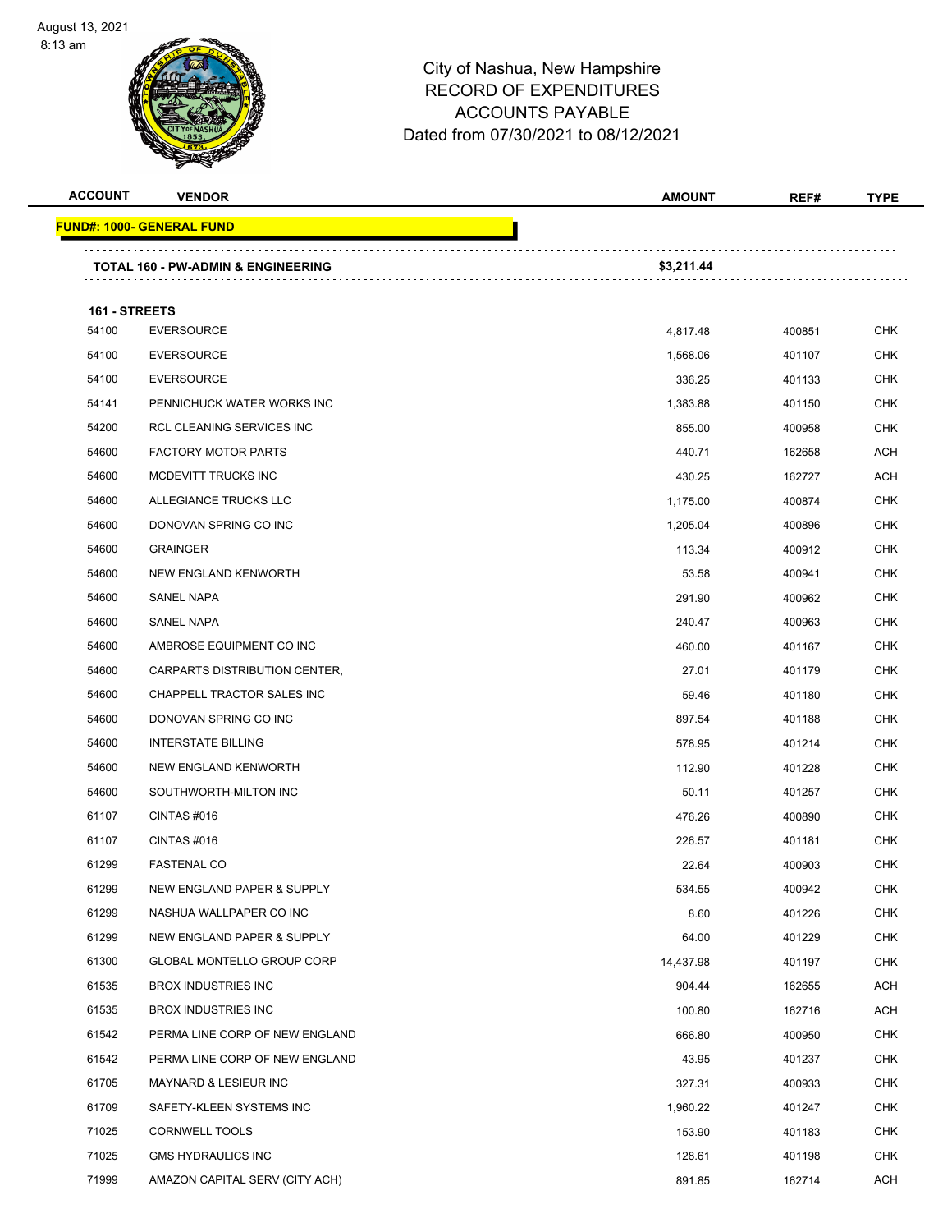City of Nashua, New Hampshire
RECORD OF EXPENDITURES
ACCOUNTS PAYABLE
Dated from 07/30/2021 to 08/12/2021

| ACCOUNT | VENDOR | AMOUNT | REF# | TYPE |
|---|---|---|---|---|
| **FUND#: 1000- GENERAL FUND** | | | | |
| **TOTAL 160 - PW-ADMIN & ENGINEERING** | | **$3,211.44** | | |
| **161 - STREETS** | | | | |
| 54100 | EVERSOURCE | 4,817.48 | 400851 | CHK |
| 54100 | EVERSOURCE | 1,568.06 | 401107 | CHK |
| 54100 | EVERSOURCE | 336.25 | 401133 | CHK |
| 54141 | PENNICHUCK WATER WORKS INC | 1,383.88 | 401150 | CHK |
| 54200 | RCL CLEANING SERVICES INC | 855.00 | 400958 | CHK |
| 54600 | FACTORY MOTOR PARTS | 440.71 | 162658 | ACH |
| 54600 | MCDEVITT TRUCKS INC | 430.25 | 162727 | ACH |
| 54600 | ALLEGIANCE TRUCKS LLC | 1,175.00 | 400874 | CHK |
| 54600 | DONOVAN SPRING CO INC | 1,205.04 | 400896 | CHK |
| 54600 | GRAINGER | 113.34 | 400912 | CHK |
| 54600 | NEW ENGLAND KENWORTH | 53.58 | 400941 | CHK |
| 54600 | SANEL NAPA | 291.90 | 400962 | CHK |
| 54600 | SANEL NAPA | 240.47 | 400963 | CHK |
| 54600 | AMBROSE EQUIPMENT CO INC | 460.00 | 401167 | CHK |
| 54600 | CARPARTS DISTRIBUTION CENTER, | 27.01 | 401179 | CHK |
| 54600 | CHAPPELL TRACTOR SALES INC | 59.46 | 401180 | CHK |
| 54600 | DONOVAN SPRING CO INC | 897.54 | 401188 | CHK |
| 54600 | INTERSTATE BILLING | 578.95 | 401214 | CHK |
| 54600 | NEW ENGLAND KENWORTH | 112.90 | 401228 | CHK |
| 54600 | SOUTHWORTH-MILTON INC | 50.11 | 401257 | CHK |
| 61107 | CINTAS #016 | 476.26 | 400890 | CHK |
| 61107 | CINTAS #016 | 226.57 | 401181 | CHK |
| 61299 | FASTENAL CO | 22.64 | 400903 | CHK |
| 61299 | NEW ENGLAND PAPER & SUPPLY | 534.55 | 400942 | CHK |
| 61299 | NASHUA WALLPAPER CO INC | 8.60 | 401226 | CHK |
| 61299 | NEW ENGLAND PAPER & SUPPLY | 64.00 | 401229 | CHK |
| 61300 | GLOBAL MONTELLO GROUP CORP | 14,437.98 | 401197 | CHK |
| 61535 | BROX INDUSTRIES INC | 904.44 | 162655 | ACH |
| 61535 | BROX INDUSTRIES INC | 100.80 | 162716 | ACH |
| 61542 | PERMA LINE CORP OF NEW ENGLAND | 666.80 | 400950 | CHK |
| 61542 | PERMA LINE CORP OF NEW ENGLAND | 43.95 | 401237 | CHK |
| 61705 | MAYNARD & LESIEUR INC | 327.31 | 400933 | CHK |
| 61709 | SAFETY-KLEEN SYSTEMS INC | 1,960.22 | 401247 | CHK |
| 71025 | CORNWELL TOOLS | 153.90 | 401183 | CHK |
| 71025 | GMS HYDRAULICS INC | 128.61 | 401198 | CHK |
| 71999 | AMAZON CAPITAL SERV (CITY ACH) | 891.85 | 162714 | ACH |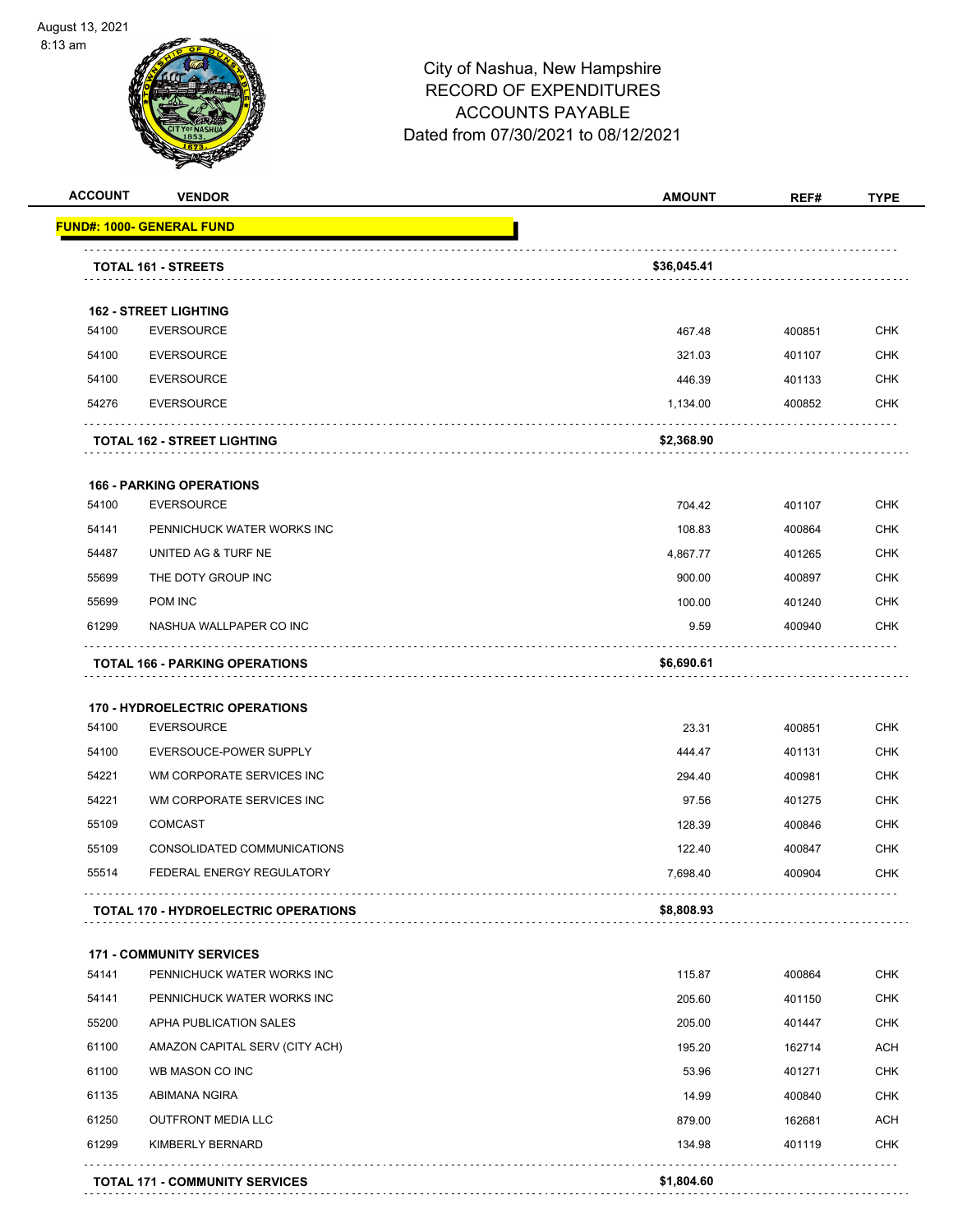City of Nashua, New Hampshire
RECORD OF EXPENDITURES
ACCOUNTS PAYABLE
Dated from 07/30/2021 to 08/12/2021

| ACCOUNT | VENDOR | AMOUNT | REF# | TYPE |
|---|---|---|---|---|
| **FUND#: 1000- GENERAL FUND** | | | | |
| | **TOTAL 161 - STREETS** | **$36,045.41** | | |
| **162 - STREET LIGHTING** | | | | |
| 54100 | EVERSOURCE | 467.48 | 400851 | CHK |
| 54100 | EVERSOURCE | 321.03 | 401107 | CHK |
| 54100 | EVERSOURCE | 446.39 | 401133 | CHK |
| 54276 | EVERSOURCE | 1,134.00 | 400852 | CHK |
| | **TOTAL 162 - STREET LIGHTING** | **$2,368.90** | | |
| **166 - PARKING OPERATIONS** | | | | |
| 54100 | EVERSOURCE | 704.42 | 401107 | CHK |
| 54141 | PENNICHUCK WATER WORKS INC | 108.83 | 400864 | CHK |
| 54487 | UNITED AG & TURF NE | 4,867.77 | 401265 | CHK |
| 55699 | THE DOTY GROUP INC | 900.00 | 400897 | CHK |
| 55699 | POM INC | 100.00 | 401240 | CHK |
| 61299 | NASHUA WALLPAPER CO INC | 9.59 | 400940 | CHK |
| | **TOTAL 166 - PARKING OPERATIONS** | **$6,690.61** | | |
| **170 - HYDROELECTRIC OPERATIONS** | | | | |
| 54100 | EVERSOURCE | 23.31 | 400851 | CHK |
| 54100 | EVERSOUCE-POWER SUPPLY | 444.47 | 401131 | CHK |
| 54221 | WM CORPORATE SERVICES INC | 294.40 | 400981 | CHK |
| 54221 | WM CORPORATE SERVICES INC | 97.56 | 401275 | CHK |
| 55109 | COMCAST | 128.39 | 400846 | CHK |
| 55109 | CONSOLIDATED COMMUNICATIONS | 122.40 | 400847 | CHK |
| 55514 | FEDERAL ENERGY REGULATORY | 7,698.40 | 400904 | CHK |
| | **TOTAL 170 - HYDROELECTRIC OPERATIONS** | **$8,808.93** | | |
| **171 - COMMUNITY SERVICES** | | | | |
| 54141 | PENNICHUCK WATER WORKS INC | 115.87 | 400864 | CHK |
| 54141 | PENNICHUCK WATER WORKS INC | 205.60 | 401150 | CHK |
| 55200 | APHA PUBLICATION SALES | 205.00 | 401447 | CHK |
| 61100 | AMAZON CAPITAL SERV (CITY ACH) | 195.20 | 162714 | ACH |
| 61100 | WB MASON CO INC | 53.96 | 401271 | CHK |
| 61135 | ABIMANA NGIRA | 14.99 | 400840 | CHK |
| 61250 | OUTFRONT MEDIA LLC | 879.00 | 162681 | ACH |
| 61299 | KIMBERLY BERNARD | 134.98 | 401119 | CHK |
| | **TOTAL 171 - COMMUNITY SERVICES** | **$1,804.60** | | |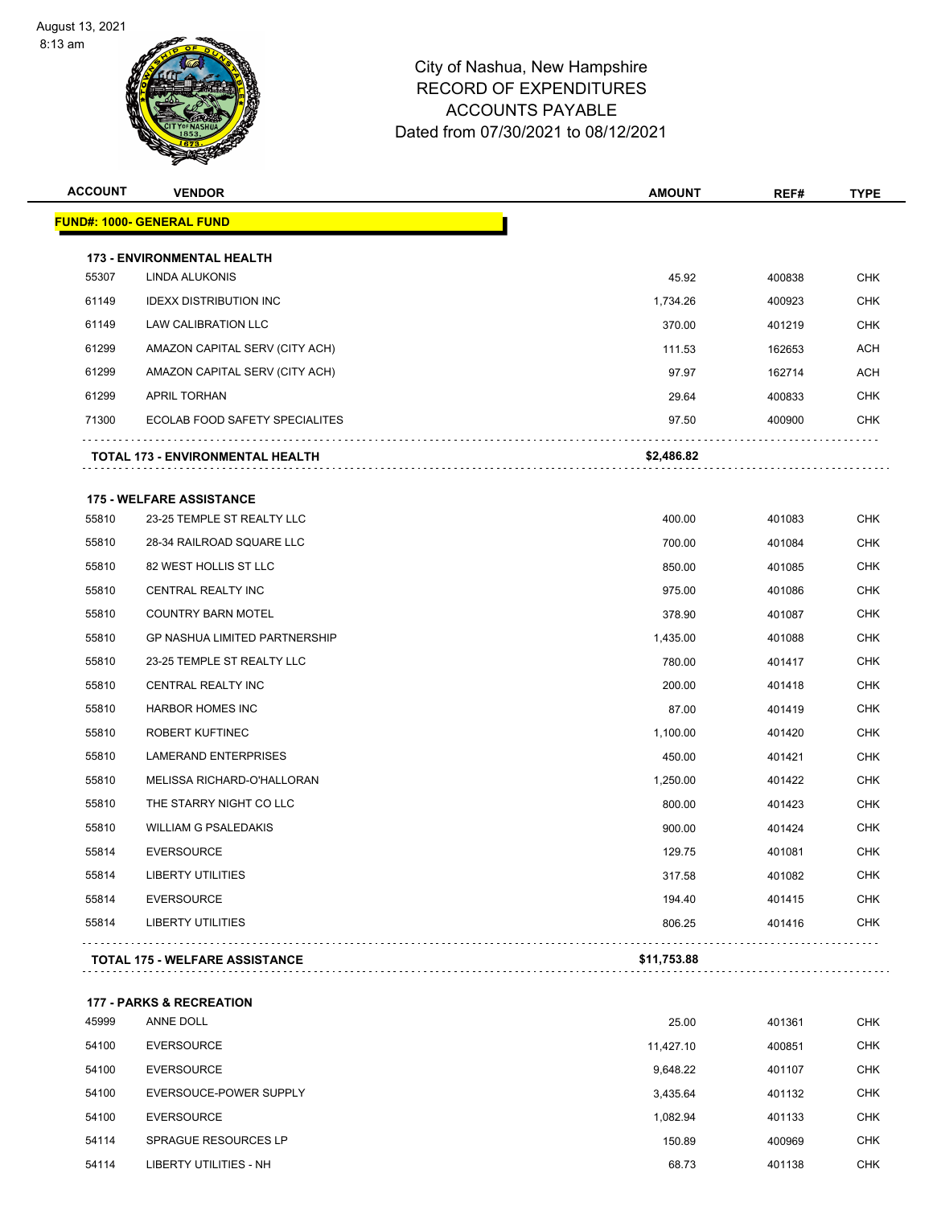# City of Nashua, New Hampshire
# RECORD OF EXPENDITURES
# ACCOUNTS PAYABLE
# Dated from 07/30/2021 to 08/12/2021

| ACCOUNT | VENDOR | AMOUNT | REF# | TYPE |
|---|---|---|---|---|
| **FUND#: 1000- GENERAL FUND** | | | | |
| **173 - ENVIRONMENTAL HEALTH** | | | | |
| 55307 | LINDA ALUKONIS | 45.92 | 400838 | CHK |
| 61149 | IDEXX DISTRIBUTION INC | 1,734.26 | 400923 | CHK |
| 61149 | LAW CALIBRATION LLC | 370.00 | 401219 | CHK |
| 61299 | AMAZON CAPITAL SERV (CITY ACH) | 111.53 | 162653 | ACH |
| 61299 | AMAZON CAPITAL SERV (CITY ACH) | 97.97 | 162714 | ACH |
| 61299 | APRIL TORHAN | 29.64 | 400833 | CHK |
| 71300 | ECOLAB FOOD SAFETY SPECIALITES | 97.50 | 400900 | CHK |
| | **TOTAL 173 - ENVIRONMENTAL HEALTH** | **$2,486.82** | | |
| **175 - WELFARE ASSISTANCE** | | | | |
| 55810 | 23-25 TEMPLE ST REALTY LLC | 400.00 | 401083 | CHK |
| 55810 | 28-34 RAILROAD SQUARE LLC | 700.00 | 401084 | CHK |
| 55810 | 82 WEST HOLLIS ST LLC | 850.00 | 401085 | CHK |
| 55810 | CENTRAL REALTY INC | 975.00 | 401086 | CHK |
| 55810 | COUNTRY BARN MOTEL | 378.90 | 401087 | CHK |
| 55810 | GP NASHUA LIMITED PARTNERSHIP | 1,435.00 | 401088 | CHK |
| 55810 | 23-25 TEMPLE ST REALTY LLC | 780.00 | 401417 | CHK |
| 55810 | CENTRAL REALTY INC | 200.00 | 401418 | CHK |
| 55810 | HARBOR HOMES INC | 87.00 | 401419 | CHK |
| 55810 | ROBERT KUFTINEC | 1,100.00 | 401420 | CHK |
| 55810 | LAMERAND ENTERPRISES | 450.00 | 401421 | CHK |
| 55810 | MELISSA RICHARD-O'HALLORAN | 1,250.00 | 401422 | CHK |
| 55810 | THE STARRY NIGHT CO LLC | 800.00 | 401423 | CHK |
| 55810 | WILLIAM G PSALEDAKIS | 900.00 | 401424 | CHK |
| 55814 | EVERSOURCE | 129.75 | 401081 | CHK |
| 55814 | LIBERTY UTILITIES | 317.58 | 401082 | CHK |
| 55814 | EVERSOURCE | 194.40 | 401415 | CHK |
| 55814 | LIBERTY UTILITIES | 806.25 | 401416 | CHK |
| | **TOTAL 175 - WELFARE ASSISTANCE** | **$11,753.88** | | |
| **177 - PARKS & RECREATION** | | | | |
| 45999 | ANNE DOLL | 25.00 | 401361 | CHK |
| 54100 | EVERSOURCE | 11,427.10 | 400851 | CHK |
| 54100 | EVERSOURCE | 9,648.22 | 401107 | CHK |
| 54100 | EVERSOUCE-POWER SUPPLY | 3,435.64 | 401132 | CHK |
| 54100 | EVERSOURCE | 1,082.94 | 401133 | CHK |
| 54114 | SPRAGUE RESOURCES LP | 150.89 | 400969 | CHK |
| 54114 | LIBERTY UTILITIES - NH | 68.73 | 401138 | CHK |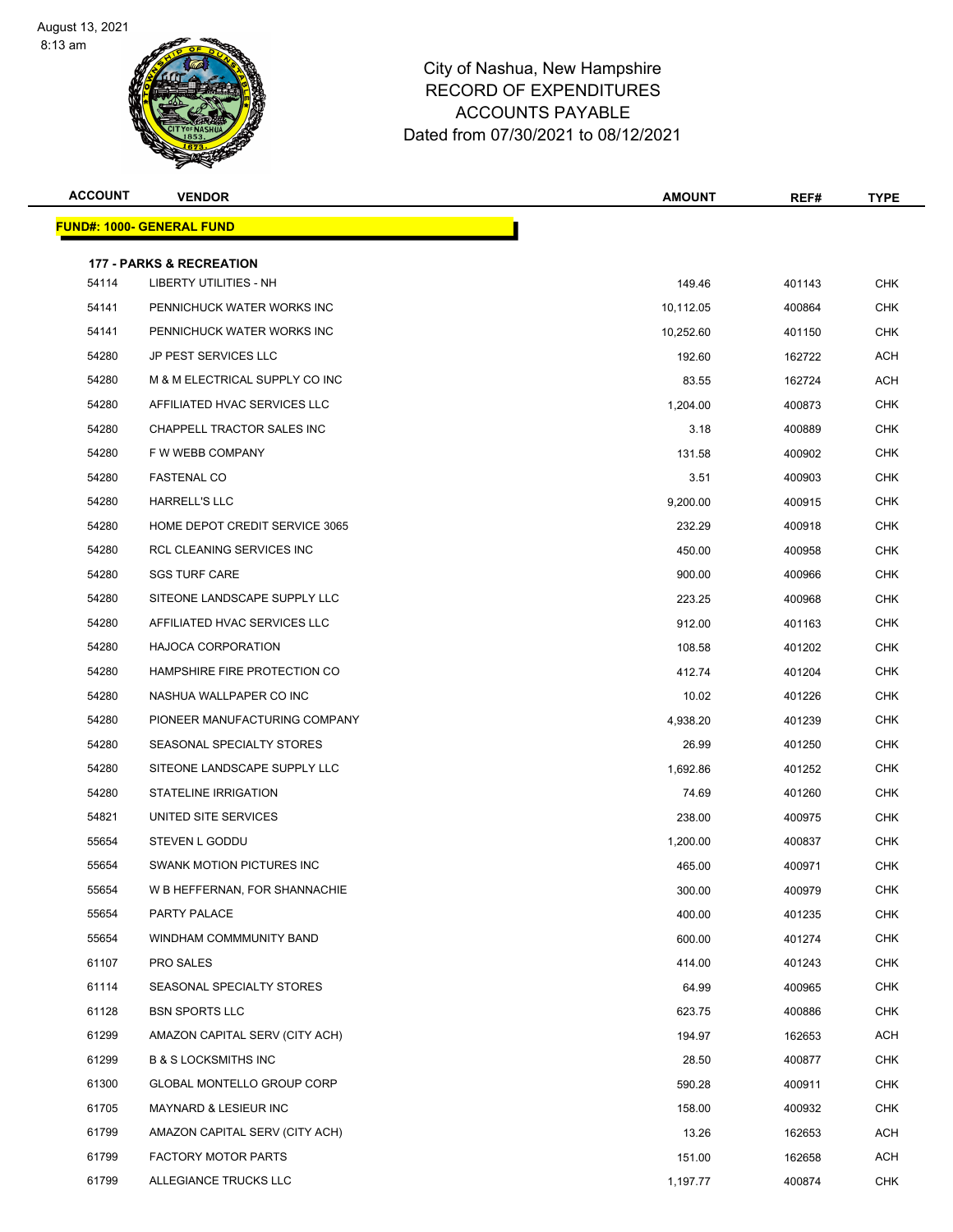# City of Nashua, New Hampshire
## RECORD OF EXPENDITURES
## ACCOUNTS PAYABLE
## Dated from 07/30/2021 to 08/12/2021

| ACCOUNT | VENDOR | AMOUNT | REF# | TYPE |
|---|---|---|---|---|
| **FUND#: 1000- GENERAL FUND** | | | | |
| **177 - PARKS & RECREATION** | | | | |
| 54114 | LIBERTY UTILITIES - NH | 149.46 | 401143 | CHK |
| 54141 | PENNICHUCK WATER WORKS INC | 10,112.05 | 400864 | CHK |
| 54141 | PENNICHUCK WATER WORKS INC | 10,252.60 | 401150 | CHK |
| 54280 | JP PEST SERVICES LLC | 192.60 | 162722 | ACH |
| 54280 | M & M ELECTRICAL SUPPLY CO INC | 83.55 | 162724 | ACH |
| 54280 | AFFILIATED HVAC SERVICES LLC | 1,204.00 | 400873 | CHK |
| 54280 | CHAPPELL TRACTOR SALES INC | 3.18 | 400889 | CHK |
| 54280 | F W WEBB COMPANY | 131.58 | 400902 | CHK |
| 54280 | FASTENAL CO | 3.51 | 400903 | CHK |
| 54280 | HARRELL'S LLC | 9,200.00 | 400915 | CHK |
| 54280 | HOME DEPOT CREDIT SERVICE 3065 | 232.29 | 400918 | CHK |
| 54280 | RCL CLEANING SERVICES INC | 450.00 | 400958 | CHK |
| 54280 | SGS TURF CARE | 900.00 | 400966 | CHK |
| 54280 | SITEONE LANDSCAPE SUPPLY LLC | 223.25 | 400968 | CHK |
| 54280 | AFFILIATED HVAC SERVICES LLC | 912.00 | 401163 | CHK |
| 54280 | HAJOCA CORPORATION | 108.58 | 401202 | CHK |
| 54280 | HAMPSHIRE FIRE PROTECTION CO | 412.74 | 401204 | CHK |
| 54280 | NASHUA WALLPAPER CO INC | 10.02 | 401226 | CHK |
| 54280 | PIONEER MANUFACTURING COMPANY | 4,938.20 | 401239 | CHK |
| 54280 | SEASONAL SPECIALTY STORES | 26.99 | 401250 | CHK |
| 54280 | SITEONE LANDSCAPE SUPPLY LLC | 1,692.86 | 401252 | CHK |
| 54280 | STATELINE IRRIGATION | 74.69 | 401260 | CHK |
| 54821 | UNITED SITE SERVICES | 238.00 | 400975 | CHK |
| 55654 | STEVEN L GODDU | 1,200.00 | 400837 | CHK |
| 55654 | SWANK MOTION PICTURES INC | 465.00 | 400971 | CHK |
| 55654 | W B HEFFERNAN, FOR SHANNACHIE | 300.00 | 400979 | CHK |
| 55654 | PARTY PALACE | 400.00 | 401235 | CHK |
| 55654 | WINDHAM COMMMUNITY BAND | 600.00 | 401274 | CHK |
| 61107 | PRO SALES | 414.00 | 401243 | CHK |
| 61114 | SEASONAL SPECIALTY STORES | 64.99 | 400965 | CHK |
| 61128 | BSN SPORTS LLC | 623.75 | 400886 | CHK |
| 61299 | AMAZON CAPITAL SERV (CITY ACH) | 194.97 | 162653 | ACH |
| 61299 | B & S LOCKSMITHS INC | 28.50 | 400877 | CHK |
| 61300 | GLOBAL MONTELLO GROUP CORP | 590.28 | 400911 | CHK |
| 61705 | MAYNARD & LESIEUR INC | 158.00 | 400932 | CHK |
| 61799 | AMAZON CAPITAL SERV (CITY ACH) | 13.26 | 162653 | ACH |
| 61799 | FACTORY MOTOR PARTS | 151.00 | 162658 | ACH |
| 61799 | ALLEGIANCE TRUCKS LLC | 1,197.77 | 400874 | CHK |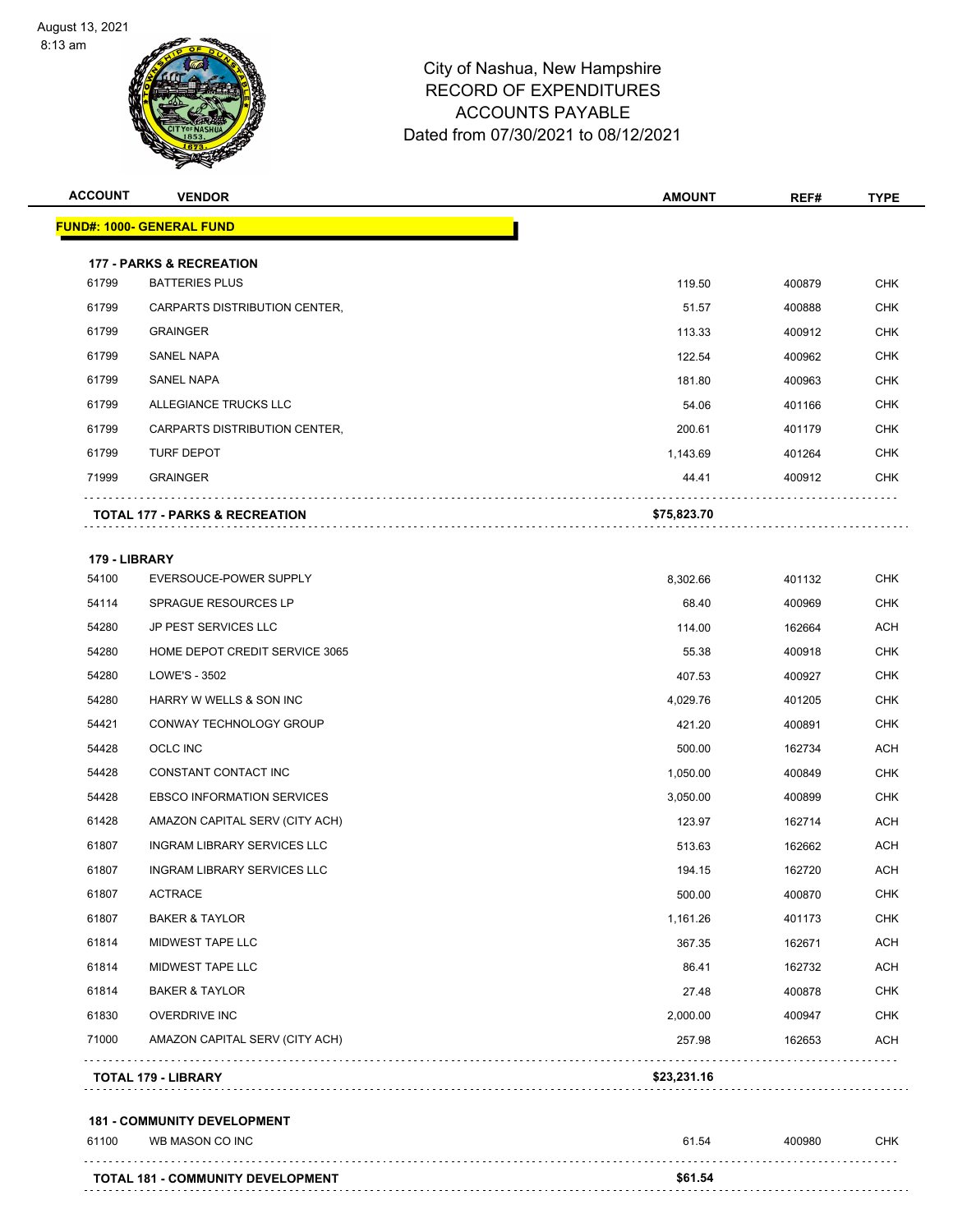August 13, 2021
8:13 am

City of Nashua, New Hampshire
RECORD OF EXPENDITURES
ACCOUNTS PAYABLE
Dated from 07/30/2021 to 08/12/2021

| ACCOUNT | VENDOR | AMOUNT | REF# | TYPE |
|---|---|---|---|---|
| **FUND#: 1000- GENERAL FUND** | | | | |
| **177 - PARKS & RECREATION** | | | | |
| 61799 | BATTERIES PLUS | 119.50 | 400879 | CHK |
| 61799 | CARPARTS DISTRIBUTION CENTER, | 51.57 | 400888 | CHK |
| 61799 | GRAINGER | 113.33 | 400912 | CHK |
| 61799 | SANEL NAPA | 122.54 | 400962 | CHK |
| 61799 | SANEL NAPA | 181.80 | 400963 | CHK |
| 61799 | ALLEGIANCE TRUCKS LLC | 54.06 | 401166 | CHK |
| 61799 | CARPARTS DISTRIBUTION CENTER, | 200.61 | 401179 | CHK |
| 61799 | TURF DEPOT | 1,143.69 | 401264 | CHK |
| 71999 | GRAINGER | 44.41 | 400912 | CHK |
| **TOTAL 177 - PARKS & RECREATION** | | **$75,823.70** | | |
| **179 - LIBRARY** | | | | |
| 54100 | EVERSOUCE-POWER SUPPLY | 8,302.66 | 401132 | CHK |
| 54114 | SPRAGUE RESOURCES LP | 68.40 | 400969 | CHK |
| 54280 | JP PEST SERVICES LLC | 114.00 | 162664 | ACH |
| 54280 | HOME DEPOT CREDIT SERVICE 3065 | 55.38 | 400918 | CHK |
| 54280 | LOWE'S - 3502 | 407.53 | 400927 | CHK |
| 54280 | HARRY W WELLS & SON INC | 4,029.76 | 401205 | CHK |
| 54421 | CONWAY TECHNOLOGY GROUP | 421.20 | 400891 | CHK |
| 54428 | OCLC INC | 500.00 | 162734 | ACH |
| 54428 | CONSTANT CONTACT INC | 1,050.00 | 400849 | CHK |
| 54428 | EBSCO INFORMATION SERVICES | 3,050.00 | 400899 | CHK |
| 61428 | AMAZON CAPITAL SERV (CITY ACH) | 123.97 | 162714 | ACH |
| 61807 | INGRAM LIBRARY SERVICES LLC | 513.63 | 162662 | ACH |
| 61807 | INGRAM LIBRARY SERVICES LLC | 194.15 | 162720 | ACH |
| 61807 | ACTRACE | 500.00 | 400870 | CHK |
| 61807 | BAKER & TAYLOR | 1,161.26 | 401173 | CHK |
| 61814 | MIDWEST TAPE LLC | 367.35 | 162671 | ACH |
| 61814 | MIDWEST TAPE LLC | 86.41 | 162732 | ACH |
| 61814 | BAKER & TAYLOR | 27.48 | 400878 | CHK |
| 61830 | OVERDRIVE INC | 2,000.00 | 400947 | CHK |
| 71000 | AMAZON CAPITAL SERV (CITY ACH) | 257.98 | 162653 | ACH |
| **TOTAL 179 - LIBRARY** | | **$23,231.16** | | |
| **181 - COMMUNITY DEVELOPMENT** | | | | |
| 61100 | WB MASON CO INC | 61.54 | 400980 | CHK |
| **TOTAL 181 - COMMUNITY DEVELOPMENT** | | **$61.54** | | |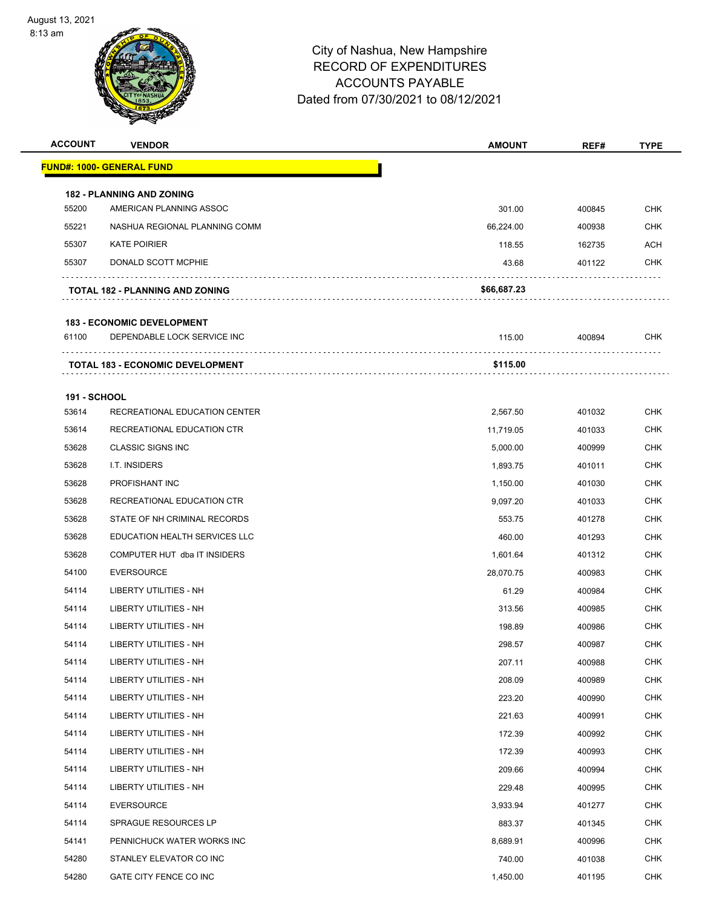City of Nashua, New Hampshire
RECORD OF EXPENDITURES
ACCOUNTS PAYABLE
Dated from 07/30/2021 to 08/12/2021

| ACCOUNT | VENDOR | AMOUNT | REF# | TYPE |
|---|---|---|---|---|
| **FUND#: 1000- GENERAL FUND** | | | | |
| **182 - PLANNING AND ZONING** | | | | |
| 55200 | AMERICAN PLANNING ASSOC | 301.00 | 400845 | CHK |
| 55221 | NASHUA REGIONAL PLANNING COMM | 66,224.00 | 400938 | CHK |
| 55307 | KATE POIRIER | 118.55 | 162735 | ACH |
| 55307 | DONALD SCOTT MCPHIE | 43.68 | 401122 | CHK |
| **TOTAL 182 - PLANNING AND ZONING** | | **$66,687.23** | | |
| **183 - ECONOMIC DEVELOPMENT** | | | | |
| 61100 | DEPENDABLE LOCK SERVICE INC | 115.00 | 400894 | CHK |
| **TOTAL 183 - ECONOMIC DEVELOPMENT** | | **$115.00** | | |
| **191 - SCHOOL** | | | | |
| 53614 | RECREATIONAL EDUCATION CENTER | 2,567.50 | 401032 | CHK |
| 53614 | RECREATIONAL EDUCATION CTR | 11,719.05 | 401033 | CHK |
| 53628 | CLASSIC SIGNS INC | 5,000.00 | 400999 | CHK |
| 53628 | I.T. INSIDERS | 1,893.75 | 401011 | CHK |
| 53628 | PROFISHANT INC | 1,150.00 | 401030 | CHK |
| 53628 | RECREATIONAL EDUCATION CTR | 9,097.20 | 401033 | CHK |
| 53628 | STATE OF NH CRIMINAL RECORDS | 553.75 | 401278 | CHK |
| 53628 | EDUCATION HEALTH SERVICES LLC | 460.00 | 401293 | CHK |
| 53628 | COMPUTER HUT dba IT INSIDERS | 1,601.64 | 401312 | CHK |
| 54100 | EVERSOURCE | 28,070.75 | 400983 | CHK |
| 54114 | LIBERTY UTILITIES - NH | 61.29 | 400984 | CHK |
| 54114 | LIBERTY UTILITIES - NH | 313.56 | 400985 | CHK |
| 54114 | LIBERTY UTILITIES - NH | 198.89 | 400986 | CHK |
| 54114 | LIBERTY UTILITIES - NH | 298.57 | 400987 | CHK |
| 54114 | LIBERTY UTILITIES - NH | 207.11 | 400988 | CHK |
| 54114 | LIBERTY UTILITIES - NH | 208.09 | 400989 | CHK |
| 54114 | LIBERTY UTILITIES - NH | 223.20 | 400990 | CHK |
| 54114 | LIBERTY UTILITIES - NH | 221.63 | 400991 | CHK |
| 54114 | LIBERTY UTILITIES - NH | 172.39 | 400992 | CHK |
| 54114 | LIBERTY UTILITIES - NH | 172.39 | 400993 | CHK |
| 54114 | LIBERTY UTILITIES - NH | 209.66 | 400994 | CHK |
| 54114 | LIBERTY UTILITIES - NH | 229.48 | 400995 | CHK |
| 54114 | EVERSOURCE | 3,933.94 | 401277 | CHK |
| 54114 | SPRAGUE RESOURCES LP | 883.37 | 401345 | CHK |
| 54141 | PENNICHUCK WATER WORKS INC | 8,689.91 | 400996 | CHK |
| 54280 | STANLEY ELEVATOR CO INC | 740.00 | 401038 | CHK |
| 54280 | GATE CITY FENCE CO INC | 1,450.00 | 401195 | CHK |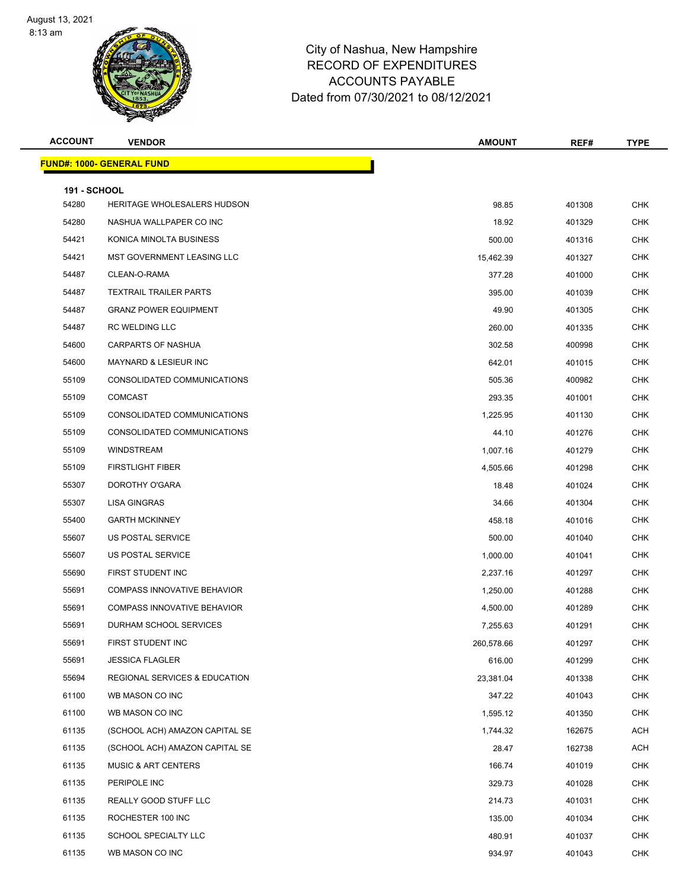City of Nashua, New Hampshire
RECORD OF EXPENDITURES
ACCOUNTS PAYABLE
Dated from 07/30/2021 to 08/12/2021

| ACCOUNT | VENDOR | AMOUNT | REF# | TYPE |
|---|---|---|---|---|
| **FUND#: 1000- GENERAL FUND** | | | | |
| **191 - SCHOOL** | | | | |
| 54280 | HERITAGE WHOLESALERS HUDSON | 98.85 | 401308 | CHK |
| 54280 | NASHUA WALLPAPER CO INC | 18.92 | 401329 | CHK |
| 54421 | KONICA MINOLTA BUSINESS | 500.00 | 401316 | CHK |
| 54421 | MST GOVERNMENT LEASING LLC | 15,462.39 | 401327 | CHK |
| 54487 | CLEAN-O-RAMA | 377.28 | 401000 | CHK |
| 54487 | TEXTRAIL TRAILER PARTS | 395.00 | 401039 | CHK |
| 54487 | GRANZ POWER EQUIPMENT | 49.90 | 401305 | CHK |
| 54487 | RC WELDING LLC | 260.00 | 401335 | CHK |
| 54600 | CARPARTS OF NASHUA | 302.58 | 400998 | CHK |
| 54600 | MAYNARD & LESIEUR INC | 642.01 | 401015 | CHK |
| 55109 | CONSOLIDATED COMMUNICATIONS | 505.36 | 400982 | CHK |
| 55109 | COMCAST | 293.35 | 401001 | CHK |
| 55109 | CONSOLIDATED COMMUNICATIONS | 1,225.95 | 401130 | CHK |
| 55109 | CONSOLIDATED COMMUNICATIONS | 44.10 | 401276 | CHK |
| 55109 | WINDSTREAM | 1,007.16 | 401279 | CHK |
| 55109 | FIRSTLIGHT FIBER | 4,505.66 | 401298 | CHK |
| 55307 | DOROTHY O'GARA | 18.48 | 401024 | CHK |
| 55307 | LISA GINGRAS | 34.66 | 401304 | CHK |
| 55400 | GARTH MCKINNEY | 458.18 | 401016 | CHK |
| 55607 | US POSTAL SERVICE | 500.00 | 401040 | CHK |
| 55607 | US POSTAL SERVICE | 1,000.00 | 401041 | CHK |
| 55690 | FIRST STUDENT INC | 2,237.16 | 401297 | CHK |
| 55691 | COMPASS INNOVATIVE BEHAVIOR | 1,250.00 | 401288 | CHK |
| 55691 | COMPASS INNOVATIVE BEHAVIOR | 4,500.00 | 401289 | CHK |
| 55691 | DURHAM SCHOOL SERVICES | 7,255.63 | 401291 | CHK |
| 55691 | FIRST STUDENT INC | 260,578.66 | 401297 | CHK |
| 55691 | JESSICA FLAGLER | 616.00 | 401299 | CHK |
| 55694 | REGIONAL SERVICES & EDUCATION | 23,381.04 | 401338 | CHK |
| 61100 | WB MASON CO INC | 347.22 | 401043 | CHK |
| 61100 | WB MASON CO INC | 1,595.12 | 401350 | CHK |
| 61135 | (SCHOOL ACH) AMAZON CAPITAL SE | 1,744.32 | 162675 | ACH |
| 61135 | (SCHOOL ACH) AMAZON CAPITAL SE | 28.47 | 162738 | ACH |
| 61135 | MUSIC & ART CENTERS | 166.74 | 401019 | CHK |
| 61135 | PERIPOLE INC | 329.73 | 401028 | CHK |
| 61135 | REALLY GOOD STUFF LLC | 214.73 | 401031 | CHK |
| 61135 | ROCHESTER 100 INC | 135.00 | 401034 | CHK |
| 61135 | SCHOOL SPECIALTY LLC | 480.91 | 401037 | CHK |
| 61135 | WB MASON CO INC | 934.97 | 401043 | CHK |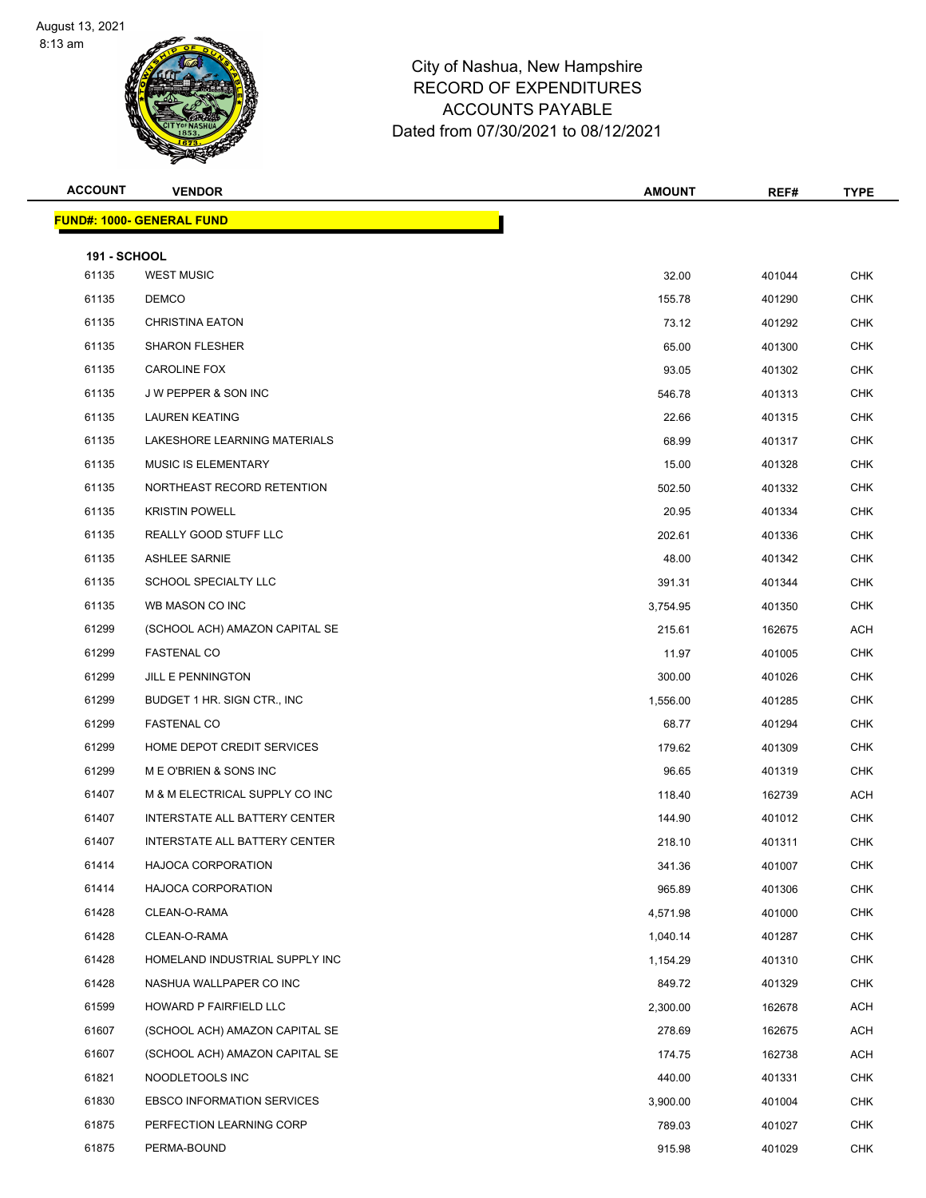# City of Nashua, New Hampshire
## RECORD OF EXPENDITURES
## ACCOUNTS PAYABLE
## Dated from 07/30/2021 to 08/12/2021

| ACCOUNT | VENDOR | AMOUNT | REF# | TYPE |
|---|---|---|---|---|
| **FUND#: 1000- GENERAL FUND** | | | | |
| **191 - SCHOOL** | | | | |
| 61135 | WEST MUSIC | 32.00 | 401044 | CHK |
| 61135 | DEMCO | 155.78 | 401290 | CHK |
| 61135 | CHRISTINA EATON | 73.12 | 401292 | CHK |
| 61135 | SHARON FLESHER | 65.00 | 401300 | CHK |
| 61135 | CAROLINE FOX | 93.05 | 401302 | CHK |
| 61135 | J W PEPPER & SON INC | 546.78 | 401313 | CHK |
| 61135 | LAUREN KEATING | 22.66 | 401315 | CHK |
| 61135 | LAKESHORE LEARNING MATERIALS | 68.99 | 401317 | CHK |
| 61135 | MUSIC IS ELEMENTARY | 15.00 | 401328 | CHK |
| 61135 | NORTHEAST RECORD RETENTION | 502.50 | 401332 | CHK |
| 61135 | KRISTIN POWELL | 20.95 | 401334 | CHK |
| 61135 | REALLY GOOD STUFF LLC | 202.61 | 401336 | CHK |
| 61135 | ASHLEE SARNIE | 48.00 | 401342 | CHK |
| 61135 | SCHOOL SPECIALTY LLC | 391.31 | 401344 | CHK |
| 61135 | WB MASON CO INC | 3,754.95 | 401350 | CHK |
| 61299 | (SCHOOL ACH) AMAZON CAPITAL SE | 215.61 | 162675 | ACH |
| 61299 | FASTENAL CO | 11.97 | 401005 | CHK |
| 61299 | JILL E PENNINGTON | 300.00 | 401026 | CHK |
| 61299 | BUDGET 1 HR. SIGN CTR., INC | 1,556.00 | 401285 | CHK |
| 61299 | FASTENAL CO | 68.77 | 401294 | CHK |
| 61299 | HOME DEPOT CREDIT SERVICES | 179.62 | 401309 | CHK |
| 61299 | M E O'BRIEN & SONS INC | 96.65 | 401319 | CHK |
| 61407 | M & M ELECTRICAL SUPPLY CO INC | 118.40 | 162739 | ACH |
| 61407 | INTERSTATE ALL BATTERY CENTER | 144.90 | 401012 | CHK |
| 61407 | INTERSTATE ALL BATTERY CENTER | 218.10 | 401311 | CHK |
| 61414 | HAJOCA CORPORATION | 341.36 | 401007 | CHK |
| 61414 | HAJOCA CORPORATION | 965.89 | 401306 | CHK |
| 61428 | CLEAN-O-RAMA | 4,571.98 | 401000 | CHK |
| 61428 | CLEAN-O-RAMA | 1,040.14 | 401287 | CHK |
| 61428 | HOMELAND INDUSTRIAL SUPPLY INC | 1,154.29 | 401310 | CHK |
| 61428 | NASHUA WALLPAPER CO INC | 849.72 | 401329 | CHK |
| 61599 | HOWARD P FAIRFIELD LLC | 2,300.00 | 162678 | ACH |
| 61607 | (SCHOOL ACH) AMAZON CAPITAL SE | 278.69 | 162675 | ACH |
| 61607 | (SCHOOL ACH) AMAZON CAPITAL SE | 174.75 | 162738 | ACH |
| 61821 | NOODLETOOLS INC | 440.00 | 401331 | CHK |
| 61830 | EBSCO INFORMATION SERVICES | 3,900.00 | 401004 | CHK |
| 61875 | PERFECTION LEARNING CORP | 789.03 | 401027 | CHK |
| 61875 | PERMA-BOUND | 915.98 | 401029 | CHK |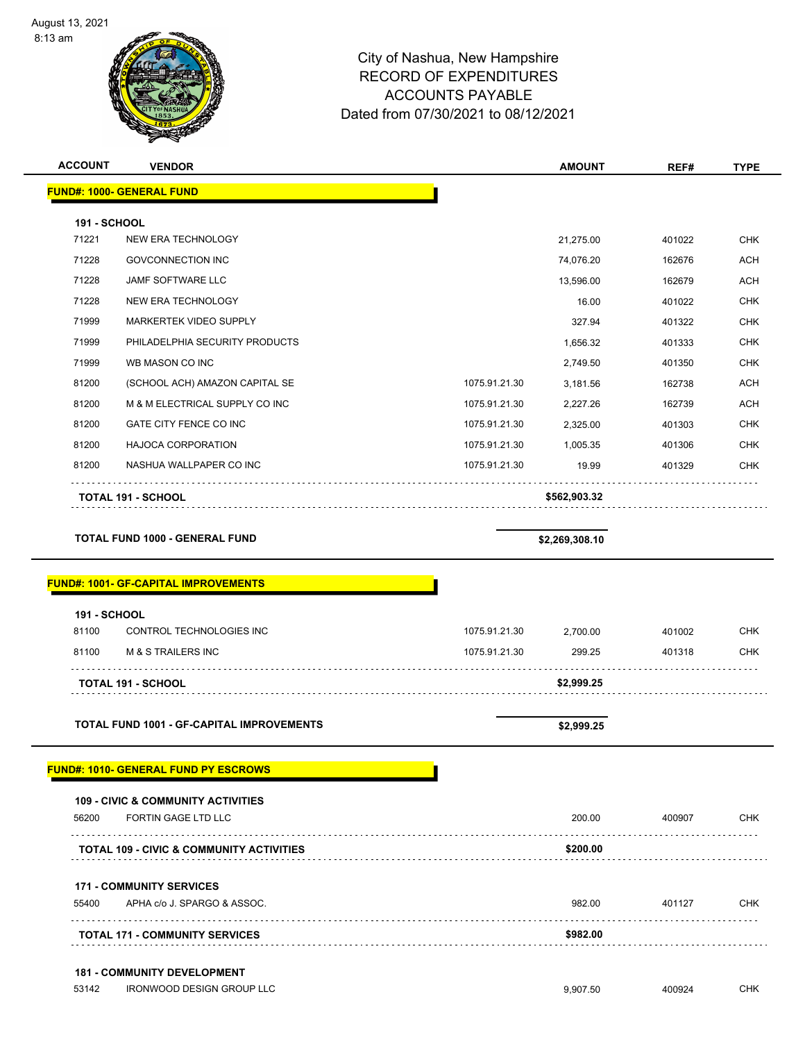City of Nashua, New Hampshire
RECORD OF EXPENDITURES
ACCOUNTS PAYABLE
Dated from 07/30/2021 to 08/12/2021

| ACCOUNT | VENDOR | | AMOUNT | REF# | TYPE |
|---|---|---|---|---|---|
| **FUND#: 1000- GENERAL FUND** | | | | | |
| **191 - SCHOOL** | | | | | |
| 71221 | NEW ERA TECHNOLOGY | | 21,275.00 | 401022 | CHK |
| 71228 | GOVCONNECTION INC | | 74,076.20 | 162676 | ACH |
| 71228 | JAMF SOFTWARE LLC | | 13,596.00 | 162679 | ACH |
| 71228 | NEW ERA TECHNOLOGY | | 16.00 | 401022 | CHK |
| 71999 | MARKERTEK VIDEO SUPPLY | | 327.94 | 401322 | CHK |
| 71999 | PHILADELPHIA SECURITY PRODUCTS | | 1,656.32 | 401333 | CHK |
| 71999 | WB MASON CO INC | | 2,749.50 | 401350 | CHK |
| 81200 | (SCHOOL ACH) AMAZON CAPITAL SE | 1075.91.21.30 | 3,181.56 | 162738 | ACH |
| 81200 | M & M ELECTRICAL SUPPLY CO INC | 1075.91.21.30 | 2,227.26 | 162739 | ACH |
| 81200 | GATE CITY FENCE CO INC | 1075.91.21.30 | 2,325.00 | 401303 | CHK |
| 81200 | HAJOCA CORPORATION | 1075.91.21.30 | 1,005.35 | 401306 | CHK |
| 81200 | NASHUA WALLPAPER CO INC | 1075.91.21.30 | 19.99 | 401329 | CHK |
| **TOTAL 191 - SCHOOL** | | | **$562,903.32** | | |
| **TOTAL FUND 1000 - GENERAL FUND** | | | **$2,269,308.10** | | |
| **FUND#: 1001- GF-CAPITAL IMPROVEMENTS** | | | | | |
| **191 - SCHOOL** | | | | | |
| 81100 | CONTROL TECHNOLOGIES INC | 1075.91.21.30 | 2,700.00 | 401002 | CHK |
| 81100 | M & S TRAILERS INC | 1075.91.21.30 | 299.25 | 401318 | CHK |
| **TOTAL 191 - SCHOOL** | | | **$2,999.25** | | |
| **TOTAL FUND 1001 - GF-CAPITAL IMPROVEMENTS** | | | **$2,999.25** | | |
| **FUND#: 1010- GENERAL FUND PY ESCROWS** | | | | | |
| **109 - CIVIC & COMMUNITY ACTIVITIES** | | | | | |
| 56200 | FORTIN GAGE LTD LLC | | 200.00 | 400907 | CHK |
| **TOTAL 109 - CIVIC & COMMUNITY ACTIVITIES** | | | **$200.00** | | |
| **171 - COMMUNITY SERVICES** | | | | | |
| 55400 | APHA c/o J. SPARGO & ASSOC. | | 982.00 | 401127 | CHK |
| **TOTAL 171 - COMMUNITY SERVICES** | | | **$982.00** | | |
| **181 - COMMUNITY DEVELOPMENT** | | | | | |
| 53142 | IRONWOOD DESIGN GROUP LLC | | 9,907.50 | 400924 | CHK |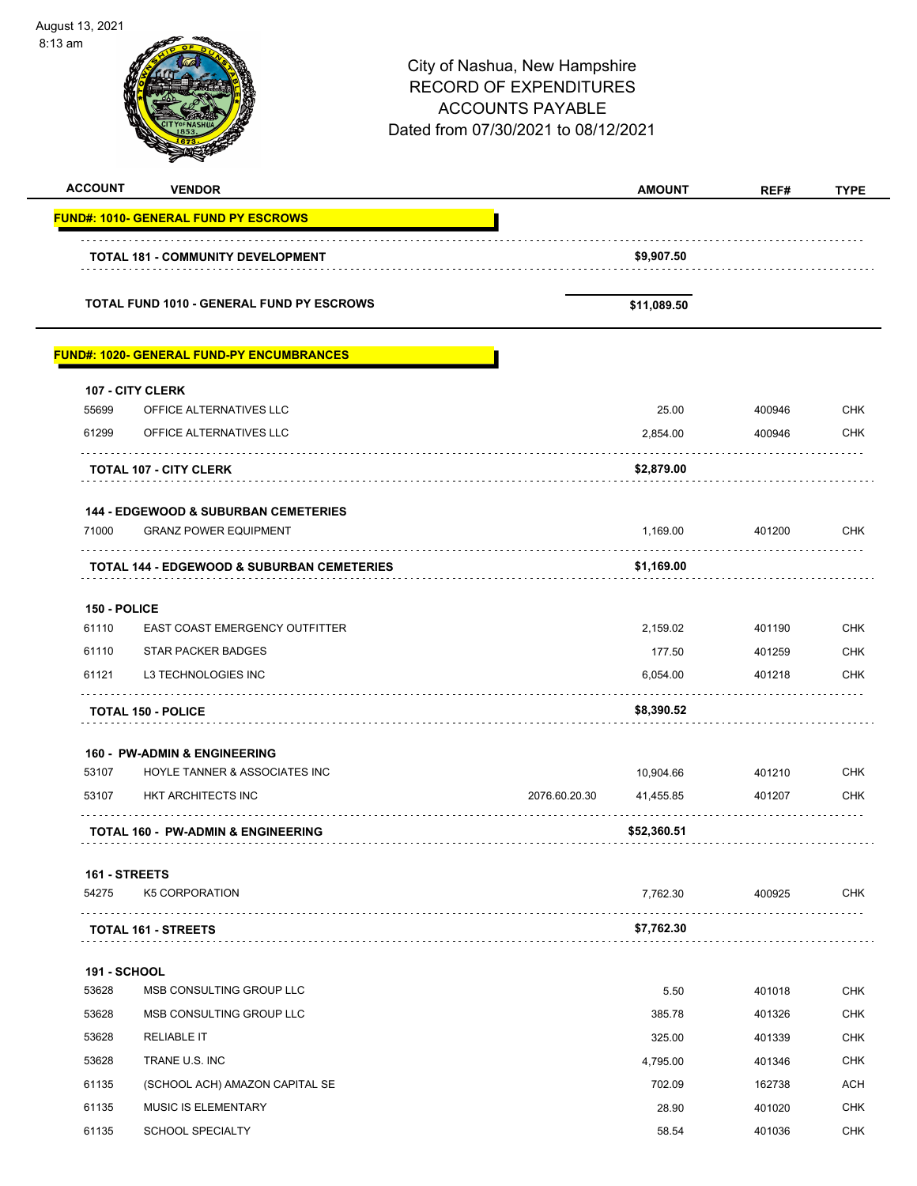City of Nashua, New Hampshire
RECORD OF EXPENDITURES
ACCOUNTS PAYABLE
Dated from 07/30/2021 to 08/12/2021

August 13, 2021
8:13 am

| ACCOUNT | VENDOR | | AMOUNT | REF# | TYPE |
|---|---|---|---|---|---|
| **FUND#: 1010- GENERAL FUND PY ESCROWS** | | | | | |
| | **TOTAL 181 - COMMUNITY DEVELOPMENT** | | **$9,907.50** | | |
| | **TOTAL FUND 1010 - GENERAL FUND PY ESCROWS** | | **$11,089.50** | | |
| **FUND#: 1020- GENERAL FUND-PY ENCUMBRANCES** | | | | | |
| **107 - CITY CLERK** | | | | | |
| 55699 | OFFICE ALTERNATIVES LLC | | 25.00 | 400946 | CHK |
| 61299 | OFFICE ALTERNATIVES LLC | | 2,854.00 | 400946 | CHK |
| | **TOTAL 107 - CITY CLERK** | | **$2,879.00** | | |
| **144 - EDGEWOOD & SUBURBAN CEMETERIES** | | | | | |
| 71000 | GRANZ POWER EQUIPMENT | | 1,169.00 | 401200 | CHK |
| | **TOTAL 144 - EDGEWOOD & SUBURBAN CEMETERIES** | | **$1,169.00** | | |
| **150 - POLICE** | | | | | |
| 61110 | EAST COAST EMERGENCY OUTFITTER | | 2,159.02 | 401190 | CHK |
| 61110 | STAR PACKER BADGES | | 177.50 | 401259 | CHK |
| 61121 | L3 TECHNOLOGIES INC | | 6,054.00 | 401218 | CHK |
| | **TOTAL 150 - POLICE** | | **$8,390.52** | | |
| **160 - PW-ADMIN & ENGINEERING** | | | | | |
| 53107 | HOYLE TANNER & ASSOCIATES INC | | 10,904.66 | 401210 | CHK |
| 53107 | HKT ARCHITECTS INC | 2076.60.20.30 | 41,455.85 | 401207 | CHK |
| | **TOTAL 160 - PW-ADMIN & ENGINEERING** | | **$52,360.51** | | |
| **161 - STREETS** | | | | | |
| 54275 | K5 CORPORATION | | 7,762.30 | 400925 | CHK |
| | **TOTAL 161 - STREETS** | | **$7,762.30** | | |
| **191 - SCHOOL** | | | | | |
| 53628 | MSB CONSULTING GROUP LLC | | 5.50 | 401018 | CHK |
| 53628 | MSB CONSULTING GROUP LLC | | 385.78 | 401326 | CHK |
| 53628 | RELIABLE IT | | 325.00 | 401339 | CHK |
| 53628 | TRANE U.S. INC | | 4,795.00 | 401346 | CHK |
| 61135 | (SCHOOL ACH) AMAZON CAPITAL SE | | 702.09 | 162738 | ACH |
| 61135 | MUSIC IS ELEMENTARY | | 28.90 | 401020 | CHK |
| 61135 | SCHOOL SPECIALTY | | 58.54 | 401036 | CHK |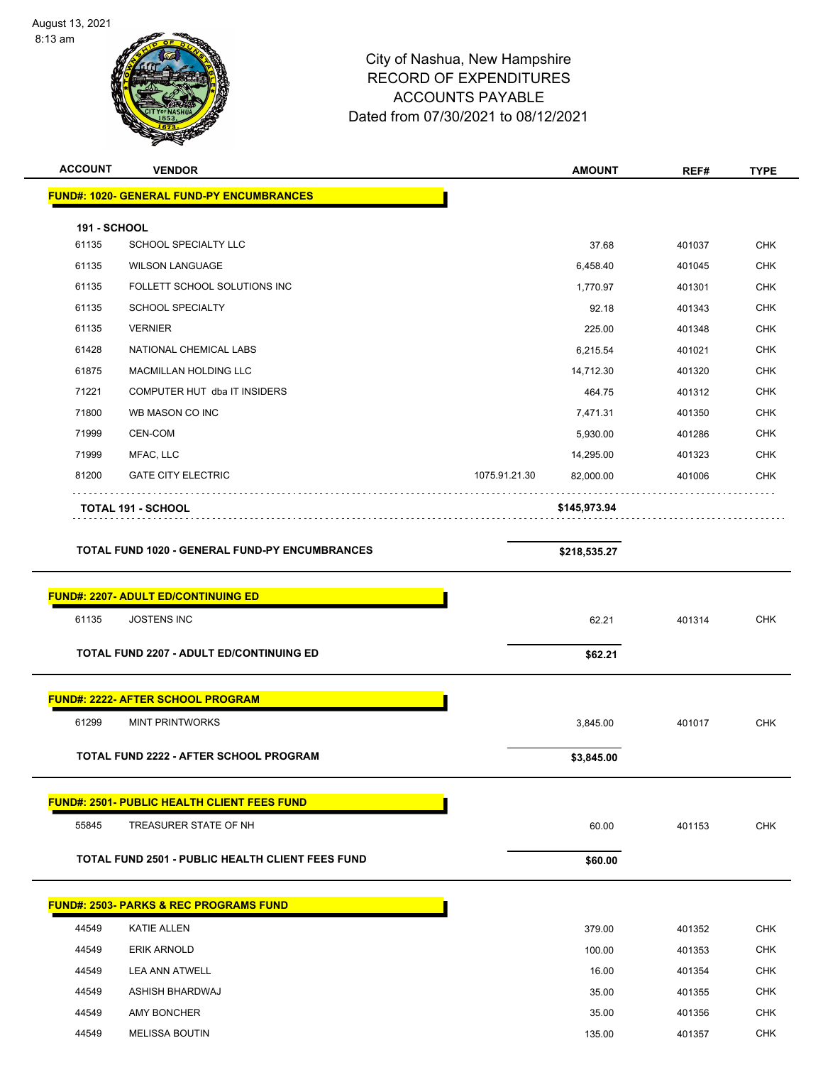August 13, 2021
8:13 am

City of Nashua, New Hampshire
RECORD OF EXPENDITURES
ACCOUNTS PAYABLE
Dated from 07/30/2021 to 08/12/2021

| ACCOUNT | VENDOR | | AMOUNT | REF# | TYPE |
|---|---|---|---|---|---|
| **FUND#: 1020- GENERAL FUND-PY ENCUMBRANCES** | | | | | |
| **191 - SCHOOL** | | | | | |
| 61135 | SCHOOL SPECIALTY LLC | | 37.68 | 401037 | CHK |
| 61135 | WILSON LANGUAGE | | 6,458.40 | 401045 | CHK |
| 61135 | FOLLETT SCHOOL SOLUTIONS INC | | 1,770.97 | 401301 | CHK |
| 61135 | SCHOOL SPECIALTY | | 92.18 | 401343 | CHK |
| 61135 | VERNIER | | 225.00 | 401348 | CHK |
| 61428 | NATIONAL CHEMICAL LABS | | 6,215.54 | 401021 | CHK |
| 61875 | MACMILLAN HOLDING LLC | | 14,712.30 | 401320 | CHK |
| 71221 | COMPUTER HUT dba IT INSIDERS | | 464.75 | 401312 | CHK |
| 71800 | WB MASON CO INC | | 7,471.31 | 401350 | CHK |
| 71999 | CEN-COM | | 5,930.00 | 401286 | CHK |
| 71999 | MFAC, LLC | | 14,295.00 | 401323 | CHK |
| 81200 | GATE CITY ELECTRIC | 1075.91.21.30 | 82,000.00 | 401006 | CHK |
| **TOTAL 191 - SCHOOL** | | | **$145,973.94** | | |
| **TOTAL FUND 1020 - GENERAL FUND-PY ENCUMBRANCES** | | | **$218,535.27** | | |
| **FUND#: 2207- ADULT ED/CONTINUING ED** | | | | | |
| 61135 | JOSTENS INC | | 62.21 | 401314 | CHK |
| **TOTAL FUND 2207 - ADULT ED/CONTINUING ED** | | | **$62.21** | | |
| **FUND#: 2222- AFTER SCHOOL PROGRAM** | | | | | |
| 61299 | MINT PRINTWORKS | | 3,845.00 | 401017 | CHK |
| **TOTAL FUND 2222 - AFTER SCHOOL PROGRAM** | | | **$3,845.00** | | |
| **FUND#: 2501- PUBLIC HEALTH CLIENT FEES FUND** | | | | | |
| 55845 | TREASURER STATE OF NH | | 60.00 | 401153 | CHK |
| **TOTAL FUND 2501 - PUBLIC HEALTH CLIENT FEES FUND** | | | **$60.00** | | |
| **FUND#: 2503- PARKS & REC PROGRAMS FUND** | | | | | |
| 44549 | KATIE ALLEN | | 379.00 | 401352 | CHK |
| 44549 | ERIK ARNOLD | | 100.00 | 401353 | CHK |
| 44549 | LEA ANN ATWELL | | 16.00 | 401354 | CHK |
| 44549 | ASHISH BHARDWAJ | | 35.00 | 401355 | CHK |
| 44549 | AMY BONCHER | | 35.00 | 401356 | CHK |
| 44549 | MELISSA BOUTIN | | 135.00 | 401357 | CHK |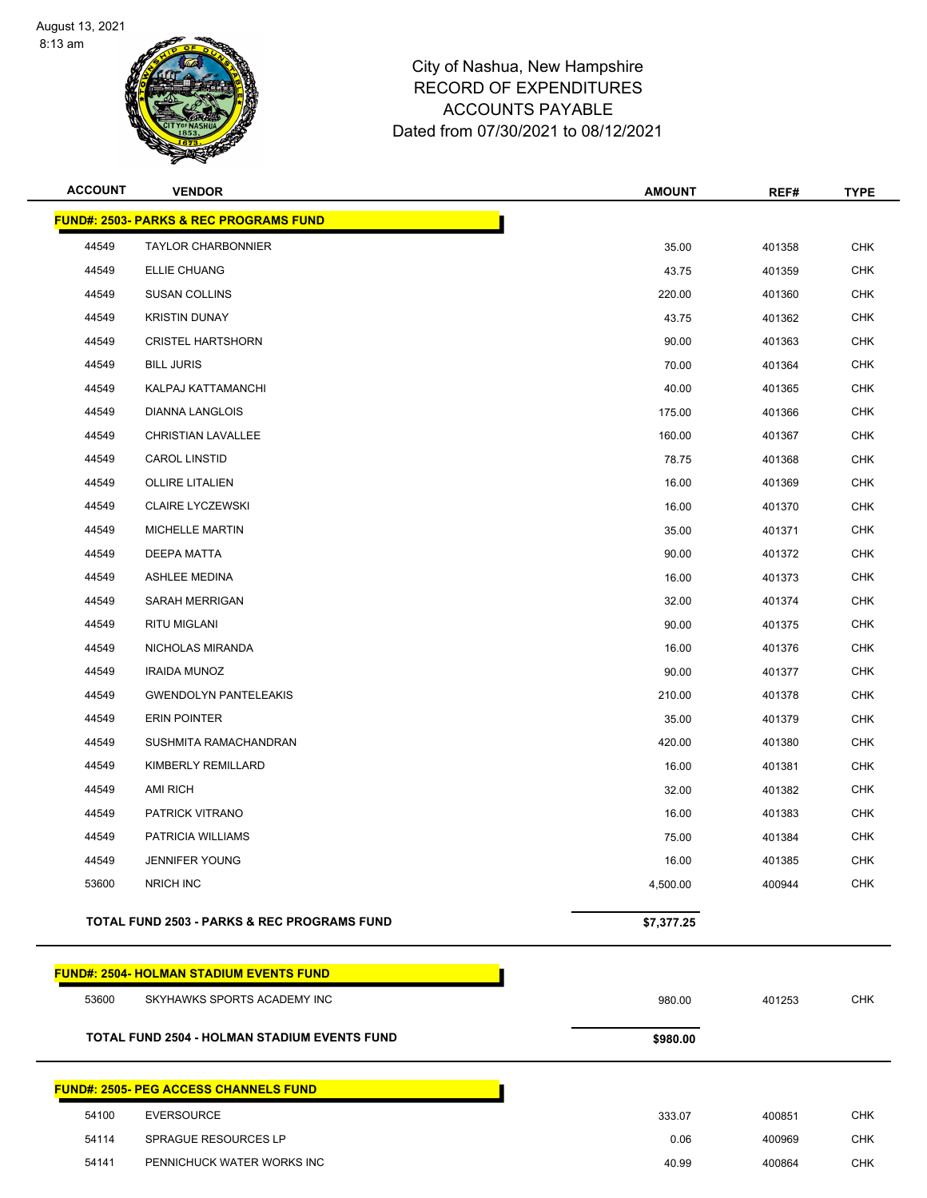City of Nashua, New Hampshire
RECORD OF EXPENDITURES
ACCOUNTS PAYABLE
Dated from 07/30/2021 to 08/12/2021

| ACCOUNT | VENDOR | AMOUNT | REF# | TYPE |
|---|---|---|---|---|
| **FUND#: 2503- PARKS & REC PROGRAMS FUND** | | | | |
| 44549 | TAYLOR CHARBONNIER | 35.00 | 401358 | CHK |
| 44549 | ELLIE CHUANG | 43.75 | 401359 | CHK |
| 44549 | SUSAN COLLINS | 220.00 | 401360 | CHK |
| 44549 | KRISTIN DUNAY | 43.75 | 401362 | CHK |
| 44549 | CRISTEL HARTSHORN | 90.00 | 401363 | CHK |
| 44549 | BILL JURIS | 70.00 | 401364 | CHK |
| 44549 | KALPAJ KATTAMANCHI | 40.00 | 401365 | CHK |
| 44549 | DIANNA LANGLOIS | 175.00 | 401366 | CHK |
| 44549 | CHRISTIAN LAVALLEE | 160.00 | 401367 | CHK |
| 44549 | CAROL LINSTID | 78.75 | 401368 | CHK |
| 44549 | OLLIRE LITALIEN | 16.00 | 401369 | CHK |
| 44549 | CLAIRE LYCZEWSKI | 16.00 | 401370 | CHK |
| 44549 | MICHELLE MARTIN | 35.00 | 401371 | CHK |
| 44549 | DEEPA MATTA | 90.00 | 401372 | CHK |
| 44549 | ASHLEE MEDINA | 16.00 | 401373 | CHK |
| 44549 | SARAH MERRIGAN | 32.00 | 401374 | CHK |
| 44549 | RITU MIGLANI | 90.00 | 401375 | CHK |
| 44549 | NICHOLAS MIRANDA | 16.00 | 401376 | CHK |
| 44549 | IRAIDA MUNOZ | 90.00 | 401377 | CHK |
| 44549 | GWENDOLYN PANTELEAKIS | 210.00 | 401378 | CHK |
| 44549 | ERIN POINTER | 35.00 | 401379 | CHK |
| 44549 | SUSHMITA RAMACHANDRAN | 420.00 | 401380 | CHK |
| 44549 | KIMBERLY REMILLARD | 16.00 | 401381 | CHK |
| 44549 | AMI RICH | 32.00 | 401382 | CHK |
| 44549 | PATRICK VITRANO | 16.00 | 401383 | CHK |
| 44549 | PATRICIA WILLIAMS | 75.00 | 401384 | CHK |
| 44549 | JENNIFER YOUNG | 16.00 | 401385 | CHK |
| 53600 | NRICH INC | 4,500.00 | 400944 | CHK |
| | **TOTAL FUND 2503 - PARKS & REC PROGRAMS FUND** | **$7,377.25** | | |
| **FUND#: 2504- HOLMAN STADIUM EVENTS FUND** | | | | |
| 53600 | SKYHAWKS SPORTS ACADEMY INC | 980.00 | 401253 | CHK |
| | **TOTAL FUND 2504 - HOLMAN STADIUM EVENTS FUND** | **$980.00** | | |
| **FUND#: 2505- PEG ACCESS CHANNELS FUND** | | | | |
| 54100 | EVERSOURCE | 333.07 | 400851 | CHK |
| 54114 | SPRAGUE RESOURCES LP | 0.06 | 400969 | CHK |
| 54141 | PENNICHUCK WATER WORKS INC | 40.99 | 400864 | CHK |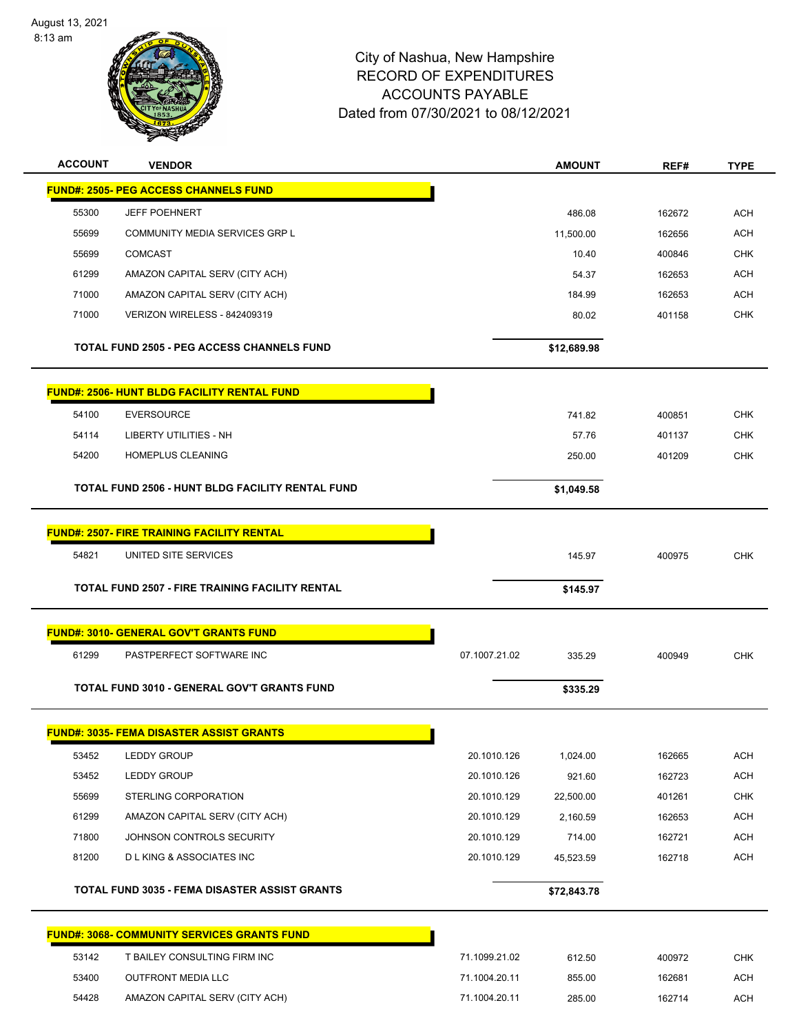# City of Nashua, New Hampshire
## RECORD OF EXPENDITURES
## ACCOUNTS PAYABLE
## Dated from 07/30/2021 to 08/12/2021

| ACCOUNT | VENDOR | | AMOUNT | REF# | TYPE |
|---|---|---|---|---|---|
| **FUND#: 2505- PEG ACCESS CHANNELS FUND** | | | | | |
| 55300 | JEFF POEHNERT | | 486.08 | 162672 | ACH |
| 55699 | COMMUNITY MEDIA SERVICES GRP L | | 11,500.00 | 162656 | ACH |
| 55699 | COMCAST | | 10.40 | 400846 | CHK |
| 61299 | AMAZON CAPITAL SERV (CITY ACH) | | 54.37 | 162653 | ACH |
| 71000 | AMAZON CAPITAL SERV (CITY ACH) | | 184.99 | 162653 | ACH |
| 71000 | VERIZON WIRELESS - 842409319 | | 80.02 | 401158 | CHK |
| | **TOTAL FUND 2505 - PEG ACCESS CHANNELS FUND** | | **$12,689.98** | | |
| **FUND#: 2506- HUNT BLDG FACILITY RENTAL FUND** | | | | | |
| 54100 | EVERSOURCE | | 741.82 | 400851 | CHK |
| 54114 | LIBERTY UTILITIES - NH | | 57.76 | 401137 | CHK |
| 54200 | HOMEPLUS CLEANING | | 250.00 | 401209 | CHK |
| | **TOTAL FUND 2506 - HUNT BLDG FACILITY RENTAL FUND** | | **$1,049.58** | | |
| **FUND#: 2507- FIRE TRAINING FACILITY RENTAL** | | | | | |
| 54821 | UNITED SITE SERVICES | | 145.97 | 400975 | CHK |
| | **TOTAL FUND 2507 - FIRE TRAINING FACILITY RENTAL** | | **$145.97** | | |
| **FUND#: 3010- GENERAL GOV'T GRANTS FUND** | | | | | |
| 61299 | PASTPERFECT SOFTWARE INC | 07.1007.21.02 | 335.29 | 400949 | CHK |
| | **TOTAL FUND 3010 - GENERAL GOV'T GRANTS FUND** | | **$335.29** | | |
| **FUND#: 3035- FEMA DISASTER ASSIST GRANTS** | | | | | |
| 53452 | LEDDY GROUP | 20.1010.126 | 1,024.00 | 162665 | ACH |
| 53452 | LEDDY GROUP | 20.1010.126 | 921.60 | 162723 | ACH |
| 55699 | STERLING CORPORATION | 20.1010.129 | 22,500.00 | 401261 | CHK |
| 61299 | AMAZON CAPITAL SERV (CITY ACH) | 20.1010.129 | 2,160.59 | 162653 | ACH |
| 71800 | JOHNSON CONTROLS SECURITY | 20.1010.129 | 714.00 | 162721 | ACH |
| 81200 | D L KING & ASSOCIATES INC | 20.1010.129 | 45,523.59 | 162718 | ACH |
| | **TOTAL FUND 3035 - FEMA DISASTER ASSIST GRANTS** | | **$72,843.78** | | |
| **FUND#: 3068- COMMUNITY SERVICES GRANTS FUND** | | | | | |
| 53142 | T BAILEY CONSULTING FIRM INC | 71.1099.21.02 | 612.50 | 400972 | CHK |
| 53400 | OUTFRONT MEDIA LLC | 71.1004.20.11 | 855.00 | 162681 | ACH |
| 54428 | AMAZON CAPITAL SERV (CITY ACH) | 71.1004.20.11 | 285.00 | 162714 | ACH |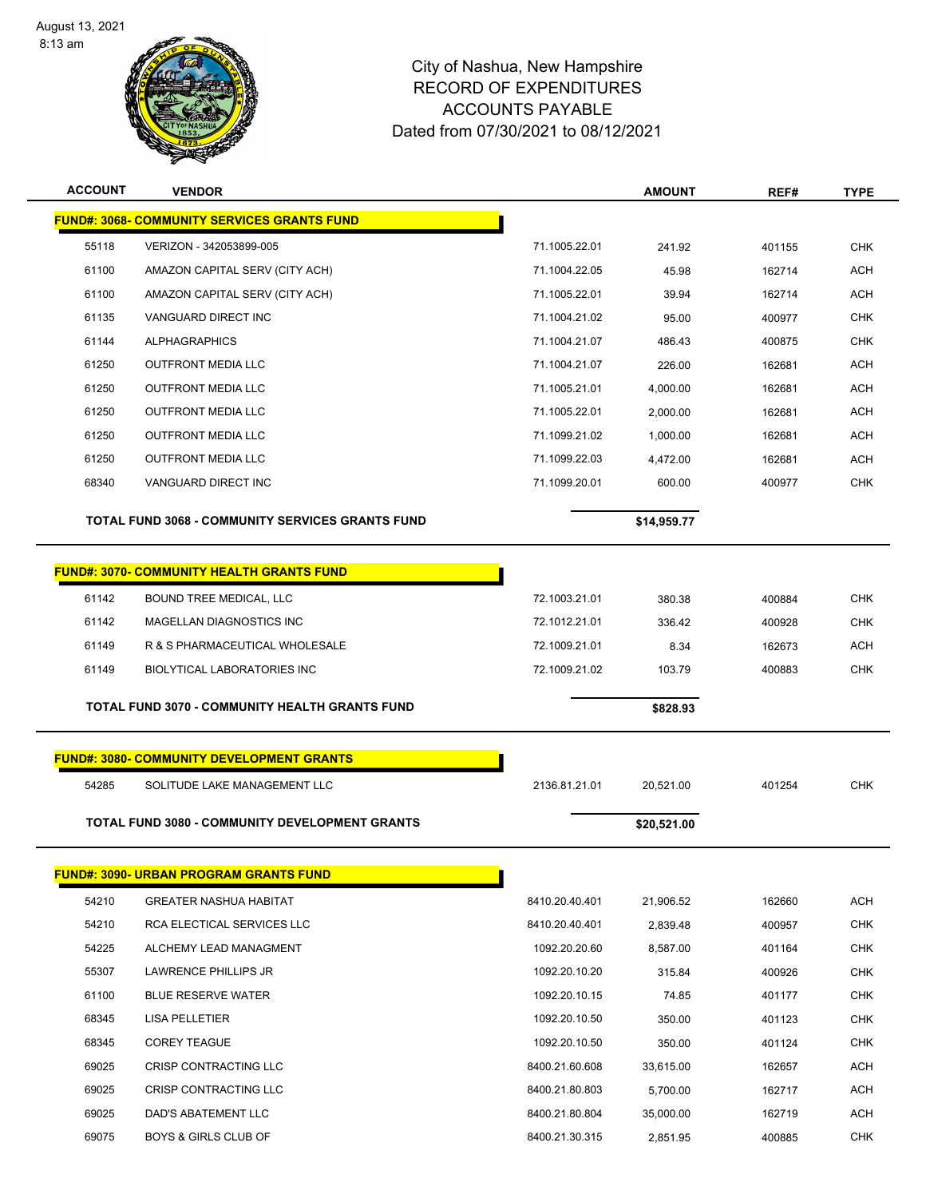City of Nashua, New Hampshire
RECORD OF EXPENDITURES
ACCOUNTS PAYABLE
Dated from 07/30/2021 to 08/12/2021

| ACCOUNT | VENDOR | | AMOUNT | REF# | TYPE |
|---|---|---|---|---|---|
| **FUND#: 3068- COMMUNITY SERVICES GRANTS FUND** | | | | | |
| 55118 | VERIZON - 342053899-005 | 71.1005.22.01 | 241.92 | 401155 | CHK |
| 61100 | AMAZON CAPITAL SERV (CITY ACH) | 71.1004.22.05 | 45.98 | 162714 | ACH |
| 61100 | AMAZON CAPITAL SERV (CITY ACH) | 71.1005.22.01 | 39.94 | 162714 | ACH |
| 61135 | VANGUARD DIRECT INC | 71.1004.21.02 | 95.00 | 400977 | CHK |
| 61144 | ALPHAGRAPHICS | 71.1004.21.07 | 486.43 | 400875 | CHK |
| 61250 | OUTFRONT MEDIA LLC | 71.1004.21.07 | 226.00 | 162681 | ACH |
| 61250 | OUTFRONT MEDIA LLC | 71.1005.21.01 | 4,000.00 | 162681 | ACH |
| 61250 | OUTFRONT MEDIA LLC | 71.1005.22.01 | 2,000.00 | 162681 | ACH |
| 61250 | OUTFRONT MEDIA LLC | 71.1099.21.02 | 1,000.00 | 162681 | ACH |
| 61250 | OUTFRONT MEDIA LLC | 71.1099.22.03 | 4,472.00 | 162681 | ACH |
| 68340 | VANGUARD DIRECT INC | 71.1099.20.01 | 600.00 | 400977 | CHK |
| | **TOTAL FUND 3068 - COMMUNITY SERVICES GRANTS FUND** | | **$14,959.77** | | |
| **FUND#: 3070- COMMUNITY HEALTH GRANTS FUND** | | | | | |
| 61142 | BOUND TREE MEDICAL, LLC | 72.1003.21.01 | 380.38 | 400884 | CHK |
| 61142 | MAGELLAN DIAGNOSTICS INC | 72.1012.21.01 | 336.42 | 400928 | CHK |
| 61149 | R & S PHARMACEUTICAL WHOLESALE | 72.1009.21.01 | 8.34 | 162673 | ACH |
| 61149 | BIOLYTICAL LABORATORIES INC | 72.1009.21.02 | 103.79 | 400883 | CHK |
| | **TOTAL FUND 3070 - COMMUNITY HEALTH GRANTS FUND** | | **$828.93** | | |
| **FUND#: 3080- COMMUNITY DEVELOPMENT GRANTS** | | | | | |
| 54285 | SOLITUDE LAKE MANAGEMENT LLC | 2136.81.21.01 | 20,521.00 | 401254 | CHK |
| | **TOTAL FUND 3080 - COMMUNITY DEVELOPMENT GRANTS** | | **$20,521.00** | | |
| **FUND#: 3090- URBAN PROGRAM GRANTS FUND** | | | | | |
| 54210 | GREATER NASHUA HABITAT | 8410.20.40.401 | 21,906.52 | 162660 | ACH |
| 54210 | RCA ELECTICAL SERVICES LLC | 8410.20.40.401 | 2,839.48 | 400957 | CHK |
| 54225 | ALCHEMY LEAD MANAGMENT | 1092.20.20.60 | 8,587.00 | 401164 | CHK |
| 55307 | LAWRENCE PHILLIPS JR | 1092.20.10.20 | 315.84 | 400926 | CHK |
| 61100 | BLUE RESERVE WATER | 1092.20.10.15 | 74.85 | 401177 | CHK |
| 68345 | LISA PELLETIER | 1092.20.10.50 | 350.00 | 401123 | CHK |
| 68345 | COREY TEAGUE | 1092.20.10.50 | 350.00 | 401124 | CHK |
| 69025 | CRISP CONTRACTING LLC | 8400.21.60.608 | 33,615.00 | 162657 | ACH |
| 69025 | CRISP CONTRACTING LLC | 8400.21.80.803 | 5,700.00 | 162717 | ACH |
| 69025 | DAD'S ABATEMENT LLC | 8400.21.80.804 | 35,000.00 | 162719 | ACH |
| 69075 | BOYS & GIRLS CLUB OF | 8400.21.30.315 | 2,851.95 | 400885 | CHK |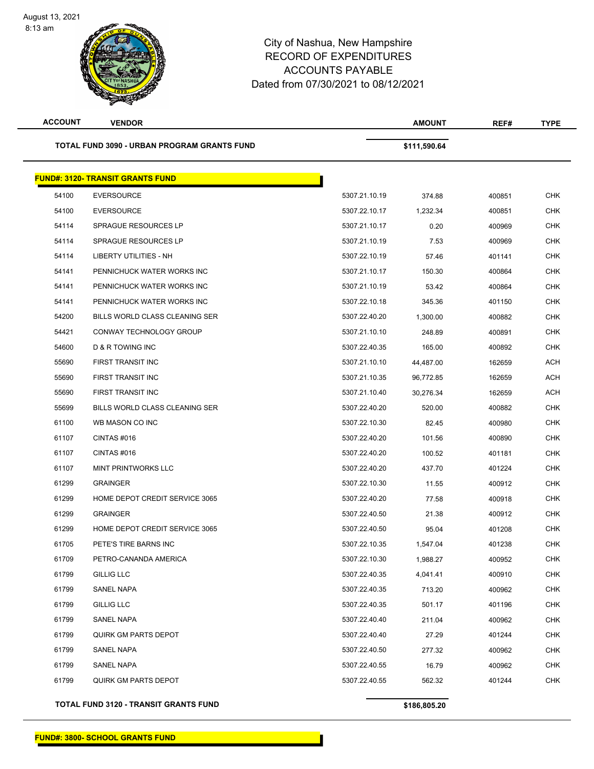# City of Nashua, New Hampshire
## RECORD OF EXPENDITURES
## ACCOUNTS PAYABLE
## Dated from 07/30/2021 to 08/12/2021

| ACCOUNT | VENDOR | | AMOUNT | REF# | TYPE |
|---|---|---|---|---|---|
| **TOTAL FUND 3090 - URBAN PROGRAM GRANTS FUND** | | | **$111,590.64** | | |

**FUND#: 3120- TRANSIT GRANTS FUND**

| ACCOUNT | VENDOR | | AMOUNT | REF# | TYPE |
|---|---|---|---|---|---|
| 54100 | EVERSOURCE | 5307.21.10.19 | 374.88 | 400851 | CHK |
| 54100 | EVERSOURCE | 5307.22.10.17 | 1,232.34 | 400851 | CHK |
| 54114 | SPRAGUE RESOURCES LP | 5307.21.10.17 | 0.20 | 400969 | CHK |
| 54114 | SPRAGUE RESOURCES LP | 5307.21.10.19 | 7.53 | 400969 | CHK |
| 54114 | LIBERTY UTILITIES - NH | 5307.22.10.19 | 57.46 | 401141 | CHK |
| 54141 | PENNICHUCK WATER WORKS INC | 5307.21.10.17 | 150.30 | 400864 | CHK |
| 54141 | PENNICHUCK WATER WORKS INC | 5307.21.10.19 | 53.42 | 400864 | CHK |
| 54141 | PENNICHUCK WATER WORKS INC | 5307.22.10.18 | 345.36 | 401150 | CHK |
| 54200 | BILLS WORLD CLASS CLEANING SER | 5307.22.40.20 | 1,300.00 | 400882 | CHK |
| 54421 | CONWAY TECHNOLOGY GROUP | 5307.21.10.10 | 248.89 | 400891 | CHK |
| 54600 | D & R TOWING INC | 5307.22.40.35 | 165.00 | 400892 | CHK |
| 55690 | FIRST TRANSIT INC | 5307.21.10.10 | 44,487.00 | 162659 | ACH |
| 55690 | FIRST TRANSIT INC | 5307.21.10.35 | 96,772.85 | 162659 | ACH |
| 55690 | FIRST TRANSIT INC | 5307.21.10.40 | 30,276.34 | 162659 | ACH |
| 55699 | BILLS WORLD CLASS CLEANING SER | 5307.22.40.20 | 520.00 | 400882 | CHK |
| 61100 | WB MASON CO INC | 5307.22.10.30 | 82.45 | 400980 | CHK |
| 61107 | CINTAS #016 | 5307.22.40.20 | 101.56 | 400890 | CHK |
| 61107 | CINTAS #016 | 5307.22.40.20 | 100.52 | 401181 | CHK |
| 61107 | MINT PRINTWORKS LLC | 5307.22.40.20 | 437.70 | 401224 | CHK |
| 61299 | GRAINGER | 5307.22.10.30 | 11.55 | 400912 | CHK |
| 61299 | HOME DEPOT CREDIT SERVICE 3065 | 5307.22.40.20 | 77.58 | 400918 | CHK |
| 61299 | GRAINGER | 5307.22.40.50 | 21.38 | 400912 | CHK |
| 61299 | HOME DEPOT CREDIT SERVICE 3065 | 5307.22.40.50 | 95.04 | 401208 | CHK |
| 61705 | PETE'S TIRE BARNS INC | 5307.22.10.35 | 1,547.04 | 401238 | CHK |
| 61709 | PETRO-CANANDA AMERICA | 5307.22.10.30 | 1,988.27 | 400952 | CHK |
| 61799 | GILLIG LLC | 5307.22.40.35 | 4,041.41 | 400910 | CHK |
| 61799 | SANEL NAPA | 5307.22.40.35 | 713.20 | 400962 | CHK |
| 61799 | GILLIG LLC | 5307.22.40.35 | 501.17 | 401196 | CHK |
| 61799 | SANEL NAPA | 5307.22.40.40 | 211.04 | 400962 | CHK |
| 61799 | QUIRK GM PARTS DEPOT | 5307.22.40.40 | 27.29 | 401244 | CHK |
| 61799 | SANEL NAPA | 5307.22.40.50 | 277.32 | 400962 | CHK |
| 61799 | SANEL NAPA | 5307.22.40.55 | 16.79 | 400962 | CHK |
| 61799 | QUIRK GM PARTS DEPOT | 5307.22.40.55 | 562.32 | 401244 | CHK |
| **TOTAL FUND 3120 - TRANSIT GRANTS FUND** | | | **$186,805.20** | | |

**FUND#: 3800- SCHOOL GRANTS FUND**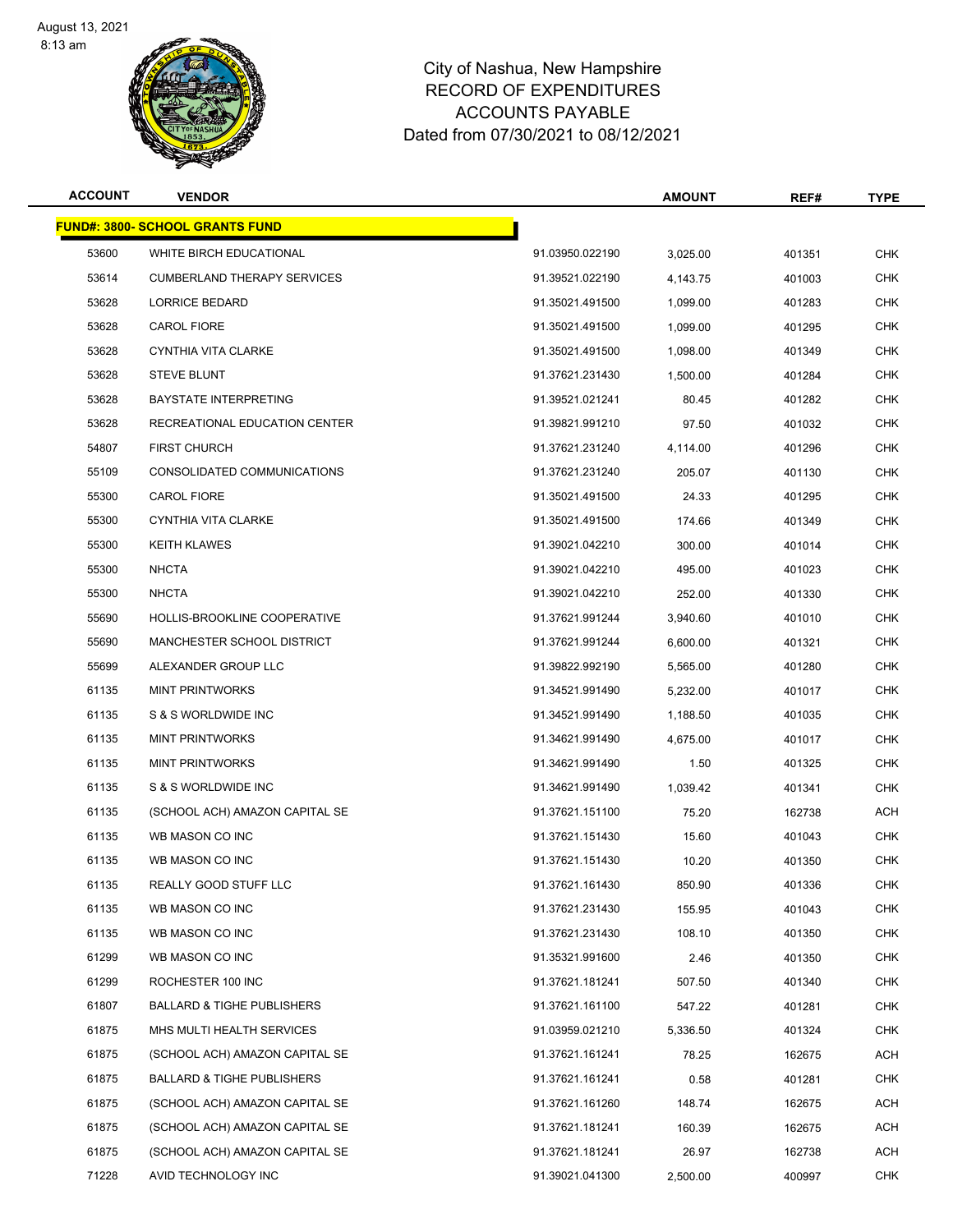# City of Nashua, New Hampshire
## RECORD OF EXPENDITURES
## ACCOUNTS PAYABLE
### Dated from 07/30/2021 to 08/12/2021

| ACCOUNT | VENDOR | | AMOUNT | REF# | TYPE |
|---|---|---|---|---|---|
| **FUND#: 3800- SCHOOL GRANTS FUND** | | | | | |
| 53600 | WHITE BIRCH EDUCATIONAL | 91.03950.022190 | 3,025.00 | 401351 | CHK |
| 53614 | CUMBERLAND THERAPY SERVICES | 91.39521.022190 | 4,143.75 | 401003 | CHK |
| 53628 | LORRICE BEDARD | 91.35021.491500 | 1,099.00 | 401283 | CHK |
| 53628 | CAROL FIORE | 91.35021.491500 | 1,099.00 | 401295 | CHK |
| 53628 | CYNTHIA VITA CLARKE | 91.35021.491500 | 1,098.00 | 401349 | CHK |
| 53628 | STEVE BLUNT | 91.37621.231430 | 1,500.00 | 401284 | CHK |
| 53628 | BAYSTATE INTERPRETING | 91.39521.021241 | 80.45 | 401282 | CHK |
| 53628 | RECREATIONAL EDUCATION CENTER | 91.39821.991210 | 97.50 | 401032 | CHK |
| 54807 | FIRST CHURCH | 91.37621.231240 | 4,114.00 | 401296 | CHK |
| 55109 | CONSOLIDATED COMMUNICATIONS | 91.37621.231240 | 205.07 | 401130 | CHK |
| 55300 | CAROL FIORE | 91.35021.491500 | 24.33 | 401295 | CHK |
| 55300 | CYNTHIA VITA CLARKE | 91.35021.491500 | 174.66 | 401349 | CHK |
| 55300 | KEITH KLAWES | 91.39021.042210 | 300.00 | 401014 | CHK |
| 55300 | NHCTA | 91.39021.042210 | 495.00 | 401023 | CHK |
| 55300 | NHCTA | 91.39021.042210 | 252.00 | 401330 | CHK |
| 55690 | HOLLIS-BROOKLINE COOPERATIVE | 91.37621.991244 | 3,940.60 | 401010 | CHK |
| 55690 | MANCHESTER SCHOOL DISTRICT | 91.37621.991244 | 6,600.00 | 401321 | CHK |
| 55699 | ALEXANDER GROUP LLC | 91.39822.992190 | 5,565.00 | 401280 | CHK |
| 61135 | MINT PRINTWORKS | 91.34521.991490 | 5,232.00 | 401017 | CHK |
| 61135 | S & S WORLDWIDE INC | 91.34521.991490 | 1,188.50 | 401035 | CHK |
| 61135 | MINT PRINTWORKS | 91.34621.991490 | 4,675.00 | 401017 | CHK |
| 61135 | MINT PRINTWORKS | 91.34621.991490 | 1.50 | 401325 | CHK |
| 61135 | S & S WORLDWIDE INC | 91.34621.991490 | 1,039.42 | 401341 | CHK |
| 61135 | (SCHOOL ACH) AMAZON CAPITAL SE | 91.37621.151100 | 75.20 | 162738 | ACH |
| 61135 | WB MASON CO INC | 91.37621.151430 | 15.60 | 401043 | CHK |
| 61135 | WB MASON CO INC | 91.37621.151430 | 10.20 | 401350 | CHK |
| 61135 | REALLY GOOD STUFF LLC | 91.37621.161430 | 850.90 | 401336 | CHK |
| 61135 | WB MASON CO INC | 91.37621.231430 | 155.95 | 401043 | CHK |
| 61135 | WB MASON CO INC | 91.37621.231430 | 108.10 | 401350 | CHK |
| 61299 | WB MASON CO INC | 91.35321.991600 | 2.46 | 401350 | CHK |
| 61299 | ROCHESTER 100 INC | 91.37621.181241 | 507.50 | 401340 | CHK |
| 61807 | BALLARD & TIGHE PUBLISHERS | 91.37621.161100 | 547.22 | 401281 | CHK |
| 61875 | MHS MULTI HEALTH SERVICES | 91.03959.021210 | 5,336.50 | 401324 | CHK |
| 61875 | (SCHOOL ACH) AMAZON CAPITAL SE | 91.37621.161241 | 78.25 | 162675 | ACH |
| 61875 | BALLARD & TIGHE PUBLISHERS | 91.37621.161241 | 0.58 | 401281 | CHK |
| 61875 | (SCHOOL ACH) AMAZON CAPITAL SE | 91.37621.161260 | 148.74 | 162675 | ACH |
| 61875 | (SCHOOL ACH) AMAZON CAPITAL SE | 91.37621.181241 | 160.39 | 162675 | ACH |
| 61875 | (SCHOOL ACH) AMAZON CAPITAL SE | 91.37621.181241 | 26.97 | 162738 | ACH |
| 71228 | AVID TECHNOLOGY INC | 91.39021.041300 | 2,500.00 | 400997 | CHK |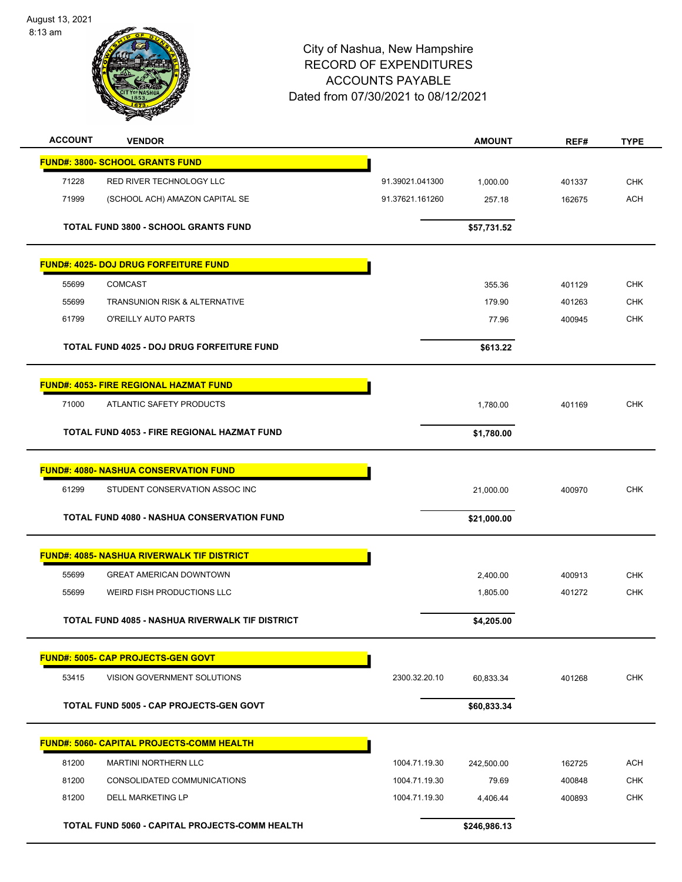City of Nashua, New Hampshire
RECORD OF EXPENDITURES
ACCOUNTS PAYABLE
Dated from 07/30/2021 to 08/12/2021

| ACCOUNT | VENDOR | | AMOUNT | REF# | TYPE |
|---|---|---|---|---|---|
| **FUND#: 3800- SCHOOL GRANTS FUND** | | | | | |
| 71228 | RED RIVER TECHNOLOGY LLC | 91.39021.041300 | 1,000.00 | 401337 | CHK |
| 71999 | (SCHOOL ACH) AMAZON CAPITAL SE | 91.37621.161260 | 257.18 | 162675 | ACH |
| | **TOTAL FUND 3800 - SCHOOL GRANTS FUND** | | **$57,731.52** | | |
| **FUND#: 4025- DOJ DRUG FORFEITURE FUND** | | | | | |
| 55699 | COMCAST | | 355.36 | 401129 | CHK |
| 55699 | TRANSUNION RISK & ALTERNATIVE | | 179.90 | 401263 | CHK |
| 61799 | O'REILLY AUTO PARTS | | 77.96 | 400945 | CHK |
| | **TOTAL FUND 4025 - DOJ DRUG FORFEITURE FUND** | | **$613.22** | | |
| **FUND#: 4053- FIRE REGIONAL HAZMAT FUND** | | | | | |
| 71000 | ATLANTIC SAFETY PRODUCTS | | 1,780.00 | 401169 | CHK |
| | **TOTAL FUND 4053 - FIRE REGIONAL HAZMAT FUND** | | **$1,780.00** | | |
| **FUND#: 4080- NASHUA CONSERVATION FUND** | | | | | |
| 61299 | STUDENT CONSERVATION ASSOC INC | | 21,000.00 | 400970 | CHK |
| | **TOTAL FUND 4080 - NASHUA CONSERVATION FUND** | | **$21,000.00** | | |
| **FUND#: 4085- NASHUA RIVERWALK TIF DISTRICT** | | | | | |
| 55699 | GREAT AMERICAN DOWNTOWN | | 2,400.00 | 400913 | CHK |
| 55699 | WEIRD FISH PRODUCTIONS LLC | | 1,805.00 | 401272 | CHK |
| | **TOTAL FUND 4085 - NASHUA RIVERWALK TIF DISTRICT** | | **$4,205.00** | | |
| **FUND#: 5005- CAP PROJECTS-GEN GOVT** | | | | | |
| 53415 | VISION GOVERNMENT SOLUTIONS | 2300.32.20.10 | 60,833.34 | 401268 | CHK |
| | **TOTAL FUND 5005 - CAP PROJECTS-GEN GOVT** | | **$60,833.34** | | |
| **FUND#: 5060- CAPITAL PROJECTS-COMM HEALTH** | | | | | |
| 81200 | MARTINI NORTHERN LLC | 1004.71.19.30 | 242,500.00 | 162725 | ACH |
| 81200 | CONSOLIDATED COMMUNICATIONS | 1004.71.19.30 | 79.69 | 400848 | CHK |
| 81200 | DELL MARKETING LP | 1004.71.19.30 | 4,406.44 | 400893 | CHK |
| | **TOTAL FUND 5060 - CAPITAL PROJECTS-COMM HEALTH** | | **$246,986.13** | | |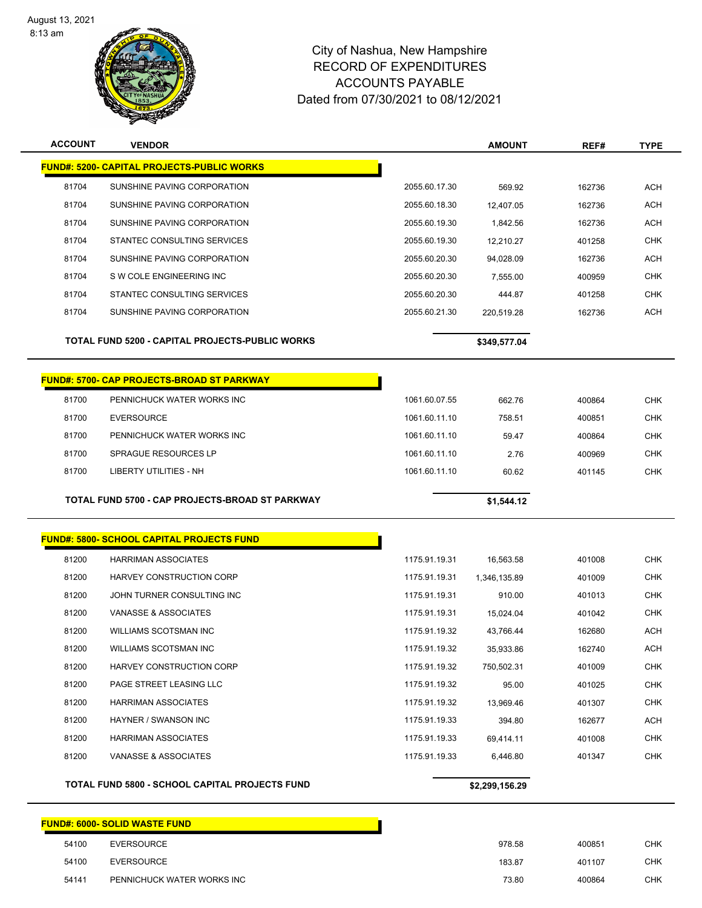City of Nashua, New Hampshire
RECORD OF EXPENDITURES
ACCOUNTS PAYABLE
Dated from 07/30/2021 to 08/12/2021

| ACCOUNT | VENDOR | | AMOUNT | REF# | TYPE |
|---|---|---|---|---|---|
| **FUND#: 5200- CAPITAL PROJECTS-PUBLIC WORKS** | | | | | |
| 81704 | SUNSHINE PAVING CORPORATION | 2055.60.17.30 | 569.92 | 162736 | ACH |
| 81704 | SUNSHINE PAVING CORPORATION | 2055.60.18.30 | 12,407.05 | 162736 | ACH |
| 81704 | SUNSHINE PAVING CORPORATION | 2055.60.19.30 | 1,842.56 | 162736 | ACH |
| 81704 | STANTEC CONSULTING SERVICES | 2055.60.19.30 | 12,210.27 | 401258 | CHK |
| 81704 | SUNSHINE PAVING CORPORATION | 2055.60.20.30 | 94,028.09 | 162736 | ACH |
| 81704 | S W COLE ENGINEERING INC | 2055.60.20.30 | 7,555.00 | 400959 | CHK |
| 81704 | STANTEC CONSULTING SERVICES | 2055.60.20.30 | 444.87 | 401258 | CHK |
| 81704 | SUNSHINE PAVING CORPORATION | 2055.60.21.30 | 220,519.28 | 162736 | ACH |
| | **TOTAL FUND 5200 - CAPITAL PROJECTS-PUBLIC WORKS** | | **$349,577.04** | | |
| **FUND#: 5700- CAP PROJECTS-BROAD ST PARKWAY** | | | | | |
| 81700 | PENNICHUCK WATER WORKS INC | 1061.60.07.55 | 662.76 | 400864 | CHK |
| 81700 | EVERSOURCE | 1061.60.11.10 | 758.51 | 400851 | CHK |
| 81700 | PENNICHUCK WATER WORKS INC | 1061.60.11.10 | 59.47 | 400864 | CHK |
| 81700 | SPRAGUE RESOURCES LP | 1061.60.11.10 | 2.76 | 400969 | CHK |
| 81700 | LIBERTY UTILITIES - NH | 1061.60.11.10 | 60.62 | 401145 | CHK |
| | **TOTAL FUND 5700 - CAP PROJECTS-BROAD ST PARKWAY** | | **$1,544.12** | | |
| **FUND#: 5800- SCHOOL CAPITAL PROJECTS FUND** | | | | | |
| 81200 | HARRIMAN ASSOCIATES | 1175.91.19.31 | 16,563.58 | 401008 | CHK |
| 81200 | HARVEY CONSTRUCTION CORP | 1175.91.19.31 | 1,346,135.89 | 401009 | CHK |
| 81200 | JOHN TURNER CONSULTING INC | 1175.91.19.31 | 910.00 | 401013 | CHK |
| 81200 | VANASSE & ASSOCIATES | 1175.91.19.31 | 15,024.04 | 401042 | CHK |
| 81200 | WILLIAMS SCOTSMAN INC | 1175.91.19.32 | 43,766.44 | 162680 | ACH |
| 81200 | WILLIAMS SCOTSMAN INC | 1175.91.19.32 | 35,933.86 | 162740 | ACH |
| 81200 | HARVEY CONSTRUCTION CORP | 1175.91.19.32 | 750,502.31 | 401009 | CHK |
| 81200 | PAGE STREET LEASING LLC | 1175.91.19.32 | 95.00 | 401025 | CHK |
| 81200 | HARRIMAN ASSOCIATES | 1175.91.19.32 | 13,969.46 | 401307 | CHK |
| 81200 | HAYNER / SWANSON INC | 1175.91.19.33 | 394.80 | 162677 | ACH |
| 81200 | HARRIMAN ASSOCIATES | 1175.91.19.33 | 69,414.11 | 401008 | CHK |
| 81200 | VANASSE & ASSOCIATES | 1175.91.19.33 | 6,446.80 | 401347 | CHK |
| | **TOTAL FUND 5800 - SCHOOL CAPITAL PROJECTS FUND** | | **$2,299,156.29** | | |
| **FUND#: 6000- SOLID WASTE FUND** | | | | | |
| 54100 | EVERSOURCE | | 978.58 | 400851 | CHK |
| 54100 | EVERSOURCE | | 183.87 | 401107 | CHK |
| 54141 | PENNICHUCK WATER WORKS INC | | 73.80 | 400864 | CHK |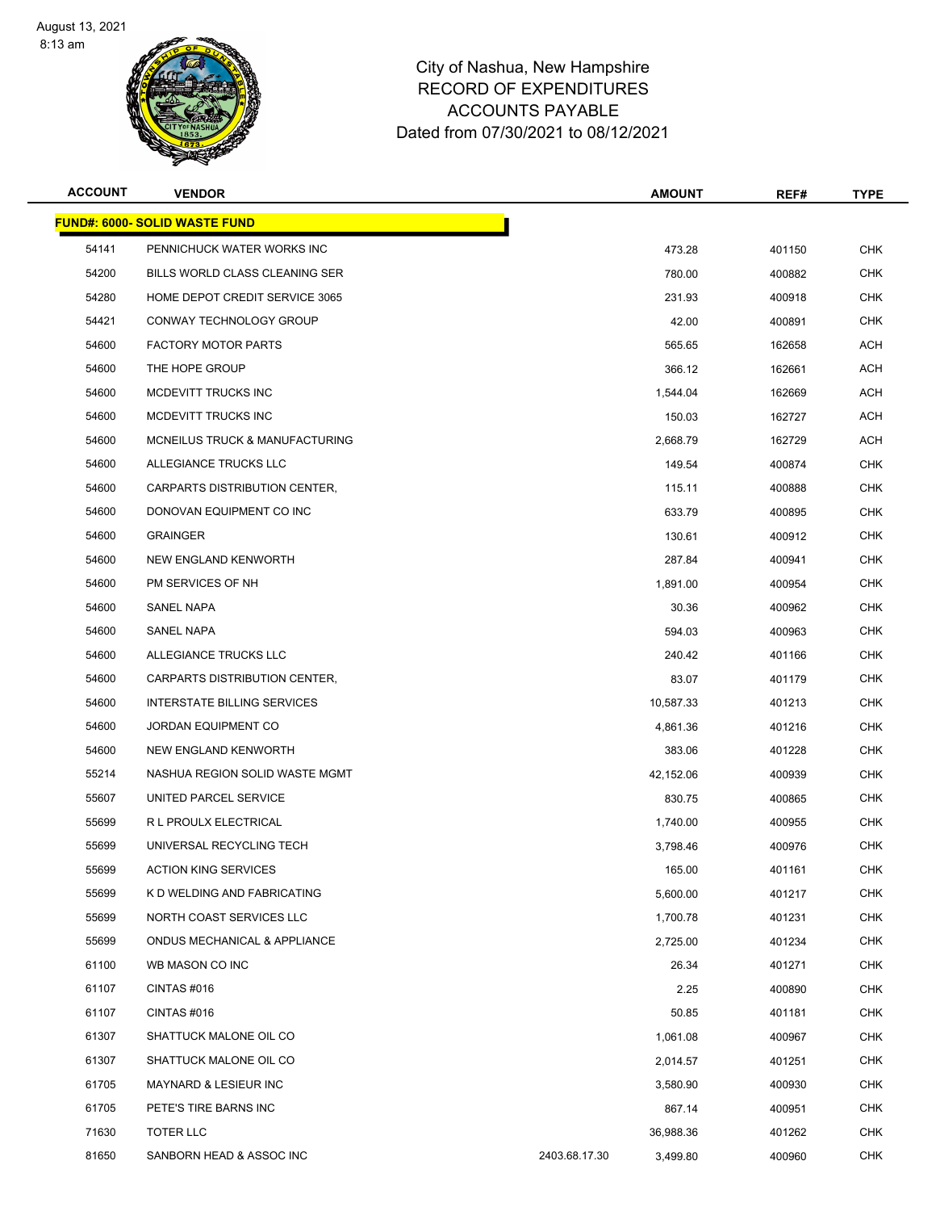City of Nashua, New Hampshire
RECORD OF EXPENDITURES
ACCOUNTS PAYABLE
Dated from 07/30/2021 to 08/12/2021

| ACCOUNT | VENDOR | | AMOUNT | REF# | TYPE |
|---|---|---|---|---|---|
| **FUND#: 6000- SOLID WASTE FUND** | | | | | |
| 54141 | PENNICHUCK WATER WORKS INC | | 473.28 | 401150 | CHK |
| 54200 | BILLS WORLD CLASS CLEANING SER | | 780.00 | 400882 | CHK |
| 54280 | HOME DEPOT CREDIT SERVICE 3065 | | 231.93 | 400918 | CHK |
| 54421 | CONWAY TECHNOLOGY GROUP | | 42.00 | 400891 | CHK |
| 54600 | FACTORY MOTOR PARTS | | 565.65 | 162658 | ACH |
| 54600 | THE HOPE GROUP | | 366.12 | 162661 | ACH |
| 54600 | MCDEVITT TRUCKS INC | | 1,544.04 | 162669 | ACH |
| 54600 | MCDEVITT TRUCKS INC | | 150.03 | 162727 | ACH |
| 54600 | MCNEILUS TRUCK & MANUFACTURING | | 2,668.79 | 162729 | ACH |
| 54600 | ALLEGIANCE TRUCKS LLC | | 149.54 | 400874 | CHK |
| 54600 | CARPARTS DISTRIBUTION CENTER, | | 115.11 | 400888 | CHK |
| 54600 | DONOVAN EQUIPMENT CO INC | | 633.79 | 400895 | CHK |
| 54600 | GRAINGER | | 130.61 | 400912 | CHK |
| 54600 | NEW ENGLAND KENWORTH | | 287.84 | 400941 | CHK |
| 54600 | PM SERVICES OF NH | | 1,891.00 | 400954 | CHK |
| 54600 | SANEL NAPA | | 30.36 | 400962 | CHK |
| 54600 | SANEL NAPA | | 594.03 | 400963 | CHK |
| 54600 | ALLEGIANCE TRUCKS LLC | | 240.42 | 401166 | CHK |
| 54600 | CARPARTS DISTRIBUTION CENTER, | | 83.07 | 401179 | CHK |
| 54600 | INTERSTATE BILLING SERVICES | | 10,587.33 | 401213 | CHK |
| 54600 | JORDAN EQUIPMENT CO | | 4,861.36 | 401216 | CHK |
| 54600 | NEW ENGLAND KENWORTH | | 383.06 | 401228 | CHK |
| 55214 | NASHUA REGION SOLID WASTE MGMT | | 42,152.06 | 400939 | CHK |
| 55607 | UNITED PARCEL SERVICE | | 830.75 | 400865 | CHK |
| 55699 | R L PROULX ELECTRICAL | | 1,740.00 | 400955 | CHK |
| 55699 | UNIVERSAL RECYCLING TECH | | 3,798.46 | 400976 | CHK |
| 55699 | ACTION KING SERVICES | | 165.00 | 401161 | CHK |
| 55699 | K D WELDING AND FABRICATING | | 5,600.00 | 401217 | CHK |
| 55699 | NORTH COAST SERVICES LLC | | 1,700.78 | 401231 | CHK |
| 55699 | ONDUS MECHANICAL & APPLIANCE | | 2,725.00 | 401234 | CHK |
| 61100 | WB MASON CO INC | | 26.34 | 401271 | CHK |
| 61107 | CINTAS #016 | | 2.25 | 400890 | CHK |
| 61107 | CINTAS #016 | | 50.85 | 401181 | CHK |
| 61307 | SHATTUCK MALONE OIL CO | | 1,061.08 | 400967 | CHK |
| 61307 | SHATTUCK MALONE OIL CO | | 2,014.57 | 401251 | CHK |
| 61705 | MAYNARD & LESIEUR INC | | 3,580.90 | 400930 | CHK |
| 61705 | PETE'S TIRE BARNS INC | | 867.14 | 400951 | CHK |
| 71630 | TOTER LLC | | 36,988.36 | 401262 | CHK |
| 81650 | SANBORN HEAD & ASSOC INC | 2403.68.17.30 | 3,499.80 | 400960 | CHK |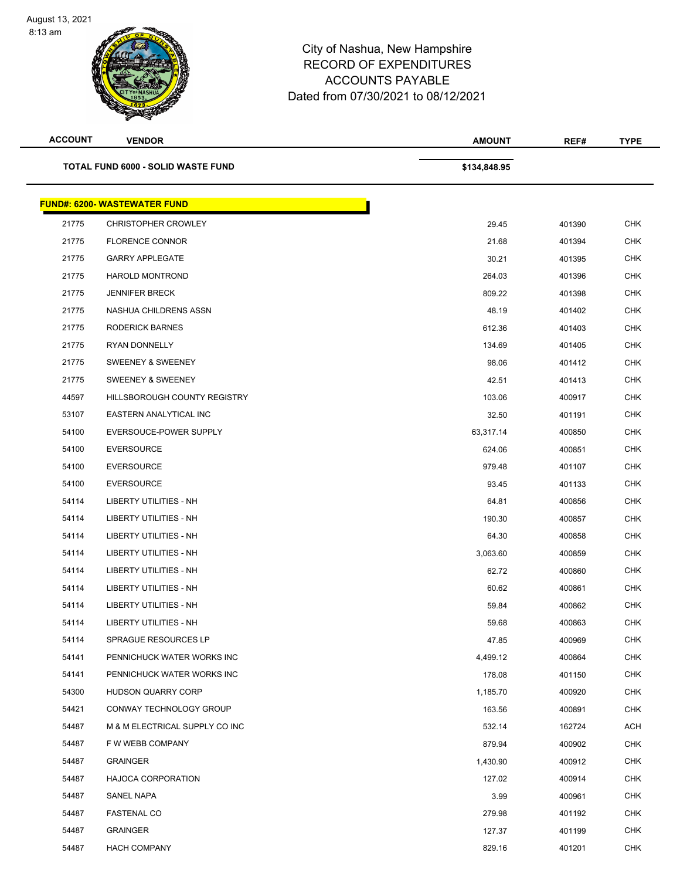City of Nashua, New Hampshire
RECORD OF EXPENDITURES
ACCOUNTS PAYABLE
Dated from 07/30/2021 to 08/12/2021

| ACCOUNT | VENDOR | AMOUNT | REF# | TYPE |
|---|---|---|---|---|
| | **TOTAL FUND 6000 - SOLID WASTE FUND** | **$134,848.95** | | |

**FUND#: 6200- WASTEWATER FUND**

| ACCOUNT | VENDOR | AMOUNT | REF# | TYPE |
|---|---|---|---|---|
| 21775 | CHRISTOPHER CROWLEY | 29.45 | 401390 | CHK |
| 21775 | FLORENCE CONNOR | 21.68 | 401394 | CHK |
| 21775 | GARRY APPLEGATE | 30.21 | 401395 | CHK |
| 21775 | HAROLD MONTROND | 264.03 | 401396 | CHK |
| 21775 | JENNIFER BRECK | 809.22 | 401398 | CHK |
| 21775 | NASHUA CHILDRENS ASSN | 48.19 | 401402 | CHK |
| 21775 | RODERICK BARNES | 612.36 | 401403 | CHK |
| 21775 | RYAN DONNELLY | 134.69 | 401405 | CHK |
| 21775 | SWEENEY & SWEENEY | 98.06 | 401412 | CHK |
| 21775 | SWEENEY & SWEENEY | 42.51 | 401413 | CHK |
| 44597 | HILLSBOROUGH COUNTY REGISTRY | 103.06 | 400917 | CHK |
| 53107 | EASTERN ANALYTICAL INC | 32.50 | 401191 | CHK |
| 54100 | EVERSOUCE-POWER SUPPLY | 63,317.14 | 400850 | CHK |
| 54100 | EVERSOURCE | 624.06 | 400851 | CHK |
| 54100 | EVERSOURCE | 979.48 | 401107 | CHK |
| 54100 | EVERSOURCE | 93.45 | 401133 | CHK |
| 54114 | LIBERTY UTILITIES - NH | 64.81 | 400856 | CHK |
| 54114 | LIBERTY UTILITIES - NH | 190.30 | 400857 | CHK |
| 54114 | LIBERTY UTILITIES - NH | 64.30 | 400858 | CHK |
| 54114 | LIBERTY UTILITIES - NH | 3,063.60 | 400859 | CHK |
| 54114 | LIBERTY UTILITIES - NH | 62.72 | 400860 | CHK |
| 54114 | LIBERTY UTILITIES - NH | 60.62 | 400861 | CHK |
| 54114 | LIBERTY UTILITIES - NH | 59.84 | 400862 | CHK |
| 54114 | LIBERTY UTILITIES - NH | 59.68 | 400863 | CHK |
| 54114 | SPRAGUE RESOURCES LP | 47.85 | 400969 | CHK |
| 54141 | PENNICHUCK WATER WORKS INC | 4,499.12 | 400864 | CHK |
| 54141 | PENNICHUCK WATER WORKS INC | 178.08 | 401150 | CHK |
| 54300 | HUDSON QUARRY CORP | 1,185.70 | 400920 | CHK |
| 54421 | CONWAY TECHNOLOGY GROUP | 163.56 | 400891 | CHK |
| 54487 | M & M ELECTRICAL SUPPLY CO INC | 532.14 | 162724 | ACH |
| 54487 | F W WEBB COMPANY | 879.94 | 400902 | CHK |
| 54487 | GRAINGER | 1,430.90 | 400912 | CHK |
| 54487 | HAJOCA CORPORATION | 127.02 | 400914 | CHK |
| 54487 | SANEL NAPA | 3.99 | 400961 | CHK |
| 54487 | FASTENAL CO | 279.98 | 401192 | CHK |
| 54487 | GRAINGER | 127.37 | 401199 | CHK |
| 54487 | HACH COMPANY | 829.16 | 401201 | CHK |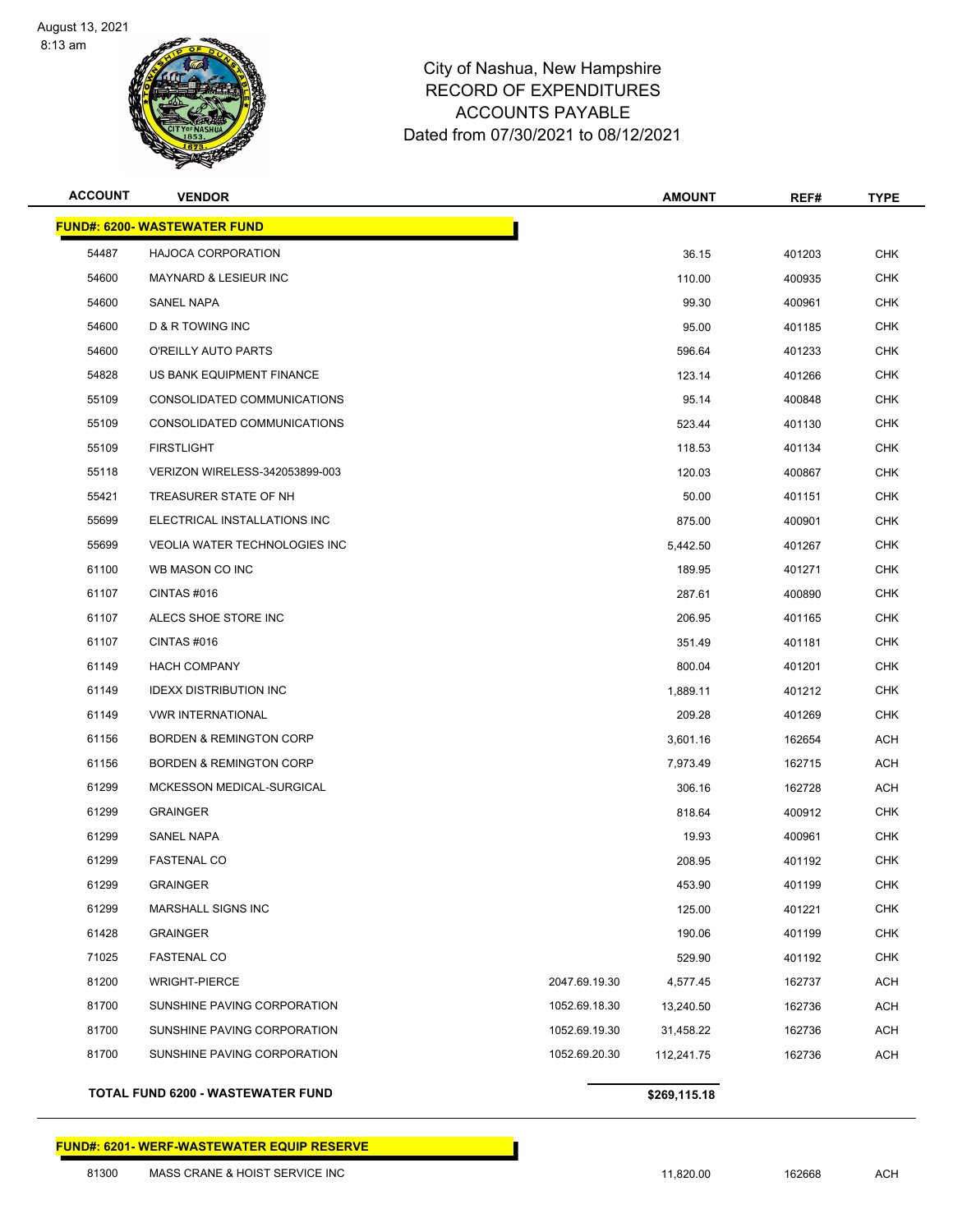# City of Nashua, New Hampshire
## RECORD OF EXPENDITURES
## ACCOUNTS PAYABLE
## Dated from 07/30/2021 to 08/12/2021

| ACCOUNT | VENDOR | | AMOUNT | REF# | TYPE |
|---|---|---|---|---|---|
| **FUND#: 6200- WASTEWATER FUND** | | | | | |
| 54487 | HAJOCA CORPORATION | | 36.15 | 401203 | CHK |
| 54600 | MAYNARD & LESIEUR INC | | 110.00 | 400935 | CHK |
| 54600 | SANEL NAPA | | 99.30 | 400961 | CHK |
| 54600 | D & R TOWING INC | | 95.00 | 401185 | CHK |
| 54600 | O'REILLY AUTO PARTS | | 596.64 | 401233 | CHK |
| 54828 | US BANK EQUIPMENT FINANCE | | 123.14 | 401266 | CHK |
| 55109 | CONSOLIDATED COMMUNICATIONS | | 95.14 | 400848 | CHK |
| 55109 | CONSOLIDATED COMMUNICATIONS | | 523.44 | 401130 | CHK |
| 55109 | FIRSTLIGHT | | 118.53 | 401134 | CHK |
| 55118 | VERIZON WIRELESS-342053899-003 | | 120.03 | 400867 | CHK |
| 55421 | TREASURER STATE OF NH | | 50.00 | 401151 | CHK |
| 55699 | ELECTRICAL INSTALLATIONS INC | | 875.00 | 400901 | CHK |
| 55699 | VEOLIA WATER TECHNOLOGIES INC | | 5,442.50 | 401267 | CHK |
| 61100 | WB MASON CO INC | | 189.95 | 401271 | CHK |
| 61107 | CINTAS #016 | | 287.61 | 400890 | CHK |
| 61107 | ALECS SHOE STORE INC | | 206.95 | 401165 | CHK |
| 61107 | CINTAS #016 | | 351.49 | 401181 | CHK |
| 61149 | HACH COMPANY | | 800.04 | 401201 | CHK |
| 61149 | IDEXX DISTRIBUTION INC | | 1,889.11 | 401212 | CHK |
| 61149 | VWR INTERNATIONAL | | 209.28 | 401269 | CHK |
| 61156 | BORDEN & REMINGTON CORP | | 3,601.16 | 162654 | ACH |
| 61156 | BORDEN & REMINGTON CORP | | 7,973.49 | 162715 | ACH |
| 61299 | MCKESSON MEDICAL-SURGICAL | | 306.16 | 162728 | ACH |
| 61299 | GRAINGER | | 818.64 | 400912 | CHK |
| 61299 | SANEL NAPA | | 19.93 | 400961 | CHK |
| 61299 | FASTENAL CO | | 208.95 | 401192 | CHK |
| 61299 | GRAINGER | | 453.90 | 401199 | CHK |
| 61299 | MARSHALL SIGNS INC | | 125.00 | 401221 | CHK |
| 61428 | GRAINGER | | 190.06 | 401199 | CHK |
| 71025 | FASTENAL CO | | 529.90 | 401192 | CHK |
| 81200 | WRIGHT-PIERCE | 2047.69.19.30 | 4,577.45 | 162737 | ACH |
| 81700 | SUNSHINE PAVING CORPORATION | 1052.69.18.30 | 13,240.50 | 162736 | ACH |
| 81700 | SUNSHINE PAVING CORPORATION | 1052.69.19.30 | 31,458.22 | 162736 | ACH |
| 81700 | SUNSHINE PAVING CORPORATION | 1052.69.20.30 | 112,241.75 | 162736 | ACH |
| **TOTAL FUND 6200 - WASTEWATER FUND** | | | **$269,115.18** | | |

| ACCOUNT | VENDOR | | AMOUNT | REF# | TYPE |
|---|---|---|---|---|---|
| **FUND#: 6201- WERF-WASTEWATER EQUIP RESERVE** | | | | | |
| 81300 | MASS CRANE & HOIST SERVICE INC | | 11,820.00 | 162668 | ACH |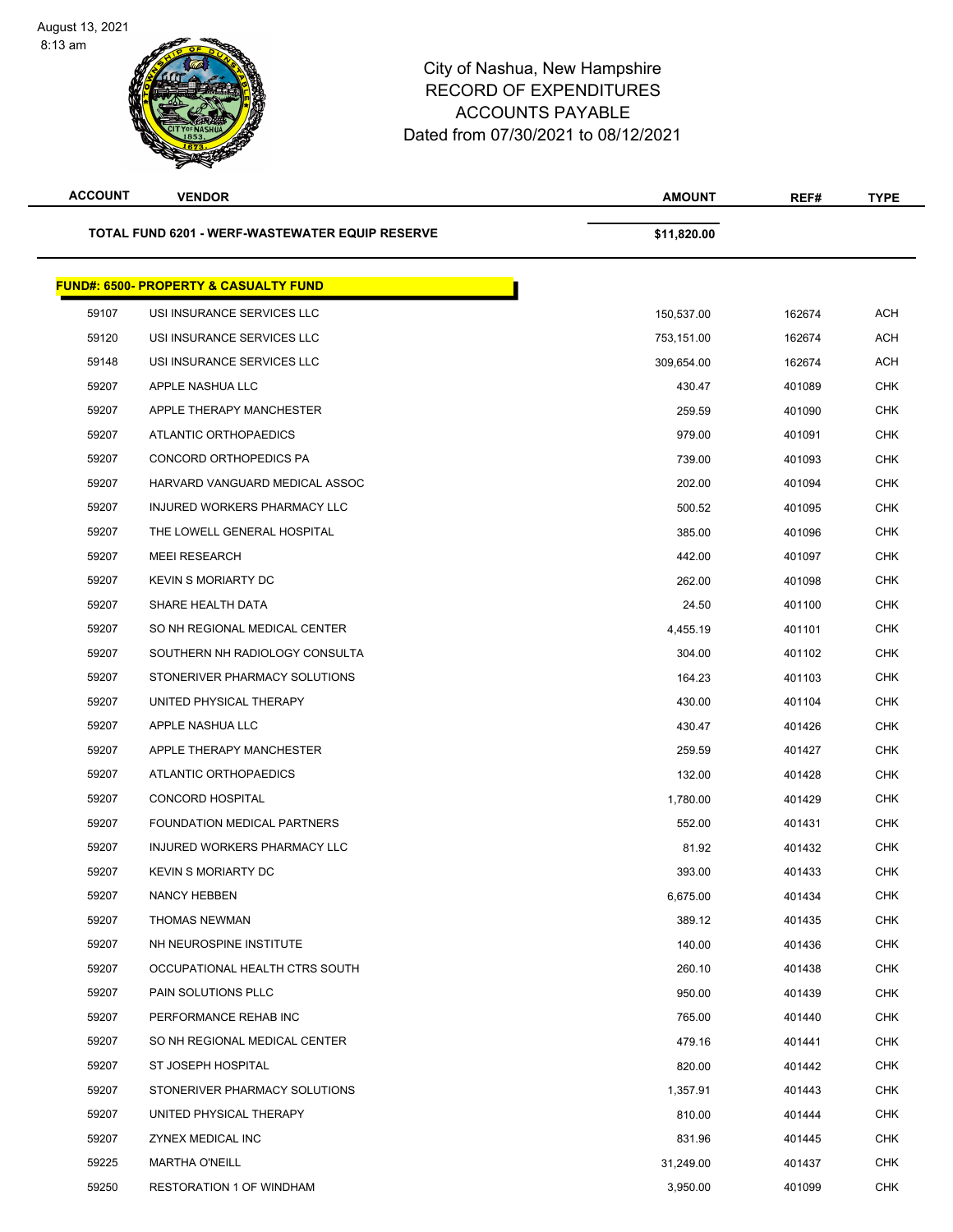City of Nashua, New Hampshire
RECORD OF EXPENDITURES
ACCOUNTS PAYABLE
Dated from 07/30/2021 to 08/12/2021

| ACCOUNT | VENDOR | AMOUNT | REF# | TYPE |
|---|---|---|---|---|
| **TOTAL FUND 6201 - WERF-WASTEWATER EQUIP RESERVE** | | **$11,820.00** | | |

**FUND#: 6500- PROPERTY & CASUALTY FUND**

| ACCOUNT | VENDOR | AMOUNT | REF# | TYPE |
|---|---|---|---|---|
| 59107 | USI INSURANCE SERVICES LLC | 150,537.00 | 162674 | ACH |
| 59120 | USI INSURANCE SERVICES LLC | 753,151.00 | 162674 | ACH |
| 59148 | USI INSURANCE SERVICES LLC | 309,654.00 | 162674 | ACH |
| 59207 | APPLE NASHUA LLC | 430.47 | 401089 | CHK |
| 59207 | APPLE THERAPY MANCHESTER | 259.59 | 401090 | CHK |
| 59207 | ATLANTIC ORTHOPAEDICS | 979.00 | 401091 | CHK |
| 59207 | CONCORD ORTHOPEDICS PA | 739.00 | 401093 | CHK |
| 59207 | HARVARD VANGUARD MEDICAL ASSOC | 202.00 | 401094 | CHK |
| 59207 | INJURED WORKERS PHARMACY LLC | 500.52 | 401095 | CHK |
| 59207 | THE LOWELL GENERAL HOSPITAL | 385.00 | 401096 | CHK |
| 59207 | MEEI RESEARCH | 442.00 | 401097 | CHK |
| 59207 | KEVIN S MORIARTY DC | 262.00 | 401098 | CHK |
| 59207 | SHARE HEALTH DATA | 24.50 | 401100 | CHK |
| 59207 | SO NH REGIONAL MEDICAL CENTER | 4,455.19 | 401101 | CHK |
| 59207 | SOUTHERN NH RADIOLOGY CONSULTA | 304.00 | 401102 | CHK |
| 59207 | STONERIVER PHARMACY SOLUTIONS | 164.23 | 401103 | CHK |
| 59207 | UNITED PHYSICAL THERAPY | 430.00 | 401104 | CHK |
| 59207 | APPLE NASHUA LLC | 430.47 | 401426 | CHK |
| 59207 | APPLE THERAPY MANCHESTER | 259.59 | 401427 | CHK |
| 59207 | ATLANTIC ORTHOPAEDICS | 132.00 | 401428 | CHK |
| 59207 | CONCORD HOSPITAL | 1,780.00 | 401429 | CHK |
| 59207 | FOUNDATION MEDICAL PARTNERS | 552.00 | 401431 | CHK |
| 59207 | INJURED WORKERS PHARMACY LLC | 81.92 | 401432 | CHK |
| 59207 | KEVIN S MORIARTY DC | 393.00 | 401433 | CHK |
| 59207 | NANCY HEBBEN | 6,675.00 | 401434 | CHK |
| 59207 | THOMAS NEWMAN | 389.12 | 401435 | CHK |
| 59207 | NH NEUROSPINE INSTITUTE | 140.00 | 401436 | CHK |
| 59207 | OCCUPATIONAL HEALTH CTRS SOUTH | 260.10 | 401438 | CHK |
| 59207 | PAIN SOLUTIONS PLLC | 950.00 | 401439 | CHK |
| 59207 | PERFORMANCE REHAB INC | 765.00 | 401440 | CHK |
| 59207 | SO NH REGIONAL MEDICAL CENTER | 479.16 | 401441 | CHK |
| 59207 | ST JOSEPH HOSPITAL | 820.00 | 401442 | CHK |
| 59207 | STONERIVER PHARMACY SOLUTIONS | 1,357.91 | 401443 | CHK |
| 59207 | UNITED PHYSICAL THERAPY | 810.00 | 401444 | CHK |
| 59207 | ZYNEX MEDICAL INC | 831.96 | 401445 | CHK |
| 59225 | MARTHA O'NEILL | 31,249.00 | 401437 | CHK |
| 59250 | RESTORATION 1 OF WINDHAM | 3,950.00 | 401099 | CHK |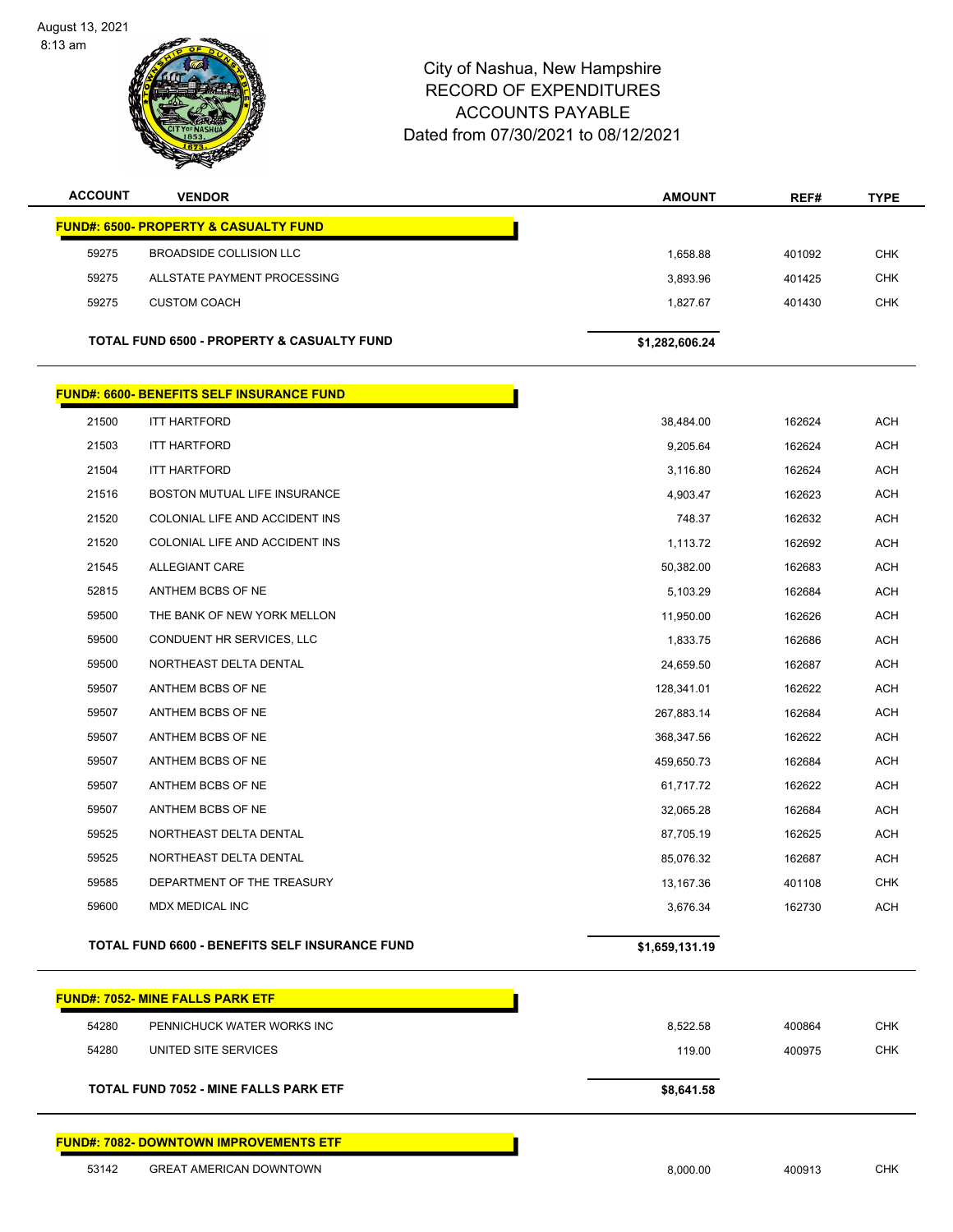# City of Nashua, New Hampshire
## RECORD OF EXPENDITURES
## ACCOUNTS PAYABLE
## Dated from 07/30/2021 to 08/12/2021

| ACCOUNT | VENDOR | AMOUNT | REF# | TYPE |
|---|---|---|---|---|
| **FUND#: 6500- PROPERTY & CASUALTY FUND** | | | | |
| 59275 | BROADSIDE COLLISION LLC | 1,658.88 | 401092 | CHK |
| 59275 | ALLSTATE PAYMENT PROCESSING | 3,893.96 | 401425 | CHK |
| 59275 | CUSTOM COACH | 1,827.67 | 401430 | CHK |
| | **TOTAL FUND 6500 - PROPERTY & CASUALTY FUND** | **$1,282,606.24** | | |
| **FUND#: 6600- BENEFITS SELF INSURANCE FUND** | | | | |
| 21500 | ITT HARTFORD | 38,484.00 | 162624 | ACH |
| 21503 | ITT HARTFORD | 9,205.64 | 162624 | ACH |
| 21504 | ITT HARTFORD | 3,116.80 | 162624 | ACH |
| 21516 | BOSTON MUTUAL LIFE INSURANCE | 4,903.47 | 162623 | ACH |
| 21520 | COLONIAL LIFE AND ACCIDENT INS | 748.37 | 162632 | ACH |
| 21520 | COLONIAL LIFE AND ACCIDENT INS | 1,113.72 | 162692 | ACH |
| 21545 | ALLEGIANT CARE | 50,382.00 | 162683 | ACH |
| 52815 | ANTHEM BCBS OF NE | 5,103.29 | 162684 | ACH |
| 59500 | THE BANK OF NEW YORK MELLON | 11,950.00 | 162626 | ACH |
| 59500 | CONDUENT HR SERVICES, LLC | 1,833.75 | 162686 | ACH |
| 59500 | NORTHEAST DELTA DENTAL | 24,659.50 | 162687 | ACH |
| 59507 | ANTHEM BCBS OF NE | 128,341.01 | 162622 | ACH |
| 59507 | ANTHEM BCBS OF NE | 267,883.14 | 162684 | ACH |
| 59507 | ANTHEM BCBS OF NE | 368,347.56 | 162622 | ACH |
| 59507 | ANTHEM BCBS OF NE | 459,650.73 | 162684 | ACH |
| 59507 | ANTHEM BCBS OF NE | 61,717.72 | 162622 | ACH |
| 59507 | ANTHEM BCBS OF NE | 32,065.28 | 162684 | ACH |
| 59525 | NORTHEAST DELTA DENTAL | 87,705.19 | 162625 | ACH |
| 59525 | NORTHEAST DELTA DENTAL | 85,076.32 | 162687 | ACH |
| 59585 | DEPARTMENT OF THE TREASURY | 13,167.36 | 401108 | CHK |
| 59600 | MDX MEDICAL INC | 3,676.34 | 162730 | ACH |
| | **TOTAL FUND 6600 - BENEFITS SELF INSURANCE FUND** | **$1,659,131.19** | | |
| **FUND#: 7052- MINE FALLS PARK ETF** | | | | |
| 54280 | PENNICHUCK WATER WORKS INC | 8,522.58 | 400864 | CHK |
| 54280 | UNITED SITE SERVICES | 119.00 | 400975 | CHK |
| | **TOTAL FUND 7052 - MINE FALLS PARK ETF** | **$8,641.58** | | |
| **FUND#: 7082- DOWNTOWN IMPROVEMENTS ETF** | | | | |
| 53142 | GREAT AMERICAN DOWNTOWN | 8,000.00 | 400913 | CHK |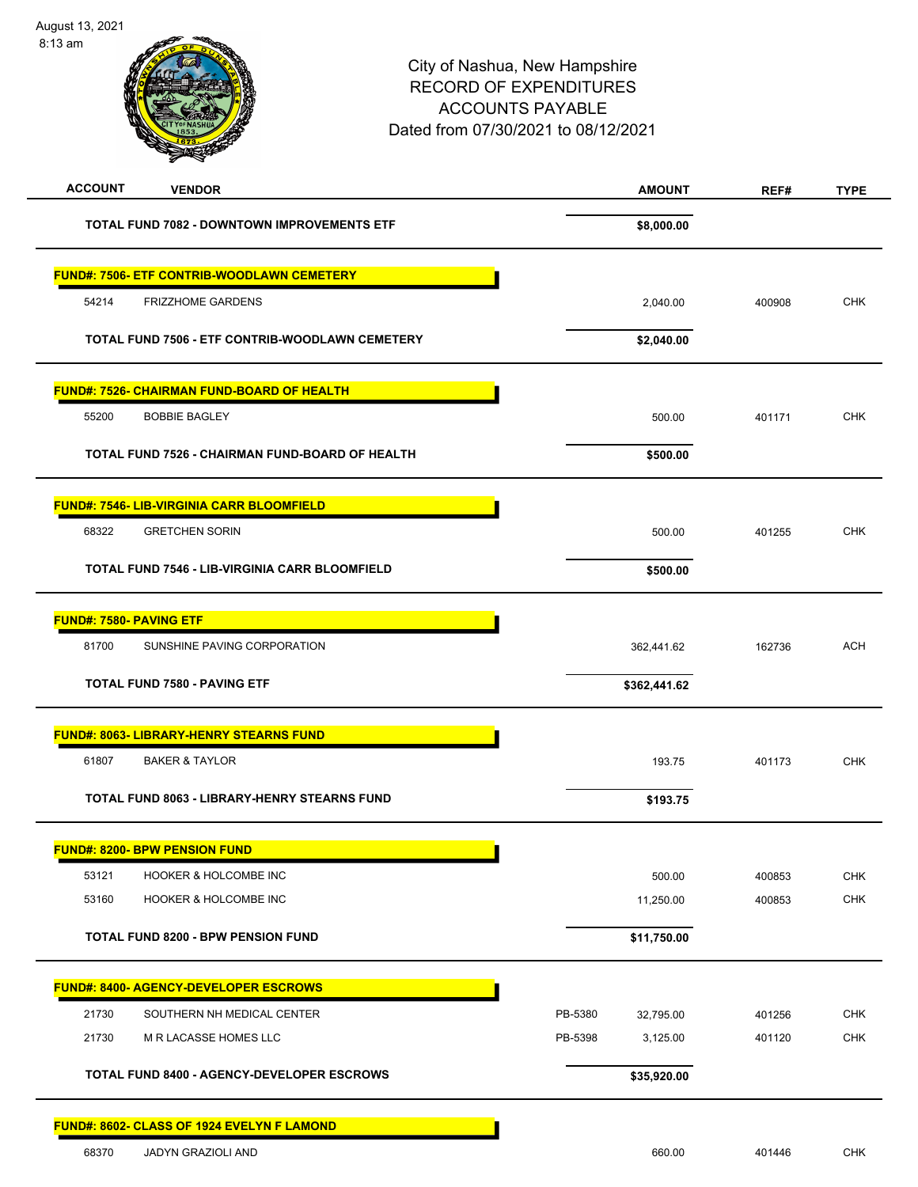# City of Nashua, New Hampshire
## RECORD OF EXPENDITURES
## ACCOUNTS PAYABLE
### Dated from 07/30/2021 to 08/12/2021

| ACCOUNT | VENDOR | | AMOUNT | REF# | TYPE |
|---|---|---|---|---|---|
| | **TOTAL FUND 7082 - DOWNTOWN IMPROVEMENTS ETF** | | **$8,000.00** | | |
| **FUND#: 7506- ETF CONTRIB-WOODLAWN CEMETERY** | | | | | |
| 54214 | FRIZZHOME GARDENS | | 2,040.00 | 400908 | CHK |
| | **TOTAL FUND 7506 - ETF CONTRIB-WOODLAWN CEMETERY** | | **$2,040.00** | | |
| **FUND#: 7526- CHAIRMAN FUND-BOARD OF HEALTH** | | | | | |
| 55200 | BOBBIE BAGLEY | | 500.00 | 401171 | CHK |
| | **TOTAL FUND 7526 - CHAIRMAN FUND-BOARD OF HEALTH** | | **$500.00** | | |
| **FUND#: 7546- LIB-VIRGINIA CARR BLOOMFIELD** | | | | | |
| 68322 | GRETCHEN SORIN | | 500.00 | 401255 | CHK |
| | **TOTAL FUND 7546 - LIB-VIRGINIA CARR BLOOMFIELD** | | **$500.00** | | |
| **FUND#: 7580- PAVING ETF** | | | | | |
| 81700 | SUNSHINE PAVING CORPORATION | | 362,441.62 | 162736 | ACH |
| | **TOTAL FUND 7580 - PAVING ETF** | | **$362,441.62** | | |
| **FUND#: 8063- LIBRARY-HENRY STEARNS FUND** | | | | | |
| 61807 | BAKER & TAYLOR | | 193.75 | 401173 | CHK |
| | **TOTAL FUND 8063 - LIBRARY-HENRY STEARNS FUND** | | **$193.75** | | |
| **FUND#: 8200- BPW PENSION FUND** | | | | | |
| 53121 | HOOKER & HOLCOMBE INC | | 500.00 | 400853 | CHK |
| 53160 | HOOKER & HOLCOMBE INC | | 11,250.00 | 400853 | CHK |
| | **TOTAL FUND 8200 - BPW PENSION FUND** | | **$11,750.00** | | |
| **FUND#: 8400- AGENCY-DEVELOPER ESCROWS** | | | | | |
| 21730 | SOUTHERN NH MEDICAL CENTER | PB-5380 | 32,795.00 | 401256 | CHK |
| 21730 | M R LACASSE HOMES LLC | PB-5398 | 3,125.00 | 401120 | CHK |
| | **TOTAL FUND 8400 - AGENCY-DEVELOPER ESCROWS** | | **$35,920.00** | | |
| **FUND#: 8602- CLASS OF 1924 EVELYN F LAMOND** | | | | | |
| 68370 | JADYN GRAZIOLI AND | | 660.00 | 401446 | CHK |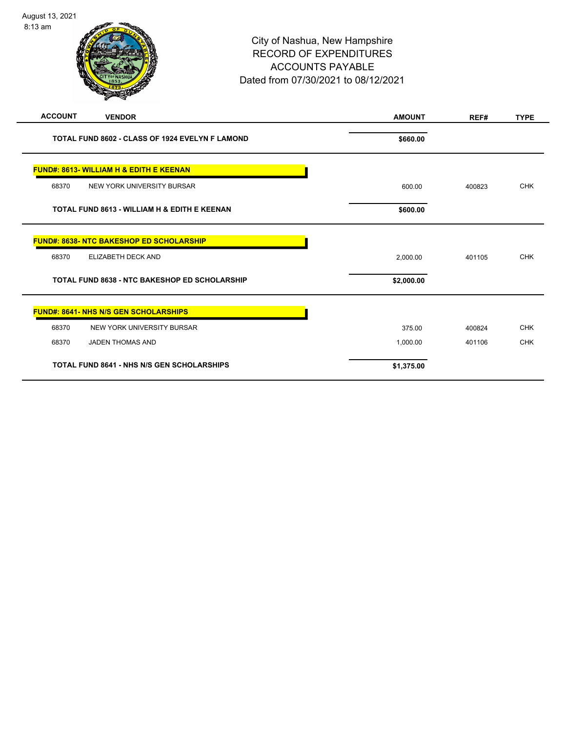City of Nashua, New Hampshire
RECORD OF EXPENDITURES
ACCOUNTS PAYABLE
Dated from 07/30/2021 to 08/12/2021

| ACCOUNT | VENDOR | AMOUNT | REF# | TYPE |
|---|---|---|---|---|
| | **TOTAL FUND 8602 - CLASS OF 1924 EVELYN F LAMOND** | **$660.00** | | |
| | **FUND#: 8613- WILLIAM H & EDITH E KEENAN** | | | |
| 68370 | NEW YORK UNIVERSITY BURSAR | 600.00 | 400823 | CHK |
| | **TOTAL FUND 8613 - WILLIAM H & EDITH E KEENAN** | **$600.00** | | |
| | **FUND#: 8638- NTC BAKESHOP ED SCHOLARSHIP** | | | |
| 68370 | ELIZABETH DECK AND | 2,000.00 | 401105 | CHK |
| | **TOTAL FUND 8638 - NTC BAKESHOP ED SCHOLARSHIP** | **$2,000.00** | | |
| | **FUND#: 8641- NHS N/S GEN SCHOLARSHIPS** | | | |
| 68370 | NEW YORK UNIVERSITY BURSAR | 375.00 | 400824 | CHK |
| 68370 | JADEN THOMAS AND | 1,000.00 | 401106 | CHK |
| | **TOTAL FUND 8641 - NHS N/S GEN SCHOLARSHIPS** | **$1,375.00** | | |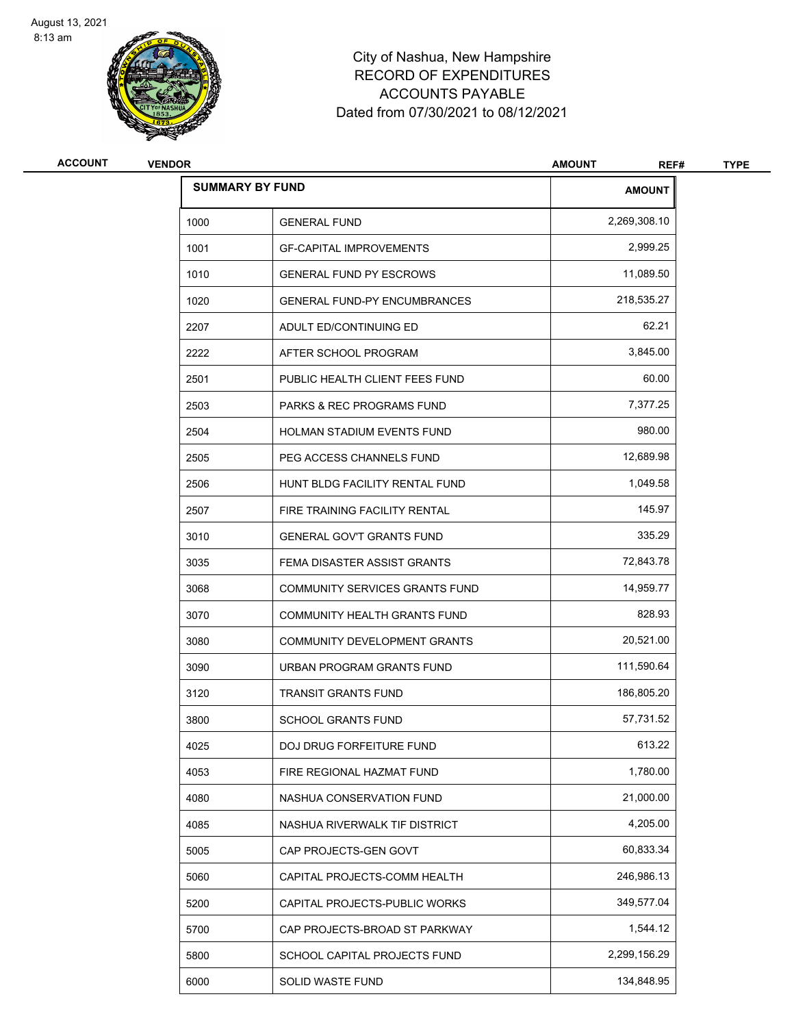City of Nashua, New Hampshire
RECORD OF EXPENDITURES
ACCOUNTS PAYABLE
Dated from 07/30/2021 to 08/12/2021

| ACCOUNT | VENDOR | AMOUNT | REF# | TYPE |
|---|---|---|---|---|

**SUMMARY BY FUND**

| | | AMOUNT |
|---|---|---|
| 1000 | GENERAL FUND | 2,269,308.10 |
| 1001 | GF-CAPITAL IMPROVEMENTS | 2,999.25 |
| 1010 | GENERAL FUND PY ESCROWS | 11,089.50 |
| 1020 | GENERAL FUND-PY ENCUMBRANCES | 218,535.27 |
| 2207 | ADULT ED/CONTINUING ED | 62.21 |
| 2222 | AFTER SCHOOL PROGRAM | 3,845.00 |
| 2501 | PUBLIC HEALTH CLIENT FEES FUND | 60.00 |
| 2503 | PARKS & REC PROGRAMS FUND | 7,377.25 |
| 2504 | HOLMAN STADIUM EVENTS FUND | 980.00 |
| 2505 | PEG ACCESS CHANNELS FUND | 12,689.98 |
| 2506 | HUNT BLDG FACILITY RENTAL FUND | 1,049.58 |
| 2507 | FIRE TRAINING FACILITY RENTAL | 145.97 |
| 3010 | GENERAL GOV'T GRANTS FUND | 335.29 |
| 3035 | FEMA DISASTER ASSIST GRANTS | 72,843.78 |
| 3068 | COMMUNITY SERVICES GRANTS FUND | 14,959.77 |
| 3070 | COMMUNITY HEALTH GRANTS FUND | 828.93 |
| 3080 | COMMUNITY DEVELOPMENT GRANTS | 20,521.00 |
| 3090 | URBAN PROGRAM GRANTS FUND | 111,590.64 |
| 3120 | TRANSIT GRANTS FUND | 186,805.20 |
| 3800 | SCHOOL GRANTS FUND | 57,731.52 |
| 4025 | DOJ DRUG FORFEITURE FUND | 613.22 |
| 4053 | FIRE REGIONAL HAZMAT FUND | 1,780.00 |
| 4080 | NASHUA CONSERVATION FUND | 21,000.00 |
| 4085 | NASHUA RIVERWALK TIF DISTRICT | 4,205.00 |
| 5005 | CAP PROJECTS-GEN GOVT | 60,833.34 |
| 5060 | CAPITAL PROJECTS-COMM HEALTH | 246,986.13 |
| 5200 | CAPITAL PROJECTS-PUBLIC WORKS | 349,577.04 |
| 5700 | CAP PROJECTS-BROAD ST PARKWAY | 1,544.12 |
| 5800 | SCHOOL CAPITAL PROJECTS FUND | 2,299,156.29 |
| 6000 | SOLID WASTE FUND | 134,848.95 |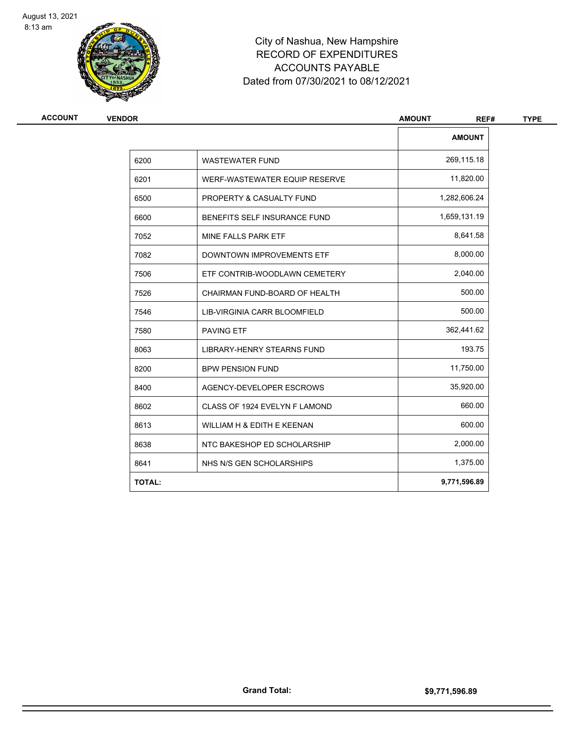City of Nashua, New Hampshire
RECORD OF EXPENDITURES
ACCOUNTS PAYABLE
Dated from 07/30/2021 to 08/12/2021

| ACCOUNT | VENDOR | AMOUNT | REF# | TYPE |
|---|---|---|---|---|

| | | AMOUNT |
|---|---|---|
| 6200 | WASTEWATER FUND | 269,115.18 |
| 6201 | WERF-WASTEWATER EQUIP RESERVE | 11,820.00 |
| 6500 | PROPERTY & CASUALTY FUND | 1,282,606.24 |
| 6600 | BENEFITS SELF INSURANCE FUND | 1,659,131.19 |
| 7052 | MINE FALLS PARK ETF | 8,641.58 |
| 7082 | DOWNTOWN IMPROVEMENTS ETF | 8,000.00 |
| 7506 | ETF CONTRIB-WOODLAWN CEMETERY | 2,040.00 |
| 7526 | CHAIRMAN FUND-BOARD OF HEALTH | 500.00 |
| 7546 | LIB-VIRGINIA CARR BLOOMFIELD | 500.00 |
| 7580 | PAVING ETF | 362,441.62 |
| 8063 | LIBRARY-HENRY STEARNS FUND | 193.75 |
| 8200 | BPW PENSION FUND | 11,750.00 |
| 8400 | AGENCY-DEVELOPER ESCROWS | 35,920.00 |
| 8602 | CLASS OF 1924 EVELYN F LAMOND | 660.00 |
| 8613 | WILLIAM H & EDITH E KEENAN | 600.00 |
| 8638 | NTC BAKESHOP ED SCHOLARSHIP | 2,000.00 |
| 8641 | NHS N/S GEN SCHOLARSHIPS | 1,375.00 |
| **TOTAL:** | | **9,771,596.89** |

**Grand Total:** **$9,771,596.89**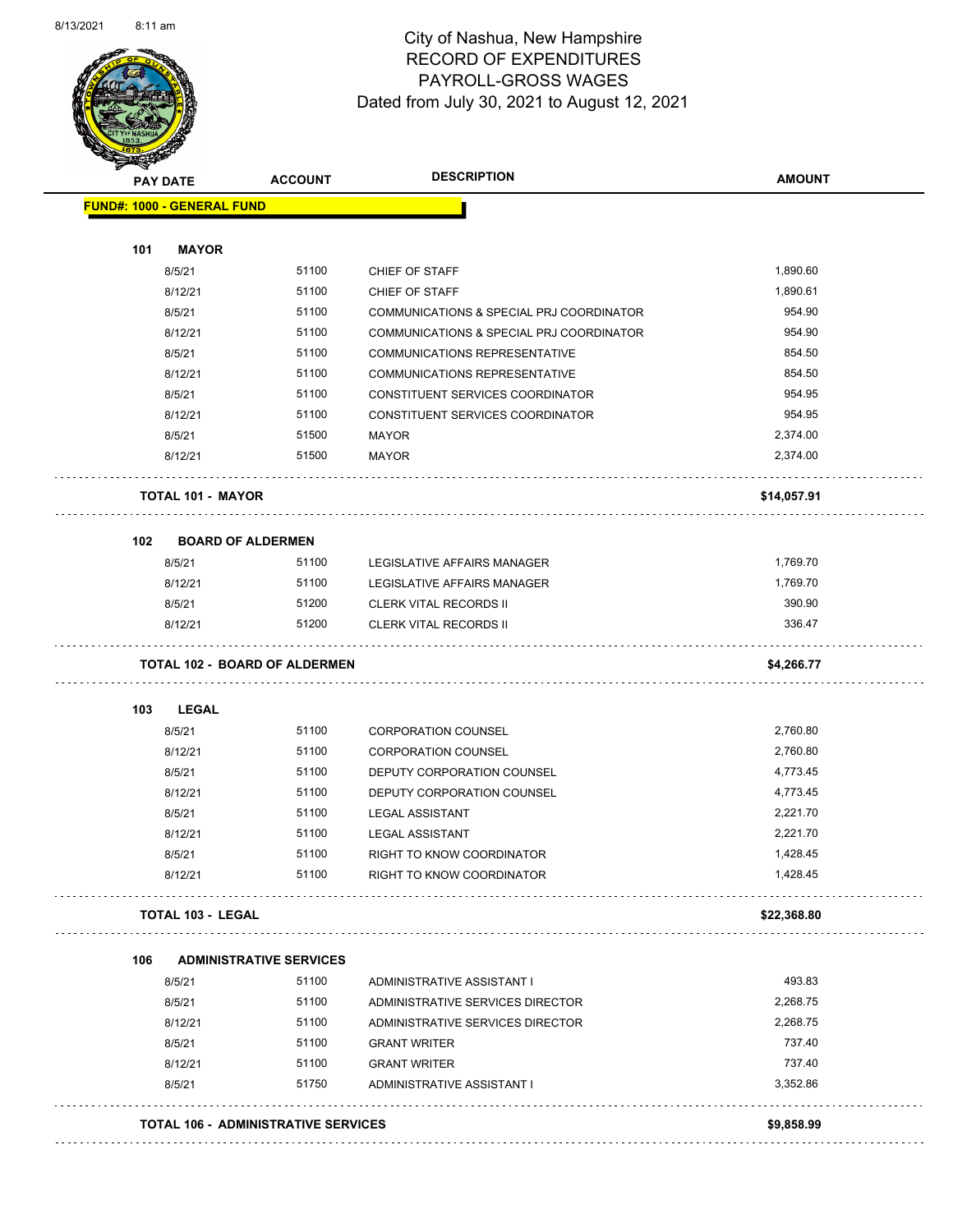# City of Nashua, New Hampshire
## RECORD OF EXPENDITURES
## PAYROLL-GROSS WAGES
## Dated from July 30, 2021 to August 12, 2021

| PAY DATE | ACCOUNT | DESCRIPTION | AMOUNT |
|---|---|---|---|
| **FUND#: 1000 - GENERAL FUND** | | | |
| **101 MAYOR** | | | |
| 8/5/21 | 51100 | CHIEF OF STAFF | 1,890.60 |
| 8/12/21 | 51100 | CHIEF OF STAFF | 1,890.61 |
| 8/5/21 | 51100 | COMMUNICATIONS & SPECIAL PRJ COORDINATOR | 954.90 |
| 8/12/21 | 51100 | COMMUNICATIONS & SPECIAL PRJ COORDINATOR | 954.90 |
| 8/5/21 | 51100 | COMMUNICATIONS REPRESENTATIVE | 854.50 |
| 8/12/21 | 51100 | COMMUNICATIONS REPRESENTATIVE | 854.50 |
| 8/5/21 | 51100 | CONSTITUENT SERVICES COORDINATOR | 954.95 |
| 8/12/21 | 51100 | CONSTITUENT SERVICES COORDINATOR | 954.95 |
| 8/5/21 | 51500 | MAYOR | 2,374.00 |
| 8/12/21 | 51500 | MAYOR | 2,374.00 |
| **TOTAL 101 - MAYOR** | | | **$14,057.91** |
| **102 BOARD OF ALDERMEN** | | | |
| 8/5/21 | 51100 | LEGISLATIVE AFFAIRS MANAGER | 1,769.70 |
| 8/12/21 | 51100 | LEGISLATIVE AFFAIRS MANAGER | 1,769.70 |
| 8/5/21 | 51200 | CLERK VITAL RECORDS II | 390.90 |
| 8/12/21 | 51200 | CLERK VITAL RECORDS II | 336.47 |
| **TOTAL 102 - BOARD OF ALDERMEN** | | | **$4,266.77** |
| **103 LEGAL** | | | |
| 8/5/21 | 51100 | CORPORATION COUNSEL | 2,760.80 |
| 8/12/21 | 51100 | CORPORATION COUNSEL | 2,760.80 |
| 8/5/21 | 51100 | DEPUTY CORPORATION COUNSEL | 4,773.45 |
| 8/12/21 | 51100 | DEPUTY CORPORATION COUNSEL | 4,773.45 |
| 8/5/21 | 51100 | LEGAL ASSISTANT | 2,221.70 |
| 8/12/21 | 51100 | LEGAL ASSISTANT | 2,221.70 |
| 8/5/21 | 51100 | RIGHT TO KNOW COORDINATOR | 1,428.45 |
| 8/12/21 | 51100 | RIGHT TO KNOW COORDINATOR | 1,428.45 |
| **TOTAL 103 - LEGAL** | | | **$22,368.80** |
| **106 ADMINISTRATIVE SERVICES** | | | |
| 8/5/21 | 51100 | ADMINISTRATIVE ASSISTANT I | 493.83 |
| 8/5/21 | 51100 | ADMINISTRATIVE SERVICES DIRECTOR | 2,268.75 |
| 8/12/21 | 51100 | ADMINISTRATIVE SERVICES DIRECTOR | 2,268.75 |
| 8/5/21 | 51100 | GRANT WRITER | 737.40 |
| 8/12/21 | 51100 | GRANT WRITER | 737.40 |
| 8/5/21 | 51750 | ADMINISTRATIVE ASSISTANT I | 3,352.86 |
| **TOTAL 106 - ADMINISTRATIVE SERVICES** | | | **$9,858.99** |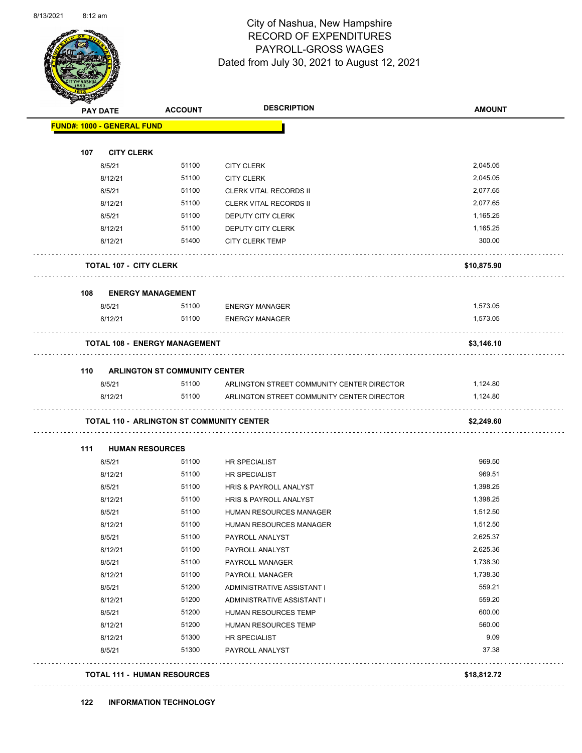City of Nashua, New Hampshire
RECORD OF EXPENDITURES
PAYROLL-GROSS WAGES
Dated from July 30, 2021 to August 12, 2021

| PAY DATE | ACCOUNT | DESCRIPTION | AMOUNT |
|---|---|---|---|
| **FUND#: 1000 - GENERAL FUND** | | | |
| **107 CITY CLERK** | | | |
| 8/5/21 | 51100 | CITY CLERK | 2,045.05 |
| 8/12/21 | 51100 | CITY CLERK | 2,045.05 |
| 8/5/21 | 51100 | CLERK VITAL RECORDS II | 2,077.65 |
| 8/12/21 | 51100 | CLERK VITAL RECORDS II | 2,077.65 |
| 8/5/21 | 51100 | DEPUTY CITY CLERK | 1,165.25 |
| 8/12/21 | 51100 | DEPUTY CITY CLERK | 1,165.25 |
| 8/12/21 | 51400 | CITY CLERK TEMP | 300.00 |
| **TOTAL 107 - CITY CLERK** | | | **$10,875.90** |
| **108 ENERGY MANAGEMENT** | | | |
| 8/5/21 | 51100 | ENERGY MANAGER | 1,573.05 |
| 8/12/21 | 51100 | ENERGY MANAGER | 1,573.05 |
| **TOTAL 108 - ENERGY MANAGEMENT** | | | **$3,146.10** |
| **110 ARLINGTON ST COMMUNITY CENTER** | | | |
| 8/5/21 | 51100 | ARLINGTON STREET COMMUNITY CENTER DIRECTOR | 1,124.80 |
| 8/12/21 | 51100 | ARLINGTON STREET COMMUNITY CENTER DIRECTOR | 1,124.80 |
| **TOTAL 110 - ARLINGTON ST COMMUNITY CENTER** | | | **$2,249.60** |
| **111 HUMAN RESOURCES** | | | |
| 8/5/21 | 51100 | HR SPECIALIST | 969.50 |
| 8/12/21 | 51100 | HR SPECIALIST | 969.51 |
| 8/5/21 | 51100 | HRIS & PAYROLL ANALYST | 1,398.25 |
| 8/12/21 | 51100 | HRIS & PAYROLL ANALYST | 1,398.25 |
| 8/5/21 | 51100 | HUMAN RESOURCES MANAGER | 1,512.50 |
| 8/12/21 | 51100 | HUMAN RESOURCES MANAGER | 1,512.50 |
| 8/5/21 | 51100 | PAYROLL ANALYST | 2,625.37 |
| 8/12/21 | 51100 | PAYROLL ANALYST | 2,625.36 |
| 8/5/21 | 51100 | PAYROLL MANAGER | 1,738.30 |
| 8/12/21 | 51100 | PAYROLL MANAGER | 1,738.30 |
| 8/5/21 | 51200 | ADMINISTRATIVE ASSISTANT I | 559.21 |
| 8/12/21 | 51200 | ADMINISTRATIVE ASSISTANT I | 559.20 |
| 8/5/21 | 51200 | HUMAN RESOURCES TEMP | 600.00 |
| 8/12/21 | 51200 | HUMAN RESOURCES TEMP | 560.00 |
| 8/12/21 | 51300 | HR SPECIALIST | 9.09 |
| 8/5/21 | 51300 | PAYROLL ANALYST | 37.38 |
| **TOTAL 111 - HUMAN RESOURCES** | | | **$18,812.72** |
| **122 INFORMATION TECHNOLOGY** | | | |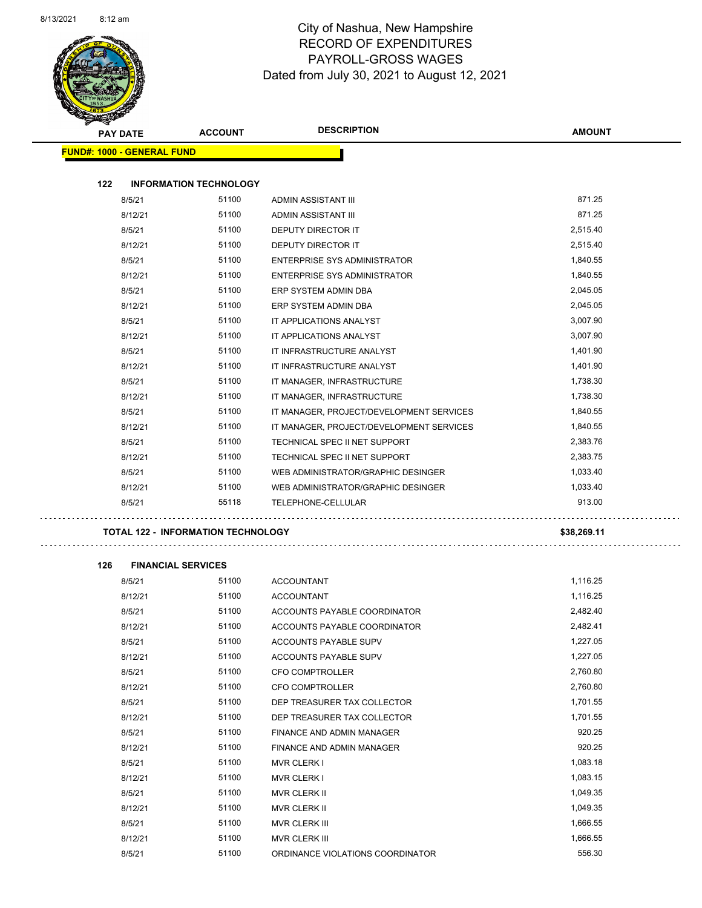# City of Nashua, New Hampshire
## RECORD OF EXPENDITURES
## PAYROLL-GROSS WAGES
## Dated from July 30, 2021 to August 12, 2021

| PAY DATE | ACCOUNT | DESCRIPTION | AMOUNT |
|---|---|---|---|
| **FUND#: 1000 - GENERAL FUND** | | | |
| **122 INFORMATION TECHNOLOGY** | | | |
| 8/5/21 | 51100 | ADMIN ASSISTANT III | 871.25 |
| 8/12/21 | 51100 | ADMIN ASSISTANT III | 871.25 |
| 8/5/21 | 51100 | DEPUTY DIRECTOR IT | 2,515.40 |
| 8/12/21 | 51100 | DEPUTY DIRECTOR IT | 2,515.40 |
| 8/5/21 | 51100 | ENTERPRISE SYS ADMINISTRATOR | 1,840.55 |
| 8/12/21 | 51100 | ENTERPRISE SYS ADMINISTRATOR | 1,840.55 |
| 8/5/21 | 51100 | ERP SYSTEM ADMIN DBA | 2,045.05 |
| 8/12/21 | 51100 | ERP SYSTEM ADMIN DBA | 2,045.05 |
| 8/5/21 | 51100 | IT APPLICATIONS ANALYST | 3,007.90 |
| 8/12/21 | 51100 | IT APPLICATIONS ANALYST | 3,007.90 |
| 8/5/21 | 51100 | IT INFRASTRUCTURE ANALYST | 1,401.90 |
| 8/12/21 | 51100 | IT INFRASTRUCTURE ANALYST | 1,401.90 |
| 8/5/21 | 51100 | IT MANAGER, INFRASTRUCTURE | 1,738.30 |
| 8/12/21 | 51100 | IT MANAGER, INFRASTRUCTURE | 1,738.30 |
| 8/5/21 | 51100 | IT MANAGER, PROJECT/DEVELOPMENT SERVICES | 1,840.55 |
| 8/12/21 | 51100 | IT MANAGER, PROJECT/DEVELOPMENT SERVICES | 1,840.55 |
| 8/5/21 | 51100 | TECHNICAL SPEC II NET SUPPORT | 2,383.76 |
| 8/12/21 | 51100 | TECHNICAL SPEC II NET SUPPORT | 2,383.75 |
| 8/5/21 | 51100 | WEB ADMINISTRATOR/GRAPHIC DESINGER | 1,033.40 |
| 8/12/21 | 51100 | WEB ADMINISTRATOR/GRAPHIC DESINGER | 1,033.40 |
| 8/5/21 | 55118 | TELEPHONE-CELLULAR | 913.00 |
| **TOTAL 122 - INFORMATION TECHNOLOGY** | | | **$38,269.11** |
| **126 FINANCIAL SERVICES** | | | |
| 8/5/21 | 51100 | ACCOUNTANT | 1,116.25 |
| 8/12/21 | 51100 | ACCOUNTANT | 1,116.25 |
| 8/5/21 | 51100 | ACCOUNTS PAYABLE COORDINATOR | 2,482.40 |
| 8/12/21 | 51100 | ACCOUNTS PAYABLE COORDINATOR | 2,482.41 |
| 8/5/21 | 51100 | ACCOUNTS PAYABLE SUPV | 1,227.05 |
| 8/12/21 | 51100 | ACCOUNTS PAYABLE SUPV | 1,227.05 |
| 8/5/21 | 51100 | CFO COMPTROLLER | 2,760.80 |
| 8/12/21 | 51100 | CFO COMPTROLLER | 2,760.80 |
| 8/5/21 | 51100 | DEP TREASURER TAX COLLECTOR | 1,701.55 |
| 8/12/21 | 51100 | DEP TREASURER TAX COLLECTOR | 1,701.55 |
| 8/5/21 | 51100 | FINANCE AND ADMIN MANAGER | 920.25 |
| 8/12/21 | 51100 | FINANCE AND ADMIN MANAGER | 920.25 |
| 8/5/21 | 51100 | MVR CLERK I | 1,083.18 |
| 8/12/21 | 51100 | MVR CLERK I | 1,083.15 |
| 8/5/21 | 51100 | MVR CLERK II | 1,049.35 |
| 8/12/21 | 51100 | MVR CLERK II | 1,049.35 |
| 8/5/21 | 51100 | MVR CLERK III | 1,666.55 |
| 8/12/21 | 51100 | MVR CLERK III | 1,666.55 |
| 8/5/21 | 51100 | ORDINANCE VIOLATIONS COORDINATOR | 556.30 |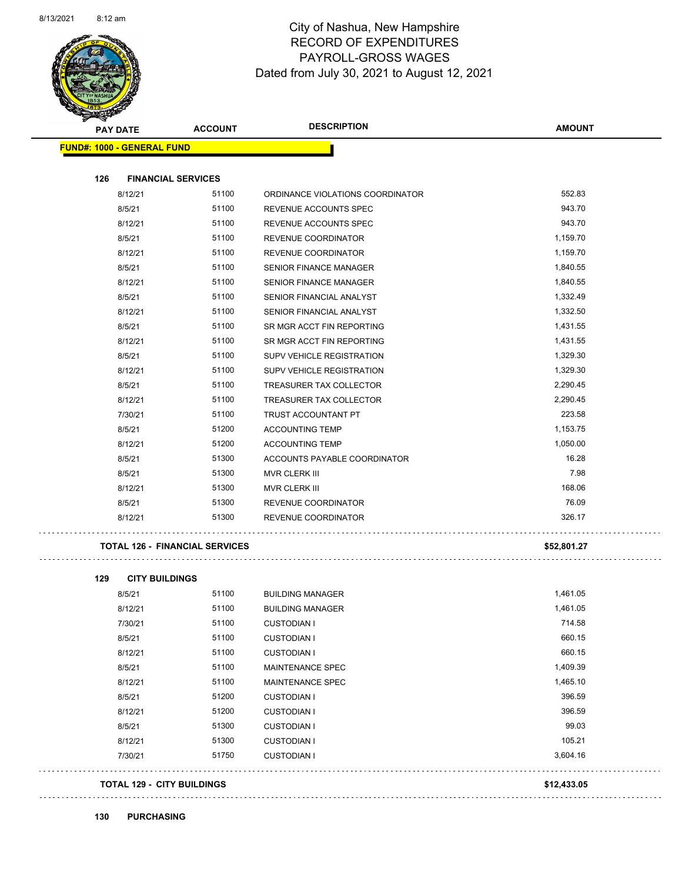# City of Nashua, New Hampshire
## RECORD OF EXPENDITURES
## PAYROLL-GROSS WAGES
### Dated from July 30, 2021 to August 12, 2021

| PAY DATE | ACCOUNT | DESCRIPTION | AMOUNT |
|---|---|---|---|
| **FUND#: 1000 - GENERAL FUND** | | | |
| **126 FINANCIAL SERVICES** | | | |
| 8/12/21 | 51100 | ORDINANCE VIOLATIONS COORDINATOR | 552.83 |
| 8/5/21 | 51100 | REVENUE ACCOUNTS SPEC | 943.70 |
| 8/12/21 | 51100 | REVENUE ACCOUNTS SPEC | 943.70 |
| 8/5/21 | 51100 | REVENUE COORDINATOR | 1,159.70 |
| 8/12/21 | 51100 | REVENUE COORDINATOR | 1,159.70 |
| 8/5/21 | 51100 | SENIOR FINANCE MANAGER | 1,840.55 |
| 8/12/21 | 51100 | SENIOR FINANCE MANAGER | 1,840.55 |
| 8/5/21 | 51100 | SENIOR FINANCIAL ANALYST | 1,332.49 |
| 8/12/21 | 51100 | SENIOR FINANCIAL ANALYST | 1,332.50 |
| 8/5/21 | 51100 | SR MGR ACCT FIN REPORTING | 1,431.55 |
| 8/12/21 | 51100 | SR MGR ACCT FIN REPORTING | 1,431.55 |
| 8/5/21 | 51100 | SUPV VEHICLE REGISTRATION | 1,329.30 |
| 8/12/21 | 51100 | SUPV VEHICLE REGISTRATION | 1,329.30 |
| 8/5/21 | 51100 | TREASURER TAX COLLECTOR | 2,290.45 |
| 8/12/21 | 51100 | TREASURER TAX COLLECTOR | 2,290.45 |
| 7/30/21 | 51100 | TRUST ACCOUNTANT PT | 223.58 |
| 8/5/21 | 51200 | ACCOUNTING TEMP | 1,153.75 |
| 8/12/21 | 51200 | ACCOUNTING TEMP | 1,050.00 |
| 8/5/21 | 51300 | ACCOUNTS PAYABLE COORDINATOR | 16.28 |
| 8/5/21 | 51300 | MVR CLERK III | 7.98 |
| 8/12/21 | 51300 | MVR CLERK III | 168.06 |
| 8/5/21 | 51300 | REVENUE COORDINATOR | 76.09 |
| 8/12/21 | 51300 | REVENUE COORDINATOR | 326.17 |
| **TOTAL 126 - FINANCIAL SERVICES** | | | **$52,801.27** |
| **129 CITY BUILDINGS** | | | |
| 8/5/21 | 51100 | BUILDING MANAGER | 1,461.05 |
| 8/12/21 | 51100 | BUILDING MANAGER | 1,461.05 |
| 7/30/21 | 51100 | CUSTODIAN I | 714.58 |
| 8/5/21 | 51100 | CUSTODIAN I | 660.15 |
| 8/12/21 | 51100 | CUSTODIAN I | 660.15 |
| 8/5/21 | 51100 | MAINTENANCE SPEC | 1,409.39 |
| 8/12/21 | 51100 | MAINTENANCE SPEC | 1,465.10 |
| 8/5/21 | 51200 | CUSTODIAN I | 396.59 |
| 8/12/21 | 51200 | CUSTODIAN I | 396.59 |
| 8/5/21 | 51300 | CUSTODIAN I | 99.03 |
| 8/12/21 | 51300 | CUSTODIAN I | 105.21 |
| 7/30/21 | 51750 | CUSTODIAN I | 3,604.16 |
| **TOTAL 129 - CITY BUILDINGS** | | | **$12,433.05** |

**130 PURCHASING**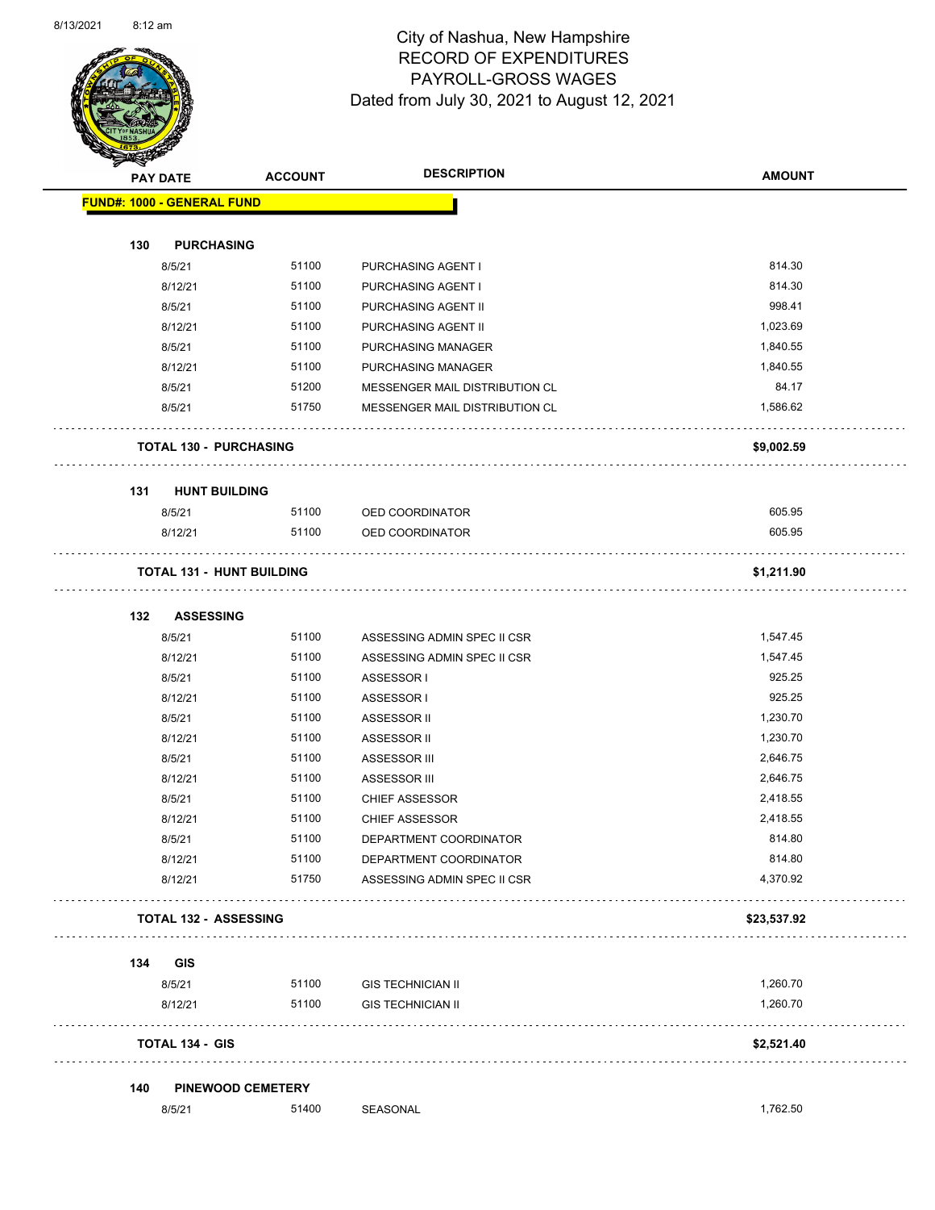City of Nashua, New Hampshire
RECORD OF EXPENDITURES
PAYROLL-GROSS WAGES
Dated from July 30, 2021 to August 12, 2021

| PAY DATE | ACCOUNT | DESCRIPTION | AMOUNT |
|---|---|---|---|
| **FUND#: 1000 - GENERAL FUND** | | | |
| **130 PURCHASING** | | | |
| 8/5/21 | 51100 | PURCHASING AGENT I | 814.30 |
| 8/12/21 | 51100 | PURCHASING AGENT I | 814.30 |
| 8/5/21 | 51100 | PURCHASING AGENT II | 998.41 |
| 8/12/21 | 51100 | PURCHASING AGENT II | 1,023.69 |
| 8/5/21 | 51100 | PURCHASING MANAGER | 1,840.55 |
| 8/12/21 | 51100 | PURCHASING MANAGER | 1,840.55 |
| 8/5/21 | 51200 | MESSENGER MAIL DISTRIBUTION CL | 84.17 |
| 8/5/21 | 51750 | MESSENGER MAIL DISTRIBUTION CL | 1,586.62 |
| **TOTAL 130 - PURCHASING** | | | **$9,002.59** |
| **131 HUNT BUILDING** | | | |
| 8/5/21 | 51100 | OED COORDINATOR | 605.95 |
| 8/12/21 | 51100 | OED COORDINATOR | 605.95 |
| **TOTAL 131 - HUNT BUILDING** | | | **$1,211.90** |
| **132 ASSESSING** | | | |
| 8/5/21 | 51100 | ASSESSING ADMIN SPEC II CSR | 1,547.45 |
| 8/12/21 | 51100 | ASSESSING ADMIN SPEC II CSR | 1,547.45 |
| 8/5/21 | 51100 | ASSESSOR I | 925.25 |
| 8/12/21 | 51100 | ASSESSOR I | 925.25 |
| 8/5/21 | 51100 | ASSESSOR II | 1,230.70 |
| 8/12/21 | 51100 | ASSESSOR II | 1,230.70 |
| 8/5/21 | 51100 | ASSESSOR III | 2,646.75 |
| 8/12/21 | 51100 | ASSESSOR III | 2,646.75 |
| 8/5/21 | 51100 | CHIEF ASSESSOR | 2,418.55 |
| 8/12/21 | 51100 | CHIEF ASSESSOR | 2,418.55 |
| 8/5/21 | 51100 | DEPARTMENT COORDINATOR | 814.80 |
| 8/12/21 | 51100 | DEPARTMENT COORDINATOR | 814.80 |
| 8/12/21 | 51750 | ASSESSING ADMIN SPEC II CSR | 4,370.92 |
| **TOTAL 132 - ASSESSING** | | | **$23,537.92** |
| **134 GIS** | | | |
| 8/5/21 | 51100 | GIS TECHNICIAN II | 1,260.70 |
| 8/12/21 | 51100 | GIS TECHNICIAN II | 1,260.70 |
| **TOTAL 134 - GIS** | | | **$2,521.40** |
| **140 PINEWOOD CEMETERY** | | | |
| 8/5/21 | 51400 | SEASONAL | 1,762.50 |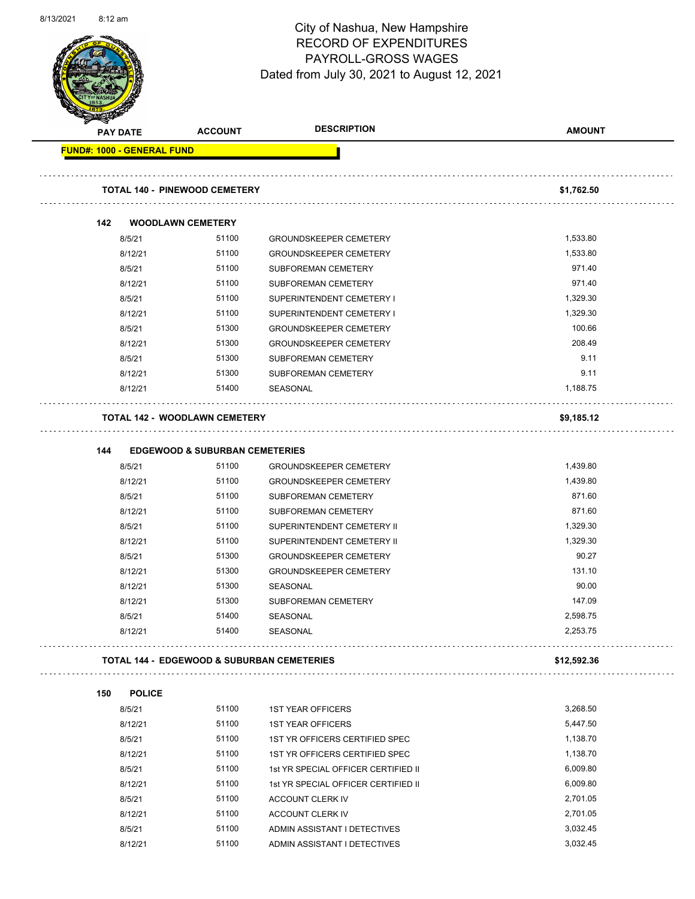# City of Nashua, New Hampshire
## RECORD OF EXPENDITURES
## PAYROLL-GROSS WAGES
## Dated from July 30, 2021 to August 12, 2021

| PAY DATE | ACCOUNT | DESCRIPTION | AMOUNT |
|---|---|---|---|
| **FUND#: 1000 - GENERAL FUND** | | | |
| **TOTAL 140 - PINEWOOD CEMETERY** | | | **$1,762.50** |
| **142 WOODLAWN CEMETERY** | | | |
| 8/5/21 | 51100 | GROUNDSKEEPER CEMETERY | 1,533.80 |
| 8/12/21 | 51100 | GROUNDSKEEPER CEMETERY | 1,533.80 |
| 8/5/21 | 51100 | SUBFOREMAN CEMETERY | 971.40 |
| 8/12/21 | 51100 | SUBFOREMAN CEMETERY | 971.40 |
| 8/5/21 | 51100 | SUPERINTENDENT CEMETERY I | 1,329.30 |
| 8/12/21 | 51100 | SUPERINTENDENT CEMETERY I | 1,329.30 |
| 8/5/21 | 51300 | GROUNDSKEEPER CEMETERY | 100.66 |
| 8/12/21 | 51300 | GROUNDSKEEPER CEMETERY | 208.49 |
| 8/5/21 | 51300 | SUBFOREMAN CEMETERY | 9.11 |
| 8/12/21 | 51300 | SUBFOREMAN CEMETERY | 9.11 |
| 8/12/21 | 51400 | SEASONAL | 1,188.75 |
| **TOTAL 142 - WOODLAWN CEMETERY** | | | **$9,185.12** |
| **144 EDGEWOOD & SUBURBAN CEMETERIES** | | | |
| 8/5/21 | 51100 | GROUNDSKEEPER CEMETERY | 1,439.80 |
| 8/12/21 | 51100 | GROUNDSKEEPER CEMETERY | 1,439.80 |
| 8/5/21 | 51100 | SUBFOREMAN CEMETERY | 871.60 |
| 8/12/21 | 51100 | SUBFOREMAN CEMETERY | 871.60 |
| 8/5/21 | 51100 | SUPERINTENDENT CEMETERY II | 1,329.30 |
| 8/12/21 | 51100 | SUPERINTENDENT CEMETERY II | 1,329.30 |
| 8/5/21 | 51300 | GROUNDSKEEPER CEMETERY | 90.27 |
| 8/12/21 | 51300 | GROUNDSKEEPER CEMETERY | 131.10 |
| 8/12/21 | 51300 | SEASONAL | 90.00 |
| 8/12/21 | 51300 | SUBFOREMAN CEMETERY | 147.09 |
| 8/5/21 | 51400 | SEASONAL | 2,598.75 |
| 8/12/21 | 51400 | SEASONAL | 2,253.75 |
| **TOTAL 144 - EDGEWOOD & SUBURBAN CEMETERIES** | | | **$12,592.36** |
| **150 POLICE** | | | |
| 8/5/21 | 51100 | 1ST YEAR OFFICERS | 3,268.50 |
| 8/12/21 | 51100 | 1ST YEAR OFFICERS | 5,447.50 |
| 8/5/21 | 51100 | 1ST YR OFFICERS CERTIFIED SPEC | 1,138.70 |
| 8/12/21 | 51100 | 1ST YR OFFICERS CERTIFIED SPEC | 1,138.70 |
| 8/5/21 | 51100 | 1st YR SPECIAL OFFICER CERTIFIED II | 6,009.80 |
| 8/12/21 | 51100 | 1st YR SPECIAL OFFICER CERTIFIED II | 6,009.80 |
| 8/5/21 | 51100 | ACCOUNT CLERK IV | 2,701.05 |
| 8/12/21 | 51100 | ACCOUNT CLERK IV | 2,701.05 |
| 8/5/21 | 51100 | ADMIN ASSISTANT I DETECTIVES | 3,032.45 |
| 8/12/21 | 51100 | ADMIN ASSISTANT I DETECTIVES | 3,032.45 |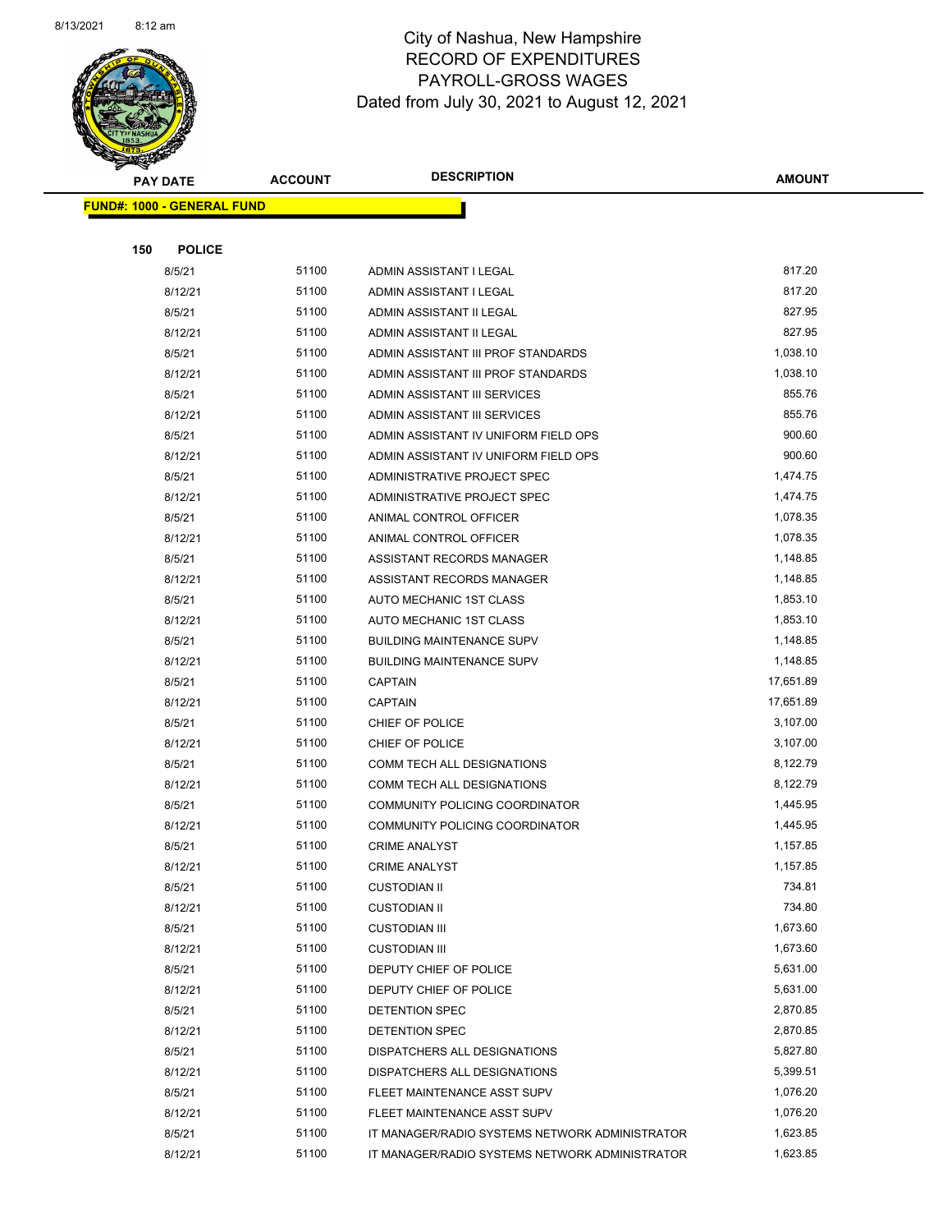# City of Nashua, New Hampshire
## RECORD OF EXPENDITURES
## PAYROLL-GROSS WAGES
### Dated from July 30, 2021 to August 12, 2021

| PAY DATE | ACCOUNT | DESCRIPTION | AMOUNT |
|---|---|---|---|
| **FUND#: 1000 - GENERAL FUND** | | | |
| **150 POLICE** | | | |
| 8/5/21 | 51100 | ADMIN ASSISTANT I LEGAL | 817.20 |
| 8/12/21 | 51100 | ADMIN ASSISTANT I LEGAL | 817.20 |
| 8/5/21 | 51100 | ADMIN ASSISTANT II LEGAL | 827.95 |
| 8/12/21 | 51100 | ADMIN ASSISTANT II LEGAL | 827.95 |
| 8/5/21 | 51100 | ADMIN ASSISTANT III PROF STANDARDS | 1,038.10 |
| 8/12/21 | 51100 | ADMIN ASSISTANT III PROF STANDARDS | 1,038.10 |
| 8/5/21 | 51100 | ADMIN ASSISTANT III SERVICES | 855.76 |
| 8/12/21 | 51100 | ADMIN ASSISTANT III SERVICES | 855.76 |
| 8/5/21 | 51100 | ADMIN ASSISTANT IV UNIFORM FIELD OPS | 900.60 |
| 8/12/21 | 51100 | ADMIN ASSISTANT IV UNIFORM FIELD OPS | 900.60 |
| 8/5/21 | 51100 | ADMINISTRATIVE PROJECT SPEC | 1,474.75 |
| 8/12/21 | 51100 | ADMINISTRATIVE PROJECT SPEC | 1,474.75 |
| 8/5/21 | 51100 | ANIMAL CONTROL OFFICER | 1,078.35 |
| 8/12/21 | 51100 | ANIMAL CONTROL OFFICER | 1,078.35 |
| 8/5/21 | 51100 | ASSISTANT RECORDS MANAGER | 1,148.85 |
| 8/12/21 | 51100 | ASSISTANT RECORDS MANAGER | 1,148.85 |
| 8/5/21 | 51100 | AUTO MECHANIC 1ST CLASS | 1,853.10 |
| 8/12/21 | 51100 | AUTO MECHANIC 1ST CLASS | 1,853.10 |
| 8/5/21 | 51100 | BUILDING MAINTENANCE SUPV | 1,148.85 |
| 8/12/21 | 51100 | BUILDING MAINTENANCE SUPV | 1,148.85 |
| 8/5/21 | 51100 | CAPTAIN | 17,651.89 |
| 8/12/21 | 51100 | CAPTAIN | 17,651.89 |
| 8/5/21 | 51100 | CHIEF OF POLICE | 3,107.00 |
| 8/12/21 | 51100 | CHIEF OF POLICE | 3,107.00 |
| 8/5/21 | 51100 | COMM TECH ALL DESIGNATIONS | 8,122.79 |
| 8/12/21 | 51100 | COMM TECH ALL DESIGNATIONS | 8,122.79 |
| 8/5/21 | 51100 | COMMUNITY POLICING COORDINATOR | 1,445.95 |
| 8/12/21 | 51100 | COMMUNITY POLICING COORDINATOR | 1,445.95 |
| 8/5/21 | 51100 | CRIME ANALYST | 1,157.85 |
| 8/12/21 | 51100 | CRIME ANALYST | 1,157.85 |
| 8/5/21 | 51100 | CUSTODIAN II | 734.81 |
| 8/12/21 | 51100 | CUSTODIAN II | 734.80 |
| 8/5/21 | 51100 | CUSTODIAN III | 1,673.60 |
| 8/12/21 | 51100 | CUSTODIAN III | 1,673.60 |
| 8/5/21 | 51100 | DEPUTY CHIEF OF POLICE | 5,631.00 |
| 8/12/21 | 51100 | DEPUTY CHIEF OF POLICE | 5,631.00 |
| 8/5/21 | 51100 | DETENTION SPEC | 2,870.85 |
| 8/12/21 | 51100 | DETENTION SPEC | 2,870.85 |
| 8/5/21 | 51100 | DISPATCHERS ALL DESIGNATIONS | 5,827.80 |
| 8/12/21 | 51100 | DISPATCHERS ALL DESIGNATIONS | 5,399.51 |
| 8/5/21 | 51100 | FLEET MAINTENANCE ASST SUPV | 1,076.20 |
| 8/12/21 | 51100 | FLEET MAINTENANCE ASST SUPV | 1,076.20 |
| 8/5/21 | 51100 | IT MANAGER/RADIO SYSTEMS NETWORK ADMINISTRATOR | 1,623.85 |
| 8/12/21 | 51100 | IT MANAGER/RADIO SYSTEMS NETWORK ADMINISTRATOR | 1,623.85 |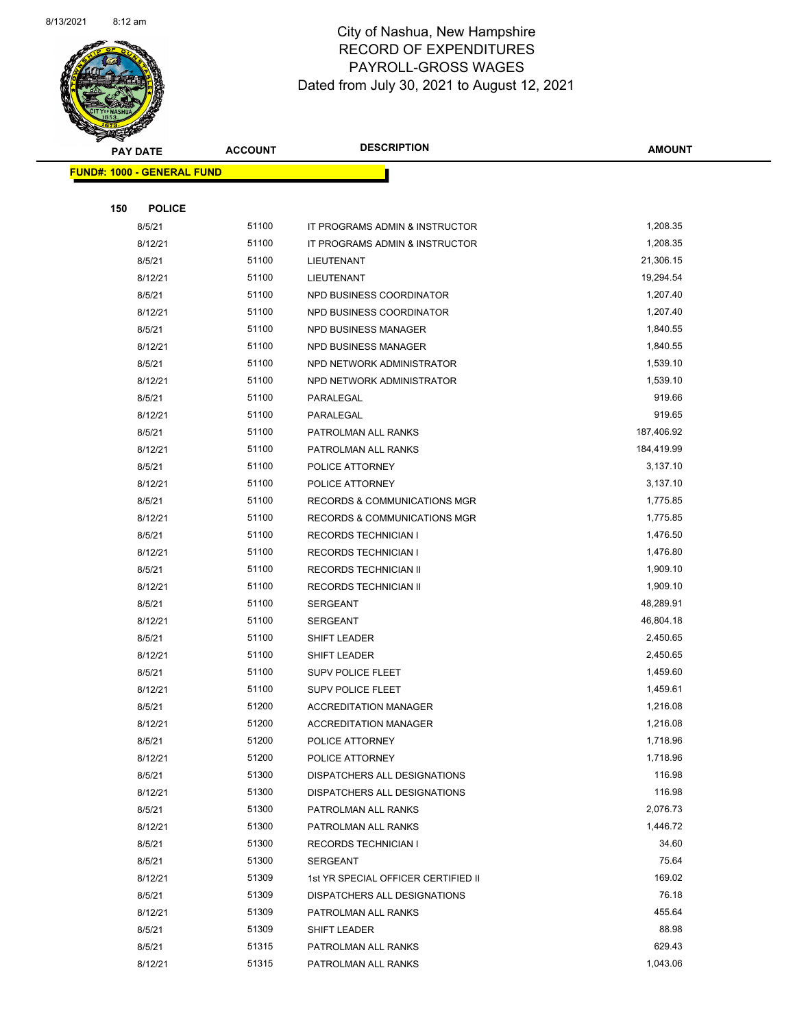# City of Nashua, New Hampshire
## RECORD OF EXPENDITURES
## PAYROLL-GROSS WAGES
## Dated from July 30, 2021 to August 12, 2021

**FUND#: 1000 - GENERAL FUND**

**150 POLICE**

| PAY DATE | ACCOUNT | DESCRIPTION | AMOUNT |
|---|---|---|---|
| 8/5/21 | 51100 | IT PROGRAMS ADMIN & INSTRUCTOR | 1,208.35 |
| 8/12/21 | 51100 | IT PROGRAMS ADMIN & INSTRUCTOR | 1,208.35 |
| 8/5/21 | 51100 | LIEUTENANT | 21,306.15 |
| 8/12/21 | 51100 | LIEUTENANT | 19,294.54 |
| 8/5/21 | 51100 | NPD BUSINESS COORDINATOR | 1,207.40 |
| 8/12/21 | 51100 | NPD BUSINESS COORDINATOR | 1,207.40 |
| 8/5/21 | 51100 | NPD BUSINESS MANAGER | 1,840.55 |
| 8/12/21 | 51100 | NPD BUSINESS MANAGER | 1,840.55 |
| 8/5/21 | 51100 | NPD NETWORK ADMINISTRATOR | 1,539.10 |
| 8/12/21 | 51100 | NPD NETWORK ADMINISTRATOR | 1,539.10 |
| 8/5/21 | 51100 | PARALEGAL | 919.66 |
| 8/12/21 | 51100 | PARALEGAL | 919.65 |
| 8/5/21 | 51100 | PATROLMAN ALL RANKS | 187,406.92 |
| 8/12/21 | 51100 | PATROLMAN ALL RANKS | 184,419.99 |
| 8/5/21 | 51100 | POLICE ATTORNEY | 3,137.10 |
| 8/12/21 | 51100 | POLICE ATTORNEY | 3,137.10 |
| 8/5/21 | 51100 | RECORDS & COMMUNICATIONS MGR | 1,775.85 |
| 8/12/21 | 51100 | RECORDS & COMMUNICATIONS MGR | 1,775.85 |
| 8/5/21 | 51100 | RECORDS TECHNICIAN I | 1,476.50 |
| 8/12/21 | 51100 | RECORDS TECHNICIAN I | 1,476.80 |
| 8/5/21 | 51100 | RECORDS TECHNICIAN II | 1,909.10 |
| 8/12/21 | 51100 | RECORDS TECHNICIAN II | 1,909.10 |
| 8/5/21 | 51100 | SERGEANT | 48,289.91 |
| 8/12/21 | 51100 | SERGEANT | 46,804.18 |
| 8/5/21 | 51100 | SHIFT LEADER | 2,450.65 |
| 8/12/21 | 51100 | SHIFT LEADER | 2,450.65 |
| 8/5/21 | 51100 | SUPV POLICE FLEET | 1,459.60 |
| 8/12/21 | 51100 | SUPV POLICE FLEET | 1,459.61 |
| 8/5/21 | 51200 | ACCREDITATION MANAGER | 1,216.08 |
| 8/12/21 | 51200 | ACCREDITATION MANAGER | 1,216.08 |
| 8/5/21 | 51200 | POLICE ATTORNEY | 1,718.96 |
| 8/12/21 | 51200 | POLICE ATTORNEY | 1,718.96 |
| 8/5/21 | 51300 | DISPATCHERS ALL DESIGNATIONS | 116.98 |
| 8/12/21 | 51300 | DISPATCHERS ALL DESIGNATIONS | 116.98 |
| 8/5/21 | 51300 | PATROLMAN ALL RANKS | 2,076.73 |
| 8/12/21 | 51300 | PATROLMAN ALL RANKS | 1,446.72 |
| 8/5/21 | 51300 | RECORDS TECHNICIAN I | 34.60 |
| 8/5/21 | 51300 | SERGEANT | 75.64 |
| 8/12/21 | 51309 | 1st YR SPECIAL OFFICER CERTIFIED II | 169.02 |
| 8/5/21 | 51309 | DISPATCHERS ALL DESIGNATIONS | 76.18 |
| 8/12/21 | 51309 | PATROLMAN ALL RANKS | 455.64 |
| 8/5/21 | 51309 | SHIFT LEADER | 88.98 |
| 8/5/21 | 51315 | PATROLMAN ALL RANKS | 629.43 |
| 8/12/21 | 51315 | PATROLMAN ALL RANKS | 1,043.06 |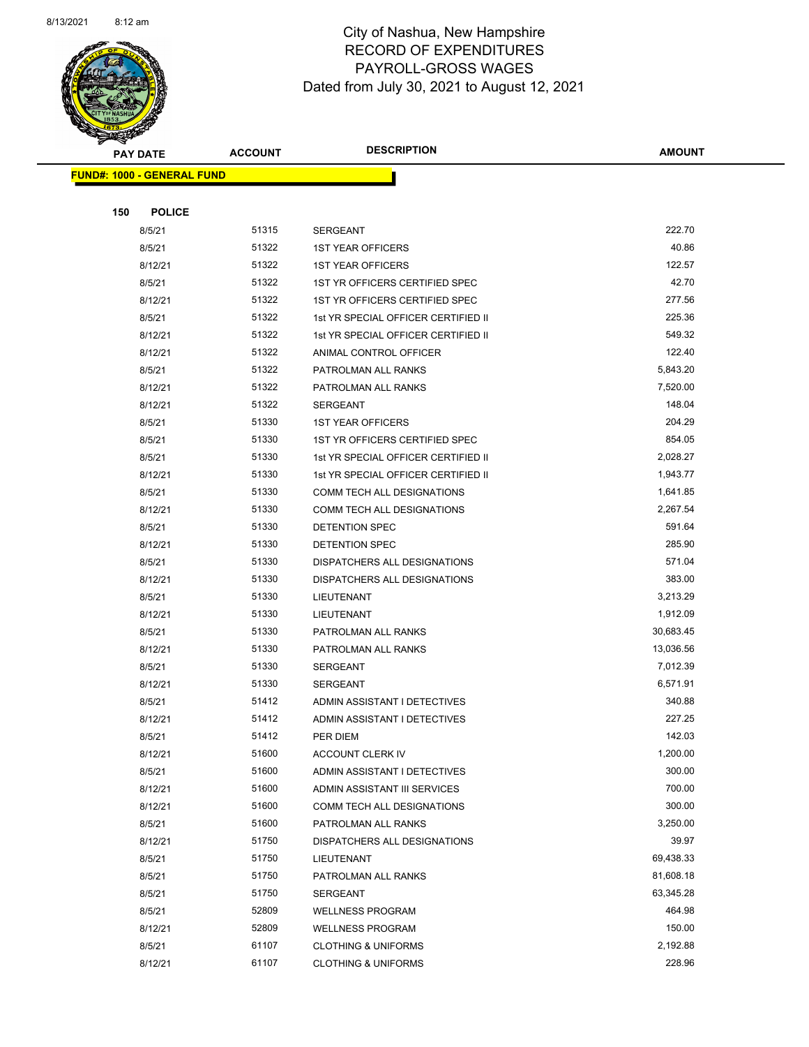# City of Nashua, New Hampshire
## RECORD OF EXPENDITURES
## PAYROLL-GROSS WAGES
### Dated from July 30, 2021 to August 12, 2021

| PAY DATE | ACCOUNT | DESCRIPTION | AMOUNT |
|---|---|---|---|
| **FUND#: 1000 - GENERAL FUND** | | | |
| **150 POLICE** | | | |
| 8/5/21 | 51315 | SERGEANT | 222.70 |
| 8/5/21 | 51322 | 1ST YEAR OFFICERS | 40.86 |
| 8/12/21 | 51322 | 1ST YEAR OFFICERS | 122.57 |
| 8/5/21 | 51322 | 1ST YR OFFICERS CERTIFIED SPEC | 42.70 |
| 8/12/21 | 51322 | 1ST YR OFFICERS CERTIFIED SPEC | 277.56 |
| 8/5/21 | 51322 | 1st YR SPECIAL OFFICER CERTIFIED II | 225.36 |
| 8/12/21 | 51322 | 1st YR SPECIAL OFFICER CERTIFIED II | 549.32 |
| 8/12/21 | 51322 | ANIMAL CONTROL OFFICER | 122.40 |
| 8/5/21 | 51322 | PATROLMAN ALL RANKS | 5,843.20 |
| 8/12/21 | 51322 | PATROLMAN ALL RANKS | 7,520.00 |
| 8/12/21 | 51322 | SERGEANT | 148.04 |
| 8/5/21 | 51330 | 1ST YEAR OFFICERS | 204.29 |
| 8/5/21 | 51330 | 1ST YR OFFICERS CERTIFIED SPEC | 854.05 |
| 8/5/21 | 51330 | 1st YR SPECIAL OFFICER CERTIFIED II | 2,028.27 |
| 8/12/21 | 51330 | 1st YR SPECIAL OFFICER CERTIFIED II | 1,943.77 |
| 8/5/21 | 51330 | COMM TECH ALL DESIGNATIONS | 1,641.85 |
| 8/12/21 | 51330 | COMM TECH ALL DESIGNATIONS | 2,267.54 |
| 8/5/21 | 51330 | DETENTION SPEC | 591.64 |
| 8/12/21 | 51330 | DETENTION SPEC | 285.90 |
| 8/5/21 | 51330 | DISPATCHERS ALL DESIGNATIONS | 571.04 |
| 8/12/21 | 51330 | DISPATCHERS ALL DESIGNATIONS | 383.00 |
| 8/5/21 | 51330 | LIEUTENANT | 3,213.29 |
| 8/12/21 | 51330 | LIEUTENANT | 1,912.09 |
| 8/5/21 | 51330 | PATROLMAN ALL RANKS | 30,683.45 |
| 8/12/21 | 51330 | PATROLMAN ALL RANKS | 13,036.56 |
| 8/5/21 | 51330 | SERGEANT | 7,012.39 |
| 8/12/21 | 51330 | SERGEANT | 6,571.91 |
| 8/5/21 | 51412 | ADMIN ASSISTANT I DETECTIVES | 340.88 |
| 8/12/21 | 51412 | ADMIN ASSISTANT I DETECTIVES | 227.25 |
| 8/5/21 | 51412 | PER DIEM | 142.03 |
| 8/12/21 | 51600 | ACCOUNT CLERK IV | 1,200.00 |
| 8/5/21 | 51600 | ADMIN ASSISTANT I DETECTIVES | 300.00 |
| 8/12/21 | 51600 | ADMIN ASSISTANT III SERVICES | 700.00 |
| 8/12/21 | 51600 | COMM TECH ALL DESIGNATIONS | 300.00 |
| 8/5/21 | 51600 | PATROLMAN ALL RANKS | 3,250.00 |
| 8/12/21 | 51750 | DISPATCHERS ALL DESIGNATIONS | 39.97 |
| 8/5/21 | 51750 | LIEUTENANT | 69,438.33 |
| 8/5/21 | 51750 | PATROLMAN ALL RANKS | 81,608.18 |
| 8/5/21 | 51750 | SERGEANT | 63,345.28 |
| 8/5/21 | 52809 | WELLNESS PROGRAM | 464.98 |
| 8/12/21 | 52809 | WELLNESS PROGRAM | 150.00 |
| 8/5/21 | 61107 | CLOTHING & UNIFORMS | 2,192.88 |
| 8/12/21 | 61107 | CLOTHING & UNIFORMS | 228.96 |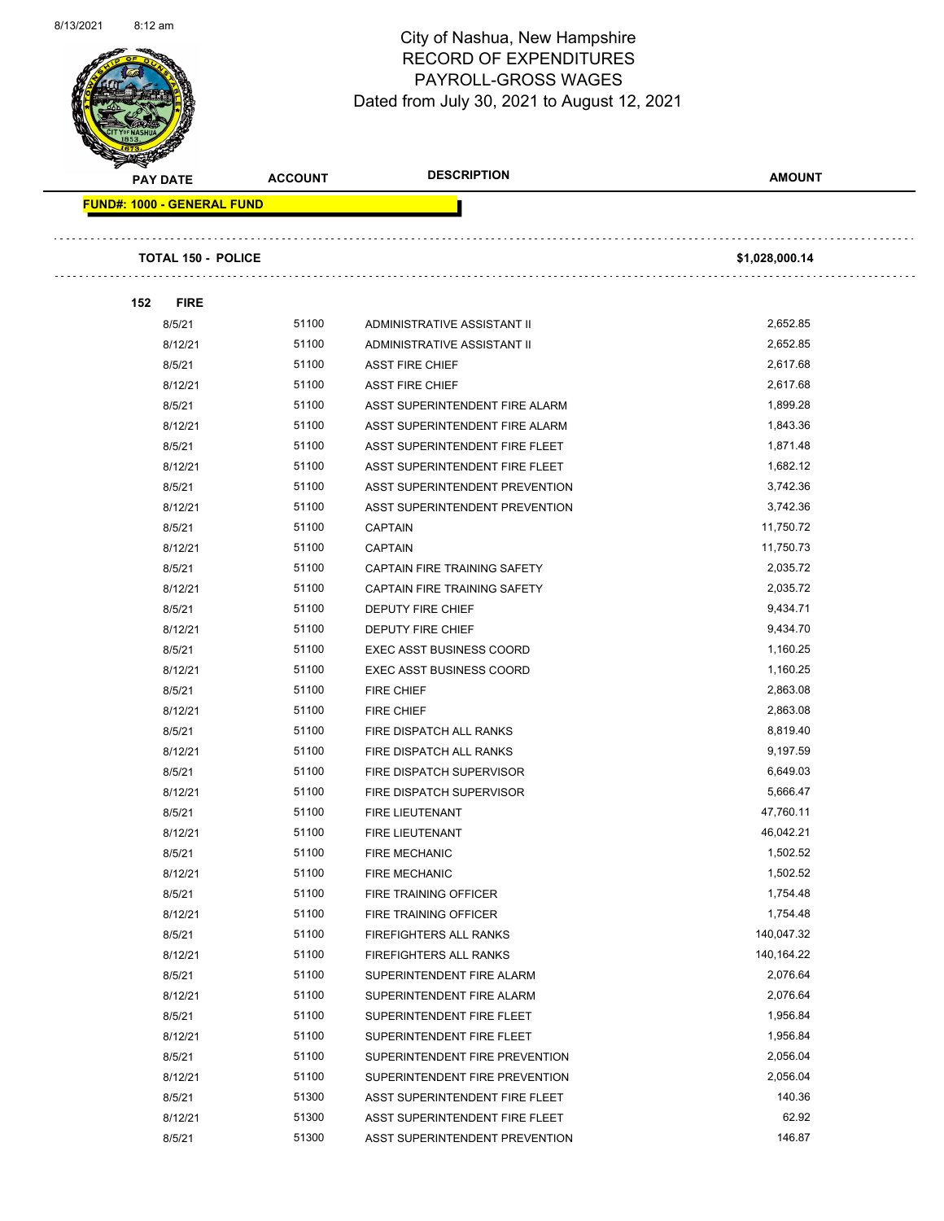# City of Nashua, New Hampshire
## RECORD OF EXPENDITURES
## PAYROLL-GROSS WAGES
Dated from July 30, 2021 to August 12, 2021

| PAY DATE | ACCOUNT | DESCRIPTION | AMOUNT |
|---|---|---|---|
| **FUND#: 1000 - GENERAL FUND** | | | |
| **TOTAL 150 - POLICE** | | | **$1,028,000.14** |
| **152 FIRE** | | | |
| 8/5/21 | 51100 | ADMINISTRATIVE ASSISTANT II | 2,652.85 |
| 8/12/21 | 51100 | ADMINISTRATIVE ASSISTANT II | 2,652.85 |
| 8/5/21 | 51100 | ASST FIRE CHIEF | 2,617.68 |
| 8/12/21 | 51100 | ASST FIRE CHIEF | 2,617.68 |
| 8/5/21 | 51100 | ASST SUPERINTENDENT FIRE ALARM | 1,899.28 |
| 8/12/21 | 51100 | ASST SUPERINTENDENT FIRE ALARM | 1,843.36 |
| 8/5/21 | 51100 | ASST SUPERINTENDENT FIRE FLEET | 1,871.48 |
| 8/12/21 | 51100 | ASST SUPERINTENDENT FIRE FLEET | 1,682.12 |
| 8/5/21 | 51100 | ASST SUPERINTENDENT PREVENTION | 3,742.36 |
| 8/12/21 | 51100 | ASST SUPERINTENDENT PREVENTION | 3,742.36 |
| 8/5/21 | 51100 | CAPTAIN | 11,750.72 |
| 8/12/21 | 51100 | CAPTAIN | 11,750.73 |
| 8/5/21 | 51100 | CAPTAIN FIRE TRAINING SAFETY | 2,035.72 |
| 8/12/21 | 51100 | CAPTAIN FIRE TRAINING SAFETY | 2,035.72 |
| 8/5/21 | 51100 | DEPUTY FIRE CHIEF | 9,434.71 |
| 8/12/21 | 51100 | DEPUTY FIRE CHIEF | 9,434.70 |
| 8/5/21 | 51100 | EXEC ASST BUSINESS COORD | 1,160.25 |
| 8/12/21 | 51100 | EXEC ASST BUSINESS COORD | 1,160.25 |
| 8/5/21 | 51100 | FIRE CHIEF | 2,863.08 |
| 8/12/21 | 51100 | FIRE CHIEF | 2,863.08 |
| 8/5/21 | 51100 | FIRE DISPATCH ALL RANKS | 8,819.40 |
| 8/12/21 | 51100 | FIRE DISPATCH ALL RANKS | 9,197.59 |
| 8/5/21 | 51100 | FIRE DISPATCH SUPERVISOR | 6,649.03 |
| 8/12/21 | 51100 | FIRE DISPATCH SUPERVISOR | 5,666.47 |
| 8/5/21 | 51100 | FIRE LIEUTENANT | 47,760.11 |
| 8/12/21 | 51100 | FIRE LIEUTENANT | 46,042.21 |
| 8/5/21 | 51100 | FIRE MECHANIC | 1,502.52 |
| 8/12/21 | 51100 | FIRE MECHANIC | 1,502.52 |
| 8/5/21 | 51100 | FIRE TRAINING OFFICER | 1,754.48 |
| 8/12/21 | 51100 | FIRE TRAINING OFFICER | 1,754.48 |
| 8/5/21 | 51100 | FIREFIGHTERS ALL RANKS | 140,047.32 |
| 8/12/21 | 51100 | FIREFIGHTERS ALL RANKS | 140,164.22 |
| 8/5/21 | 51100 | SUPERINTENDENT FIRE ALARM | 2,076.64 |
| 8/12/21 | 51100 | SUPERINTENDENT FIRE ALARM | 2,076.64 |
| 8/5/21 | 51100 | SUPERINTENDENT FIRE FLEET | 1,956.84 |
| 8/12/21 | 51100 | SUPERINTENDENT FIRE FLEET | 1,956.84 |
| 8/5/21 | 51100 | SUPERINTENDENT FIRE PREVENTION | 2,056.04 |
| 8/12/21 | 51100 | SUPERINTENDENT FIRE PREVENTION | 2,056.04 |
| 8/5/21 | 51300 | ASST SUPERINTENDENT FIRE FLEET | 140.36 |
| 8/12/21 | 51300 | ASST SUPERINTENDENT FIRE FLEET | 62.92 |
| 8/5/21 | 51300 | ASST SUPERINTENDENT PREVENTION | 146.87 |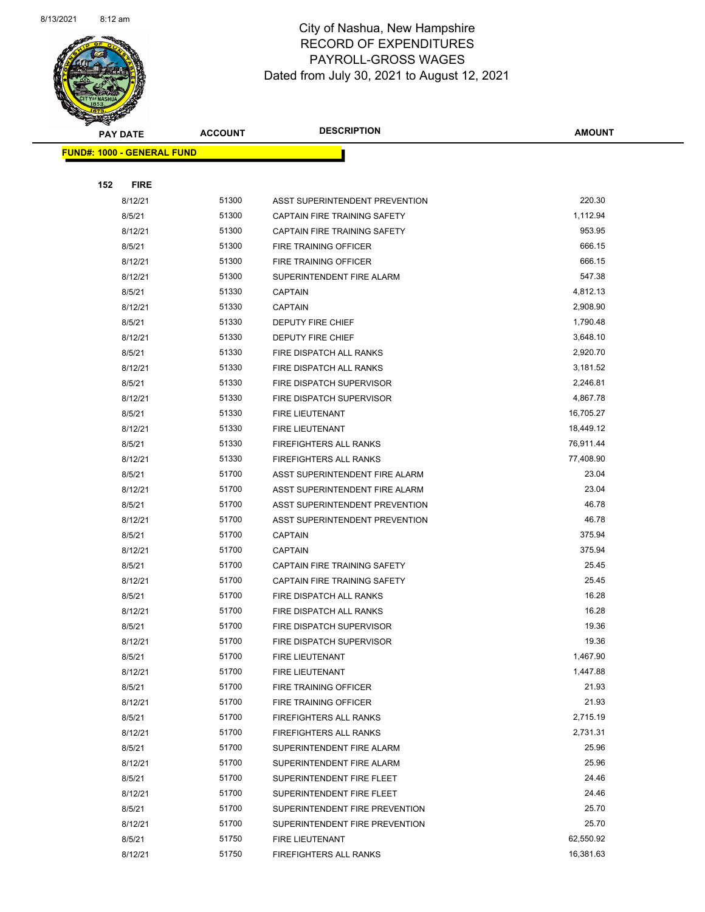# City of Nashua, New Hampshire
## RECORD OF EXPENDITURES
## PAYROLL-GROSS WAGES
### Dated from July 30, 2021 to August 12, 2021

| PAY DATE | ACCOUNT | DESCRIPTION | AMOUNT |
|---|---|---|---|
| **FUND#: 1000 - GENERAL FUND** | | | |
| **152 FIRE** | | | |
| 8/12/21 | 51300 | ASST SUPERINTENDENT PREVENTION | 220.30 |
| 8/5/21 | 51300 | CAPTAIN FIRE TRAINING SAFETY | 1,112.94 |
| 8/12/21 | 51300 | CAPTAIN FIRE TRAINING SAFETY | 953.95 |
| 8/5/21 | 51300 | FIRE TRAINING OFFICER | 666.15 |
| 8/12/21 | 51300 | FIRE TRAINING OFFICER | 666.15 |
| 8/12/21 | 51300 | SUPERINTENDENT FIRE ALARM | 547.38 |
| 8/5/21 | 51330 | CAPTAIN | 4,812.13 |
| 8/12/21 | 51330 | CAPTAIN | 2,908.90 |
| 8/5/21 | 51330 | DEPUTY FIRE CHIEF | 1,790.48 |
| 8/12/21 | 51330 | DEPUTY FIRE CHIEF | 3,648.10 |
| 8/5/21 | 51330 | FIRE DISPATCH ALL RANKS | 2,920.70 |
| 8/12/21 | 51330 | FIRE DISPATCH ALL RANKS | 3,181.52 |
| 8/5/21 | 51330 | FIRE DISPATCH SUPERVISOR | 2,246.81 |
| 8/12/21 | 51330 | FIRE DISPATCH SUPERVISOR | 4,867.78 |
| 8/5/21 | 51330 | FIRE LIEUTENANT | 16,705.27 |
| 8/12/21 | 51330 | FIRE LIEUTENANT | 18,449.12 |
| 8/5/21 | 51330 | FIREFIGHTERS ALL RANKS | 76,911.44 |
| 8/12/21 | 51330 | FIREFIGHTERS ALL RANKS | 77,408.90 |
| 8/5/21 | 51700 | ASST SUPERINTENDENT FIRE ALARM | 23.04 |
| 8/12/21 | 51700 | ASST SUPERINTENDENT FIRE ALARM | 23.04 |
| 8/5/21 | 51700 | ASST SUPERINTENDENT PREVENTION | 46.78 |
| 8/12/21 | 51700 | ASST SUPERINTENDENT PREVENTION | 46.78 |
| 8/5/21 | 51700 | CAPTAIN | 375.94 |
| 8/12/21 | 51700 | CAPTAIN | 375.94 |
| 8/5/21 | 51700 | CAPTAIN FIRE TRAINING SAFETY | 25.45 |
| 8/12/21 | 51700 | CAPTAIN FIRE TRAINING SAFETY | 25.45 |
| 8/5/21 | 51700 | FIRE DISPATCH ALL RANKS | 16.28 |
| 8/12/21 | 51700 | FIRE DISPATCH ALL RANKS | 16.28 |
| 8/5/21 | 51700 | FIRE DISPATCH SUPERVISOR | 19.36 |
| 8/12/21 | 51700 | FIRE DISPATCH SUPERVISOR | 19.36 |
| 8/5/21 | 51700 | FIRE LIEUTENANT | 1,467.90 |
| 8/12/21 | 51700 | FIRE LIEUTENANT | 1,447.88 |
| 8/5/21 | 51700 | FIRE TRAINING OFFICER | 21.93 |
| 8/12/21 | 51700 | FIRE TRAINING OFFICER | 21.93 |
| 8/5/21 | 51700 | FIREFIGHTERS ALL RANKS | 2,715.19 |
| 8/12/21 | 51700 | FIREFIGHTERS ALL RANKS | 2,731.31 |
| 8/5/21 | 51700 | SUPERINTENDENT FIRE ALARM | 25.96 |
| 8/12/21 | 51700 | SUPERINTENDENT FIRE ALARM | 25.96 |
| 8/5/21 | 51700 | SUPERINTENDENT FIRE FLEET | 24.46 |
| 8/12/21 | 51700 | SUPERINTENDENT FIRE FLEET | 24.46 |
| 8/5/21 | 51700 | SUPERINTENDENT FIRE PREVENTION | 25.70 |
| 8/12/21 | 51700 | SUPERINTENDENT FIRE PREVENTION | 25.70 |
| 8/5/21 | 51750 | FIRE LIEUTENANT | 62,550.92 |
| 8/12/21 | 51750 | FIREFIGHTERS ALL RANKS | 16,381.63 |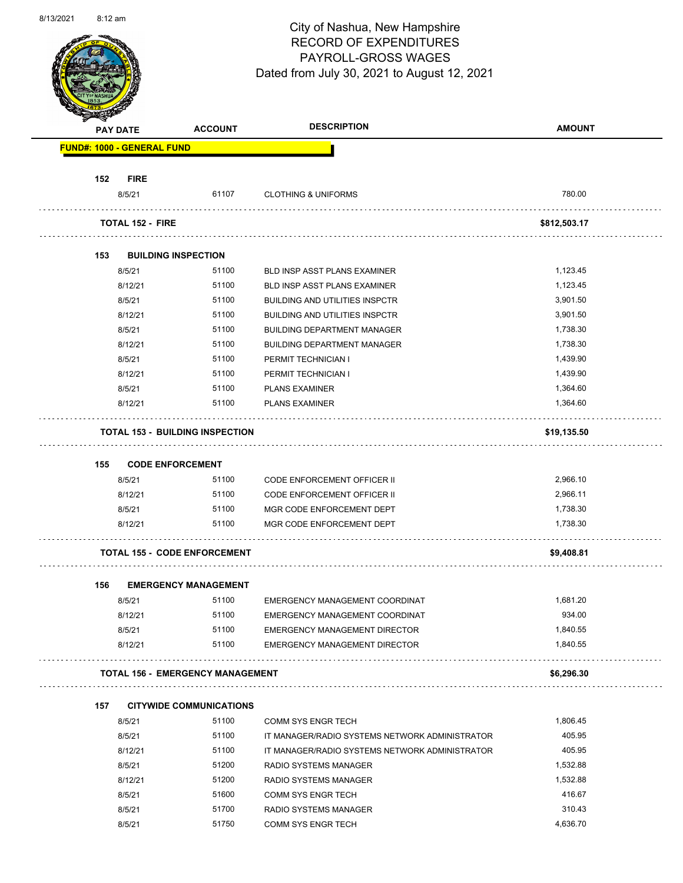# City of Nashua, New Hampshire
## RECORD OF EXPENDITURES
## PAYROLL-GROSS WAGES
### Dated from July 30, 2021 to August 12, 2021

| PAY DATE | ACCOUNT | DESCRIPTION | AMOUNT |
|---|---|---|---|
| **FUND#: 1000 - GENERAL FUND** | | | |
| **152 FIRE** | | | |
| 8/5/21 | 61107 | CLOTHING & UNIFORMS | 780.00 |
| **TOTAL 152 - FIRE** | | | **$812,503.17** |
| **153 BUILDING INSPECTION** | | | |
| 8/5/21 | 51100 | BLD INSP ASST PLANS EXAMINER | 1,123.45 |
| 8/12/21 | 51100 | BLD INSP ASST PLANS EXAMINER | 1,123.45 |
| 8/5/21 | 51100 | BUILDING AND UTILITIES INSPCTR | 3,901.50 |
| 8/12/21 | 51100 | BUILDING AND UTILITIES INSPCTR | 3,901.50 |
| 8/5/21 | 51100 | BUILDING DEPARTMENT MANAGER | 1,738.30 |
| 8/12/21 | 51100 | BUILDING DEPARTMENT MANAGER | 1,738.30 |
| 8/5/21 | 51100 | PERMIT TECHNICIAN I | 1,439.90 |
| 8/12/21 | 51100 | PERMIT TECHNICIAN I | 1,439.90 |
| 8/5/21 | 51100 | PLANS EXAMINER | 1,364.60 |
| 8/12/21 | 51100 | PLANS EXAMINER | 1,364.60 |
| **TOTAL 153 - BUILDING INSPECTION** | | | **$19,135.50** |
| **155 CODE ENFORCEMENT** | | | |
| 8/5/21 | 51100 | CODE ENFORCEMENT OFFICER II | 2,966.10 |
| 8/12/21 | 51100 | CODE ENFORCEMENT OFFICER II | 2,966.11 |
| 8/5/21 | 51100 | MGR CODE ENFORCEMENT DEPT | 1,738.30 |
| 8/12/21 | 51100 | MGR CODE ENFORCEMENT DEPT | 1,738.30 |
| **TOTAL 155 - CODE ENFORCEMENT** | | | **$9,408.81** |
| **156 EMERGENCY MANAGEMENT** | | | |
| 8/5/21 | 51100 | EMERGENCY MANAGEMENT COORDINAT | 1,681.20 |
| 8/12/21 | 51100 | EMERGENCY MANAGEMENT COORDINAT | 934.00 |
| 8/5/21 | 51100 | EMERGENCY MANAGEMENT DIRECTOR | 1,840.55 |
| 8/12/21 | 51100 | EMERGENCY MANAGEMENT DIRECTOR | 1,840.55 |
| **TOTAL 156 - EMERGENCY MANAGEMENT** | | | **$6,296.30** |
| **157 CITYWIDE COMMUNICATIONS** | | | |
| 8/5/21 | 51100 | COMM SYS ENGR TECH | 1,806.45 |
| 8/5/21 | 51100 | IT MANAGER/RADIO SYSTEMS NETWORK ADMINISTRATOR | 405.95 |
| 8/12/21 | 51100 | IT MANAGER/RADIO SYSTEMS NETWORK ADMINISTRATOR | 405.95 |
| 8/5/21 | 51200 | RADIO SYSTEMS MANAGER | 1,532.88 |
| 8/12/21 | 51200 | RADIO SYSTEMS MANAGER | 1,532.88 |
| 8/5/21 | 51600 | COMM SYS ENGR TECH | 416.67 |
| 8/5/21 | 51700 | RADIO SYSTEMS MANAGER | 310.43 |
| 8/5/21 | 51750 | COMM SYS ENGR TECH | 4,636.70 |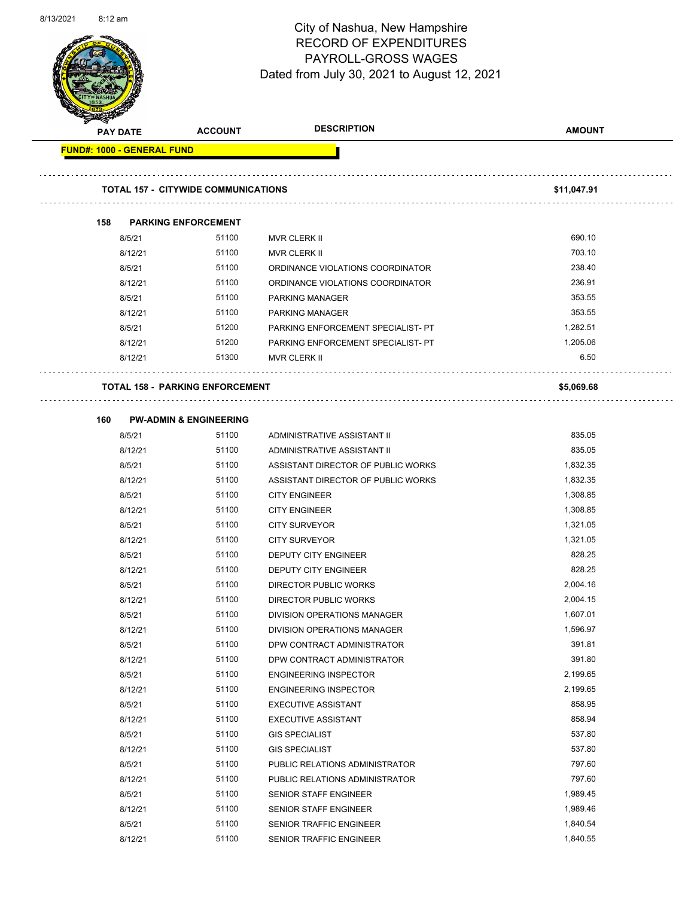# City of Nashua, New Hampshire
# RECORD OF EXPENDITURES
# PAYROLL-GROSS WAGES
Dated from July 30, 2021 to August 12, 2021

| PAY DATE | ACCOUNT | DESCRIPTION | AMOUNT |
|---|---|---|---|
| **FUND#: 1000 - GENERAL FUND** | | | |
| **TOTAL 157 - CITYWIDE COMMUNICATIONS** | | | **$11,047.91** |
| **158 PARKING ENFORCEMENT** | | | |
| 8/5/21 | 51100 | MVR CLERK II | 690.10 |
| 8/12/21 | 51100 | MVR CLERK II | 703.10 |
| 8/5/21 | 51100 | ORDINANCE VIOLATIONS COORDINATOR | 238.40 |
| 8/12/21 | 51100 | ORDINANCE VIOLATIONS COORDINATOR | 236.91 |
| 8/5/21 | 51100 | PARKING MANAGER | 353.55 |
| 8/12/21 | 51100 | PARKING MANAGER | 353.55 |
| 8/5/21 | 51200 | PARKING ENFORCEMENT SPECIALIST- PT | 1,282.51 |
| 8/12/21 | 51200 | PARKING ENFORCEMENT SPECIALIST- PT | 1,205.06 |
| 8/12/21 | 51300 | MVR CLERK II | 6.50 |
| **TOTAL 158 - PARKING ENFORCEMENT** | | | **$5,069.68** |
| **160 PW-ADMIN & ENGINEERING** | | | |
| 8/5/21 | 51100 | ADMINISTRATIVE ASSISTANT II | 835.05 |
| 8/12/21 | 51100 | ADMINISTRATIVE ASSISTANT II | 835.05 |
| 8/5/21 | 51100 | ASSISTANT DIRECTOR OF PUBLIC WORKS | 1,832.35 |
| 8/12/21 | 51100 | ASSISTANT DIRECTOR OF PUBLIC WORKS | 1,832.35 |
| 8/5/21 | 51100 | CITY ENGINEER | 1,308.85 |
| 8/12/21 | 51100 | CITY ENGINEER | 1,308.85 |
| 8/5/21 | 51100 | CITY SURVEYOR | 1,321.05 |
| 8/12/21 | 51100 | CITY SURVEYOR | 1,321.05 |
| 8/5/21 | 51100 | DEPUTY CITY ENGINEER | 828.25 |
| 8/12/21 | 51100 | DEPUTY CITY ENGINEER | 828.25 |
| 8/5/21 | 51100 | DIRECTOR PUBLIC WORKS | 2,004.16 |
| 8/12/21 | 51100 | DIRECTOR PUBLIC WORKS | 2,004.15 |
| 8/5/21 | 51100 | DIVISION OPERATIONS MANAGER | 1,607.01 |
| 8/12/21 | 51100 | DIVISION OPERATIONS MANAGER | 1,596.97 |
| 8/5/21 | 51100 | DPW CONTRACT ADMINISTRATOR | 391.81 |
| 8/12/21 | 51100 | DPW CONTRACT ADMINISTRATOR | 391.80 |
| 8/5/21 | 51100 | ENGINEERING INSPECTOR | 2,199.65 |
| 8/12/21 | 51100 | ENGINEERING INSPECTOR | 2,199.65 |
| 8/5/21 | 51100 | EXECUTIVE ASSISTANT | 858.95 |
| 8/12/21 | 51100 | EXECUTIVE ASSISTANT | 858.94 |
| 8/5/21 | 51100 | GIS SPECIALIST | 537.80 |
| 8/12/21 | 51100 | GIS SPECIALIST | 537.80 |
| 8/5/21 | 51100 | PUBLIC RELATIONS ADMINISTRATOR | 797.60 |
| 8/12/21 | 51100 | PUBLIC RELATIONS ADMINISTRATOR | 797.60 |
| 8/5/21 | 51100 | SENIOR STAFF ENGINEER | 1,989.45 |
| 8/12/21 | 51100 | SENIOR STAFF ENGINEER | 1,989.46 |
| 8/5/21 | 51100 | SENIOR TRAFFIC ENGINEER | 1,840.54 |
| 8/12/21 | 51100 | SENIOR TRAFFIC ENGINEER | 1,840.55 |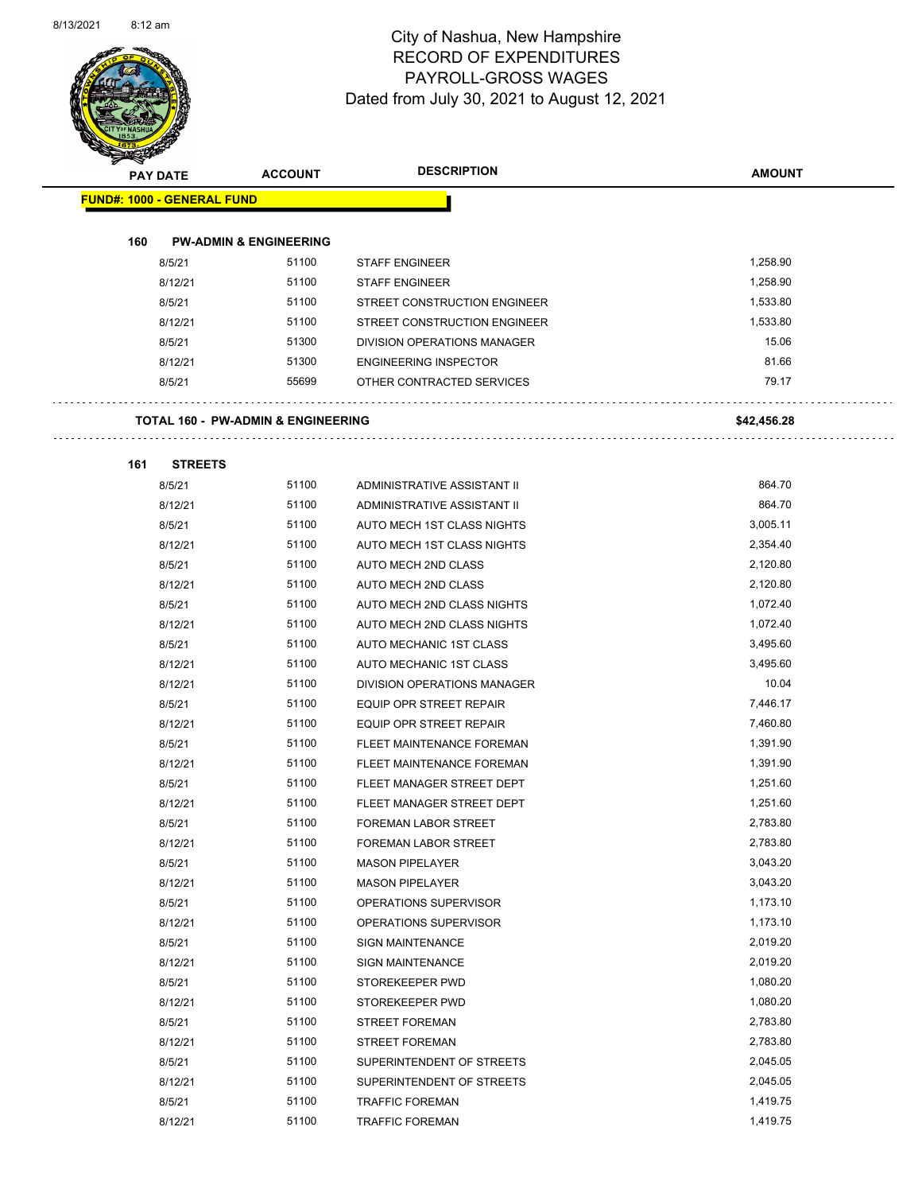# City of Nashua, New Hampshire
## RECORD OF EXPENDITURES
## PAYROLL-GROSS WAGES
### Dated from July 30, 2021 to August 12, 2021

| PAY DATE | ACCOUNT | DESCRIPTION | AMOUNT |
|---|---|---|---|
| **FUND#: 1000 - GENERAL FUND** | | | |
| **160 PW-ADMIN & ENGINEERING** | | | |
| 8/5/21 | 51100 | STAFF ENGINEER | 1,258.90 |
| 8/12/21 | 51100 | STAFF ENGINEER | 1,258.90 |
| 8/5/21 | 51100 | STREET CONSTRUCTION ENGINEER | 1,533.80 |
| 8/12/21 | 51100 | STREET CONSTRUCTION ENGINEER | 1,533.80 |
| 8/5/21 | 51300 | DIVISION OPERATIONS MANAGER | 15.06 |
| 8/12/21 | 51300 | ENGINEERING INSPECTOR | 81.66 |
| 8/5/21 | 55699 | OTHER CONTRACTED SERVICES | 79.17 |
| **TOTAL 160 - PW-ADMIN & ENGINEERING** | | | **$42,456.28** |
| **161 STREETS** | | | |
| 8/5/21 | 51100 | ADMINISTRATIVE ASSISTANT II | 864.70 |
| 8/12/21 | 51100 | ADMINISTRATIVE ASSISTANT II | 864.70 |
| 8/5/21 | 51100 | AUTO MECH 1ST CLASS NIGHTS | 3,005.11 |
| 8/12/21 | 51100 | AUTO MECH 1ST CLASS NIGHTS | 2,354.40 |
| 8/5/21 | 51100 | AUTO MECH 2ND CLASS | 2,120.80 |
| 8/12/21 | 51100 | AUTO MECH 2ND CLASS | 2,120.80 |
| 8/5/21 | 51100 | AUTO MECH 2ND CLASS NIGHTS | 1,072.40 |
| 8/12/21 | 51100 | AUTO MECH 2ND CLASS NIGHTS | 1,072.40 |
| 8/5/21 | 51100 | AUTO MECHANIC 1ST CLASS | 3,495.60 |
| 8/12/21 | 51100 | AUTO MECHANIC 1ST CLASS | 3,495.60 |
| 8/12/21 | 51100 | DIVISION OPERATIONS MANAGER | 10.04 |
| 8/5/21 | 51100 | EQUIP OPR STREET REPAIR | 7,446.17 |
| 8/12/21 | 51100 | EQUIP OPR STREET REPAIR | 7,460.80 |
| 8/5/21 | 51100 | FLEET MAINTENANCE FOREMAN | 1,391.90 |
| 8/12/21 | 51100 | FLEET MAINTENANCE FOREMAN | 1,391.90 |
| 8/5/21 | 51100 | FLEET MANAGER STREET DEPT | 1,251.60 |
| 8/12/21 | 51100 | FLEET MANAGER STREET DEPT | 1,251.60 |
| 8/5/21 | 51100 | FOREMAN LABOR STREET | 2,783.80 |
| 8/12/21 | 51100 | FOREMAN LABOR STREET | 2,783.80 |
| 8/5/21 | 51100 | MASON PIPELAYER | 3,043.20 |
| 8/12/21 | 51100 | MASON PIPELAYER | 3,043.20 |
| 8/5/21 | 51100 | OPERATIONS SUPERVISOR | 1,173.10 |
| 8/12/21 | 51100 | OPERATIONS SUPERVISOR | 1,173.10 |
| 8/5/21 | 51100 | SIGN MAINTENANCE | 2,019.20 |
| 8/12/21 | 51100 | SIGN MAINTENANCE | 2,019.20 |
| 8/5/21 | 51100 | STOREKEEPER PWD | 1,080.20 |
| 8/12/21 | 51100 | STOREKEEPER PWD | 1,080.20 |
| 8/5/21 | 51100 | STREET FOREMAN | 2,783.80 |
| 8/12/21 | 51100 | STREET FOREMAN | 2,783.80 |
| 8/5/21 | 51100 | SUPERINTENDENT OF STREETS | 2,045.05 |
| 8/12/21 | 51100 | SUPERINTENDENT OF STREETS | 2,045.05 |
| 8/5/21 | 51100 | TRAFFIC FOREMAN | 1,419.75 |
| 8/12/21 | 51100 | TRAFFIC FOREMAN | 1,419.75 |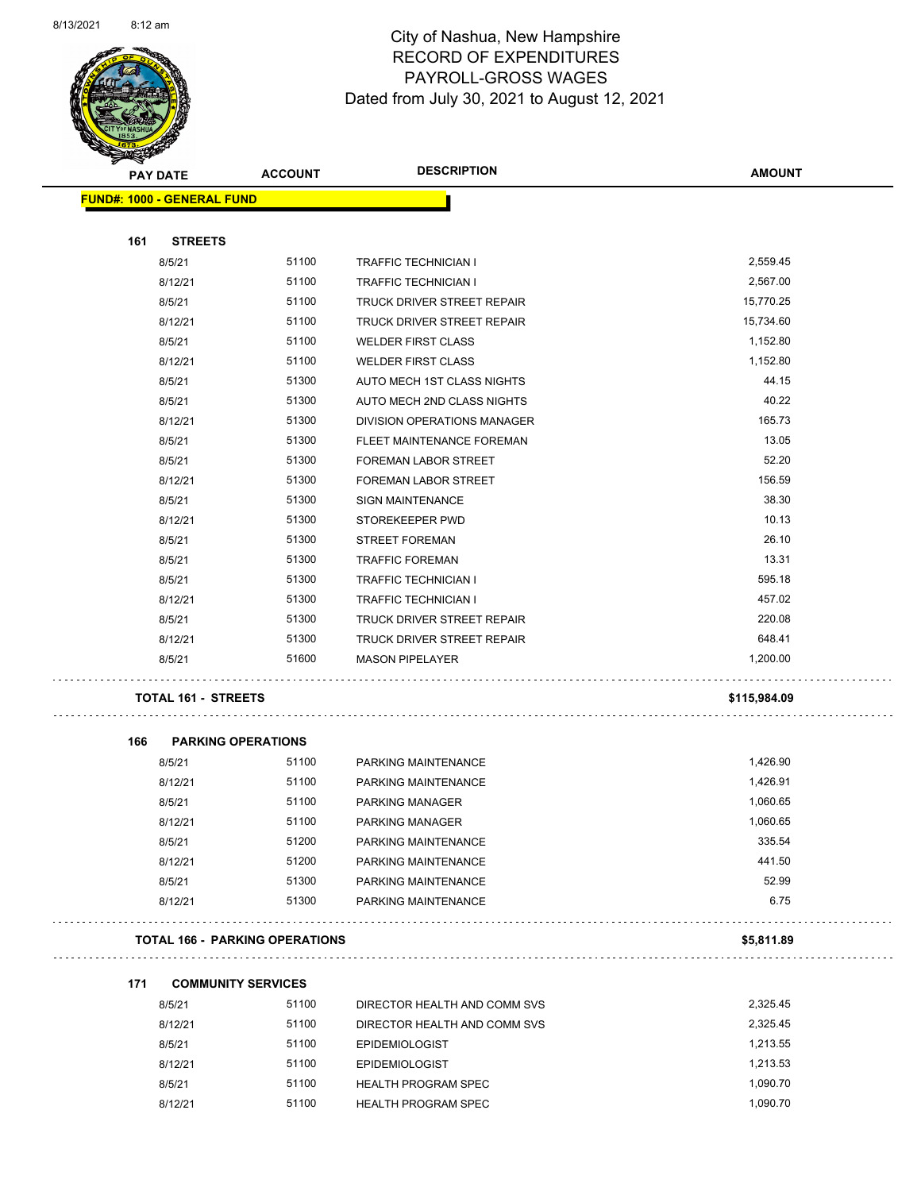City of Nashua, New Hampshire
RECORD OF EXPENDITURES
PAYROLL-GROSS WAGES
Dated from July 30, 2021 to August 12, 2021

| PAY DATE | ACCOUNT | DESCRIPTION | AMOUNT |
|---|---|---|---|
| **FUND#: 1000 - GENERAL FUND** | | | |
| **161 STREETS** | | | |
| 8/5/21 | 51100 | TRAFFIC TECHNICIAN I | 2,559.45 |
| 8/12/21 | 51100 | TRAFFIC TECHNICIAN I | 2,567.00 |
| 8/5/21 | 51100 | TRUCK DRIVER STREET REPAIR | 15,770.25 |
| 8/12/21 | 51100 | TRUCK DRIVER STREET REPAIR | 15,734.60 |
| 8/5/21 | 51100 | WELDER FIRST CLASS | 1,152.80 |
| 8/12/21 | 51100 | WELDER FIRST CLASS | 1,152.80 |
| 8/5/21 | 51300 | AUTO MECH 1ST CLASS NIGHTS | 44.15 |
| 8/5/21 | 51300 | AUTO MECH 2ND CLASS NIGHTS | 40.22 |
| 8/12/21 | 51300 | DIVISION OPERATIONS MANAGER | 165.73 |
| 8/5/21 | 51300 | FLEET MAINTENANCE FOREMAN | 13.05 |
| 8/5/21 | 51300 | FOREMAN LABOR STREET | 52.20 |
| 8/12/21 | 51300 | FOREMAN LABOR STREET | 156.59 |
| 8/5/21 | 51300 | SIGN MAINTENANCE | 38.30 |
| 8/12/21 | 51300 | STOREKEEPER PWD | 10.13 |
| 8/5/21 | 51300 | STREET FOREMAN | 26.10 |
| 8/5/21 | 51300 | TRAFFIC FOREMAN | 13.31 |
| 8/5/21 | 51300 | TRAFFIC TECHNICIAN I | 595.18 |
| 8/12/21 | 51300 | TRAFFIC TECHNICIAN I | 457.02 |
| 8/5/21 | 51300 | TRUCK DRIVER STREET REPAIR | 220.08 |
| 8/12/21 | 51300 | TRUCK DRIVER STREET REPAIR | 648.41 |
| 8/5/21 | 51600 | MASON PIPELAYER | 1,200.00 |
| **TOTAL 161 - STREETS** | | | **$115,984.09** |
| **166 PARKING OPERATIONS** | | | |
| 8/5/21 | 51100 | PARKING MAINTENANCE | 1,426.90 |
| 8/12/21 | 51100 | PARKING MAINTENANCE | 1,426.91 |
| 8/5/21 | 51100 | PARKING MANAGER | 1,060.65 |
| 8/12/21 | 51100 | PARKING MANAGER | 1,060.65 |
| 8/5/21 | 51200 | PARKING MAINTENANCE | 335.54 |
| 8/12/21 | 51200 | PARKING MAINTENANCE | 441.50 |
| 8/5/21 | 51300 | PARKING MAINTENANCE | 52.99 |
| 8/12/21 | 51300 | PARKING MAINTENANCE | 6.75 |
| **TOTAL 166 - PARKING OPERATIONS** | | | **$5,811.89** |
| **171 COMMUNITY SERVICES** | | | |
| 8/5/21 | 51100 | DIRECTOR HEALTH AND COMM SVS | 2,325.45 |
| 8/12/21 | 51100 | DIRECTOR HEALTH AND COMM SVS | 2,325.45 |
| 8/5/21 | 51100 | EPIDEMIOLOGIST | 1,213.55 |
| 8/12/21 | 51100 | EPIDEMIOLOGIST | 1,213.53 |
| 8/5/21 | 51100 | HEALTH PROGRAM SPEC | 1,090.70 |
| 8/12/21 | 51100 | HEALTH PROGRAM SPEC | 1,090.70 |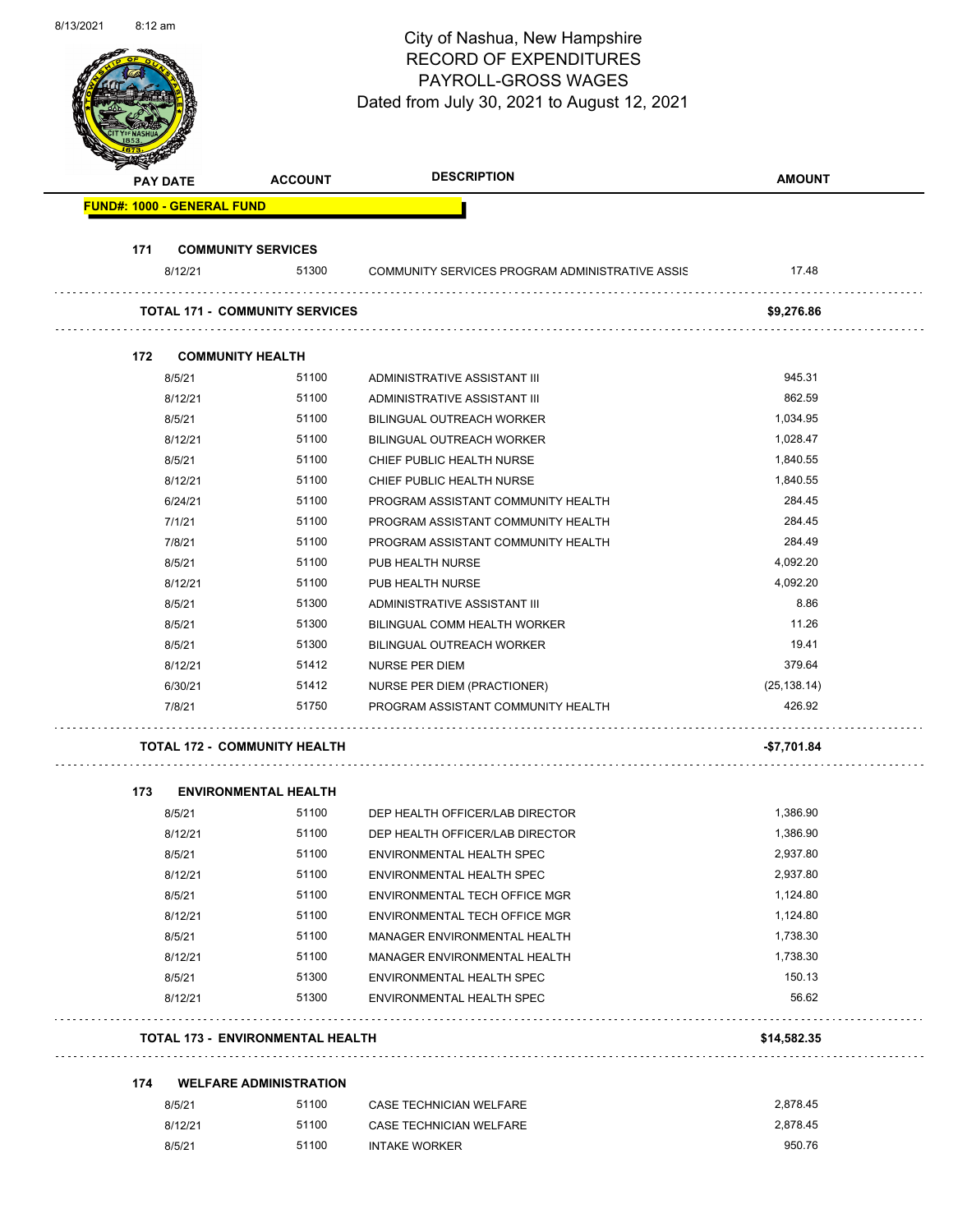City of Nashua, New Hampshire
RECORD OF EXPENDITURES
PAYROLL-GROSS WAGES
Dated from July 30, 2021 to August 12, 2021

| PAY DATE | ACCOUNT | DESCRIPTION | AMOUNT |
|---|---|---|---|
| **FUND#: 1000 - GENERAL FUND** | | | |
| **171 COMMUNITY SERVICES** | | | |
| 8/12/21 | 51300 | COMMUNITY SERVICES PROGRAM ADMINISTRATIVE ASSIS | 17.48 |
| **TOTAL 171 - COMMUNITY SERVICES** | | | **$9,276.86** |
| **172 COMMUNITY HEALTH** | | | |
| 8/5/21 | 51100 | ADMINISTRATIVE ASSISTANT III | 945.31 |
| 8/12/21 | 51100 | ADMINISTRATIVE ASSISTANT III | 862.59 |
| 8/5/21 | 51100 | BILINGUAL OUTREACH WORKER | 1,034.95 |
| 8/12/21 | 51100 | BILINGUAL OUTREACH WORKER | 1,028.47 |
| 8/5/21 | 51100 | CHIEF PUBLIC HEALTH NURSE | 1,840.55 |
| 8/12/21 | 51100 | CHIEF PUBLIC HEALTH NURSE | 1,840.55 |
| 6/24/21 | 51100 | PROGRAM ASSISTANT COMMUNITY HEALTH | 284.45 |
| 7/1/21 | 51100 | PROGRAM ASSISTANT COMMUNITY HEALTH | 284.45 |
| 7/8/21 | 51100 | PROGRAM ASSISTANT COMMUNITY HEALTH | 284.49 |
| 8/5/21 | 51100 | PUB HEALTH NURSE | 4,092.20 |
| 8/12/21 | 51100 | PUB HEALTH NURSE | 4,092.20 |
| 8/5/21 | 51300 | ADMINISTRATIVE ASSISTANT III | 8.86 |
| 8/5/21 | 51300 | BILINGUAL COMM HEALTH WORKER | 11.26 |
| 8/5/21 | 51300 | BILINGUAL OUTREACH WORKER | 19.41 |
| 8/12/21 | 51412 | NURSE PER DIEM | 379.64 |
| 6/30/21 | 51412 | NURSE PER DIEM (PRACTIONER) | (25,138.14) |
| 7/8/21 | 51750 | PROGRAM ASSISTANT COMMUNITY HEALTH | 426.92 |
| **TOTAL 172 - COMMUNITY HEALTH** | | | **-$7,701.84** |
| **173 ENVIRONMENTAL HEALTH** | | | |
| 8/5/21 | 51100 | DEP HEALTH OFFICER/LAB DIRECTOR | 1,386.90 |
| 8/12/21 | 51100 | DEP HEALTH OFFICER/LAB DIRECTOR | 1,386.90 |
| 8/5/21 | 51100 | ENVIRONMENTAL HEALTH SPEC | 2,937.80 |
| 8/12/21 | 51100 | ENVIRONMENTAL HEALTH SPEC | 2,937.80 |
| 8/5/21 | 51100 | ENVIRONMENTAL TECH OFFICE MGR | 1,124.80 |
| 8/12/21 | 51100 | ENVIRONMENTAL TECH OFFICE MGR | 1,124.80 |
| 8/5/21 | 51100 | MANAGER ENVIRONMENTAL HEALTH | 1,738.30 |
| 8/12/21 | 51100 | MANAGER ENVIRONMENTAL HEALTH | 1,738.30 |
| 8/5/21 | 51300 | ENVIRONMENTAL HEALTH SPEC | 150.13 |
| 8/12/21 | 51300 | ENVIRONMENTAL HEALTH SPEC | 56.62 |
| **TOTAL 173 - ENVIRONMENTAL HEALTH** | | | **$14,582.35** |
| **174 WELFARE ADMINISTRATION** | | | |
| 8/5/21 | 51100 | CASE TECHNICIAN WELFARE | 2,878.45 |
| 8/12/21 | 51100 | CASE TECHNICIAN WELFARE | 2,878.45 |
| 8/5/21 | 51100 | INTAKE WORKER | 950.76 |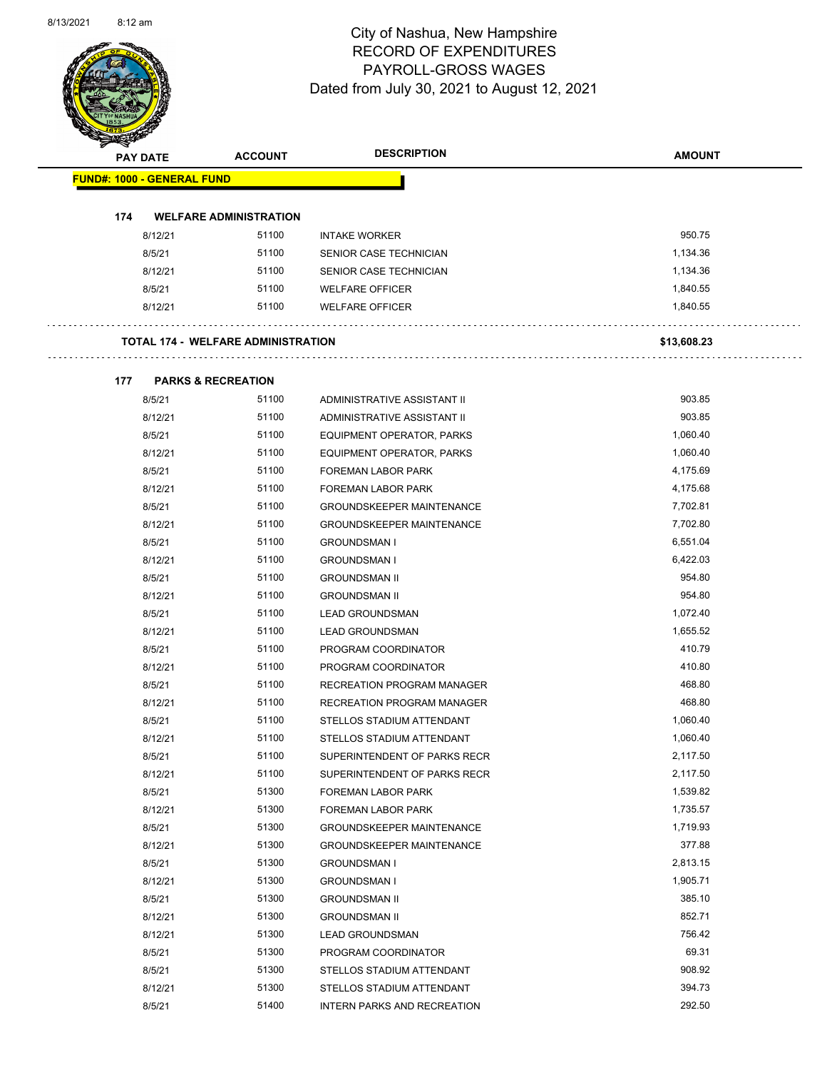City of Nashua, New Hampshire
RECORD OF EXPENDITURES
PAYROLL-GROSS WAGES
Dated from July 30, 2021 to August 12, 2021

| PAY DATE | ACCOUNT | DESCRIPTION | AMOUNT |
|---|---|---|---|
| **FUND#: 1000 - GENERAL FUND** | | | |
| **174 WELFARE ADMINISTRATION** | | | |
| 8/12/21 | 51100 | INTAKE WORKER | 950.75 |
| 8/5/21 | 51100 | SENIOR CASE TECHNICIAN | 1,134.36 |
| 8/12/21 | 51100 | SENIOR CASE TECHNICIAN | 1,134.36 |
| 8/5/21 | 51100 | WELFARE OFFICER | 1,840.55 |
| 8/12/21 | 51100 | WELFARE OFFICER | 1,840.55 |
| **TOTAL 174 - WELFARE ADMINISTRATION** | | | **$13,608.23** |
| **177 PARKS & RECREATION** | | | |
| 8/5/21 | 51100 | ADMINISTRATIVE ASSISTANT II | 903.85 |
| 8/12/21 | 51100 | ADMINISTRATIVE ASSISTANT II | 903.85 |
| 8/5/21 | 51100 | EQUIPMENT OPERATOR, PARKS | 1,060.40 |
| 8/12/21 | 51100 | EQUIPMENT OPERATOR, PARKS | 1,060.40 |
| 8/5/21 | 51100 | FOREMAN LABOR PARK | 4,175.69 |
| 8/12/21 | 51100 | FOREMAN LABOR PARK | 4,175.68 |
| 8/5/21 | 51100 | GROUNDSKEEPER MAINTENANCE | 7,702.81 |
| 8/12/21 | 51100 | GROUNDSKEEPER MAINTENANCE | 7,702.80 |
| 8/5/21 | 51100 | GROUNDSMAN I | 6,551.04 |
| 8/12/21 | 51100 | GROUNDSMAN I | 6,422.03 |
| 8/5/21 | 51100 | GROUNDSMAN II | 954.80 |
| 8/12/21 | 51100 | GROUNDSMAN II | 954.80 |
| 8/5/21 | 51100 | LEAD GROUNDSMAN | 1,072.40 |
| 8/12/21 | 51100 | LEAD GROUNDSMAN | 1,655.52 |
| 8/5/21 | 51100 | PROGRAM COORDINATOR | 410.79 |
| 8/12/21 | 51100 | PROGRAM COORDINATOR | 410.80 |
| 8/5/21 | 51100 | RECREATION PROGRAM MANAGER | 468.80 |
| 8/12/21 | 51100 | RECREATION PROGRAM MANAGER | 468.80 |
| 8/5/21 | 51100 | STELLOS STADIUM ATTENDANT | 1,060.40 |
| 8/12/21 | 51100 | STELLOS STADIUM ATTENDANT | 1,060.40 |
| 8/5/21 | 51100 | SUPERINTENDENT OF PARKS RECR | 2,117.50 |
| 8/12/21 | 51100 | SUPERINTENDENT OF PARKS RECR | 2,117.50 |
| 8/5/21 | 51300 | FOREMAN LABOR PARK | 1,539.82 |
| 8/12/21 | 51300 | FOREMAN LABOR PARK | 1,735.57 |
| 8/5/21 | 51300 | GROUNDSKEEPER MAINTENANCE | 1,719.93 |
| 8/12/21 | 51300 | GROUNDSKEEPER MAINTENANCE | 377.88 |
| 8/5/21 | 51300 | GROUNDSMAN I | 2,813.15 |
| 8/12/21 | 51300 | GROUNDSMAN I | 1,905.71 |
| 8/5/21 | 51300 | GROUNDSMAN II | 385.10 |
| 8/12/21 | 51300 | GROUNDSMAN II | 852.71 |
| 8/12/21 | 51300 | LEAD GROUNDSMAN | 756.42 |
| 8/5/21 | 51300 | PROGRAM COORDINATOR | 69.31 |
| 8/5/21 | 51300 | STELLOS STADIUM ATTENDANT | 908.92 |
| 8/12/21 | 51300 | STELLOS STADIUM ATTENDANT | 394.73 |
| 8/5/21 | 51400 | INTERN PARKS AND RECREATION | 292.50 |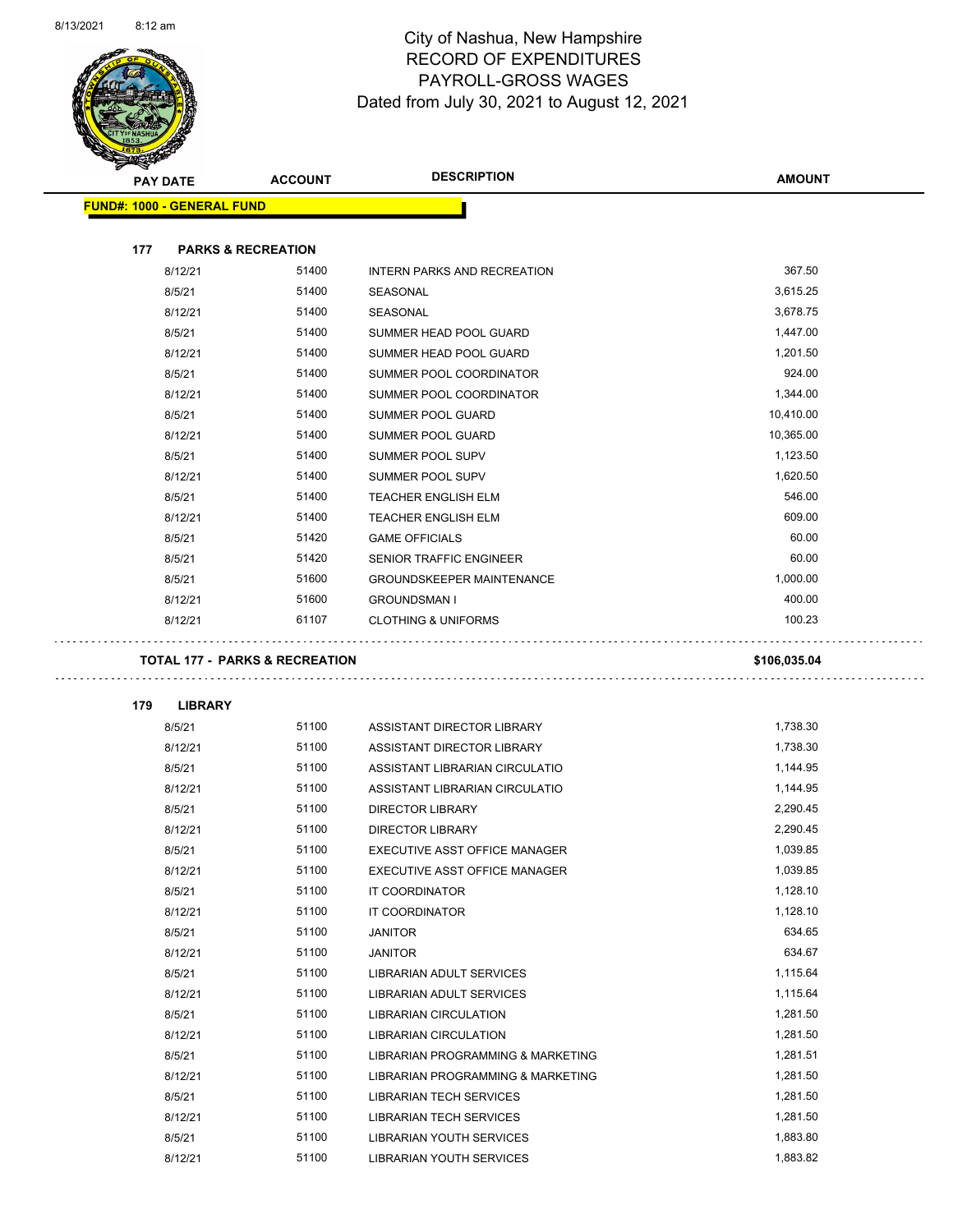# City of Nashua, New Hampshire
## RECORD OF EXPENDITURES
## PAYROLL-GROSS WAGES
### Dated from July 30, 2021 to August 12, 2021

| PAY DATE | ACCOUNT | DESCRIPTION | AMOUNT |
|---|---|---|---|
| **FUND#: 1000 - GENERAL FUND** | | | |
| **177 PARKS & RECREATION** | | | |
| 8/12/21 | 51400 | INTERN PARKS AND RECREATION | 367.50 |
| 8/5/21 | 51400 | SEASONAL | 3,615.25 |
| 8/12/21 | 51400 | SEASONAL | 3,678.75 |
| 8/5/21 | 51400 | SUMMER HEAD POOL GUARD | 1,447.00 |
| 8/12/21 | 51400 | SUMMER HEAD POOL GUARD | 1,201.50 |
| 8/5/21 | 51400 | SUMMER POOL COORDINATOR | 924.00 |
| 8/12/21 | 51400 | SUMMER POOL COORDINATOR | 1,344.00 |
| 8/5/21 | 51400 | SUMMER POOL GUARD | 10,410.00 |
| 8/12/21 | 51400 | SUMMER POOL GUARD | 10,365.00 |
| 8/5/21 | 51400 | SUMMER POOL SUPV | 1,123.50 |
| 8/12/21 | 51400 | SUMMER POOL SUPV | 1,620.50 |
| 8/5/21 | 51400 | TEACHER ENGLISH ELM | 546.00 |
| 8/12/21 | 51400 | TEACHER ENGLISH ELM | 609.00 |
| 8/5/21 | 51420 | GAME OFFICIALS | 60.00 |
| 8/5/21 | 51420 | SENIOR TRAFFIC ENGINEER | 60.00 |
| 8/5/21 | 51600 | GROUNDSKEEPER MAINTENANCE | 1,000.00 |
| 8/12/21 | 51600 | GROUNDSMAN I | 400.00 |
| 8/12/21 | 61107 | CLOTHING & UNIFORMS | 100.23 |
| **TOTAL 177 - PARKS & RECREATION** | | | **$106,035.04** |
| **179 LIBRARY** | | | |
| 8/5/21 | 51100 | ASSISTANT DIRECTOR LIBRARY | 1,738.30 |
| 8/12/21 | 51100 | ASSISTANT DIRECTOR LIBRARY | 1,738.30 |
| 8/5/21 | 51100 | ASSISTANT LIBRARIAN CIRCULATIO | 1,144.95 |
| 8/12/21 | 51100 | ASSISTANT LIBRARIAN CIRCULATIO | 1,144.95 |
| 8/5/21 | 51100 | DIRECTOR LIBRARY | 2,290.45 |
| 8/12/21 | 51100 | DIRECTOR LIBRARY | 2,290.45 |
| 8/5/21 | 51100 | EXECUTIVE ASST OFFICE MANAGER | 1,039.85 |
| 8/12/21 | 51100 | EXECUTIVE ASST OFFICE MANAGER | 1,039.85 |
| 8/5/21 | 51100 | IT COORDINATOR | 1,128.10 |
| 8/12/21 | 51100 | IT COORDINATOR | 1,128.10 |
| 8/5/21 | 51100 | JANITOR | 634.65 |
| 8/12/21 | 51100 | JANITOR | 634.67 |
| 8/5/21 | 51100 | LIBRARIAN ADULT SERVICES | 1,115.64 |
| 8/12/21 | 51100 | LIBRARIAN ADULT SERVICES | 1,115.64 |
| 8/5/21 | 51100 | LIBRARIAN CIRCULATION | 1,281.50 |
| 8/12/21 | 51100 | LIBRARIAN CIRCULATION | 1,281.50 |
| 8/5/21 | 51100 | LIBRARIAN PROGRAMMING & MARKETING | 1,281.51 |
| 8/12/21 | 51100 | LIBRARIAN PROGRAMMING & MARKETING | 1,281.50 |
| 8/5/21 | 51100 | LIBRARIAN TECH SERVICES | 1,281.50 |
| 8/12/21 | 51100 | LIBRARIAN TECH SERVICES | 1,281.50 |
| 8/5/21 | 51100 | LIBRARIAN YOUTH SERVICES | 1,883.80 |
| 8/12/21 | 51100 | LIBRARIAN YOUTH SERVICES | 1,883.82 |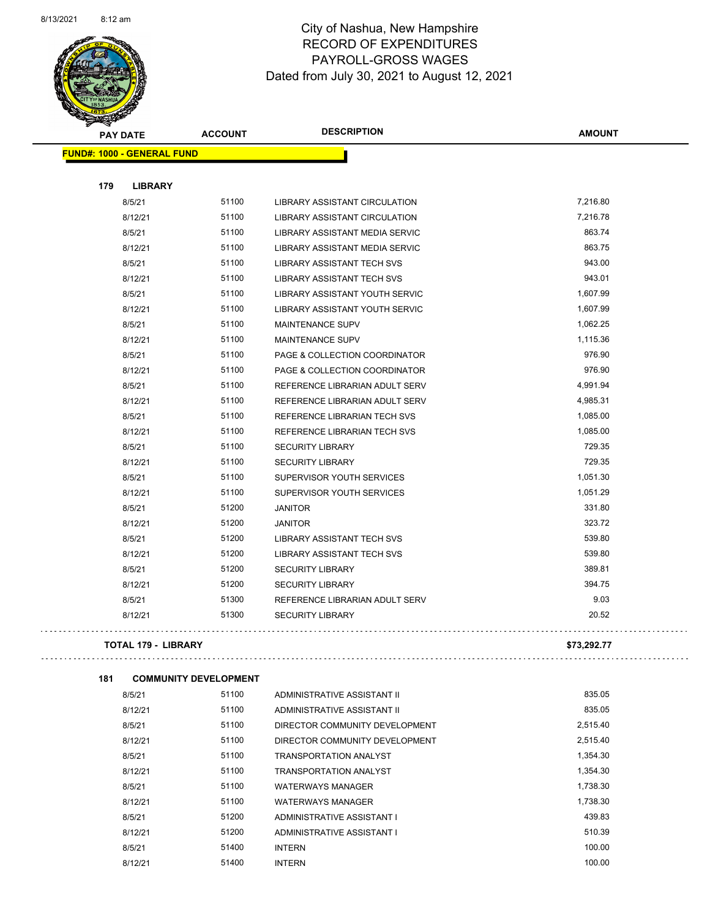# City of Nashua, New Hampshire
## RECORD OF EXPENDITURES
## PAYROLL-GROSS WAGES
## Dated from July 30, 2021 to August 12, 2021

| PAY DATE | ACCOUNT | DESCRIPTION | AMOUNT |
|---|---|---|---|
| **FUND#: 1000 - GENERAL FUND** | | | |
| **179 LIBRARY** | | | |
| 8/5/21 | 51100 | LIBRARY ASSISTANT CIRCULATION | 7,216.80 |
| 8/12/21 | 51100 | LIBRARY ASSISTANT CIRCULATION | 7,216.78 |
| 8/5/21 | 51100 | LIBRARY ASSISTANT MEDIA SERVIC | 863.74 |
| 8/12/21 | 51100 | LIBRARY ASSISTANT MEDIA SERVIC | 863.75 |
| 8/5/21 | 51100 | LIBRARY ASSISTANT TECH SVS | 943.00 |
| 8/12/21 | 51100 | LIBRARY ASSISTANT TECH SVS | 943.01 |
| 8/5/21 | 51100 | LIBRARY ASSISTANT YOUTH SERVIC | 1,607.99 |
| 8/12/21 | 51100 | LIBRARY ASSISTANT YOUTH SERVIC | 1,607.99 |
| 8/5/21 | 51100 | MAINTENANCE SUPV | 1,062.25 |
| 8/12/21 | 51100 | MAINTENANCE SUPV | 1,115.36 |
| 8/5/21 | 51100 | PAGE & COLLECTION COORDINATOR | 976.90 |
| 8/12/21 | 51100 | PAGE & COLLECTION COORDINATOR | 976.90 |
| 8/5/21 | 51100 | REFERENCE LIBRARIAN ADULT SERV | 4,991.94 |
| 8/12/21 | 51100 | REFERENCE LIBRARIAN ADULT SERV | 4,985.31 |
| 8/5/21 | 51100 | REFERENCE LIBRARIAN TECH SVS | 1,085.00 |
| 8/12/21 | 51100 | REFERENCE LIBRARIAN TECH SVS | 1,085.00 |
| 8/5/21 | 51100 | SECURITY LIBRARY | 729.35 |
| 8/12/21 | 51100 | SECURITY LIBRARY | 729.35 |
| 8/5/21 | 51100 | SUPERVISOR YOUTH SERVICES | 1,051.30 |
| 8/12/21 | 51100 | SUPERVISOR YOUTH SERVICES | 1,051.29 |
| 8/5/21 | 51200 | JANITOR | 331.80 |
| 8/12/21 | 51200 | JANITOR | 323.72 |
| 8/5/21 | 51200 | LIBRARY ASSISTANT TECH SVS | 539.80 |
| 8/12/21 | 51200 | LIBRARY ASSISTANT TECH SVS | 539.80 |
| 8/5/21 | 51200 | SECURITY LIBRARY | 389.81 |
| 8/12/21 | 51200 | SECURITY LIBRARY | 394.75 |
| 8/5/21 | 51300 | REFERENCE LIBRARIAN ADULT SERV | 9.03 |
| 8/12/21 | 51300 | SECURITY LIBRARY | 20.52 |
| **TOTAL 179 - LIBRARY** | | | **$73,292.77** |
| **181 COMMUNITY DEVELOPMENT** | | | |
| 8/5/21 | 51100 | ADMINISTRATIVE ASSISTANT II | 835.05 |
| 8/12/21 | 51100 | ADMINISTRATIVE ASSISTANT II | 835.05 |
| 8/5/21 | 51100 | DIRECTOR COMMUNITY DEVELOPMENT | 2,515.40 |
| 8/12/21 | 51100 | DIRECTOR COMMUNITY DEVELOPMENT | 2,515.40 |
| 8/5/21 | 51100 | TRANSPORTATION ANALYST | 1,354.30 |
| 8/12/21 | 51100 | TRANSPORTATION ANALYST | 1,354.30 |
| 8/5/21 | 51100 | WATERWAYS MANAGER | 1,738.30 |
| 8/12/21 | 51100 | WATERWAYS MANAGER | 1,738.30 |
| 8/5/21 | 51200 | ADMINISTRATIVE ASSISTANT I | 439.83 |
| 8/12/21 | 51200 | ADMINISTRATIVE ASSISTANT I | 510.39 |
| 8/5/21 | 51400 | INTERN | 100.00 |
| 8/12/21 | 51400 | INTERN | 100.00 |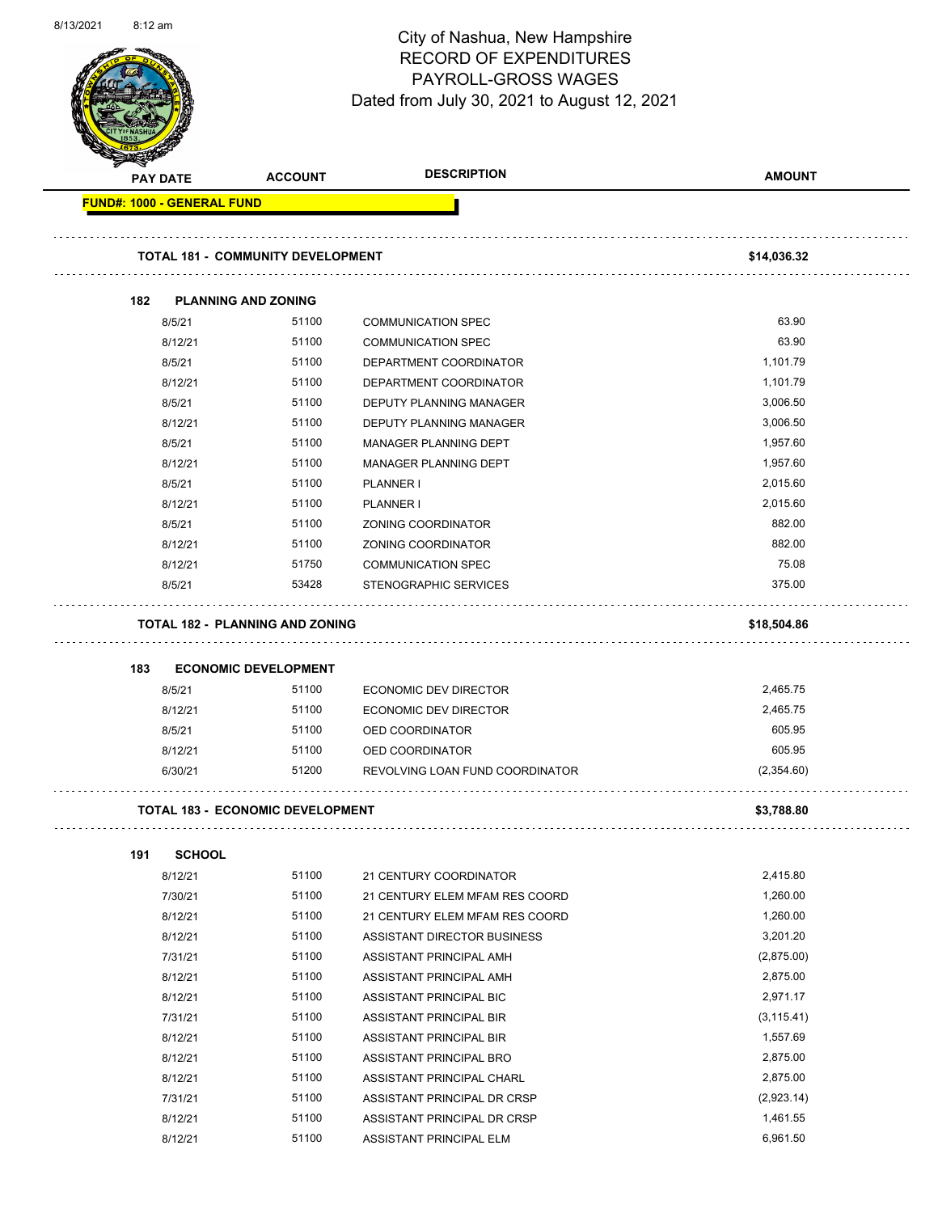City of Nashua, New Hampshire
RECORD OF EXPENDITURES
PAYROLL-GROSS WAGES
Dated from July 30, 2021 to August 12, 2021

**FUND#: 1000 - GENERAL FUND**

| PAY DATE | ACCOUNT | DESCRIPTION | AMOUNT |
|---|---|---|---|
| **TOTAL 181 - COMMUNITY DEVELOPMENT** | | | **$14,036.32** |
| **182 PLANNING AND ZONING** | | | |
| 8/5/21 | 51100 | COMMUNICATION SPEC | 63.90 |
| 8/12/21 | 51100 | COMMUNICATION SPEC | 63.90 |
| 8/5/21 | 51100 | DEPARTMENT COORDINATOR | 1,101.79 |
| 8/12/21 | 51100 | DEPARTMENT COORDINATOR | 1,101.79 |
| 8/5/21 | 51100 | DEPUTY PLANNING MANAGER | 3,006.50 |
| 8/12/21 | 51100 | DEPUTY PLANNING MANAGER | 3,006.50 |
| 8/5/21 | 51100 | MANAGER PLANNING DEPT | 1,957.60 |
| 8/12/21 | 51100 | MANAGER PLANNING DEPT | 1,957.60 |
| 8/5/21 | 51100 | PLANNER I | 2,015.60 |
| 8/12/21 | 51100 | PLANNER I | 2,015.60 |
| 8/5/21 | 51100 | ZONING COORDINATOR | 882.00 |
| 8/12/21 | 51100 | ZONING COORDINATOR | 882.00 |
| 8/12/21 | 51750 | COMMUNICATION SPEC | 75.08 |
| 8/5/21 | 53428 | STENOGRAPHIC SERVICES | 375.00 |
| **TOTAL 182 - PLANNING AND ZONING** | | | **$18,504.86** |
| **183 ECONOMIC DEVELOPMENT** | | | |
| 8/5/21 | 51100 | ECONOMIC DEV DIRECTOR | 2,465.75 |
| 8/12/21 | 51100 | ECONOMIC DEV DIRECTOR | 2,465.75 |
| 8/5/21 | 51100 | OED COORDINATOR | 605.95 |
| 8/12/21 | 51100 | OED COORDINATOR | 605.95 |
| 6/30/21 | 51200 | REVOLVING LOAN FUND COORDINATOR | (2,354.60) |
| **TOTAL 183 - ECONOMIC DEVELOPMENT** | | | **$3,788.80** |
| **191 SCHOOL** | | | |
| 8/12/21 | 51100 | 21 CENTURY COORDINATOR | 2,415.80 |
| 7/30/21 | 51100 | 21 CENTURY ELEM MFAM RES COORD | 1,260.00 |
| 8/12/21 | 51100 | 21 CENTURY ELEM MFAM RES COORD | 1,260.00 |
| 8/12/21 | 51100 | ASSISTANT DIRECTOR BUSINESS | 3,201.20 |
| 7/31/21 | 51100 | ASSISTANT PRINCIPAL AMH | (2,875.00) |
| 8/12/21 | 51100 | ASSISTANT PRINCIPAL AMH | 2,875.00 |
| 8/12/21 | 51100 | ASSISTANT PRINCIPAL BIC | 2,971.17 |
| 7/31/21 | 51100 | ASSISTANT PRINCIPAL BIR | (3,115.41) |
| 8/12/21 | 51100 | ASSISTANT PRINCIPAL BIR | 1,557.69 |
| 8/12/21 | 51100 | ASSISTANT PRINCIPAL BRO | 2,875.00 |
| 8/12/21 | 51100 | ASSISTANT PRINCIPAL CHARL | 2,875.00 |
| 7/31/21 | 51100 | ASSISTANT PRINCIPAL DR CRSP | (2,923.14) |
| 8/12/21 | 51100 | ASSISTANT PRINCIPAL DR CRSP | 1,461.55 |
| 8/12/21 | 51100 | ASSISTANT PRINCIPAL ELM | 6,961.50 |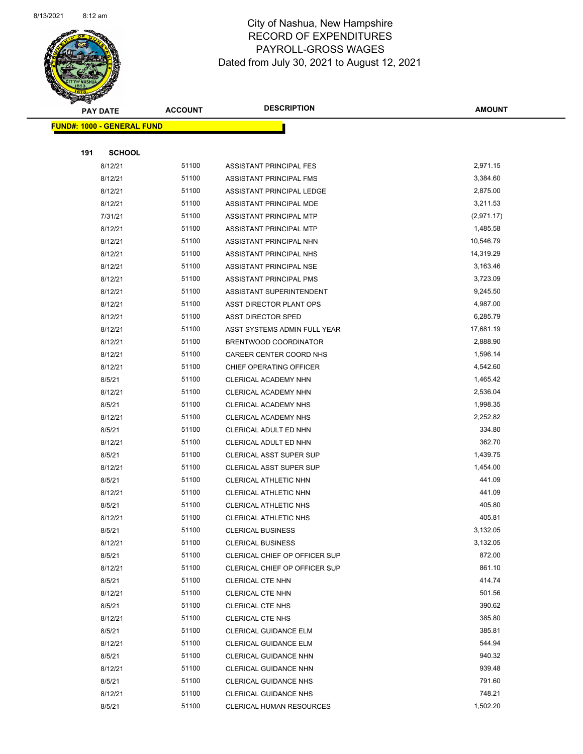# City of Nashua, New Hampshire
## RECORD OF EXPENDITURES
## PAYROLL-GROSS WAGES
## Dated from July 30, 2021 to August 12, 2021

**FUND#: 1000 - GENERAL FUND**

**191 SCHOOL**

| PAY DATE | ACCOUNT | DESCRIPTION | AMOUNT |
|---|---|---|---|
| 8/12/21 | 51100 | ASSISTANT PRINCIPAL FES | 2,971.15 |
| 8/12/21 | 51100 | ASSISTANT PRINCIPAL FMS | 3,384.60 |
| 8/12/21 | 51100 | ASSISTANT PRINCIPAL LEDGE | 2,875.00 |
| 8/12/21 | 51100 | ASSISTANT PRINCIPAL MDE | 3,211.53 |
| 7/31/21 | 51100 | ASSISTANT PRINCIPAL MTP | (2,971.17) |
| 8/12/21 | 51100 | ASSISTANT PRINCIPAL MTP | 1,485.58 |
| 8/12/21 | 51100 | ASSISTANT PRINCIPAL NHN | 10,546.79 |
| 8/12/21 | 51100 | ASSISTANT PRINCIPAL NHS | 14,319.29 |
| 8/12/21 | 51100 | ASSISTANT PRINCIPAL NSE | 3,163.46 |
| 8/12/21 | 51100 | ASSISTANT PRINCIPAL PMS | 3,723.09 |
| 8/12/21 | 51100 | ASSISTANT SUPERINTENDENT | 9,245.50 |
| 8/12/21 | 51100 | ASST DIRECTOR PLANT OPS | 4,987.00 |
| 8/12/21 | 51100 | ASST DIRECTOR SPED | 6,285.79 |
| 8/12/21 | 51100 | ASST SYSTEMS ADMIN FULL YEAR | 17,681.19 |
| 8/12/21 | 51100 | BRENTWOOD COORDINATOR | 2,888.90 |
| 8/12/21 | 51100 | CAREER CENTER COORD NHS | 1,596.14 |
| 8/12/21 | 51100 | CHIEF OPERATING OFFICER | 4,542.60 |
| 8/5/21 | 51100 | CLERICAL ACADEMY NHN | 1,465.42 |
| 8/12/21 | 51100 | CLERICAL ACADEMY NHN | 2,536.04 |
| 8/5/21 | 51100 | CLERICAL ACADEMY NHS | 1,998.35 |
| 8/12/21 | 51100 | CLERICAL ACADEMY NHS | 2,252.82 |
| 8/5/21 | 51100 | CLERICAL ADULT ED NHN | 334.80 |
| 8/12/21 | 51100 | CLERICAL ADULT ED NHN | 362.70 |
| 8/5/21 | 51100 | CLERICAL ASST SUPER SUP | 1,439.75 |
| 8/12/21 | 51100 | CLERICAL ASST SUPER SUP | 1,454.00 |
| 8/5/21 | 51100 | CLERICAL ATHLETIC NHN | 441.09 |
| 8/12/21 | 51100 | CLERICAL ATHLETIC NHN | 441.09 |
| 8/5/21 | 51100 | CLERICAL ATHLETIC NHS | 405.80 |
| 8/12/21 | 51100 | CLERICAL ATHLETIC NHS | 405.81 |
| 8/5/21 | 51100 | CLERICAL BUSINESS | 3,132.05 |
| 8/12/21 | 51100 | CLERICAL BUSINESS | 3,132.05 |
| 8/5/21 | 51100 | CLERICAL CHIEF OP OFFICER SUP | 872.00 |
| 8/12/21 | 51100 | CLERICAL CHIEF OP OFFICER SUP | 861.10 |
| 8/5/21 | 51100 | CLERICAL CTE NHN | 414.74 |
| 8/12/21 | 51100 | CLERICAL CTE NHN | 501.56 |
| 8/5/21 | 51100 | CLERICAL CTE NHS | 390.62 |
| 8/12/21 | 51100 | CLERICAL CTE NHS | 385.80 |
| 8/5/21 | 51100 | CLERICAL GUIDANCE ELM | 385.81 |
| 8/12/21 | 51100 | CLERICAL GUIDANCE ELM | 544.94 |
| 8/5/21 | 51100 | CLERICAL GUIDANCE NHN | 940.32 |
| 8/12/21 | 51100 | CLERICAL GUIDANCE NHN | 939.48 |
| 8/5/21 | 51100 | CLERICAL GUIDANCE NHS | 791.60 |
| 8/12/21 | 51100 | CLERICAL GUIDANCE NHS | 748.21 |
| 8/5/21 | 51100 | CLERICAL HUMAN RESOURCES | 1,502.20 |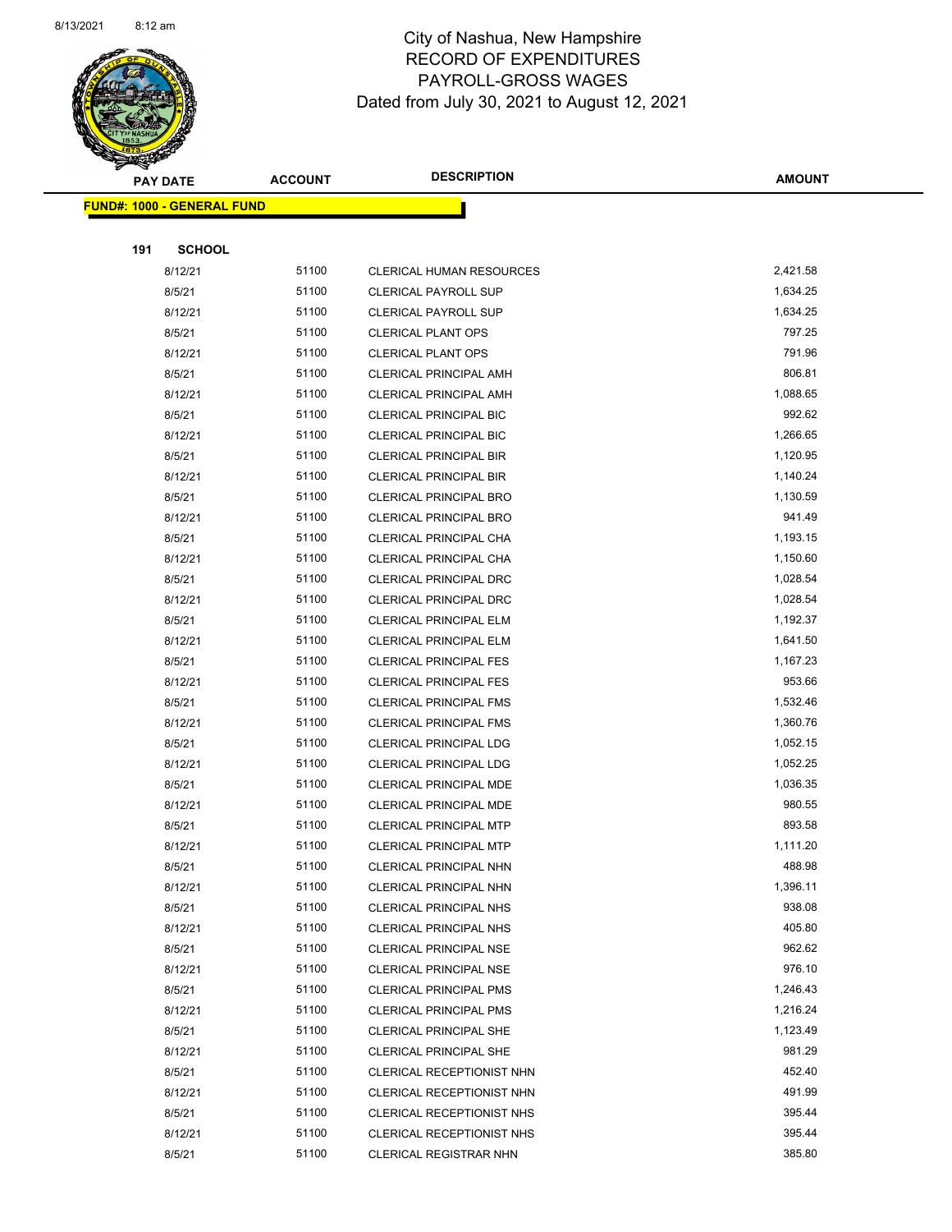City of Nashua, New Hampshire
RECORD OF EXPENDITURES
PAYROLL-GROSS WAGES
Dated from July 30, 2021 to August 12, 2021

| PAY DATE | ACCOUNT | DESCRIPTION | AMOUNT |
|---|---|---|---|
| **FUND#: 1000 - GENERAL FUND** | | | |
| **191 SCHOOL** | | | |
| 8/12/21 | 51100 | CLERICAL HUMAN RESOURCES | 2,421.58 |
| 8/5/21 | 51100 | CLERICAL PAYROLL SUP | 1,634.25 |
| 8/12/21 | 51100 | CLERICAL PAYROLL SUP | 1,634.25 |
| 8/5/21 | 51100 | CLERICAL PLANT OPS | 797.25 |
| 8/12/21 | 51100 | CLERICAL PLANT OPS | 791.96 |
| 8/5/21 | 51100 | CLERICAL PRINCIPAL AMH | 806.81 |
| 8/12/21 | 51100 | CLERICAL PRINCIPAL AMH | 1,088.65 |
| 8/5/21 | 51100 | CLERICAL PRINCIPAL BIC | 992.62 |
| 8/12/21 | 51100 | CLERICAL PRINCIPAL BIC | 1,266.65 |
| 8/5/21 | 51100 | CLERICAL PRINCIPAL BIR | 1,120.95 |
| 8/12/21 | 51100 | CLERICAL PRINCIPAL BIR | 1,140.24 |
| 8/5/21 | 51100 | CLERICAL PRINCIPAL BRO | 1,130.59 |
| 8/12/21 | 51100 | CLERICAL PRINCIPAL BRO | 941.49 |
| 8/5/21 | 51100 | CLERICAL PRINCIPAL CHA | 1,193.15 |
| 8/12/21 | 51100 | CLERICAL PRINCIPAL CHA | 1,150.60 |
| 8/5/21 | 51100 | CLERICAL PRINCIPAL DRC | 1,028.54 |
| 8/12/21 | 51100 | CLERICAL PRINCIPAL DRC | 1,028.54 |
| 8/5/21 | 51100 | CLERICAL PRINCIPAL ELM | 1,192.37 |
| 8/12/21 | 51100 | CLERICAL PRINCIPAL ELM | 1,641.50 |
| 8/5/21 | 51100 | CLERICAL PRINCIPAL FES | 1,167.23 |
| 8/12/21 | 51100 | CLERICAL PRINCIPAL FES | 953.66 |
| 8/5/21 | 51100 | CLERICAL PRINCIPAL FMS | 1,532.46 |
| 8/12/21 | 51100 | CLERICAL PRINCIPAL FMS | 1,360.76 |
| 8/5/21 | 51100 | CLERICAL PRINCIPAL LDG | 1,052.15 |
| 8/12/21 | 51100 | CLERICAL PRINCIPAL LDG | 1,052.25 |
| 8/5/21 | 51100 | CLERICAL PRINCIPAL MDE | 1,036.35 |
| 8/12/21 | 51100 | CLERICAL PRINCIPAL MDE | 980.55 |
| 8/5/21 | 51100 | CLERICAL PRINCIPAL MTP | 893.58 |
| 8/12/21 | 51100 | CLERICAL PRINCIPAL MTP | 1,111.20 |
| 8/5/21 | 51100 | CLERICAL PRINCIPAL NHN | 488.98 |
| 8/12/21 | 51100 | CLERICAL PRINCIPAL NHN | 1,396.11 |
| 8/5/21 | 51100 | CLERICAL PRINCIPAL NHS | 938.08 |
| 8/12/21 | 51100 | CLERICAL PRINCIPAL NHS | 405.80 |
| 8/5/21 | 51100 | CLERICAL PRINCIPAL NSE | 962.62 |
| 8/12/21 | 51100 | CLERICAL PRINCIPAL NSE | 976.10 |
| 8/5/21 | 51100 | CLERICAL PRINCIPAL PMS | 1,246.43 |
| 8/12/21 | 51100 | CLERICAL PRINCIPAL PMS | 1,216.24 |
| 8/5/21 | 51100 | CLERICAL PRINCIPAL SHE | 1,123.49 |
| 8/12/21 | 51100 | CLERICAL PRINCIPAL SHE | 981.29 |
| 8/5/21 | 51100 | CLERICAL RECEPTIONIST NHN | 452.40 |
| 8/12/21 | 51100 | CLERICAL RECEPTIONIST NHN | 491.99 |
| 8/5/21 | 51100 | CLERICAL RECEPTIONIST NHS | 395.44 |
| 8/12/21 | 51100 | CLERICAL RECEPTIONIST NHS | 395.44 |
| 8/5/21 | 51100 | CLERICAL REGISTRAR NHN | 385.80 |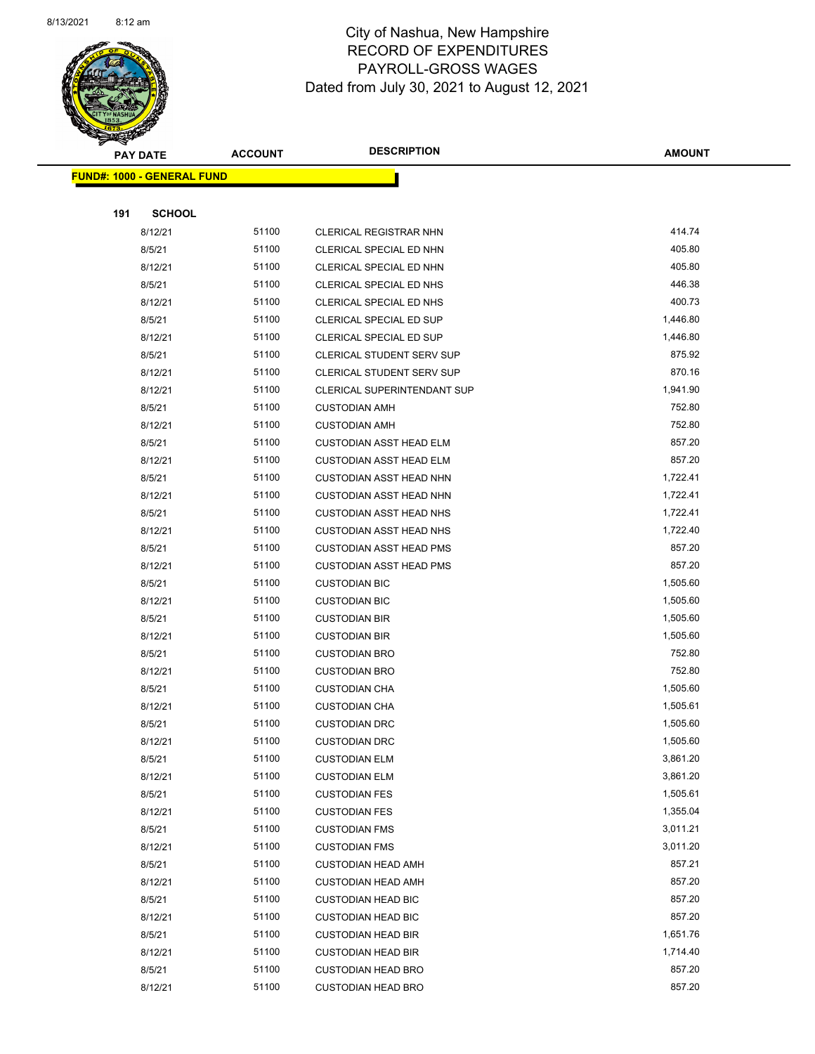# City of Nashua, New Hampshire
# RECORD OF EXPENDITURES
# PAYROLL-GROSS WAGES
## Dated from July 30, 2021 to August 12, 2021

**FUND#: 1000 - GENERAL FUND**

**191 SCHOOL**

| PAY DATE | ACCOUNT | DESCRIPTION | AMOUNT |
|---|---|---|---|
| 8/12/21 | 51100 | CLERICAL REGISTRAR NHN | 414.74 |
| 8/5/21 | 51100 | CLERICAL SPECIAL ED NHN | 405.80 |
| 8/12/21 | 51100 | CLERICAL SPECIAL ED NHN | 405.80 |
| 8/5/21 | 51100 | CLERICAL SPECIAL ED NHS | 446.38 |
| 8/12/21 | 51100 | CLERICAL SPECIAL ED NHS | 400.73 |
| 8/5/21 | 51100 | CLERICAL SPECIAL ED SUP | 1,446.80 |
| 8/12/21 | 51100 | CLERICAL SPECIAL ED SUP | 1,446.80 |
| 8/5/21 | 51100 | CLERICAL STUDENT SERV SUP | 875.92 |
| 8/12/21 | 51100 | CLERICAL STUDENT SERV SUP | 870.16 |
| 8/12/21 | 51100 | CLERICAL SUPERINTENDANT SUP | 1,941.90 |
| 8/5/21 | 51100 | CUSTODIAN AMH | 752.80 |
| 8/12/21 | 51100 | CUSTODIAN AMH | 752.80 |
| 8/5/21 | 51100 | CUSTODIAN ASST HEAD ELM | 857.20 |
| 8/12/21 | 51100 | CUSTODIAN ASST HEAD ELM | 857.20 |
| 8/5/21 | 51100 | CUSTODIAN ASST HEAD NHN | 1,722.41 |
| 8/12/21 | 51100 | CUSTODIAN ASST HEAD NHN | 1,722.41 |
| 8/5/21 | 51100 | CUSTODIAN ASST HEAD NHS | 1,722.41 |
| 8/12/21 | 51100 | CUSTODIAN ASST HEAD NHS | 1,722.40 |
| 8/5/21 | 51100 | CUSTODIAN ASST HEAD PMS | 857.20 |
| 8/12/21 | 51100 | CUSTODIAN ASST HEAD PMS | 857.20 |
| 8/5/21 | 51100 | CUSTODIAN BIC | 1,505.60 |
| 8/12/21 | 51100 | CUSTODIAN BIC | 1,505.60 |
| 8/5/21 | 51100 | CUSTODIAN BIR | 1,505.60 |
| 8/12/21 | 51100 | CUSTODIAN BIR | 1,505.60 |
| 8/5/21 | 51100 | CUSTODIAN BRO | 752.80 |
| 8/12/21 | 51100 | CUSTODIAN BRO | 752.80 |
| 8/5/21 | 51100 | CUSTODIAN CHA | 1,505.60 |
| 8/12/21 | 51100 | CUSTODIAN CHA | 1,505.61 |
| 8/5/21 | 51100 | CUSTODIAN DRC | 1,505.60 |
| 8/12/21 | 51100 | CUSTODIAN DRC | 1,505.60 |
| 8/5/21 | 51100 | CUSTODIAN ELM | 3,861.20 |
| 8/12/21 | 51100 | CUSTODIAN ELM | 3,861.20 |
| 8/5/21 | 51100 | CUSTODIAN FES | 1,505.61 |
| 8/12/21 | 51100 | CUSTODIAN FES | 1,355.04 |
| 8/5/21 | 51100 | CUSTODIAN FMS | 3,011.21 |
| 8/12/21 | 51100 | CUSTODIAN FMS | 3,011.20 |
| 8/5/21 | 51100 | CUSTODIAN HEAD AMH | 857.21 |
| 8/12/21 | 51100 | CUSTODIAN HEAD AMH | 857.20 |
| 8/5/21 | 51100 | CUSTODIAN HEAD BIC | 857.20 |
| 8/12/21 | 51100 | CUSTODIAN HEAD BIC | 857.20 |
| 8/5/21 | 51100 | CUSTODIAN HEAD BIR | 1,651.76 |
| 8/12/21 | 51100 | CUSTODIAN HEAD BIR | 1,714.40 |
| 8/5/21 | 51100 | CUSTODIAN HEAD BRO | 857.20 |
| 8/12/21 | 51100 | CUSTODIAN HEAD BRO | 857.20 |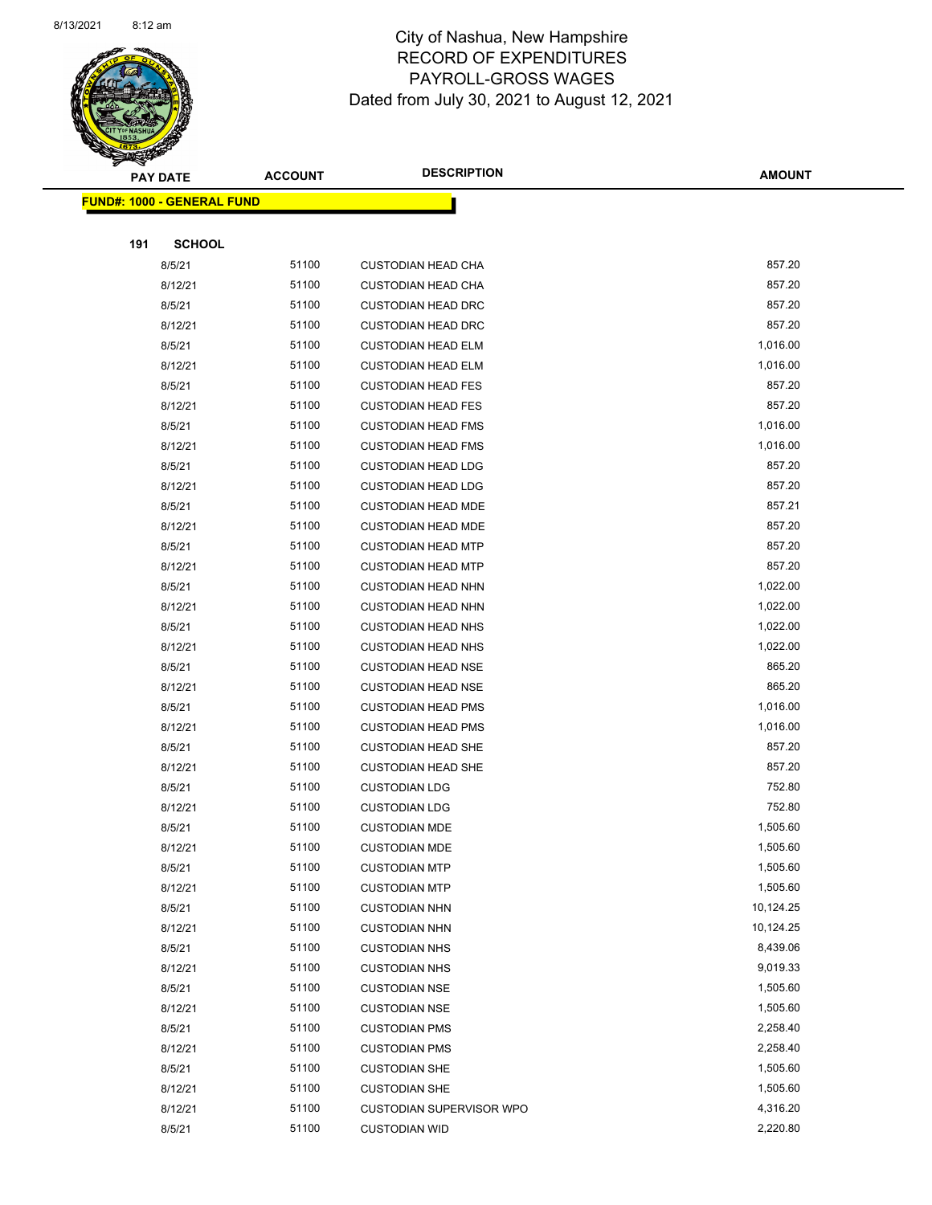# City of Nashua, New Hampshire
## RECORD OF EXPENDITURES
## PAYROLL-GROSS WAGES
## Dated from July 30, 2021 to August 12, 2021

| PAY DATE | ACCOUNT | DESCRIPTION | AMOUNT |
|---|---|---|---|
| **FUND#: 1000 - GENERAL FUND** | | | |
| **191 SCHOOL** | | | |
| 8/5/21 | 51100 | CUSTODIAN HEAD CHA | 857.20 |
| 8/12/21 | 51100 | CUSTODIAN HEAD CHA | 857.20 |
| 8/5/21 | 51100 | CUSTODIAN HEAD DRC | 857.20 |
| 8/12/21 | 51100 | CUSTODIAN HEAD DRC | 857.20 |
| 8/5/21 | 51100 | CUSTODIAN HEAD ELM | 1,016.00 |
| 8/12/21 | 51100 | CUSTODIAN HEAD ELM | 1,016.00 |
| 8/5/21 | 51100 | CUSTODIAN HEAD FES | 857.20 |
| 8/12/21 | 51100 | CUSTODIAN HEAD FES | 857.20 |
| 8/5/21 | 51100 | CUSTODIAN HEAD FMS | 1,016.00 |
| 8/12/21 | 51100 | CUSTODIAN HEAD FMS | 1,016.00 |
| 8/5/21 | 51100 | CUSTODIAN HEAD LDG | 857.20 |
| 8/12/21 | 51100 | CUSTODIAN HEAD LDG | 857.20 |
| 8/5/21 | 51100 | CUSTODIAN HEAD MDE | 857.21 |
| 8/12/21 | 51100 | CUSTODIAN HEAD MDE | 857.20 |
| 8/5/21 | 51100 | CUSTODIAN HEAD MTP | 857.20 |
| 8/12/21 | 51100 | CUSTODIAN HEAD MTP | 857.20 |
| 8/5/21 | 51100 | CUSTODIAN HEAD NHN | 1,022.00 |
| 8/12/21 | 51100 | CUSTODIAN HEAD NHN | 1,022.00 |
| 8/5/21 | 51100 | CUSTODIAN HEAD NHS | 1,022.00 |
| 8/12/21 | 51100 | CUSTODIAN HEAD NHS | 1,022.00 |
| 8/5/21 | 51100 | CUSTODIAN HEAD NSE | 865.20 |
| 8/12/21 | 51100 | CUSTODIAN HEAD NSE | 865.20 |
| 8/5/21 | 51100 | CUSTODIAN HEAD PMS | 1,016.00 |
| 8/12/21 | 51100 | CUSTODIAN HEAD PMS | 1,016.00 |
| 8/5/21 | 51100 | CUSTODIAN HEAD SHE | 857.20 |
| 8/12/21 | 51100 | CUSTODIAN HEAD SHE | 857.20 |
| 8/5/21 | 51100 | CUSTODIAN LDG | 752.80 |
| 8/12/21 | 51100 | CUSTODIAN LDG | 752.80 |
| 8/5/21 | 51100 | CUSTODIAN MDE | 1,505.60 |
| 8/12/21 | 51100 | CUSTODIAN MDE | 1,505.60 |
| 8/5/21 | 51100 | CUSTODIAN MTP | 1,505.60 |
| 8/12/21 | 51100 | CUSTODIAN MTP | 1,505.60 |
| 8/5/21 | 51100 | CUSTODIAN NHN | 10,124.25 |
| 8/12/21 | 51100 | CUSTODIAN NHN | 10,124.25 |
| 8/5/21 | 51100 | CUSTODIAN NHS | 8,439.06 |
| 8/12/21 | 51100 | CUSTODIAN NHS | 9,019.33 |
| 8/5/21 | 51100 | CUSTODIAN NSE | 1,505.60 |
| 8/12/21 | 51100 | CUSTODIAN NSE | 1,505.60 |
| 8/5/21 | 51100 | CUSTODIAN PMS | 2,258.40 |
| 8/12/21 | 51100 | CUSTODIAN PMS | 2,258.40 |
| 8/5/21 | 51100 | CUSTODIAN SHE | 1,505.60 |
| 8/12/21 | 51100 | CUSTODIAN SHE | 1,505.60 |
| 8/12/21 | 51100 | CUSTODIAN SUPERVISOR WPO | 4,316.20 |
| 8/5/21 | 51100 | CUSTODIAN WID | 2,220.80 |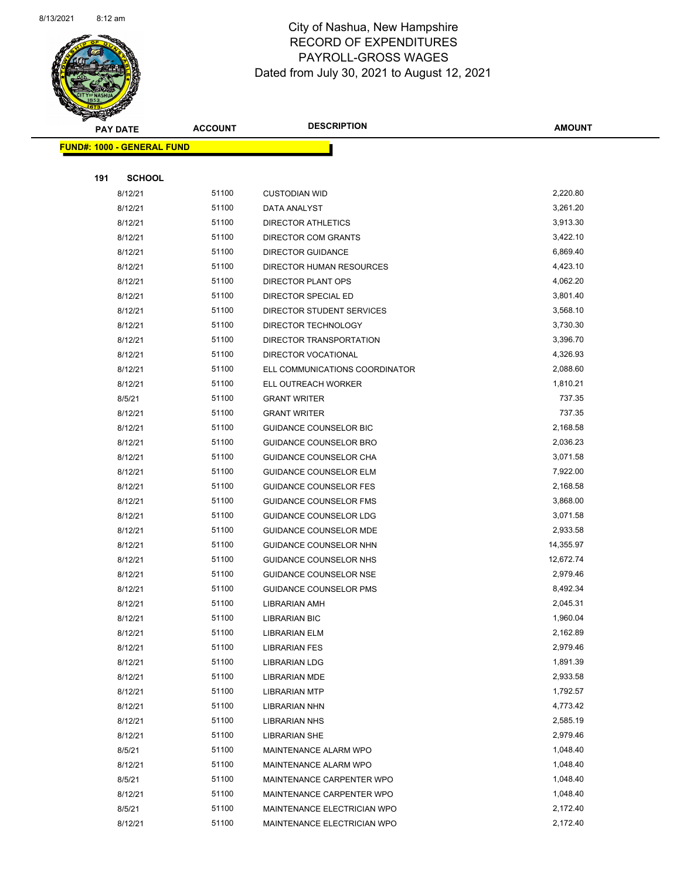City of Nashua, New Hampshire
RECORD OF EXPENDITURES
PAYROLL-GROSS WAGES
Dated from July 30, 2021 to August 12, 2021

| PAY DATE | ACCOUNT | DESCRIPTION | AMOUNT |
|---|---|---|---|
| **FUND#: 1000 - GENERAL FUND** | | | |
| **191 SCHOOL** | | | |
| 8/12/21 | 51100 | CUSTODIAN WID | 2,220.80 |
| 8/12/21 | 51100 | DATA ANALYST | 3,261.20 |
| 8/12/21 | 51100 | DIRECTOR ATHLETICS | 3,913.30 |
| 8/12/21 | 51100 | DIRECTOR COM GRANTS | 3,422.10 |
| 8/12/21 | 51100 | DIRECTOR GUIDANCE | 6,869.40 |
| 8/12/21 | 51100 | DIRECTOR HUMAN RESOURCES | 4,423.10 |
| 8/12/21 | 51100 | DIRECTOR PLANT OPS | 4,062.20 |
| 8/12/21 | 51100 | DIRECTOR SPECIAL ED | 3,801.40 |
| 8/12/21 | 51100 | DIRECTOR STUDENT SERVICES | 3,568.10 |
| 8/12/21 | 51100 | DIRECTOR TECHNOLOGY | 3,730.30 |
| 8/12/21 | 51100 | DIRECTOR TRANSPORTATION | 3,396.70 |
| 8/12/21 | 51100 | DIRECTOR VOCATIONAL | 4,326.93 |
| 8/12/21 | 51100 | ELL COMMUNICATIONS COORDINATOR | 2,088.60 |
| 8/12/21 | 51100 | ELL OUTREACH WORKER | 1,810.21 |
| 8/5/21 | 51100 | GRANT WRITER | 737.35 |
| 8/12/21 | 51100 | GRANT WRITER | 737.35 |
| 8/12/21 | 51100 | GUIDANCE COUNSELOR BIC | 2,168.58 |
| 8/12/21 | 51100 | GUIDANCE COUNSELOR BRO | 2,036.23 |
| 8/12/21 | 51100 | GUIDANCE COUNSELOR CHA | 3,071.58 |
| 8/12/21 | 51100 | GUIDANCE COUNSELOR ELM | 7,922.00 |
| 8/12/21 | 51100 | GUIDANCE COUNSELOR FES | 2,168.58 |
| 8/12/21 | 51100 | GUIDANCE COUNSELOR FMS | 3,868.00 |
| 8/12/21 | 51100 | GUIDANCE COUNSELOR LDG | 3,071.58 |
| 8/12/21 | 51100 | GUIDANCE COUNSELOR MDE | 2,933.58 |
| 8/12/21 | 51100 | GUIDANCE COUNSELOR NHN | 14,355.97 |
| 8/12/21 | 51100 | GUIDANCE COUNSELOR NHS | 12,672.74 |
| 8/12/21 | 51100 | GUIDANCE COUNSELOR NSE | 2,979.46 |
| 8/12/21 | 51100 | GUIDANCE COUNSELOR PMS | 8,492.34 |
| 8/12/21 | 51100 | LIBRARIAN AMH | 2,045.31 |
| 8/12/21 | 51100 | LIBRARIAN BIC | 1,960.04 |
| 8/12/21 | 51100 | LIBRARIAN ELM | 2,162.89 |
| 8/12/21 | 51100 | LIBRARIAN FES | 2,979.46 |
| 8/12/21 | 51100 | LIBRARIAN LDG | 1,891.39 |
| 8/12/21 | 51100 | LIBRARIAN MDE | 2,933.58 |
| 8/12/21 | 51100 | LIBRARIAN MTP | 1,792.57 |
| 8/12/21 | 51100 | LIBRARIAN NHN | 4,773.42 |
| 8/12/21 | 51100 | LIBRARIAN NHS | 2,585.19 |
| 8/12/21 | 51100 | LIBRARIAN SHE | 2,979.46 |
| 8/5/21 | 51100 | MAINTENANCE ALARM WPO | 1,048.40 |
| 8/12/21 | 51100 | MAINTENANCE ALARM WPO | 1,048.40 |
| 8/5/21 | 51100 | MAINTENANCE CARPENTER WPO | 1,048.40 |
| 8/12/21 | 51100 | MAINTENANCE CARPENTER WPO | 1,048.40 |
| 8/5/21 | 51100 | MAINTENANCE ELECTRICIAN WPO | 2,172.40 |
| 8/12/21 | 51100 | MAINTENANCE ELECTRICIAN WPO | 2,172.40 |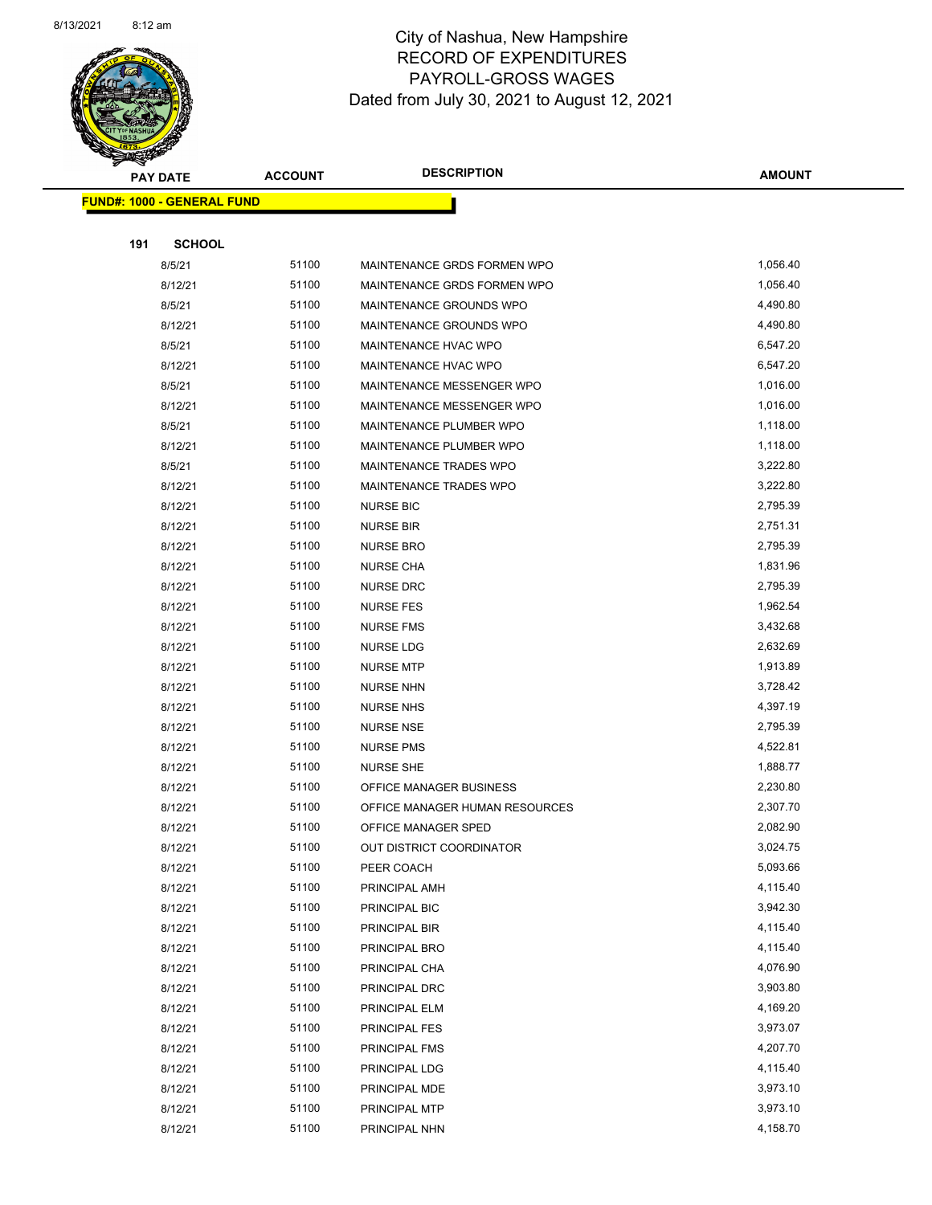City of Nashua, New Hampshire
RECORD OF EXPENDITURES
PAYROLL-GROSS WAGES
Dated from July 30, 2021 to August 12, 2021

| PAY DATE | ACCOUNT | DESCRIPTION | AMOUNT |
|---|---|---|---|

**FUND#: 1000 - GENERAL FUND**

**191 SCHOOL**

| PAY DATE | ACCOUNT | DESCRIPTION | AMOUNT |
|---|---|---|---|
| 8/5/21 | 51100 | MAINTENANCE GRDS FORMEN WPO | 1,056.40 |
| 8/12/21 | 51100 | MAINTENANCE GRDS FORMEN WPO | 1,056.40 |
| 8/5/21 | 51100 | MAINTENANCE GROUNDS WPO | 4,490.80 |
| 8/12/21 | 51100 | MAINTENANCE GROUNDS WPO | 4,490.80 |
| 8/5/21 | 51100 | MAINTENANCE HVAC WPO | 6,547.20 |
| 8/12/21 | 51100 | MAINTENANCE HVAC WPO | 6,547.20 |
| 8/5/21 | 51100 | MAINTENANCE MESSENGER WPO | 1,016.00 |
| 8/12/21 | 51100 | MAINTENANCE MESSENGER WPO | 1,016.00 |
| 8/5/21 | 51100 | MAINTENANCE PLUMBER WPO | 1,118.00 |
| 8/12/21 | 51100 | MAINTENANCE PLUMBER WPO | 1,118.00 |
| 8/5/21 | 51100 | MAINTENANCE TRADES WPO | 3,222.80 |
| 8/12/21 | 51100 | MAINTENANCE TRADES WPO | 3,222.80 |
| 8/12/21 | 51100 | NURSE BIC | 2,795.39 |
| 8/12/21 | 51100 | NURSE BIR | 2,751.31 |
| 8/12/21 | 51100 | NURSE BRO | 2,795.39 |
| 8/12/21 | 51100 | NURSE CHA | 1,831.96 |
| 8/12/21 | 51100 | NURSE DRC | 2,795.39 |
| 8/12/21 | 51100 | NURSE FES | 1,962.54 |
| 8/12/21 | 51100 | NURSE FMS | 3,432.68 |
| 8/12/21 | 51100 | NURSE LDG | 2,632.69 |
| 8/12/21 | 51100 | NURSE MTP | 1,913.89 |
| 8/12/21 | 51100 | NURSE NHN | 3,728.42 |
| 8/12/21 | 51100 | NURSE NHS | 4,397.19 |
| 8/12/21 | 51100 | NURSE NSE | 2,795.39 |
| 8/12/21 | 51100 | NURSE PMS | 4,522.81 |
| 8/12/21 | 51100 | NURSE SHE | 1,888.77 |
| 8/12/21 | 51100 | OFFICE MANAGER BUSINESS | 2,230.80 |
| 8/12/21 | 51100 | OFFICE MANAGER HUMAN RESOURCES | 2,307.70 |
| 8/12/21 | 51100 | OFFICE MANAGER SPED | 2,082.90 |
| 8/12/21 | 51100 | OUT DISTRICT COORDINATOR | 3,024.75 |
| 8/12/21 | 51100 | PEER COACH | 5,093.66 |
| 8/12/21 | 51100 | PRINCIPAL AMH | 4,115.40 |
| 8/12/21 | 51100 | PRINCIPAL BIC | 3,942.30 |
| 8/12/21 | 51100 | PRINCIPAL BIR | 4,115.40 |
| 8/12/21 | 51100 | PRINCIPAL BRO | 4,115.40 |
| 8/12/21 | 51100 | PRINCIPAL CHA | 4,076.90 |
| 8/12/21 | 51100 | PRINCIPAL DRC | 3,903.80 |
| 8/12/21 | 51100 | PRINCIPAL ELM | 4,169.20 |
| 8/12/21 | 51100 | PRINCIPAL FES | 3,973.07 |
| 8/12/21 | 51100 | PRINCIPAL FMS | 4,207.70 |
| 8/12/21 | 51100 | PRINCIPAL LDG | 4,115.40 |
| 8/12/21 | 51100 | PRINCIPAL MDE | 3,973.10 |
| 8/12/21 | 51100 | PRINCIPAL MTP | 3,973.10 |
| 8/12/21 | 51100 | PRINCIPAL NHN | 4,158.70 |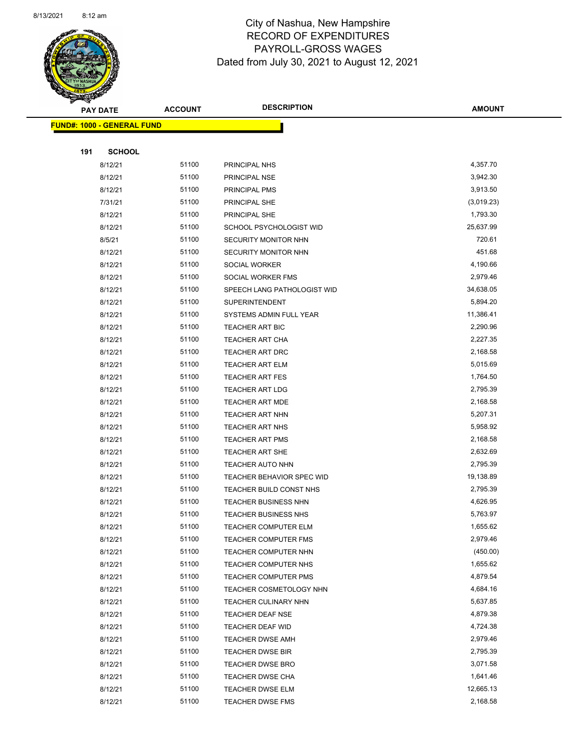# City of Nashua, New Hampshire
## RECORD OF EXPENDITURES
## PAYROLL-GROSS WAGES
### Dated from July 30, 2021 to August 12, 2021

**FUND#: 1000 - GENERAL FUND**

**191 SCHOOL**

| PAY DATE | ACCOUNT | DESCRIPTION | AMOUNT |
|---|---|---|---|
| 8/12/21 | 51100 | PRINCIPAL NHS | 4,357.70 |
| 8/12/21 | 51100 | PRINCIPAL NSE | 3,942.30 |
| 8/12/21 | 51100 | PRINCIPAL PMS | 3,913.50 |
| 7/31/21 | 51100 | PRINCIPAL SHE | (3,019.23) |
| 8/12/21 | 51100 | PRINCIPAL SHE | 1,793.30 |
| 8/12/21 | 51100 | SCHOOL PSYCHOLOGIST WID | 25,637.99 |
| 8/5/21 | 51100 | SECURITY MONITOR NHN | 720.61 |
| 8/12/21 | 51100 | SECURITY MONITOR NHN | 451.68 |
| 8/12/21 | 51100 | SOCIAL WORKER | 4,190.66 |
| 8/12/21 | 51100 | SOCIAL WORKER FMS | 2,979.46 |
| 8/12/21 | 51100 | SPEECH LANG PATHOLOGIST WID | 34,638.05 |
| 8/12/21 | 51100 | SUPERINTENDENT | 5,894.20 |
| 8/12/21 | 51100 | SYSTEMS ADMIN FULL YEAR | 11,386.41 |
| 8/12/21 | 51100 | TEACHER ART BIC | 2,290.96 |
| 8/12/21 | 51100 | TEACHER ART CHA | 2,227.35 |
| 8/12/21 | 51100 | TEACHER ART DRC | 2,168.58 |
| 8/12/21 | 51100 | TEACHER ART ELM | 5,015.69 |
| 8/12/21 | 51100 | TEACHER ART FES | 1,764.50 |
| 8/12/21 | 51100 | TEACHER ART LDG | 2,795.39 |
| 8/12/21 | 51100 | TEACHER ART MDE | 2,168.58 |
| 8/12/21 | 51100 | TEACHER ART NHN | 5,207.31 |
| 8/12/21 | 51100 | TEACHER ART NHS | 5,958.92 |
| 8/12/21 | 51100 | TEACHER ART PMS | 2,168.58 |
| 8/12/21 | 51100 | TEACHER ART SHE | 2,632.69 |
| 8/12/21 | 51100 | TEACHER AUTO NHN | 2,795.39 |
| 8/12/21 | 51100 | TEACHER BEHAVIOR SPEC WID | 19,138.89 |
| 8/12/21 | 51100 | TEACHER BUILD CONST NHS | 2,795.39 |
| 8/12/21 | 51100 | TEACHER BUSINESS NHN | 4,626.95 |
| 8/12/21 | 51100 | TEACHER BUSINESS NHS | 5,763.97 |
| 8/12/21 | 51100 | TEACHER COMPUTER ELM | 1,655.62 |
| 8/12/21 | 51100 | TEACHER COMPUTER FMS | 2,979.46 |
| 8/12/21 | 51100 | TEACHER COMPUTER NHN | (450.00) |
| 8/12/21 | 51100 | TEACHER COMPUTER NHS | 1,655.62 |
| 8/12/21 | 51100 | TEACHER COMPUTER PMS | 4,879.54 |
| 8/12/21 | 51100 | TEACHER COSMETOLOGY NHN | 4,684.16 |
| 8/12/21 | 51100 | TEACHER CULINARY NHN | 5,637.85 |
| 8/12/21 | 51100 | TEACHER DEAF NSE | 4,879.38 |
| 8/12/21 | 51100 | TEACHER DEAF WID | 4,724.38 |
| 8/12/21 | 51100 | TEACHER DWSE AMH | 2,979.46 |
| 8/12/21 | 51100 | TEACHER DWSE BIR | 2,795.39 |
| 8/12/21 | 51100 | TEACHER DWSE BRO | 3,071.58 |
| 8/12/21 | 51100 | TEACHER DWSE CHA | 1,641.46 |
| 8/12/21 | 51100 | TEACHER DWSE ELM | 12,665.13 |
| 8/12/21 | 51100 | TEACHER DWSE FMS | 2,168.58 |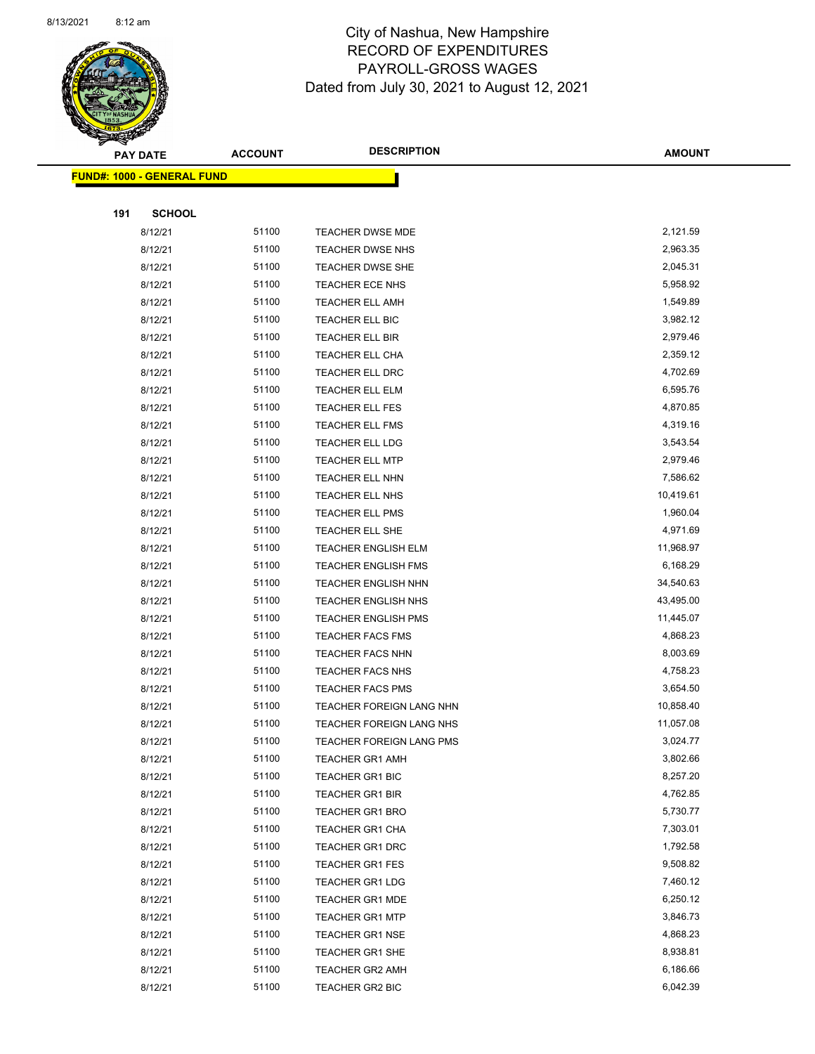# City of Nashua, New Hampshire
## RECORD OF EXPENDITURES
## PAYROLL-GROSS WAGES
### Dated from July 30, 2021 to August 12, 2021

| PAY DATE | ACCOUNT | DESCRIPTION | AMOUNT |
|---|---|---|---|
| **FUND#: 1000 - GENERAL FUND** | | | |
| **191 SCHOOL** | | | |
| 8/12/21 | 51100 | TEACHER DWSE MDE | 2,121.59 |
| 8/12/21 | 51100 | TEACHER DWSE NHS | 2,963.35 |
| 8/12/21 | 51100 | TEACHER DWSE SHE | 2,045.31 |
| 8/12/21 | 51100 | TEACHER ECE NHS | 5,958.92 |
| 8/12/21 | 51100 | TEACHER ELL AMH | 1,549.89 |
| 8/12/21 | 51100 | TEACHER ELL BIC | 3,982.12 |
| 8/12/21 | 51100 | TEACHER ELL BIR | 2,979.46 |
| 8/12/21 | 51100 | TEACHER ELL CHA | 2,359.12 |
| 8/12/21 | 51100 | TEACHER ELL DRC | 4,702.69 |
| 8/12/21 | 51100 | TEACHER ELL ELM | 6,595.76 |
| 8/12/21 | 51100 | TEACHER ELL FES | 4,870.85 |
| 8/12/21 | 51100 | TEACHER ELL FMS | 4,319.16 |
| 8/12/21 | 51100 | TEACHER ELL LDG | 3,543.54 |
| 8/12/21 | 51100 | TEACHER ELL MTP | 2,979.46 |
| 8/12/21 | 51100 | TEACHER ELL NHN | 7,586.62 |
| 8/12/21 | 51100 | TEACHER ELL NHS | 10,419.61 |
| 8/12/21 | 51100 | TEACHER ELL PMS | 1,960.04 |
| 8/12/21 | 51100 | TEACHER ELL SHE | 4,971.69 |
| 8/12/21 | 51100 | TEACHER ENGLISH ELM | 11,968.97 |
| 8/12/21 | 51100 | TEACHER ENGLISH FMS | 6,168.29 |
| 8/12/21 | 51100 | TEACHER ENGLISH NHN | 34,540.63 |
| 8/12/21 | 51100 | TEACHER ENGLISH NHS | 43,495.00 |
| 8/12/21 | 51100 | TEACHER ENGLISH PMS | 11,445.07 |
| 8/12/21 | 51100 | TEACHER FACS FMS | 4,868.23 |
| 8/12/21 | 51100 | TEACHER FACS NHN | 8,003.69 |
| 8/12/21 | 51100 | TEACHER FACS NHS | 4,758.23 |
| 8/12/21 | 51100 | TEACHER FACS PMS | 3,654.50 |
| 8/12/21 | 51100 | TEACHER FOREIGN LANG NHN | 10,858.40 |
| 8/12/21 | 51100 | TEACHER FOREIGN LANG NHS | 11,057.08 |
| 8/12/21 | 51100 | TEACHER FOREIGN LANG PMS | 3,024.77 |
| 8/12/21 | 51100 | TEACHER GR1 AMH | 3,802.66 |
| 8/12/21 | 51100 | TEACHER GR1 BIC | 8,257.20 |
| 8/12/21 | 51100 | TEACHER GR1 BIR | 4,762.85 |
| 8/12/21 | 51100 | TEACHER GR1 BRO | 5,730.77 |
| 8/12/21 | 51100 | TEACHER GR1 CHA | 7,303.01 |
| 8/12/21 | 51100 | TEACHER GR1 DRC | 1,792.58 |
| 8/12/21 | 51100 | TEACHER GR1 FES | 9,508.82 |
| 8/12/21 | 51100 | TEACHER GR1 LDG | 7,460.12 |
| 8/12/21 | 51100 | TEACHER GR1 MDE | 6,250.12 |
| 8/12/21 | 51100 | TEACHER GR1 MTP | 3,846.73 |
| 8/12/21 | 51100 | TEACHER GR1 NSE | 4,868.23 |
| 8/12/21 | 51100 | TEACHER GR1 SHE | 8,938.81 |
| 8/12/21 | 51100 | TEACHER GR2 AMH | 6,186.66 |
| 8/12/21 | 51100 | TEACHER GR2 BIC | 6,042.39 |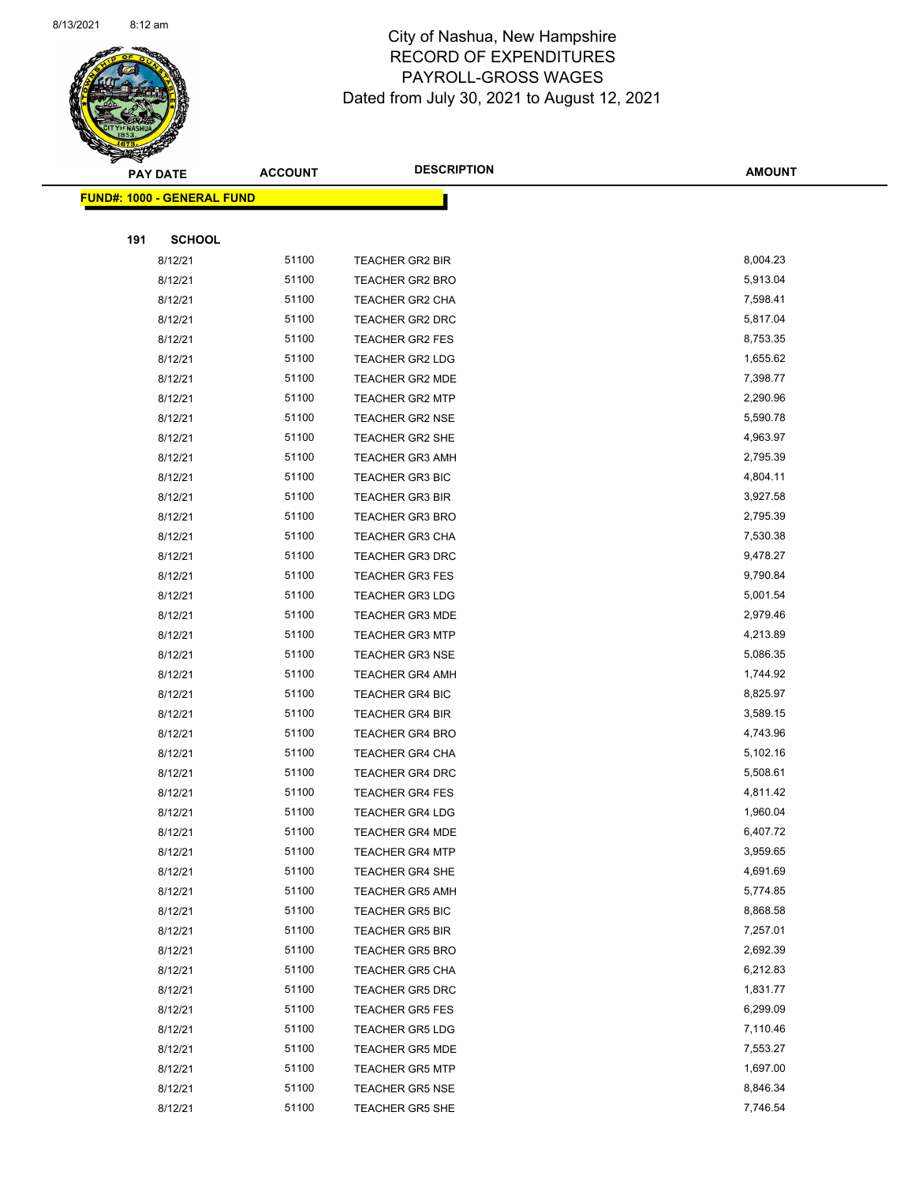# City of Nashua, New Hampshire
## RECORD OF EXPENDITURES
## PAYROLL-GROSS WAGES
### Dated from July 30, 2021 to August 12, 2021

**FUND#: 1000 - GENERAL FUND**

**191 SCHOOL**

| PAY DATE | ACCOUNT | DESCRIPTION | AMOUNT |
|---|---|---|---|
| 8/12/21 | 51100 | TEACHER GR2 BIR | 8,004.23 |
| 8/12/21 | 51100 | TEACHER GR2 BRO | 5,913.04 |
| 8/12/21 | 51100 | TEACHER GR2 CHA | 7,598.41 |
| 8/12/21 | 51100 | TEACHER GR2 DRC | 5,817.04 |
| 8/12/21 | 51100 | TEACHER GR2 FES | 8,753.35 |
| 8/12/21 | 51100 | TEACHER GR2 LDG | 1,655.62 |
| 8/12/21 | 51100 | TEACHER GR2 MDE | 7,398.77 |
| 8/12/21 | 51100 | TEACHER GR2 MTP | 2,290.96 |
| 8/12/21 | 51100 | TEACHER GR2 NSE | 5,590.78 |
| 8/12/21 | 51100 | TEACHER GR2 SHE | 4,963.97 |
| 8/12/21 | 51100 | TEACHER GR3 AMH | 2,795.39 |
| 8/12/21 | 51100 | TEACHER GR3 BIC | 4,804.11 |
| 8/12/21 | 51100 | TEACHER GR3 BIR | 3,927.58 |
| 8/12/21 | 51100 | TEACHER GR3 BRO | 2,795.39 |
| 8/12/21 | 51100 | TEACHER GR3 CHA | 7,530.38 |
| 8/12/21 | 51100 | TEACHER GR3 DRC | 9,478.27 |
| 8/12/21 | 51100 | TEACHER GR3 FES | 9,790.84 |
| 8/12/21 | 51100 | TEACHER GR3 LDG | 5,001.54 |
| 8/12/21 | 51100 | TEACHER GR3 MDE | 2,979.46 |
| 8/12/21 | 51100 | TEACHER GR3 MTP | 4,213.89 |
| 8/12/21 | 51100 | TEACHER GR3 NSE | 5,086.35 |
| 8/12/21 | 51100 | TEACHER GR4 AMH | 1,744.92 |
| 8/12/21 | 51100 | TEACHER GR4 BIC | 8,825.97 |
| 8/12/21 | 51100 | TEACHER GR4 BIR | 3,589.15 |
| 8/12/21 | 51100 | TEACHER GR4 BRO | 4,743.96 |
| 8/12/21 | 51100 | TEACHER GR4 CHA | 5,102.16 |
| 8/12/21 | 51100 | TEACHER GR4 DRC | 5,508.61 |
| 8/12/21 | 51100 | TEACHER GR4 FES | 4,811.42 |
| 8/12/21 | 51100 | TEACHER GR4 LDG | 1,960.04 |
| 8/12/21 | 51100 | TEACHER GR4 MDE | 6,407.72 |
| 8/12/21 | 51100 | TEACHER GR4 MTP | 3,959.65 |
| 8/12/21 | 51100 | TEACHER GR4 SHE | 4,691.69 |
| 8/12/21 | 51100 | TEACHER GR5 AMH | 5,774.85 |
| 8/12/21 | 51100 | TEACHER GR5 BIC | 8,868.58 |
| 8/12/21 | 51100 | TEACHER GR5 BIR | 7,257.01 |
| 8/12/21 | 51100 | TEACHER GR5 BRO | 2,692.39 |
| 8/12/21 | 51100 | TEACHER GR5 CHA | 6,212.83 |
| 8/12/21 | 51100 | TEACHER GR5 DRC | 1,831.77 |
| 8/12/21 | 51100 | TEACHER GR5 FES | 6,299.09 |
| 8/12/21 | 51100 | TEACHER GR5 LDG | 7,110.46 |
| 8/12/21 | 51100 | TEACHER GR5 MDE | 7,553.27 |
| 8/12/21 | 51100 | TEACHER GR5 MTP | 1,697.00 |
| 8/12/21 | 51100 | TEACHER GR5 NSE | 8,846.34 |
| 8/12/21 | 51100 | TEACHER GR5 SHE | 7,746.54 |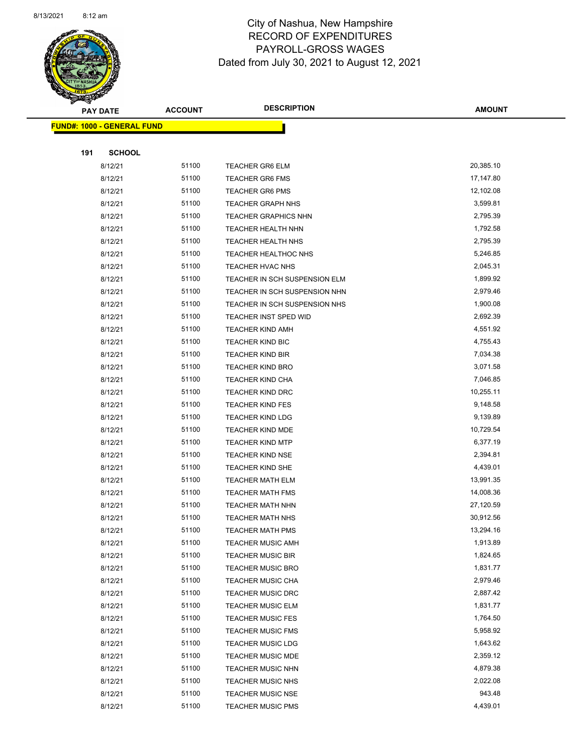# City of Nashua, New Hampshire
## RECORD OF EXPENDITURES
## PAYROLL-GROSS WAGES
### Dated from July 30, 2021 to August 12, 2021

| PAY DATE | ACCOUNT | DESCRIPTION | AMOUNT |
|---|---|---|---|

**FUND#: 1000 - GENERAL FUND**

**191 SCHOOL**

| PAY DATE | ACCOUNT | DESCRIPTION | AMOUNT |
|---|---|---|---|
| 8/12/21 | 51100 | TEACHER GR6 ELM | 20,385.10 |
| 8/12/21 | 51100 | TEACHER GR6 FMS | 17,147.80 |
| 8/12/21 | 51100 | TEACHER GR6 PMS | 12,102.08 |
| 8/12/21 | 51100 | TEACHER GRAPH NHS | 3,599.81 |
| 8/12/21 | 51100 | TEACHER GRAPHICS NHN | 2,795.39 |
| 8/12/21 | 51100 | TEACHER HEALTH NHN | 1,792.58 |
| 8/12/21 | 51100 | TEACHER HEALTH NHS | 2,795.39 |
| 8/12/21 | 51100 | TEACHER HEALTHOC NHS | 5,246.85 |
| 8/12/21 | 51100 | TEACHER HVAC NHS | 2,045.31 |
| 8/12/21 | 51100 | TEACHER IN SCH SUSPENSION ELM | 1,899.92 |
| 8/12/21 | 51100 | TEACHER IN SCH SUSPENSION NHN | 2,979.46 |
| 8/12/21 | 51100 | TEACHER IN SCH SUSPENSION NHS | 1,900.08 |
| 8/12/21 | 51100 | TEACHER INST SPED WID | 2,692.39 |
| 8/12/21 | 51100 | TEACHER KIND AMH | 4,551.92 |
| 8/12/21 | 51100 | TEACHER KIND BIC | 4,755.43 |
| 8/12/21 | 51100 | TEACHER KIND BIR | 7,034.38 |
| 8/12/21 | 51100 | TEACHER KIND BRO | 3,071.58 |
| 8/12/21 | 51100 | TEACHER KIND CHA | 7,046.85 |
| 8/12/21 | 51100 | TEACHER KIND DRC | 10,255.11 |
| 8/12/21 | 51100 | TEACHER KIND FES | 9,148.58 |
| 8/12/21 | 51100 | TEACHER KIND LDG | 9,139.89 |
| 8/12/21 | 51100 | TEACHER KIND MDE | 10,729.54 |
| 8/12/21 | 51100 | TEACHER KIND MTP | 6,377.19 |
| 8/12/21 | 51100 | TEACHER KIND NSE | 2,394.81 |
| 8/12/21 | 51100 | TEACHER KIND SHE | 4,439.01 |
| 8/12/21 | 51100 | TEACHER MATH ELM | 13,991.35 |
| 8/12/21 | 51100 | TEACHER MATH FMS | 14,008.36 |
| 8/12/21 | 51100 | TEACHER MATH NHN | 27,120.59 |
| 8/12/21 | 51100 | TEACHER MATH NHS | 30,912.56 |
| 8/12/21 | 51100 | TEACHER MATH PMS | 13,294.16 |
| 8/12/21 | 51100 | TEACHER MUSIC AMH | 1,913.89 |
| 8/12/21 | 51100 | TEACHER MUSIC BIR | 1,824.65 |
| 8/12/21 | 51100 | TEACHER MUSIC BRO | 1,831.77 |
| 8/12/21 | 51100 | TEACHER MUSIC CHA | 2,979.46 |
| 8/12/21 | 51100 | TEACHER MUSIC DRC | 2,887.42 |
| 8/12/21 | 51100 | TEACHER MUSIC ELM | 1,831.77 |
| 8/12/21 | 51100 | TEACHER MUSIC FES | 1,764.50 |
| 8/12/21 | 51100 | TEACHER MUSIC FMS | 5,958.92 |
| 8/12/21 | 51100 | TEACHER MUSIC LDG | 1,643.62 |
| 8/12/21 | 51100 | TEACHER MUSIC MDE | 2,359.12 |
| 8/12/21 | 51100 | TEACHER MUSIC NHN | 4,879.38 |
| 8/12/21 | 51100 | TEACHER MUSIC NHS | 2,022.08 |
| 8/12/21 | 51100 | TEACHER MUSIC NSE | 943.48 |
| 8/12/21 | 51100 | TEACHER MUSIC PMS | 4,439.01 |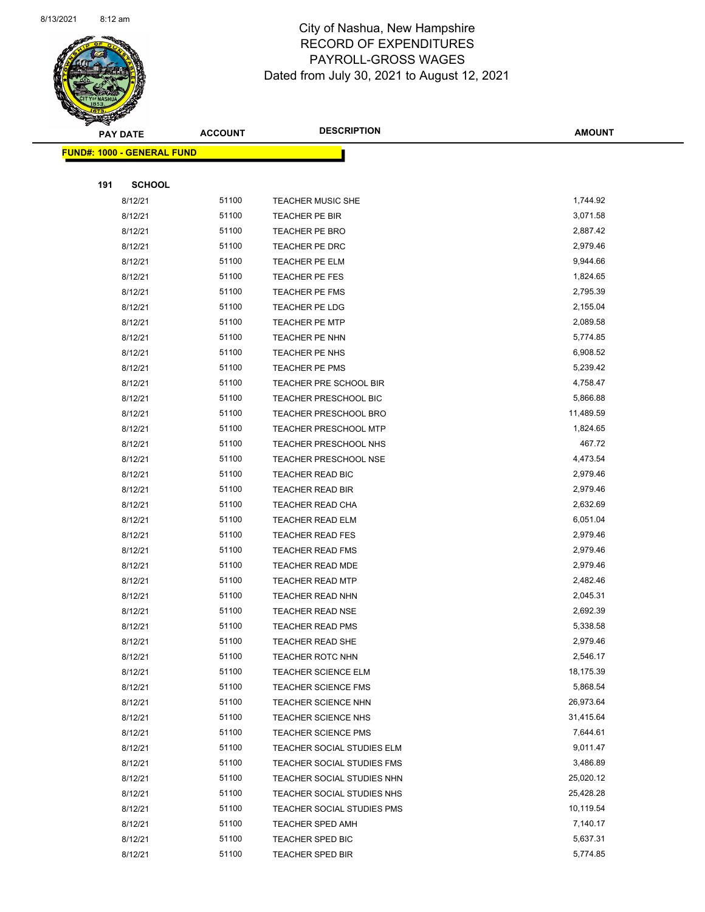# City of Nashua, New Hampshire
## RECORD OF EXPENDITURES
## PAYROLL-GROSS WAGES
### Dated from July 30, 2021 to August 12, 2021

**FUND#: 1000 - GENERAL FUND**

**191 SCHOOL**

| PAY DATE | ACCOUNT | DESCRIPTION | AMOUNT |
|---|---|---|---|
| 8/12/21 | 51100 | TEACHER MUSIC SHE | 1,744.92 |
| 8/12/21 | 51100 | TEACHER PE BIR | 3,071.58 |
| 8/12/21 | 51100 | TEACHER PE BRO | 2,887.42 |
| 8/12/21 | 51100 | TEACHER PE DRC | 2,979.46 |
| 8/12/21 | 51100 | TEACHER PE ELM | 9,944.66 |
| 8/12/21 | 51100 | TEACHER PE FES | 1,824.65 |
| 8/12/21 | 51100 | TEACHER PE FMS | 2,795.39 |
| 8/12/21 | 51100 | TEACHER PE LDG | 2,155.04 |
| 8/12/21 | 51100 | TEACHER PE MTP | 2,089.58 |
| 8/12/21 | 51100 | TEACHER PE NHN | 5,774.85 |
| 8/12/21 | 51100 | TEACHER PE NHS | 6,908.52 |
| 8/12/21 | 51100 | TEACHER PE PMS | 5,239.42 |
| 8/12/21 | 51100 | TEACHER PRE SCHOOL BIR | 4,758.47 |
| 8/12/21 | 51100 | TEACHER PRESCHOOL BIC | 5,866.88 |
| 8/12/21 | 51100 | TEACHER PRESCHOOL BRO | 11,489.59 |
| 8/12/21 | 51100 | TEACHER PRESCHOOL MTP | 1,824.65 |
| 8/12/21 | 51100 | TEACHER PRESCHOOL NHS | 467.72 |
| 8/12/21 | 51100 | TEACHER PRESCHOOL NSE | 4,473.54 |
| 8/12/21 | 51100 | TEACHER READ BIC | 2,979.46 |
| 8/12/21 | 51100 | TEACHER READ BIR | 2,979.46 |
| 8/12/21 | 51100 | TEACHER READ CHA | 2,632.69 |
| 8/12/21 | 51100 | TEACHER READ ELM | 6,051.04 |
| 8/12/21 | 51100 | TEACHER READ FES | 2,979.46 |
| 8/12/21 | 51100 | TEACHER READ FMS | 2,979.46 |
| 8/12/21 | 51100 | TEACHER READ MDE | 2,979.46 |
| 8/12/21 | 51100 | TEACHER READ MTP | 2,482.46 |
| 8/12/21 | 51100 | TEACHER READ NHN | 2,045.31 |
| 8/12/21 | 51100 | TEACHER READ NSE | 2,692.39 |
| 8/12/21 | 51100 | TEACHER READ PMS | 5,338.58 |
| 8/12/21 | 51100 | TEACHER READ SHE | 2,979.46 |
| 8/12/21 | 51100 | TEACHER ROTC NHN | 2,546.17 |
| 8/12/21 | 51100 | TEACHER SCIENCE ELM | 18,175.39 |
| 8/12/21 | 51100 | TEACHER SCIENCE FMS | 5,868.54 |
| 8/12/21 | 51100 | TEACHER SCIENCE NHN | 26,973.64 |
| 8/12/21 | 51100 | TEACHER SCIENCE NHS | 31,415.64 |
| 8/12/21 | 51100 | TEACHER SCIENCE PMS | 7,644.61 |
| 8/12/21 | 51100 | TEACHER SOCIAL STUDIES ELM | 9,011.47 |
| 8/12/21 | 51100 | TEACHER SOCIAL STUDIES FMS | 3,486.89 |
| 8/12/21 | 51100 | TEACHER SOCIAL STUDIES NHN | 25,020.12 |
| 8/12/21 | 51100 | TEACHER SOCIAL STUDIES NHS | 25,428.28 |
| 8/12/21 | 51100 | TEACHER SOCIAL STUDIES PMS | 10,119.54 |
| 8/12/21 | 51100 | TEACHER SPED AMH | 7,140.17 |
| 8/12/21 | 51100 | TEACHER SPED BIC | 5,637.31 |
| 8/12/21 | 51100 | TEACHER SPED BIR | 5,774.85 |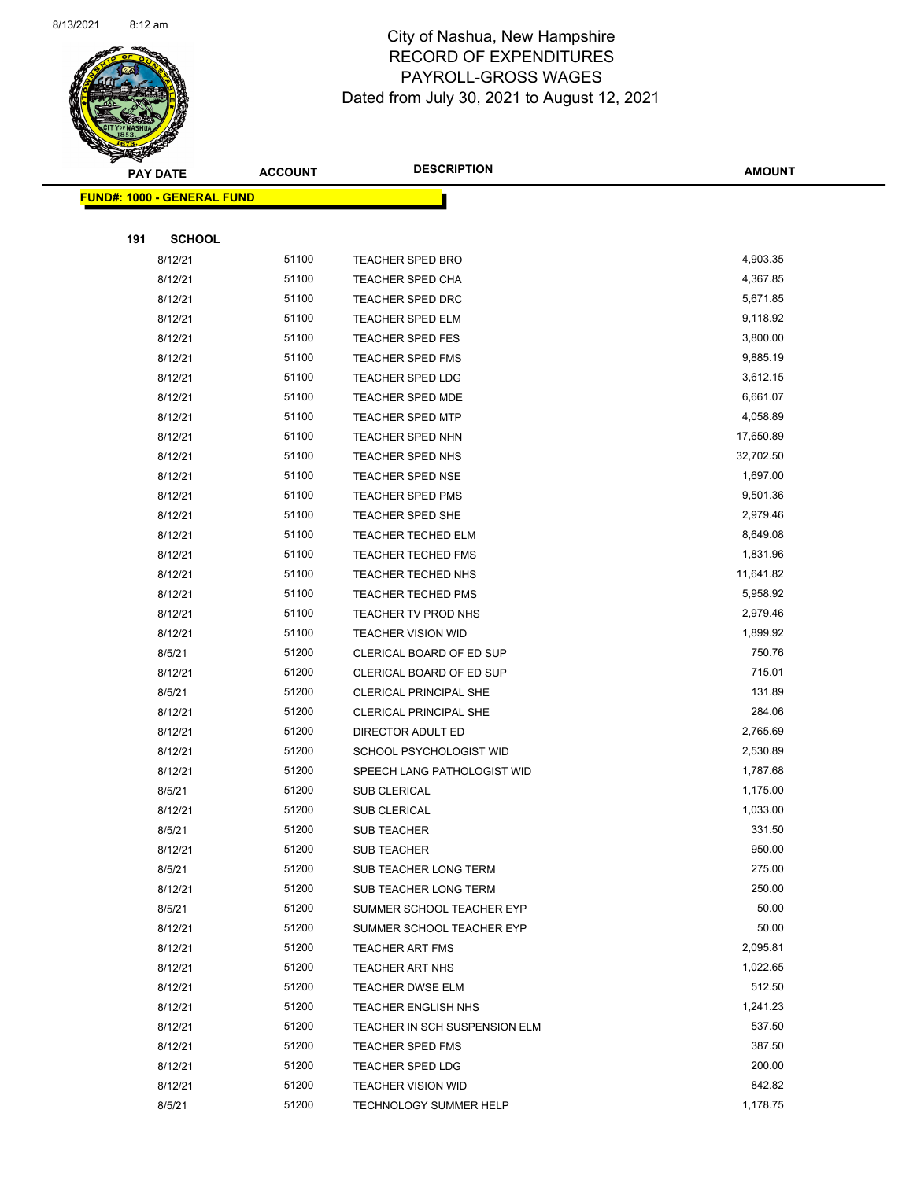City of Nashua, New Hampshire
RECORD OF EXPENDITURES
PAYROLL-GROSS WAGES
Dated from July 30, 2021 to August 12, 2021

| PAY DATE | ACCOUNT | DESCRIPTION | AMOUNT |
|---|---|---|---|
| **FUND#: 1000 - GENERAL FUND** | | | |
| **191 SCHOOL** | | | |
| 8/12/21 | 51100 | TEACHER SPED BRO | 4,903.35 |
| 8/12/21 | 51100 | TEACHER SPED CHA | 4,367.85 |
| 8/12/21 | 51100 | TEACHER SPED DRC | 5,671.85 |
| 8/12/21 | 51100 | TEACHER SPED ELM | 9,118.92 |
| 8/12/21 | 51100 | TEACHER SPED FES | 3,800.00 |
| 8/12/21 | 51100 | TEACHER SPED FMS | 9,885.19 |
| 8/12/21 | 51100 | TEACHER SPED LDG | 3,612.15 |
| 8/12/21 | 51100 | TEACHER SPED MDE | 6,661.07 |
| 8/12/21 | 51100 | TEACHER SPED MTP | 4,058.89 |
| 8/12/21 | 51100 | TEACHER SPED NHN | 17,650.89 |
| 8/12/21 | 51100 | TEACHER SPED NHS | 32,702.50 |
| 8/12/21 | 51100 | TEACHER SPED NSE | 1,697.00 |
| 8/12/21 | 51100 | TEACHER SPED PMS | 9,501.36 |
| 8/12/21 | 51100 | TEACHER SPED SHE | 2,979.46 |
| 8/12/21 | 51100 | TEACHER TECHED ELM | 8,649.08 |
| 8/12/21 | 51100 | TEACHER TECHED FMS | 1,831.96 |
| 8/12/21 | 51100 | TEACHER TECHED NHS | 11,641.82 |
| 8/12/21 | 51100 | TEACHER TECHED PMS | 5,958.92 |
| 8/12/21 | 51100 | TEACHER TV PROD NHS | 2,979.46 |
| 8/12/21 | 51100 | TEACHER VISION WID | 1,899.92 |
| 8/5/21 | 51200 | CLERICAL BOARD OF ED SUP | 750.76 |
| 8/12/21 | 51200 | CLERICAL BOARD OF ED SUP | 715.01 |
| 8/5/21 | 51200 | CLERICAL PRINCIPAL SHE | 131.89 |
| 8/12/21 | 51200 | CLERICAL PRINCIPAL SHE | 284.06 |
| 8/12/21 | 51200 | DIRECTOR ADULT ED | 2,765.69 |
| 8/12/21 | 51200 | SCHOOL PSYCHOLOGIST WID | 2,530.89 |
| 8/12/21 | 51200 | SPEECH LANG PATHOLOGIST WID | 1,787.68 |
| 8/5/21 | 51200 | SUB CLERICAL | 1,175.00 |
| 8/12/21 | 51200 | SUB CLERICAL | 1,033.00 |
| 8/5/21 | 51200 | SUB TEACHER | 331.50 |
| 8/12/21 | 51200 | SUB TEACHER | 950.00 |
| 8/5/21 | 51200 | SUB TEACHER LONG TERM | 275.00 |
| 8/12/21 | 51200 | SUB TEACHER LONG TERM | 250.00 |
| 8/5/21 | 51200 | SUMMER SCHOOL TEACHER EYP | 50.00 |
| 8/12/21 | 51200 | SUMMER SCHOOL TEACHER EYP | 50.00 |
| 8/12/21 | 51200 | TEACHER ART FMS | 2,095.81 |
| 8/12/21 | 51200 | TEACHER ART NHS | 1,022.65 |
| 8/12/21 | 51200 | TEACHER DWSE ELM | 512.50 |
| 8/12/21 | 51200 | TEACHER ENGLISH NHS | 1,241.23 |
| 8/12/21 | 51200 | TEACHER IN SCH SUSPENSION ELM | 537.50 |
| 8/12/21 | 51200 | TEACHER SPED FMS | 387.50 |
| 8/12/21 | 51200 | TEACHER SPED LDG | 200.00 |
| 8/12/21 | 51200 | TEACHER VISION WID | 842.82 |
| 8/5/21 | 51200 | TECHNOLOGY SUMMER HELP | 1,178.75 |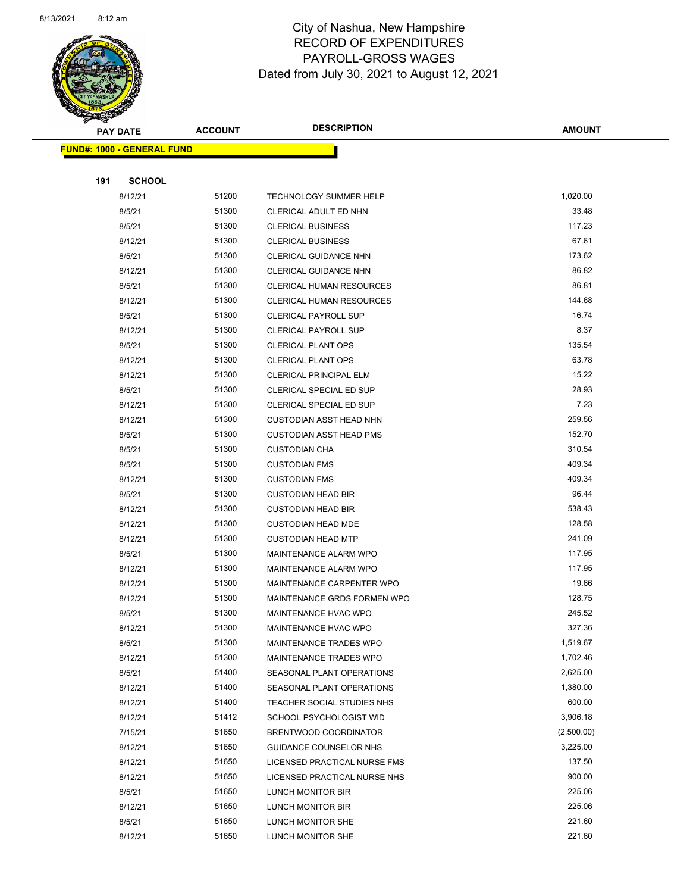8/13/2021 8:12 am

# City of Nashua, New Hampshire
## RECORD OF EXPENDITURES
## PAYROLL-GROSS WAGES
### Dated from July 30, 2021 to August 12, 2021

| PAY DATE | ACCOUNT | DESCRIPTION | AMOUNT |
|---|---|---|---|
| **FUND#: 1000 - GENERAL FUND** | | | |
| **191 SCHOOL** | | | |
| 8/12/21 | 51200 | TECHNOLOGY SUMMER HELP | 1,020.00 |
| 8/5/21 | 51300 | CLERICAL ADULT ED NHN | 33.48 |
| 8/5/21 | 51300 | CLERICAL BUSINESS | 117.23 |
| 8/12/21 | 51300 | CLERICAL BUSINESS | 67.61 |
| 8/5/21 | 51300 | CLERICAL GUIDANCE NHN | 173.62 |
| 8/12/21 | 51300 | CLERICAL GUIDANCE NHN | 86.82 |
| 8/5/21 | 51300 | CLERICAL HUMAN RESOURCES | 86.81 |
| 8/12/21 | 51300 | CLERICAL HUMAN RESOURCES | 144.68 |
| 8/5/21 | 51300 | CLERICAL PAYROLL SUP | 16.74 |
| 8/12/21 | 51300 | CLERICAL PAYROLL SUP | 8.37 |
| 8/5/21 | 51300 | CLERICAL PLANT OPS | 135.54 |
| 8/12/21 | 51300 | CLERICAL PLANT OPS | 63.78 |
| 8/12/21 | 51300 | CLERICAL PRINCIPAL ELM | 15.22 |
| 8/5/21 | 51300 | CLERICAL SPECIAL ED SUP | 28.93 |
| 8/12/21 | 51300 | CLERICAL SPECIAL ED SUP | 7.23 |
| 8/12/21 | 51300 | CUSTODIAN ASST HEAD NHN | 259.56 |
| 8/5/21 | 51300 | CUSTODIAN ASST HEAD PMS | 152.70 |
| 8/5/21 | 51300 | CUSTODIAN CHA | 310.54 |
| 8/5/21 | 51300 | CUSTODIAN FMS | 409.34 |
| 8/12/21 | 51300 | CUSTODIAN FMS | 409.34 |
| 8/5/21 | 51300 | CUSTODIAN HEAD BIR | 96.44 |
| 8/12/21 | 51300 | CUSTODIAN HEAD BIR | 538.43 |
| 8/12/21 | 51300 | CUSTODIAN HEAD MDE | 128.58 |
| 8/12/21 | 51300 | CUSTODIAN HEAD MTP | 241.09 |
| 8/5/21 | 51300 | MAINTENANCE ALARM WPO | 117.95 |
| 8/12/21 | 51300 | MAINTENANCE ALARM WPO | 117.95 |
| 8/12/21 | 51300 | MAINTENANCE CARPENTER WPO | 19.66 |
| 8/12/21 | 51300 | MAINTENANCE GRDS FORMEN WPO | 128.75 |
| 8/5/21 | 51300 | MAINTENANCE HVAC WPO | 245.52 |
| 8/12/21 | 51300 | MAINTENANCE HVAC WPO | 327.36 |
| 8/5/21 | 51300 | MAINTENANCE TRADES WPO | 1,519.67 |
| 8/12/21 | 51300 | MAINTENANCE TRADES WPO | 1,702.46 |
| 8/5/21 | 51400 | SEASONAL PLANT OPERATIONS | 2,625.00 |
| 8/12/21 | 51400 | SEASONAL PLANT OPERATIONS | 1,380.00 |
| 8/12/21 | 51400 | TEACHER SOCIAL STUDIES NHS | 600.00 |
| 8/12/21 | 51412 | SCHOOL PSYCHOLOGIST WID | 3,906.18 |
| 7/15/21 | 51650 | BRENTWOOD COORDINATOR | (2,500.00) |
| 8/12/21 | 51650 | GUIDANCE COUNSELOR NHS | 3,225.00 |
| 8/12/21 | 51650 | LICENSED PRACTICAL NURSE FMS | 137.50 |
| 8/12/21 | 51650 | LICENSED PRACTICAL NURSE NHS | 900.00 |
| 8/5/21 | 51650 | LUNCH MONITOR BIR | 225.06 |
| 8/12/21 | 51650 | LUNCH MONITOR BIR | 225.06 |
| 8/5/21 | 51650 | LUNCH MONITOR SHE | 221.60 |
| 8/12/21 | 51650 | LUNCH MONITOR SHE | 221.60 |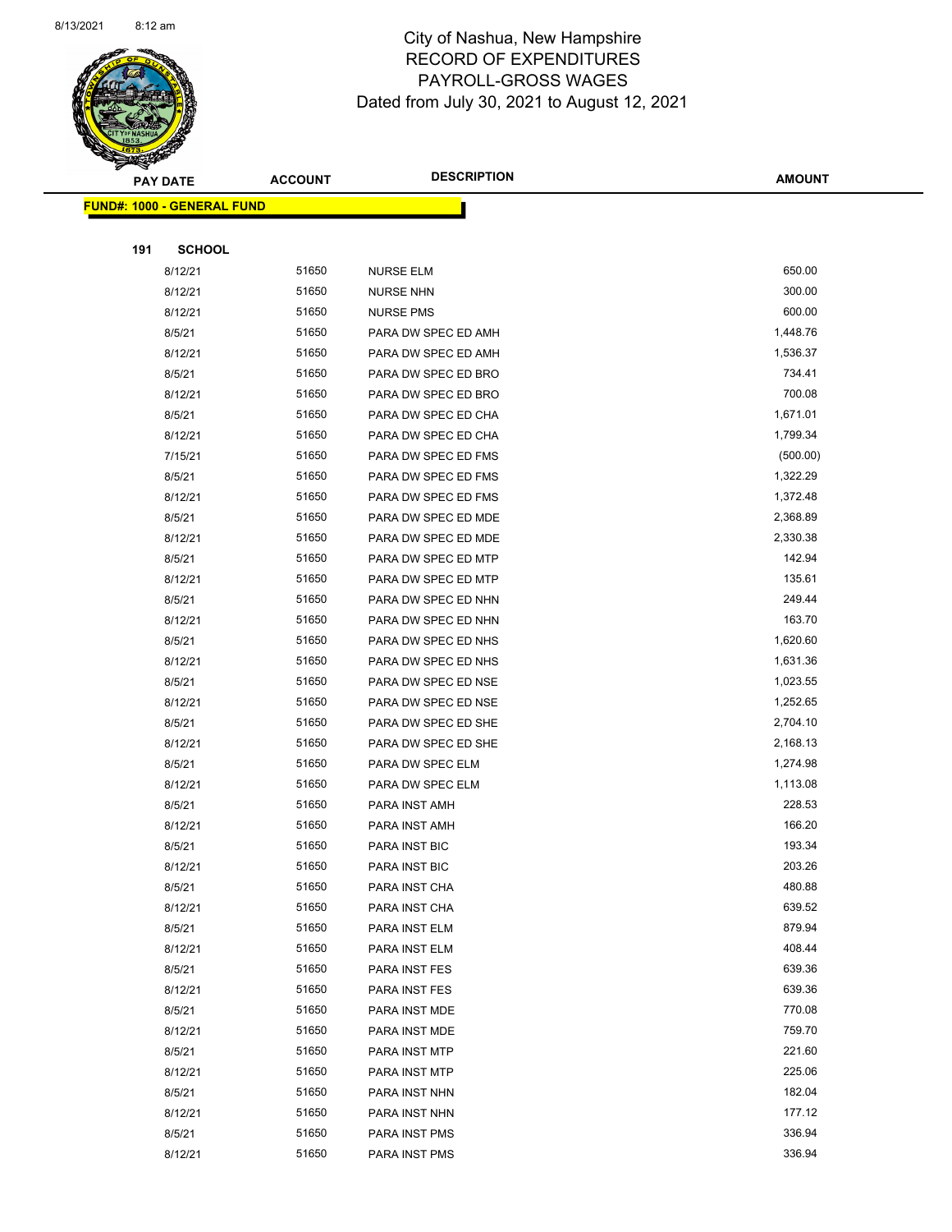# City of Nashua, New Hampshire
## RECORD OF EXPENDITURES
## PAYROLL-GROSS WAGES
### Dated from July 30, 2021 to August 12, 2021

**FUND#: 1000 - GENERAL FUND**

**191 SCHOOL**

| PAY DATE | ACCOUNT | DESCRIPTION | AMOUNT |
|---|---|---|---|
| 8/12/21 | 51650 | NURSE ELM | 650.00 |
| 8/12/21 | 51650 | NURSE NHN | 300.00 |
| 8/12/21 | 51650 | NURSE PMS | 600.00 |
| 8/5/21 | 51650 | PARA DW SPEC ED AMH | 1,448.76 |
| 8/12/21 | 51650 | PARA DW SPEC ED AMH | 1,536.37 |
| 8/5/21 | 51650 | PARA DW SPEC ED BRO | 734.41 |
| 8/12/21 | 51650 | PARA DW SPEC ED BRO | 700.08 |
| 8/5/21 | 51650 | PARA DW SPEC ED CHA | 1,671.01 |
| 8/12/21 | 51650 | PARA DW SPEC ED CHA | 1,799.34 |
| 7/15/21 | 51650 | PARA DW SPEC ED FMS | (500.00) |
| 8/5/21 | 51650 | PARA DW SPEC ED FMS | 1,322.29 |
| 8/12/21 | 51650 | PARA DW SPEC ED FMS | 1,372.48 |
| 8/5/21 | 51650 | PARA DW SPEC ED MDE | 2,368.89 |
| 8/12/21 | 51650 | PARA DW SPEC ED MDE | 2,330.38 |
| 8/5/21 | 51650 | PARA DW SPEC ED MTP | 142.94 |
| 8/12/21 | 51650 | PARA DW SPEC ED MTP | 135.61 |
| 8/5/21 | 51650 | PARA DW SPEC ED NHN | 249.44 |
| 8/12/21 | 51650 | PARA DW SPEC ED NHN | 163.70 |
| 8/5/21 | 51650 | PARA DW SPEC ED NHS | 1,620.60 |
| 8/12/21 | 51650 | PARA DW SPEC ED NHS | 1,631.36 |
| 8/5/21 | 51650 | PARA DW SPEC ED NSE | 1,023.55 |
| 8/12/21 | 51650 | PARA DW SPEC ED NSE | 1,252.65 |
| 8/5/21 | 51650 | PARA DW SPEC ED SHE | 2,704.10 |
| 8/12/21 | 51650 | PARA DW SPEC ED SHE | 2,168.13 |
| 8/5/21 | 51650 | PARA DW SPEC ELM | 1,274.98 |
| 8/12/21 | 51650 | PARA DW SPEC ELM | 1,113.08 |
| 8/5/21 | 51650 | PARA INST AMH | 228.53 |
| 8/12/21 | 51650 | PARA INST AMH | 166.20 |
| 8/5/21 | 51650 | PARA INST BIC | 193.34 |
| 8/12/21 | 51650 | PARA INST BIC | 203.26 |
| 8/5/21 | 51650 | PARA INST CHA | 480.88 |
| 8/12/21 | 51650 | PARA INST CHA | 639.52 |
| 8/5/21 | 51650 | PARA INST ELM | 879.94 |
| 8/12/21 | 51650 | PARA INST ELM | 408.44 |
| 8/5/21 | 51650 | PARA INST FES | 639.36 |
| 8/12/21 | 51650 | PARA INST FES | 639.36 |
| 8/5/21 | 51650 | PARA INST MDE | 770.08 |
| 8/12/21 | 51650 | PARA INST MDE | 759.70 |
| 8/5/21 | 51650 | PARA INST MTP | 221.60 |
| 8/12/21 | 51650 | PARA INST MTP | 225.06 |
| 8/5/21 | 51650 | PARA INST NHN | 182.04 |
| 8/12/21 | 51650 | PARA INST NHN | 177.12 |
| 8/5/21 | 51650 | PARA INST PMS | 336.94 |
| 8/12/21 | 51650 | PARA INST PMS | 336.94 |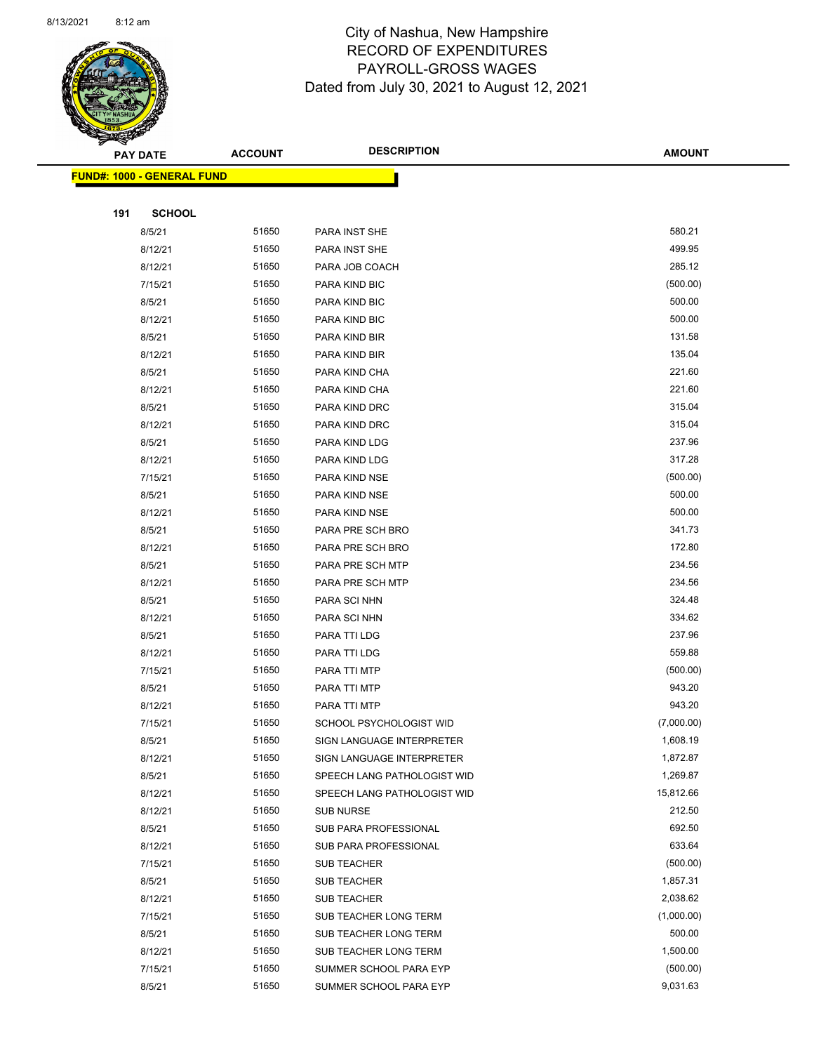# City of Nashua, New Hampshire
## RECORD OF EXPENDITURES
## PAYROLL-GROSS WAGES
### Dated from July 30, 2021 to August 12, 2021

**FUND#: 1000 - GENERAL FUND**

**191 SCHOOL**

| PAY DATE | ACCOUNT | DESCRIPTION | AMOUNT |
|---|---|---|---|
| 8/5/21 | 51650 | PARA INST SHE | 580.21 |
| 8/12/21 | 51650 | PARA INST SHE | 499.95 |
| 8/12/21 | 51650 | PARA JOB COACH | 285.12 |
| 7/15/21 | 51650 | PARA KIND BIC | (500.00) |
| 8/5/21 | 51650 | PARA KIND BIC | 500.00 |
| 8/12/21 | 51650 | PARA KIND BIC | 500.00 |
| 8/5/21 | 51650 | PARA KIND BIR | 131.58 |
| 8/12/21 | 51650 | PARA KIND BIR | 135.04 |
| 8/5/21 | 51650 | PARA KIND CHA | 221.60 |
| 8/12/21 | 51650 | PARA KIND CHA | 221.60 |
| 8/5/21 | 51650 | PARA KIND DRC | 315.04 |
| 8/12/21 | 51650 | PARA KIND DRC | 315.04 |
| 8/5/21 | 51650 | PARA KIND LDG | 237.96 |
| 8/12/21 | 51650 | PARA KIND LDG | 317.28 |
| 7/15/21 | 51650 | PARA KIND NSE | (500.00) |
| 8/5/21 | 51650 | PARA KIND NSE | 500.00 |
| 8/12/21 | 51650 | PARA KIND NSE | 500.00 |
| 8/5/21 | 51650 | PARA PRE SCH BRO | 341.73 |
| 8/12/21 | 51650 | PARA PRE SCH BRO | 172.80 |
| 8/5/21 | 51650 | PARA PRE SCH MTP | 234.56 |
| 8/12/21 | 51650 | PARA PRE SCH MTP | 234.56 |
| 8/5/21 | 51650 | PARA SCI NHN | 324.48 |
| 8/12/21 | 51650 | PARA SCI NHN | 334.62 |
| 8/5/21 | 51650 | PARA TTI LDG | 237.96 |
| 8/12/21 | 51650 | PARA TTI LDG | 559.88 |
| 7/15/21 | 51650 | PARA TTI MTP | (500.00) |
| 8/5/21 | 51650 | PARA TTI MTP | 943.20 |
| 8/12/21 | 51650 | PARA TTI MTP | 943.20 |
| 7/15/21 | 51650 | SCHOOL PSYCHOLOGIST WID | (7,000.00) |
| 8/5/21 | 51650 | SIGN LANGUAGE INTERPRETER | 1,608.19 |
| 8/12/21 | 51650 | SIGN LANGUAGE INTERPRETER | 1,872.87 |
| 8/5/21 | 51650 | SPEECH LANG PATHOLOGIST WID | 1,269.87 |
| 8/12/21 | 51650 | SPEECH LANG PATHOLOGIST WID | 15,812.66 |
| 8/12/21 | 51650 | SUB NURSE | 212.50 |
| 8/5/21 | 51650 | SUB PARA PROFESSIONAL | 692.50 |
| 8/12/21 | 51650 | SUB PARA PROFESSIONAL | 633.64 |
| 7/15/21 | 51650 | SUB TEACHER | (500.00) |
| 8/5/21 | 51650 | SUB TEACHER | 1,857.31 |
| 8/12/21 | 51650 | SUB TEACHER | 2,038.62 |
| 7/15/21 | 51650 | SUB TEACHER LONG TERM | (1,000.00) |
| 8/5/21 | 51650 | SUB TEACHER LONG TERM | 500.00 |
| 8/12/21 | 51650 | SUB TEACHER LONG TERM | 1,500.00 |
| 7/15/21 | 51650 | SUMMER SCHOOL PARA EYP | (500.00) |
| 8/5/21 | 51650 | SUMMER SCHOOL PARA EYP | 9,031.63 |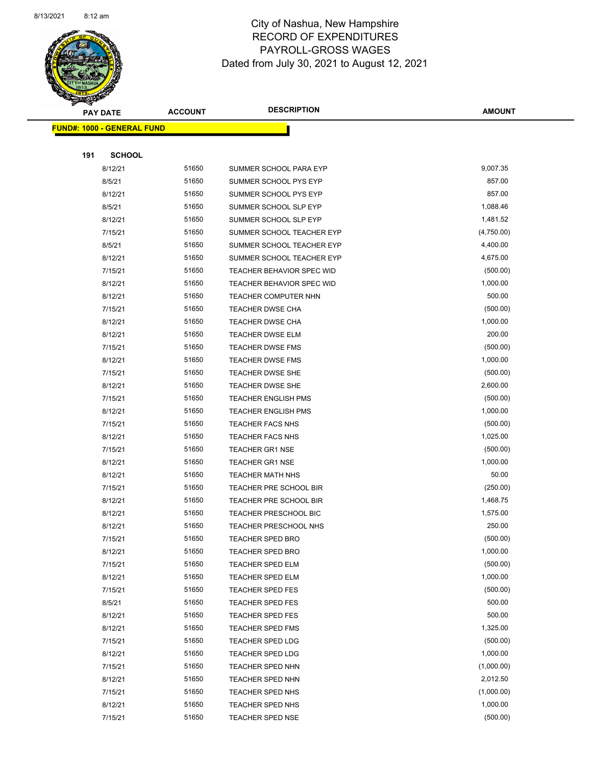City of Nashua, New Hampshire
RECORD OF EXPENDITURES
PAYROLL-GROSS WAGES
Dated from July 30, 2021 to August 12, 2021

| PAY DATE | ACCOUNT | DESCRIPTION | AMOUNT |
|---|---|---|---|
| **FUND#: 1000 - GENERAL FUND** | | | |
| **191 SCHOOL** | | | |
| 8/12/21 | 51650 | SUMMER SCHOOL PARA EYP | 9,007.35 |
| 8/5/21 | 51650 | SUMMER SCHOOL PYS EYP | 857.00 |
| 8/12/21 | 51650 | SUMMER SCHOOL PYS EYP | 857.00 |
| 8/5/21 | 51650 | SUMMER SCHOOL SLP EYP | 1,088.46 |
| 8/12/21 | 51650 | SUMMER SCHOOL SLP EYP | 1,481.52 |
| 7/15/21 | 51650 | SUMMER SCHOOL TEACHER EYP | (4,750.00) |
| 8/5/21 | 51650 | SUMMER SCHOOL TEACHER EYP | 4,400.00 |
| 8/12/21 | 51650 | SUMMER SCHOOL TEACHER EYP | 4,675.00 |
| 7/15/21 | 51650 | TEACHER BEHAVIOR SPEC WID | (500.00) |
| 8/12/21 | 51650 | TEACHER BEHAVIOR SPEC WID | 1,000.00 |
| 8/12/21 | 51650 | TEACHER COMPUTER NHN | 500.00 |
| 7/15/21 | 51650 | TEACHER DWSE CHA | (500.00) |
| 8/12/21 | 51650 | TEACHER DWSE CHA | 1,000.00 |
| 8/12/21 | 51650 | TEACHER DWSE ELM | 200.00 |
| 7/15/21 | 51650 | TEACHER DWSE FMS | (500.00) |
| 8/12/21 | 51650 | TEACHER DWSE FMS | 1,000.00 |
| 7/15/21 | 51650 | TEACHER DWSE SHE | (500.00) |
| 8/12/21 | 51650 | TEACHER DWSE SHE | 2,600.00 |
| 7/15/21 | 51650 | TEACHER ENGLISH PMS | (500.00) |
| 8/12/21 | 51650 | TEACHER ENGLISH PMS | 1,000.00 |
| 7/15/21 | 51650 | TEACHER FACS NHS | (500.00) |
| 8/12/21 | 51650 | TEACHER FACS NHS | 1,025.00 |
| 7/15/21 | 51650 | TEACHER GR1 NSE | (500.00) |
| 8/12/21 | 51650 | TEACHER GR1 NSE | 1,000.00 |
| 8/12/21 | 51650 | TEACHER MATH NHS | 50.00 |
| 7/15/21 | 51650 | TEACHER PRE SCHOOL BIR | (250.00) |
| 8/12/21 | 51650 | TEACHER PRE SCHOOL BIR | 1,468.75 |
| 8/12/21 | 51650 | TEACHER PRESCHOOL BIC | 1,575.00 |
| 8/12/21 | 51650 | TEACHER PRESCHOOL NHS | 250.00 |
| 7/15/21 | 51650 | TEACHER SPED BRO | (500.00) |
| 8/12/21 | 51650 | TEACHER SPED BRO | 1,000.00 |
| 7/15/21 | 51650 | TEACHER SPED ELM | (500.00) |
| 8/12/21 | 51650 | TEACHER SPED ELM | 1,000.00 |
| 7/15/21 | 51650 | TEACHER SPED FES | (500.00) |
| 8/5/21 | 51650 | TEACHER SPED FES | 500.00 |
| 8/12/21 | 51650 | TEACHER SPED FES | 500.00 |
| 8/12/21 | 51650 | TEACHER SPED FMS | 1,325.00 |
| 7/15/21 | 51650 | TEACHER SPED LDG | (500.00) |
| 8/12/21 | 51650 | TEACHER SPED LDG | 1,000.00 |
| 7/15/21 | 51650 | TEACHER SPED NHN | (1,000.00) |
| 8/12/21 | 51650 | TEACHER SPED NHN | 2,012.50 |
| 7/15/21 | 51650 | TEACHER SPED NHS | (1,000.00) |
| 8/12/21 | 51650 | TEACHER SPED NHS | 1,000.00 |
| 7/15/21 | 51650 | TEACHER SPED NSE | (500.00) |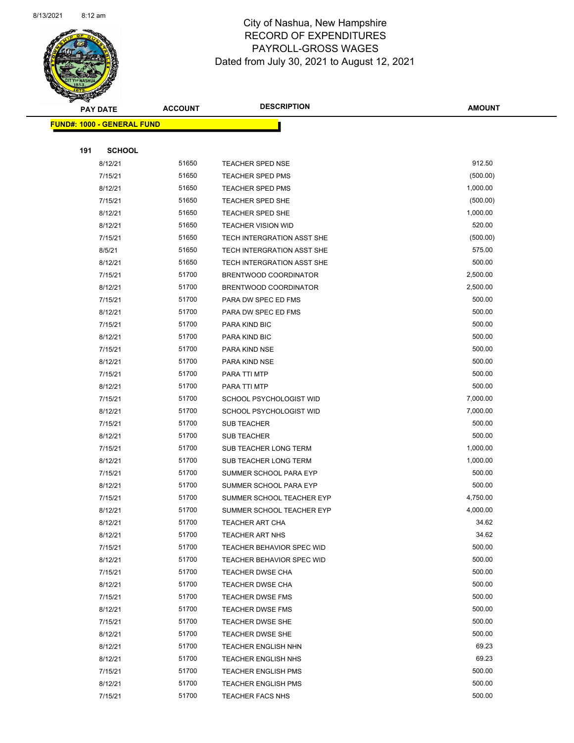# City of Nashua, New Hampshire
## RECORD OF EXPENDITURES
## PAYROLL-GROSS WAGES
### Dated from July 30, 2021 to August 12, 2021

| PAY DATE | ACCOUNT | DESCRIPTION | AMOUNT |
|---|---|---|---|
| **FUND#: 1000 - GENERAL FUND** | | | |
| **191 SCHOOL** | | | |
| 8/12/21 | 51650 | TEACHER SPED NSE | 912.50 |
| 7/15/21 | 51650 | TEACHER SPED PMS | (500.00) |
| 8/12/21 | 51650 | TEACHER SPED PMS | 1,000.00 |
| 7/15/21 | 51650 | TEACHER SPED SHE | (500.00) |
| 8/12/21 | 51650 | TEACHER SPED SHE | 1,000.00 |
| 8/12/21 | 51650 | TEACHER VISION WID | 520.00 |
| 7/15/21 | 51650 | TECH INTERGRATION ASST SHE | (500.00) |
| 8/5/21 | 51650 | TECH INTERGRATION ASST SHE | 575.00 |
| 8/12/21 | 51650 | TECH INTERGRATION ASST SHE | 500.00 |
| 7/15/21 | 51700 | BRENTWOOD COORDINATOR | 2,500.00 |
| 8/12/21 | 51700 | BRENTWOOD COORDINATOR | 2,500.00 |
| 7/15/21 | 51700 | PARA DW SPEC ED FMS | 500.00 |
| 8/12/21 | 51700 | PARA DW SPEC ED FMS | 500.00 |
| 7/15/21 | 51700 | PARA KIND BIC | 500.00 |
| 8/12/21 | 51700 | PARA KIND BIC | 500.00 |
| 7/15/21 | 51700 | PARA KIND NSE | 500.00 |
| 8/12/21 | 51700 | PARA KIND NSE | 500.00 |
| 7/15/21 | 51700 | PARA TTI MTP | 500.00 |
| 8/12/21 | 51700 | PARA TTI MTP | 500.00 |
| 7/15/21 | 51700 | SCHOOL PSYCHOLOGIST WID | 7,000.00 |
| 8/12/21 | 51700 | SCHOOL PSYCHOLOGIST WID | 7,000.00 |
| 7/15/21 | 51700 | SUB TEACHER | 500.00 |
| 8/12/21 | 51700 | SUB TEACHER | 500.00 |
| 7/15/21 | 51700 | SUB TEACHER LONG TERM | 1,000.00 |
| 8/12/21 | 51700 | SUB TEACHER LONG TERM | 1,000.00 |
| 7/15/21 | 51700 | SUMMER SCHOOL PARA EYP | 500.00 |
| 8/12/21 | 51700 | SUMMER SCHOOL PARA EYP | 500.00 |
| 7/15/21 | 51700 | SUMMER SCHOOL TEACHER EYP | 4,750.00 |
| 8/12/21 | 51700 | SUMMER SCHOOL TEACHER EYP | 4,000.00 |
| 8/12/21 | 51700 | TEACHER ART CHA | 34.62 |
| 8/12/21 | 51700 | TEACHER ART NHS | 34.62 |
| 7/15/21 | 51700 | TEACHER BEHAVIOR SPEC WID | 500.00 |
| 8/12/21 | 51700 | TEACHER BEHAVIOR SPEC WID | 500.00 |
| 7/15/21 | 51700 | TEACHER DWSE CHA | 500.00 |
| 8/12/21 | 51700 | TEACHER DWSE CHA | 500.00 |
| 7/15/21 | 51700 | TEACHER DWSE FMS | 500.00 |
| 8/12/21 | 51700 | TEACHER DWSE FMS | 500.00 |
| 7/15/21 | 51700 | TEACHER DWSE SHE | 500.00 |
| 8/12/21 | 51700 | TEACHER DWSE SHE | 500.00 |
| 8/12/21 | 51700 | TEACHER ENGLISH NHN | 69.23 |
| 8/12/21 | 51700 | TEACHER ENGLISH NHS | 69.23 |
| 7/15/21 | 51700 | TEACHER ENGLISH PMS | 500.00 |
| 8/12/21 | 51700 | TEACHER ENGLISH PMS | 500.00 |
| 7/15/21 | 51700 | TEACHER FACS NHS | 500.00 |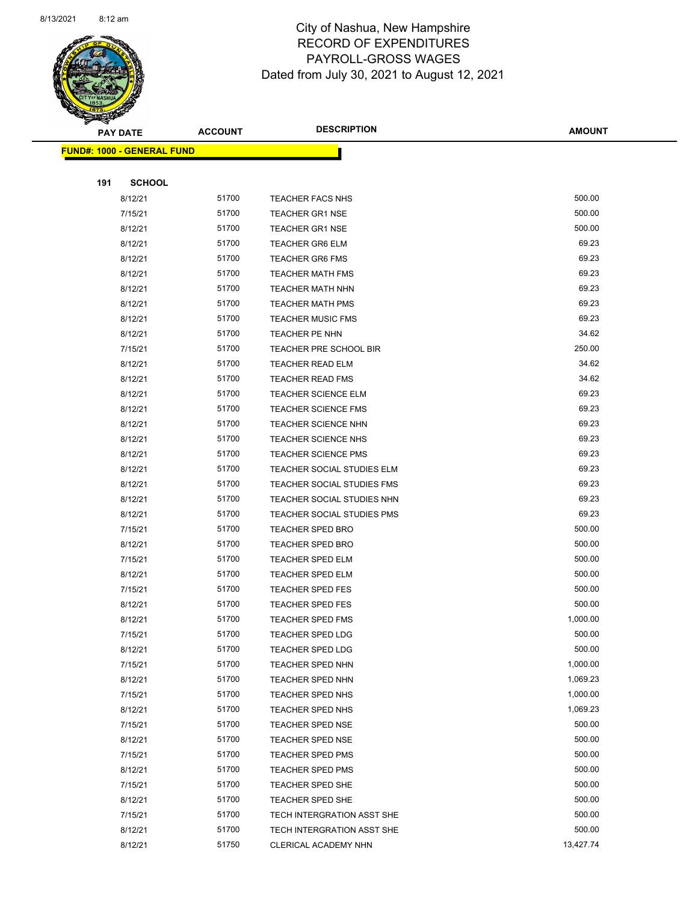# City of Nashua, New Hampshire
## RECORD OF EXPENDITURES
## PAYROLL-GROSS WAGES
### Dated from July 30, 2021 to August 12, 2021

| PAY DATE | ACCOUNT | DESCRIPTION | AMOUNT |
|---|---|---|---|
| **FUND#: 1000 - GENERAL FUND** | | | |
| **191 SCHOOL** | | | |
| 8/12/21 | 51700 | TEACHER FACS NHS | 500.00 |
| 7/15/21 | 51700 | TEACHER GR1 NSE | 500.00 |
| 8/12/21 | 51700 | TEACHER GR1 NSE | 500.00 |
| 8/12/21 | 51700 | TEACHER GR6 ELM | 69.23 |
| 8/12/21 | 51700 | TEACHER GR6 FMS | 69.23 |
| 8/12/21 | 51700 | TEACHER MATH FMS | 69.23 |
| 8/12/21 | 51700 | TEACHER MATH NHN | 69.23 |
| 8/12/21 | 51700 | TEACHER MATH PMS | 69.23 |
| 8/12/21 | 51700 | TEACHER MUSIC FMS | 69.23 |
| 8/12/21 | 51700 | TEACHER PE NHN | 34.62 |
| 7/15/21 | 51700 | TEACHER PRE SCHOOL BIR | 250.00 |
| 8/12/21 | 51700 | TEACHER READ ELM | 34.62 |
| 8/12/21 | 51700 | TEACHER READ FMS | 34.62 |
| 8/12/21 | 51700 | TEACHER SCIENCE ELM | 69.23 |
| 8/12/21 | 51700 | TEACHER SCIENCE FMS | 69.23 |
| 8/12/21 | 51700 | TEACHER SCIENCE NHN | 69.23 |
| 8/12/21 | 51700 | TEACHER SCIENCE NHS | 69.23 |
| 8/12/21 | 51700 | TEACHER SCIENCE PMS | 69.23 |
| 8/12/21 | 51700 | TEACHER SOCIAL STUDIES ELM | 69.23 |
| 8/12/21 | 51700 | TEACHER SOCIAL STUDIES FMS | 69.23 |
| 8/12/21 | 51700 | TEACHER SOCIAL STUDIES NHN | 69.23 |
| 8/12/21 | 51700 | TEACHER SOCIAL STUDIES PMS | 69.23 |
| 7/15/21 | 51700 | TEACHER SPED BRO | 500.00 |
| 8/12/21 | 51700 | TEACHER SPED BRO | 500.00 |
| 7/15/21 | 51700 | TEACHER SPED ELM | 500.00 |
| 8/12/21 | 51700 | TEACHER SPED ELM | 500.00 |
| 7/15/21 | 51700 | TEACHER SPED FES | 500.00 |
| 8/12/21 | 51700 | TEACHER SPED FES | 500.00 |
| 8/12/21 | 51700 | TEACHER SPED FMS | 1,000.00 |
| 7/15/21 | 51700 | TEACHER SPED LDG | 500.00 |
| 8/12/21 | 51700 | TEACHER SPED LDG | 500.00 |
| 7/15/21 | 51700 | TEACHER SPED NHN | 1,000.00 |
| 8/12/21 | 51700 | TEACHER SPED NHN | 1,069.23 |
| 7/15/21 | 51700 | TEACHER SPED NHS | 1,000.00 |
| 8/12/21 | 51700 | TEACHER SPED NHS | 1,069.23 |
| 7/15/21 | 51700 | TEACHER SPED NSE | 500.00 |
| 8/12/21 | 51700 | TEACHER SPED NSE | 500.00 |
| 7/15/21 | 51700 | TEACHER SPED PMS | 500.00 |
| 8/12/21 | 51700 | TEACHER SPED PMS | 500.00 |
| 7/15/21 | 51700 | TEACHER SPED SHE | 500.00 |
| 8/12/21 | 51700 | TEACHER SPED SHE | 500.00 |
| 7/15/21 | 51700 | TECH INTERGRATION ASST SHE | 500.00 |
| 8/12/21 | 51700 | TECH INTERGRATION ASST SHE | 500.00 |
| 8/12/21 | 51750 | CLERICAL ACADEMY NHN | 13,427.74 |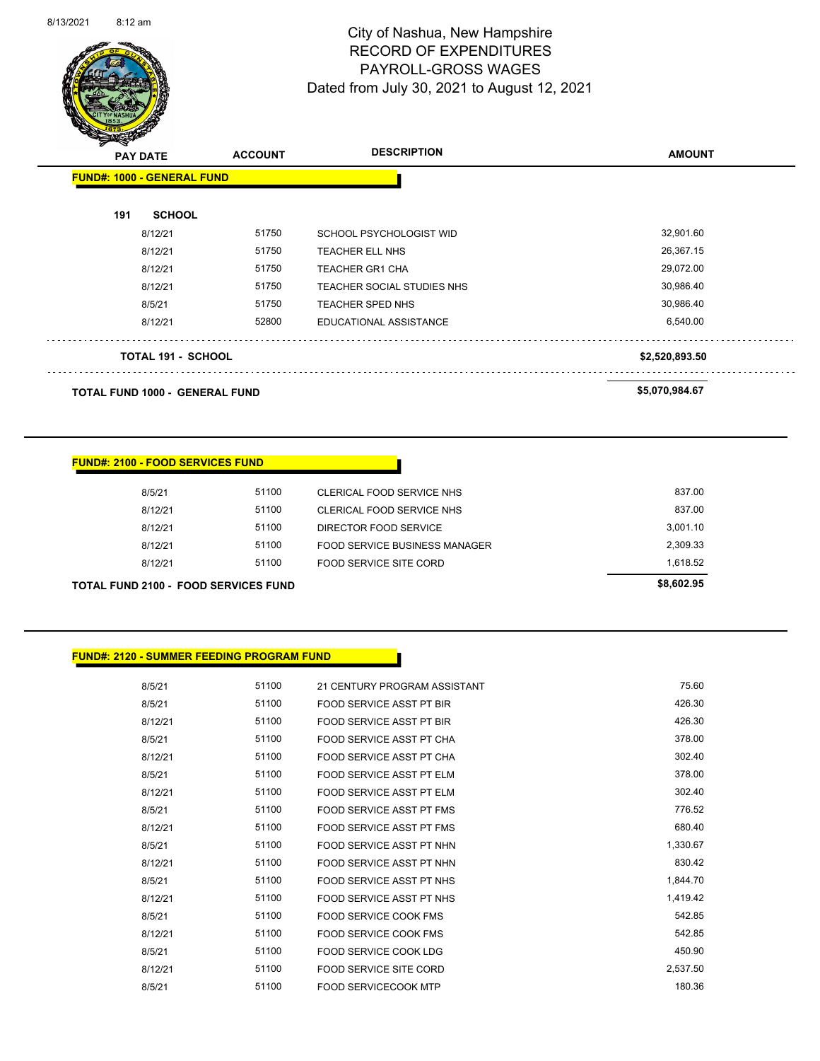# City of Nashua, New Hampshire
## RECORD OF EXPENDITURES
## PAYROLL-GROSS WAGES
## Dated from July 30, 2021 to August 12, 2021

| PAY DATE | ACCOUNT | DESCRIPTION | AMOUNT |
|---|---|---|---|
| **FUND#: 1000 - GENERAL FUND** | | | |
| **191 SCHOOL** | | | |
| 8/12/21 | 51750 | SCHOOL PSYCHOLOGIST WID | 32,901.60 |
| 8/12/21 | 51750 | TEACHER ELL NHS | 26,367.15 |
| 8/12/21 | 51750 | TEACHER GR1 CHA | 29,072.00 |
| 8/12/21 | 51750 | TEACHER SOCIAL STUDIES NHS | 30,986.40 |
| 8/5/21 | 51750 | TEACHER SPED NHS | 30,986.40 |
| 8/12/21 | 52800 | EDUCATIONAL ASSISTANCE | 6,540.00 |
| **TOTAL 191 - SCHOOL** | | | **$2,520,893.50** |
| **TOTAL FUND 1000 - GENERAL FUND** | | | **$5,070,984.67** |

| PAY DATE | ACCOUNT | DESCRIPTION | AMOUNT |
|---|---|---|---|
| **FUND#: 2100 - FOOD SERVICES FUND** | | | |
| 8/5/21 | 51100 | CLERICAL FOOD SERVICE NHS | 837.00 |
| 8/12/21 | 51100 | CLERICAL FOOD SERVICE NHS | 837.00 |
| 8/12/21 | 51100 | DIRECTOR FOOD SERVICE | 3,001.10 |
| 8/12/21 | 51100 | FOOD SERVICE BUSINESS MANAGER | 2,309.33 |
| 8/12/21 | 51100 | FOOD SERVICE SITE CORD | 1,618.52 |
| **TOTAL FUND 2100 - FOOD SERVICES FUND** | | | **$8,602.95** |

| PAY DATE | ACCOUNT | DESCRIPTION | AMOUNT |
|---|---|---|---|
| **FUND#: 2120 - SUMMER FEEDING PROGRAM FUND** | | | |
| 8/5/21 | 51100 | 21 CENTURY PROGRAM ASSISTANT | 75.60 |
| 8/5/21 | 51100 | FOOD SERVICE ASST PT BIR | 426.30 |
| 8/12/21 | 51100 | FOOD SERVICE ASST PT BIR | 426.30 |
| 8/5/21 | 51100 | FOOD SERVICE ASST PT CHA | 378.00 |
| 8/12/21 | 51100 | FOOD SERVICE ASST PT CHA | 302.40 |
| 8/5/21 | 51100 | FOOD SERVICE ASST PT ELM | 378.00 |
| 8/12/21 | 51100 | FOOD SERVICE ASST PT ELM | 302.40 |
| 8/5/21 | 51100 | FOOD SERVICE ASST PT FMS | 776.52 |
| 8/12/21 | 51100 | FOOD SERVICE ASST PT FMS | 680.40 |
| 8/5/21 | 51100 | FOOD SERVICE ASST PT NHN | 1,330.67 |
| 8/12/21 | 51100 | FOOD SERVICE ASST PT NHN | 830.42 |
| 8/5/21 | 51100 | FOOD SERVICE ASST PT NHS | 1,844.70 |
| 8/12/21 | 51100 | FOOD SERVICE ASST PT NHS | 1,419.42 |
| 8/5/21 | 51100 | FOOD SERVICE COOK FMS | 542.85 |
| 8/12/21 | 51100 | FOOD SERVICE COOK FMS | 542.85 |
| 8/5/21 | 51100 | FOOD SERVICE COOK LDG | 450.90 |
| 8/12/21 | 51100 | FOOD SERVICE SITE CORD | 2,537.50 |
| 8/5/21 | 51100 | FOOD SERVICECOOK MTP | 180.36 |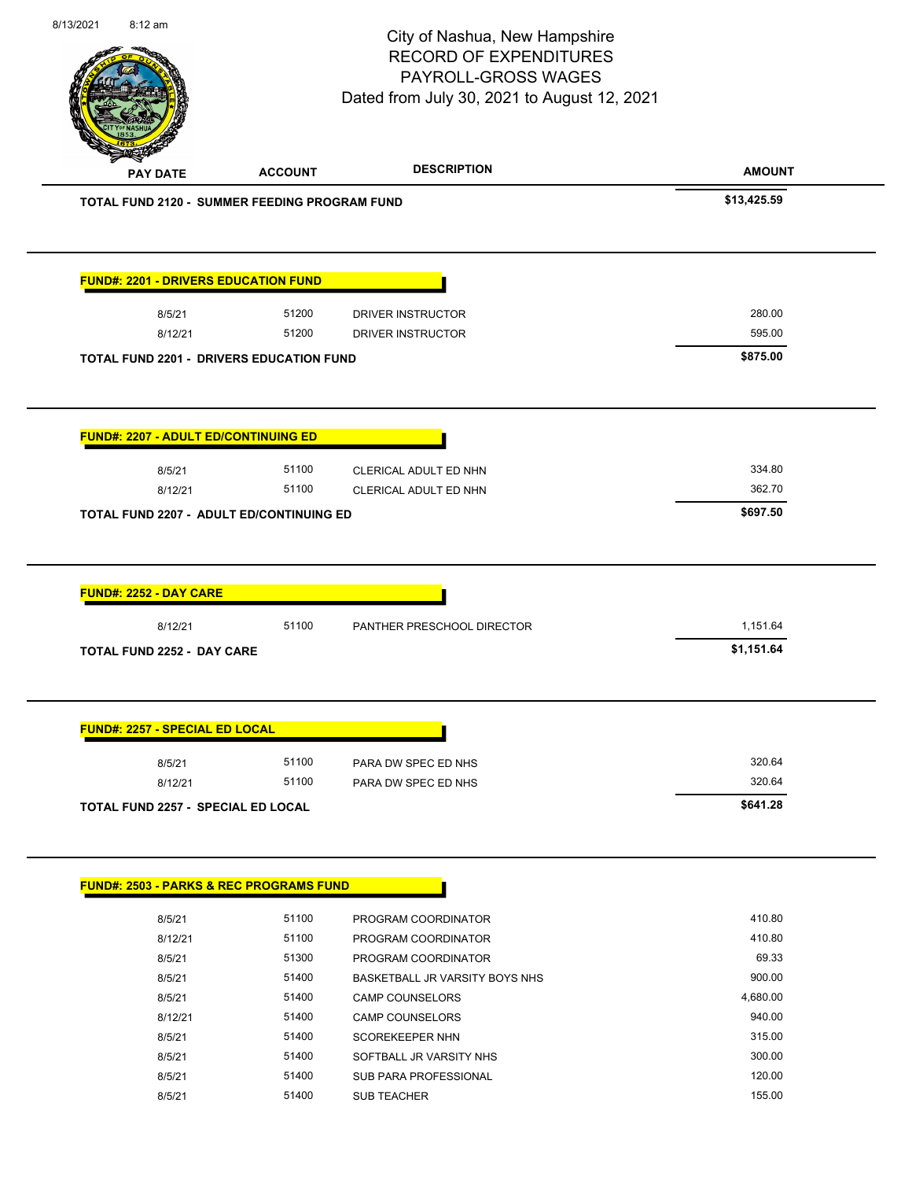City of Nashua, New Hampshire
RECORD OF EXPENDITURES
PAYROLL-GROSS WAGES
Dated from July 30, 2021 to August 12, 2021

| PAY DATE | ACCOUNT | DESCRIPTION | AMOUNT |
|---|---|---|---|
| **TOTAL FUND 2120 - SUMMER FEEDING PROGRAM FUND** | | | **$13,425.59** |

**FUND#: 2201 - DRIVERS EDUCATION FUND**

| PAY DATE | ACCOUNT | DESCRIPTION | AMOUNT |
|---|---|---|---|
| 8/5/21 | 51200 | DRIVER INSTRUCTOR | 280.00 |
| 8/12/21 | 51200 | DRIVER INSTRUCTOR | 595.00 |
| **TOTAL FUND 2201 - DRIVERS EDUCATION FUND** | | | **$875.00** |

**FUND#: 2207 - ADULT ED/CONTINUING ED**

| PAY DATE | ACCOUNT | DESCRIPTION | AMOUNT |
|---|---|---|---|
| 8/5/21 | 51100 | CLERICAL ADULT ED NHN | 334.80 |
| 8/12/21 | 51100 | CLERICAL ADULT ED NHN | 362.70 |
| **TOTAL FUND 2207 - ADULT ED/CONTINUING ED** | | | **$697.50** |

**FUND#: 2252 - DAY CARE**

| PAY DATE | ACCOUNT | DESCRIPTION | AMOUNT |
|---|---|---|---|
| 8/12/21 | 51100 | PANTHER PRESCHOOL DIRECTOR | 1,151.64 |
| **TOTAL FUND 2252 - DAY CARE** | | | **$1,151.64** |

**FUND#: 2257 - SPECIAL ED LOCAL**

| PAY DATE | ACCOUNT | DESCRIPTION | AMOUNT |
|---|---|---|---|
| 8/5/21 | 51100 | PARA DW SPEC ED NHS | 320.64 |
| 8/12/21 | 51100 | PARA DW SPEC ED NHS | 320.64 |
| **TOTAL FUND 2257 - SPECIAL ED LOCAL** | | | **$641.28** |

**FUND#: 2503 - PARKS & REC PROGRAMS FUND**

| PAY DATE | ACCOUNT | DESCRIPTION | AMOUNT |
|---|---|---|---|
| 8/5/21 | 51100 | PROGRAM COORDINATOR | 410.80 |
| 8/12/21 | 51100 | PROGRAM COORDINATOR | 410.80 |
| 8/5/21 | 51300 | PROGRAM COORDINATOR | 69.33 |
| 8/5/21 | 51400 | BASKETBALL JR VARSITY BOYS NHS | 900.00 |
| 8/5/21 | 51400 | CAMP COUNSELORS | 4,680.00 |
| 8/12/21 | 51400 | CAMP COUNSELORS | 940.00 |
| 8/5/21 | 51400 | SCOREKEEPER NHN | 315.00 |
| 8/5/21 | 51400 | SOFTBALL JR VARSITY NHS | 300.00 |
| 8/5/21 | 51400 | SUB PARA PROFESSIONAL | 120.00 |
| 8/5/21 | 51400 | SUB TEACHER | 155.00 |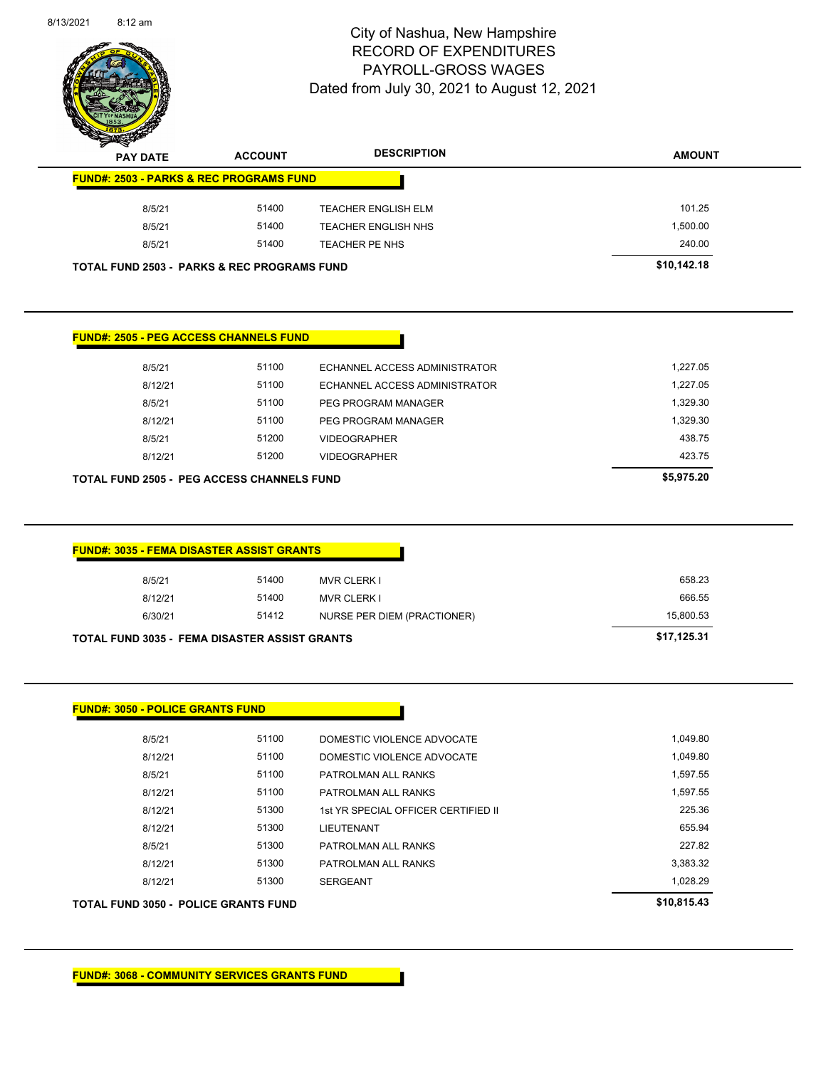# City of Nashua, New Hampshire
# RECORD OF EXPENDITURES
# PAYROLL-GROSS WAGES
# Dated from July 30, 2021 to August 12, 2021

| PAY DATE | ACCOUNT | DESCRIPTION | AMOUNT |
|---|---|---|---|
| **FUND#: 2503 - PARKS & REC PROGRAMS FUND** | | | |
| 8/5/21 | 51400 | TEACHER ENGLISH ELM | 101.25 |
| 8/5/21 | 51400 | TEACHER ENGLISH NHS | 1,500.00 |
| 8/5/21 | 51400 | TEACHER PE NHS | 240.00 |
| **TOTAL FUND 2503 - PARKS & REC PROGRAMS FUND** | | | **$10,142.18** |

| PAY DATE | ACCOUNT | DESCRIPTION | AMOUNT |
|---|---|---|---|
| **FUND#: 2505 - PEG ACCESS CHANNELS FUND** | | | |
| 8/5/21 | 51100 | ECHANNEL ACCESS ADMINISTRATOR | 1,227.05 |
| 8/12/21 | 51100 | ECHANNEL ACCESS ADMINISTRATOR | 1,227.05 |
| 8/5/21 | 51100 | PEG PROGRAM MANAGER | 1,329.30 |
| 8/12/21 | 51100 | PEG PROGRAM MANAGER | 1,329.30 |
| 8/5/21 | 51200 | VIDEOGRAPHER | 438.75 |
| 8/12/21 | 51200 | VIDEOGRAPHER | 423.75 |
| **TOTAL FUND 2505 - PEG ACCESS CHANNELS FUND** | | | **$5,975.20** |

| PAY DATE | ACCOUNT | DESCRIPTION | AMOUNT |
|---|---|---|---|
| **FUND#: 3035 - FEMA DISASTER ASSIST GRANTS** | | | |
| 8/5/21 | 51400 | MVR CLERK I | 658.23 |
| 8/12/21 | 51400 | MVR CLERK I | 666.55 |
| 6/30/21 | 51412 | NURSE PER DIEM (PRACTIONER) | 15,800.53 |
| **TOTAL FUND 3035 - FEMA DISASTER ASSIST GRANTS** | | | **$17,125.31** |

| PAY DATE | ACCOUNT | DESCRIPTION | AMOUNT |
|---|---|---|---|
| **FUND#: 3050 - POLICE GRANTS FUND** | | | |
| 8/5/21 | 51100 | DOMESTIC VIOLENCE ADVOCATE | 1,049.80 |
| 8/12/21 | 51100 | DOMESTIC VIOLENCE ADVOCATE | 1,049.80 |
| 8/5/21 | 51100 | PATROLMAN ALL RANKS | 1,597.55 |
| 8/12/21 | 51100 | PATROLMAN ALL RANKS | 1,597.55 |
| 8/12/21 | 51300 | 1st YR SPECIAL OFFICER CERTIFIED II | 225.36 |
| 8/12/21 | 51300 | LIEUTENANT | 655.94 |
| 8/5/21 | 51300 | PATROLMAN ALL RANKS | 227.82 |
| 8/12/21 | 51300 | PATROLMAN ALL RANKS | 3,383.32 |
| 8/12/21 | 51300 | SERGEANT | 1,028.29 |
| **TOTAL FUND 3050 - POLICE GRANTS FUND** | | | **$10,815.43** |

**FUND#: 3068 - COMMUNITY SERVICES GRANTS FUND**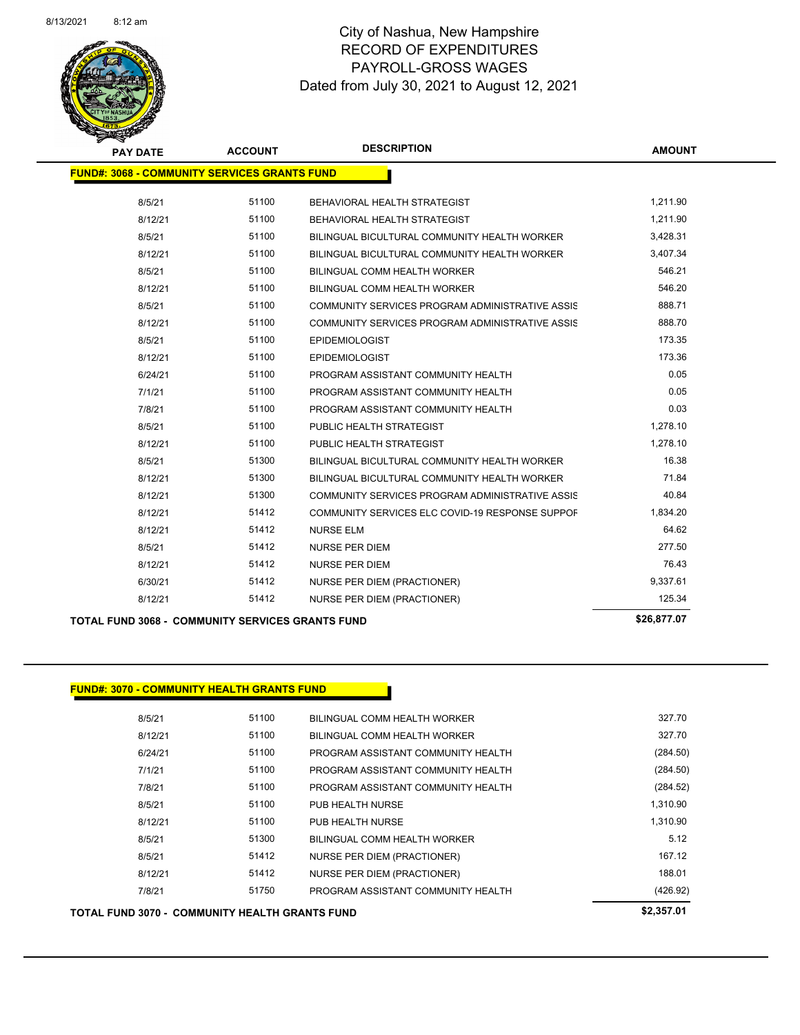# City of Nashua, New Hampshire
## RECORD OF EXPENDITURES
## PAYROLL-GROSS WAGES
## Dated from July 30, 2021 to August 12, 2021

8/13/2021 8:12 am

| PAY DATE | ACCOUNT | DESCRIPTION | AMOUNT |
|---|---|---|---|
| **FUND#: 3068 - COMMUNITY SERVICES GRANTS FUND** | | | |
| 8/5/21 | 51100 | BEHAVIORAL HEALTH STRATEGIST | 1,211.90 |
| 8/12/21 | 51100 | BEHAVIORAL HEALTH STRATEGIST | 1,211.90 |
| 8/5/21 | 51100 | BILINGUAL BICULTURAL COMMUNITY HEALTH WORKER | 3,428.31 |
| 8/12/21 | 51100 | BILINGUAL BICULTURAL COMMUNITY HEALTH WORKER | 3,407.34 |
| 8/5/21 | 51100 | BILINGUAL COMM HEALTH WORKER | 546.21 |
| 8/12/21 | 51100 | BILINGUAL COMM HEALTH WORKER | 546.20 |
| 8/5/21 | 51100 | COMMUNITY SERVICES PROGRAM ADMINISTRATIVE ASSIS | 888.71 |
| 8/12/21 | 51100 | COMMUNITY SERVICES PROGRAM ADMINISTRATIVE ASSIS | 888.70 |
| 8/5/21 | 51100 | EPIDEMIOLOGIST | 173.35 |
| 8/12/21 | 51100 | EPIDEMIOLOGIST | 173.36 |
| 6/24/21 | 51100 | PROGRAM ASSISTANT COMMUNITY HEALTH | 0.05 |
| 7/1/21 | 51100 | PROGRAM ASSISTANT COMMUNITY HEALTH | 0.05 |
| 7/8/21 | 51100 | PROGRAM ASSISTANT COMMUNITY HEALTH | 0.03 |
| 8/5/21 | 51100 | PUBLIC HEALTH STRATEGIST | 1,278.10 |
| 8/12/21 | 51100 | PUBLIC HEALTH STRATEGIST | 1,278.10 |
| 8/5/21 | 51300 | BILINGUAL BICULTURAL COMMUNITY HEALTH WORKER | 16.38 |
| 8/12/21 | 51300 | BILINGUAL BICULTURAL COMMUNITY HEALTH WORKER | 71.84 |
| 8/12/21 | 51300 | COMMUNITY SERVICES PROGRAM ADMINISTRATIVE ASSIS | 40.84 |
| 8/12/21 | 51412 | COMMUNITY SERVICES ELC COVID-19 RESPONSE SUPPOF | 1,834.20 |
| 8/12/21 | 51412 | NURSE ELM | 64.62 |
| 8/5/21 | 51412 | NURSE PER DIEM | 277.50 |
| 8/12/21 | 51412 | NURSE PER DIEM | 76.43 |
| 6/30/21 | 51412 | NURSE PER DIEM (PRACTIONER) | 9,337.61 |
| 8/12/21 | 51412 | NURSE PER DIEM (PRACTIONER) | 125.34 |
| **TOTAL FUND 3068 - COMMUNITY SERVICES GRANTS FUND** | | | **$26,877.07** |

| PAY DATE | ACCOUNT | DESCRIPTION | AMOUNT |
|---|---|---|---|
| **FUND#: 3070 - COMMUNITY HEALTH GRANTS FUND** | | | |
| 8/5/21 | 51100 | BILINGUAL COMM HEALTH WORKER | 327.70 |
| 8/12/21 | 51100 | BILINGUAL COMM HEALTH WORKER | 327.70 |
| 6/24/21 | 51100 | PROGRAM ASSISTANT COMMUNITY HEALTH | (284.50) |
| 7/1/21 | 51100 | PROGRAM ASSISTANT COMMUNITY HEALTH | (284.50) |
| 7/8/21 | 51100 | PROGRAM ASSISTANT COMMUNITY HEALTH | (284.52) |
| 8/5/21 | 51100 | PUB HEALTH NURSE | 1,310.90 |
| 8/12/21 | 51100 | PUB HEALTH NURSE | 1,310.90 |
| 8/5/21 | 51300 | BILINGUAL COMM HEALTH WORKER | 5.12 |
| 8/5/21 | 51412 | NURSE PER DIEM (PRACTIONER) | 167.12 |
| 8/12/21 | 51412 | NURSE PER DIEM (PRACTIONER) | 188.01 |
| 7/8/21 | 51750 | PROGRAM ASSISTANT COMMUNITY HEALTH | (426.92) |
| **TOTAL FUND 3070 - COMMUNITY HEALTH GRANTS FUND** | | | **$2,357.01** |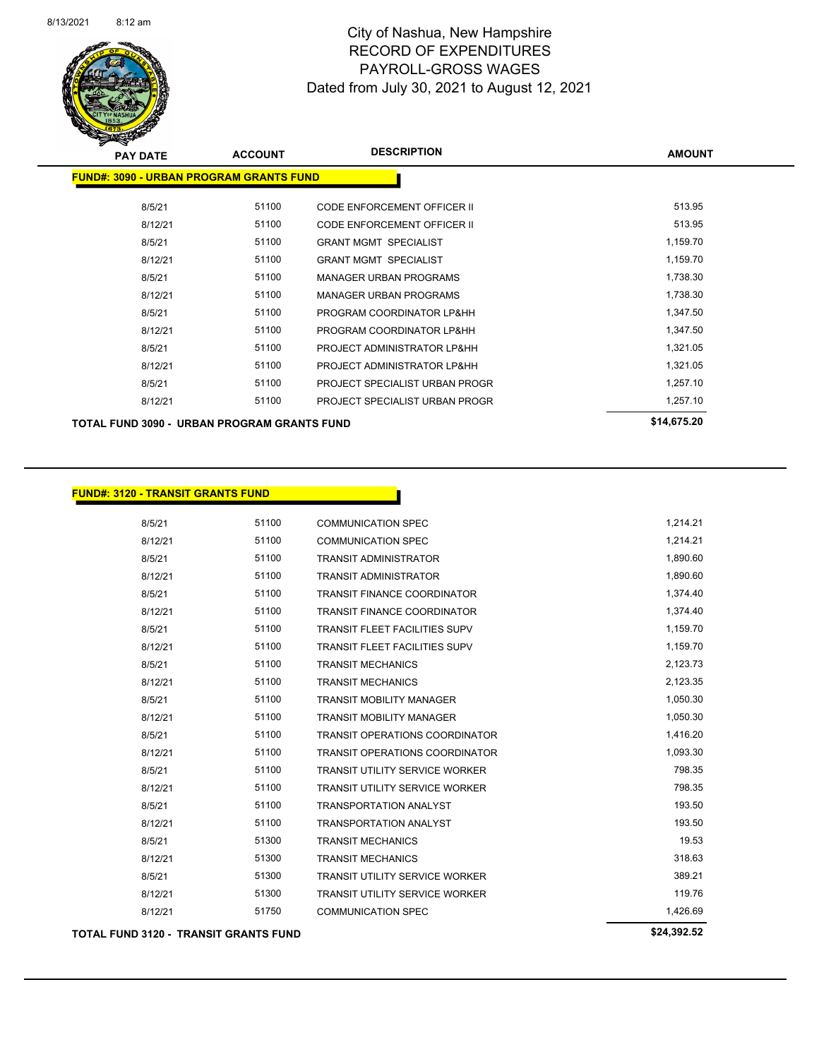# City of Nashua, New Hampshire
## RECORD OF EXPENDITURES
## PAYROLL-GROSS WAGES
### Dated from July 30, 2021 to August 12, 2021

8/13/2021 8:12 am

**FUND#: 3090 - URBAN PROGRAM GRANTS FUND**

| PAY DATE | ACCOUNT | DESCRIPTION | AMOUNT |
|---|---|---|---|
| 8/5/21 | 51100 | CODE ENFORCEMENT OFFICER II | 513.95 |
| 8/12/21 | 51100 | CODE ENFORCEMENT OFFICER II | 513.95 |
| 8/5/21 | 51100 | GRANT MGMT SPECIALIST | 1,159.70 |
| 8/12/21 | 51100 | GRANT MGMT SPECIALIST | 1,159.70 |
| 8/5/21 | 51100 | MANAGER URBAN PROGRAMS | 1,738.30 |
| 8/12/21 | 51100 | MANAGER URBAN PROGRAMS | 1,738.30 |
| 8/5/21 | 51100 | PROGRAM COORDINATOR LP&HH | 1,347.50 |
| 8/12/21 | 51100 | PROGRAM COORDINATOR LP&HH | 1,347.50 |
| 8/5/21 | 51100 | PROJECT ADMINISTRATOR LP&HH | 1,321.05 |
| 8/12/21 | 51100 | PROJECT ADMINISTRATOR LP&HH | 1,321.05 |
| 8/5/21 | 51100 | PROJECT SPECIALIST URBAN PROGR | 1,257.10 |
| 8/12/21 | 51100 | PROJECT SPECIALIST URBAN PROGR | 1,257.10 |
| **TOTAL FUND 3090 - URBAN PROGRAM GRANTS FUND** | | | **$14,675.20** |

**FUND#: 3120 - TRANSIT GRANTS FUND**

| PAY DATE | ACCOUNT | DESCRIPTION | AMOUNT |
|---|---|---|---|
| 8/5/21 | 51100 | COMMUNICATION SPEC | 1,214.21 |
| 8/12/21 | 51100 | COMMUNICATION SPEC | 1,214.21 |
| 8/5/21 | 51100 | TRANSIT ADMINISTRATOR | 1,890.60 |
| 8/12/21 | 51100 | TRANSIT ADMINISTRATOR | 1,890.60 |
| 8/5/21 | 51100 | TRANSIT FINANCE COORDINATOR | 1,374.40 |
| 8/12/21 | 51100 | TRANSIT FINANCE COORDINATOR | 1,374.40 |
| 8/5/21 | 51100 | TRANSIT FLEET FACILITIES SUPV | 1,159.70 |
| 8/12/21 | 51100 | TRANSIT FLEET FACILITIES SUPV | 1,159.70 |
| 8/5/21 | 51100 | TRANSIT MECHANICS | 2,123.73 |
| 8/12/21 | 51100 | TRANSIT MECHANICS | 2,123.35 |
| 8/5/21 | 51100 | TRANSIT MOBILITY MANAGER | 1,050.30 |
| 8/12/21 | 51100 | TRANSIT MOBILITY MANAGER | 1,050.30 |
| 8/5/21 | 51100 | TRANSIT OPERATIONS COORDINATOR | 1,416.20 |
| 8/12/21 | 51100 | TRANSIT OPERATIONS COORDINATOR | 1,093.30 |
| 8/5/21 | 51100 | TRANSIT UTILITY SERVICE WORKER | 798.35 |
| 8/12/21 | 51100 | TRANSIT UTILITY SERVICE WORKER | 798.35 |
| 8/5/21 | 51100 | TRANSPORTATION ANALYST | 193.50 |
| 8/12/21 | 51100 | TRANSPORTATION ANALYST | 193.50 |
| 8/5/21 | 51300 | TRANSIT MECHANICS | 19.53 |
| 8/12/21 | 51300 | TRANSIT MECHANICS | 318.63 |
| 8/5/21 | 51300 | TRANSIT UTILITY SERVICE WORKER | 389.21 |
| 8/12/21 | 51300 | TRANSIT UTILITY SERVICE WORKER | 119.76 |
| 8/12/21 | 51750 | COMMUNICATION SPEC | 1,426.69 |
| **TOTAL FUND 3120 - TRANSIT GRANTS FUND** | | | **$24,392.52** |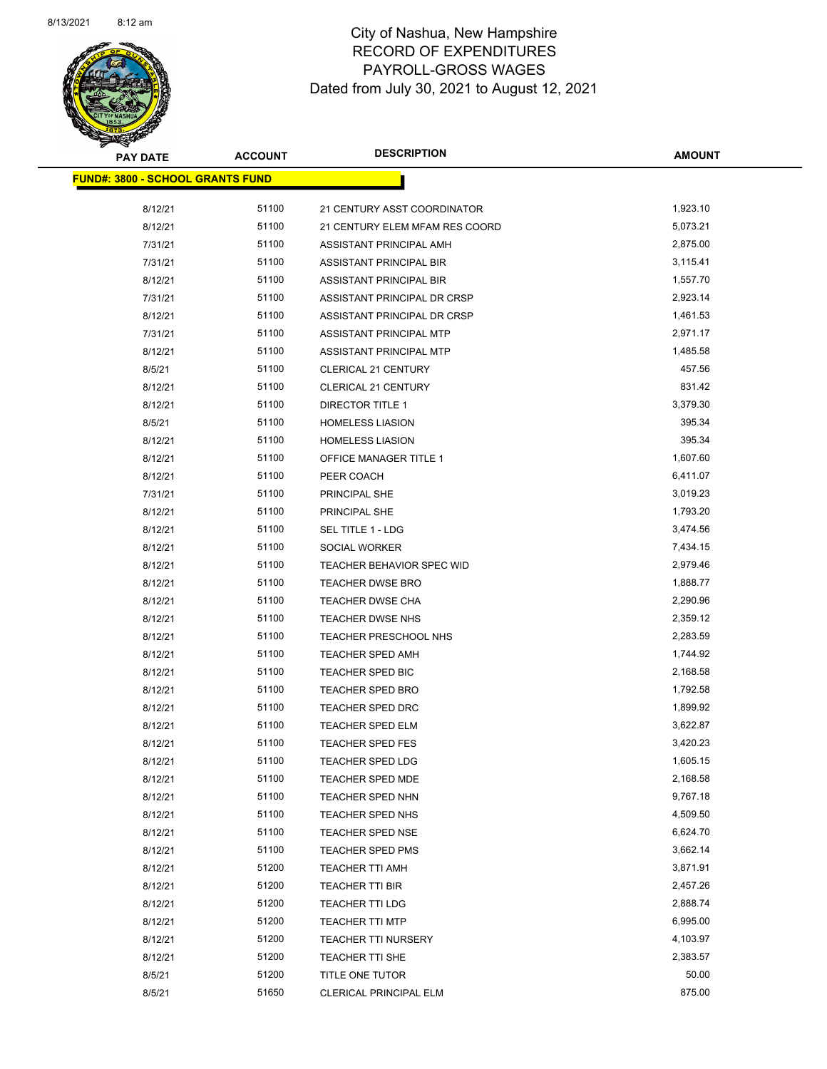# City of Nashua, New Hampshire
## RECORD OF EXPENDITURES
## PAYROLL-GROSS WAGES
### Dated from July 30, 2021 to August 12, 2021

| PAY DATE | ACCOUNT | DESCRIPTION | AMOUNT |
|---|---|---|---|
| **FUND#: 3800 - SCHOOL GRANTS FUND** | | | |
| 8/12/21 | 51100 | 21 CENTURY ASST COORDINATOR | 1,923.10 |
| 8/12/21 | 51100 | 21 CENTURY ELEM MFAM RES COORD | 5,073.21 |
| 7/31/21 | 51100 | ASSISTANT PRINCIPAL AMH | 2,875.00 |
| 7/31/21 | 51100 | ASSISTANT PRINCIPAL BIR | 3,115.41 |
| 8/12/21 | 51100 | ASSISTANT PRINCIPAL BIR | 1,557.70 |
| 7/31/21 | 51100 | ASSISTANT PRINCIPAL DR CRSP | 2,923.14 |
| 8/12/21 | 51100 | ASSISTANT PRINCIPAL DR CRSP | 1,461.53 |
| 7/31/21 | 51100 | ASSISTANT PRINCIPAL MTP | 2,971.17 |
| 8/12/21 | 51100 | ASSISTANT PRINCIPAL MTP | 1,485.58 |
| 8/5/21 | 51100 | CLERICAL 21 CENTURY | 457.56 |
| 8/12/21 | 51100 | CLERICAL 21 CENTURY | 831.42 |
| 8/12/21 | 51100 | DIRECTOR TITLE 1 | 3,379.30 |
| 8/5/21 | 51100 | HOMELESS LIASION | 395.34 |
| 8/12/21 | 51100 | HOMELESS LIASION | 395.34 |
| 8/12/21 | 51100 | OFFICE MANAGER TITLE 1 | 1,607.60 |
| 8/12/21 | 51100 | PEER COACH | 6,411.07 |
| 7/31/21 | 51100 | PRINCIPAL SHE | 3,019.23 |
| 8/12/21 | 51100 | PRINCIPAL SHE | 1,793.20 |
| 8/12/21 | 51100 | SEL TITLE 1 - LDG | 3,474.56 |
| 8/12/21 | 51100 | SOCIAL WORKER | 7,434.15 |
| 8/12/21 | 51100 | TEACHER BEHAVIOR SPEC WID | 2,979.46 |
| 8/12/21 | 51100 | TEACHER DWSE BRO | 1,888.77 |
| 8/12/21 | 51100 | TEACHER DWSE CHA | 2,290.96 |
| 8/12/21 | 51100 | TEACHER DWSE NHS | 2,359.12 |
| 8/12/21 | 51100 | TEACHER PRESCHOOL NHS | 2,283.59 |
| 8/12/21 | 51100 | TEACHER SPED AMH | 1,744.92 |
| 8/12/21 | 51100 | TEACHER SPED BIC | 2,168.58 |
| 8/12/21 | 51100 | TEACHER SPED BRO | 1,792.58 |
| 8/12/21 | 51100 | TEACHER SPED DRC | 1,899.92 |
| 8/12/21 | 51100 | TEACHER SPED ELM | 3,622.87 |
| 8/12/21 | 51100 | TEACHER SPED FES | 3,420.23 |
| 8/12/21 | 51100 | TEACHER SPED LDG | 1,605.15 |
| 8/12/21 | 51100 | TEACHER SPED MDE | 2,168.58 |
| 8/12/21 | 51100 | TEACHER SPED NHN | 9,767.18 |
| 8/12/21 | 51100 | TEACHER SPED NHS | 4,509.50 |
| 8/12/21 | 51100 | TEACHER SPED NSE | 6,624.70 |
| 8/12/21 | 51100 | TEACHER SPED PMS | 3,662.14 |
| 8/12/21 | 51200 | TEACHER TTI AMH | 3,871.91 |
| 8/12/21 | 51200 | TEACHER TTI BIR | 2,457.26 |
| 8/12/21 | 51200 | TEACHER TTI LDG | 2,888.74 |
| 8/12/21 | 51200 | TEACHER TTI MTP | 6,995.00 |
| 8/12/21 | 51200 | TEACHER TTI NURSERY | 4,103.97 |
| 8/12/21 | 51200 | TEACHER TTI SHE | 2,383.57 |
| 8/5/21 | 51200 | TITLE ONE TUTOR | 50.00 |
| 8/5/21 | 51650 | CLERICAL PRINCIPAL ELM | 875.00 |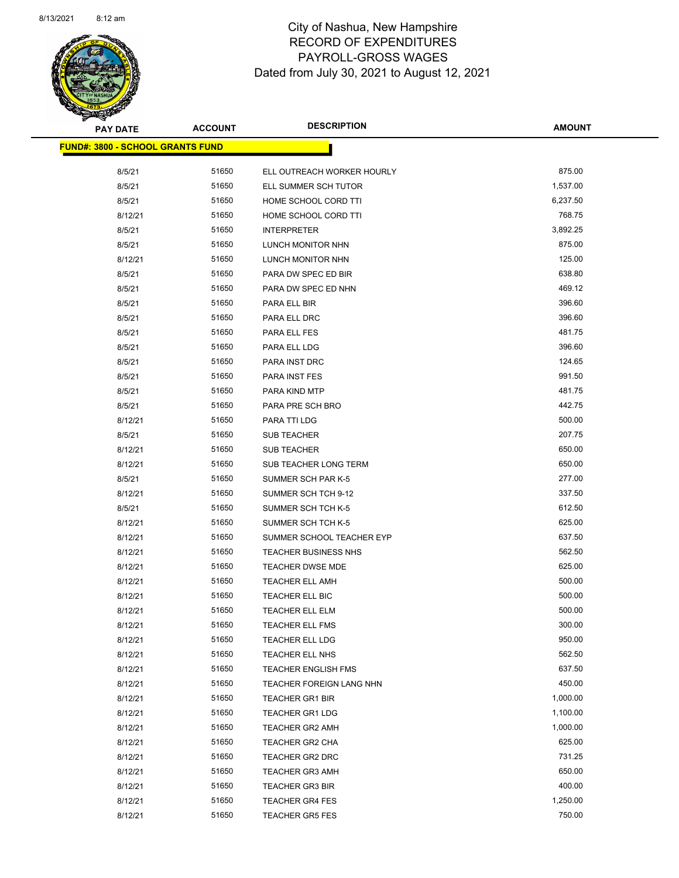# City of Nashua, New Hampshire
# RECORD OF EXPENDITURES
# PAYROLL-GROSS WAGES
# Dated from July 30, 2021 to August 12, 2021

**FUND#: 3800 - SCHOOL GRANTS FUND**

| PAY DATE | ACCOUNT | DESCRIPTION | AMOUNT |
|---|---|---|---|
| 8/5/21 | 51650 | ELL OUTREACH WORKER HOURLY | 875.00 |
| 8/5/21 | 51650 | ELL SUMMER SCH TUTOR | 1,537.00 |
| 8/5/21 | 51650 | HOME SCHOOL CORD TTI | 6,237.50 |
| 8/12/21 | 51650 | HOME SCHOOL CORD TTI | 768.75 |
| 8/5/21 | 51650 | INTERPRETER | 3,892.25 |
| 8/5/21 | 51650 | LUNCH MONITOR NHN | 875.00 |
| 8/12/21 | 51650 | LUNCH MONITOR NHN | 125.00 |
| 8/5/21 | 51650 | PARA DW SPEC ED BIR | 638.80 |
| 8/5/21 | 51650 | PARA DW SPEC ED NHN | 469.12 |
| 8/5/21 | 51650 | PARA ELL BIR | 396.60 |
| 8/5/21 | 51650 | PARA ELL DRC | 396.60 |
| 8/5/21 | 51650 | PARA ELL FES | 481.75 |
| 8/5/21 | 51650 | PARA ELL LDG | 396.60 |
| 8/5/21 | 51650 | PARA INST DRC | 124.65 |
| 8/5/21 | 51650 | PARA INST FES | 991.50 |
| 8/5/21 | 51650 | PARA KIND MTP | 481.75 |
| 8/5/21 | 51650 | PARA PRE SCH BRO | 442.75 |
| 8/12/21 | 51650 | PARA TTI LDG | 500.00 |
| 8/5/21 | 51650 | SUB TEACHER | 207.75 |
| 8/12/21 | 51650 | SUB TEACHER | 650.00 |
| 8/12/21 | 51650 | SUB TEACHER LONG TERM | 650.00 |
| 8/5/21 | 51650 | SUMMER SCH PAR K-5 | 277.00 |
| 8/12/21 | 51650 | SUMMER SCH TCH 9-12 | 337.50 |
| 8/5/21 | 51650 | SUMMER SCH TCH K-5 | 612.50 |
| 8/12/21 | 51650 | SUMMER SCH TCH K-5 | 625.00 |
| 8/12/21 | 51650 | SUMMER SCHOOL TEACHER EYP | 637.50 |
| 8/12/21 | 51650 | TEACHER BUSINESS NHS | 562.50 |
| 8/12/21 | 51650 | TEACHER DWSE MDE | 625.00 |
| 8/12/21 | 51650 | TEACHER ELL AMH | 500.00 |
| 8/12/21 | 51650 | TEACHER ELL BIC | 500.00 |
| 8/12/21 | 51650 | TEACHER ELL ELM | 500.00 |
| 8/12/21 | 51650 | TEACHER ELL FMS | 300.00 |
| 8/12/21 | 51650 | TEACHER ELL LDG | 950.00 |
| 8/12/21 | 51650 | TEACHER ELL NHS | 562.50 |
| 8/12/21 | 51650 | TEACHER ENGLISH FMS | 637.50 |
| 8/12/21 | 51650 | TEACHER FOREIGN LANG NHN | 450.00 |
| 8/12/21 | 51650 | TEACHER GR1 BIR | 1,000.00 |
| 8/12/21 | 51650 | TEACHER GR1 LDG | 1,100.00 |
| 8/12/21 | 51650 | TEACHER GR2 AMH | 1,000.00 |
| 8/12/21 | 51650 | TEACHER GR2 CHA | 625.00 |
| 8/12/21 | 51650 | TEACHER GR2 DRC | 731.25 |
| 8/12/21 | 51650 | TEACHER GR3 AMH | 650.00 |
| 8/12/21 | 51650 | TEACHER GR3 BIR | 400.00 |
| 8/12/21 | 51650 | TEACHER GR4 FES | 1,250.00 |
| 8/12/21 | 51650 | TEACHER GR5 FES | 750.00 |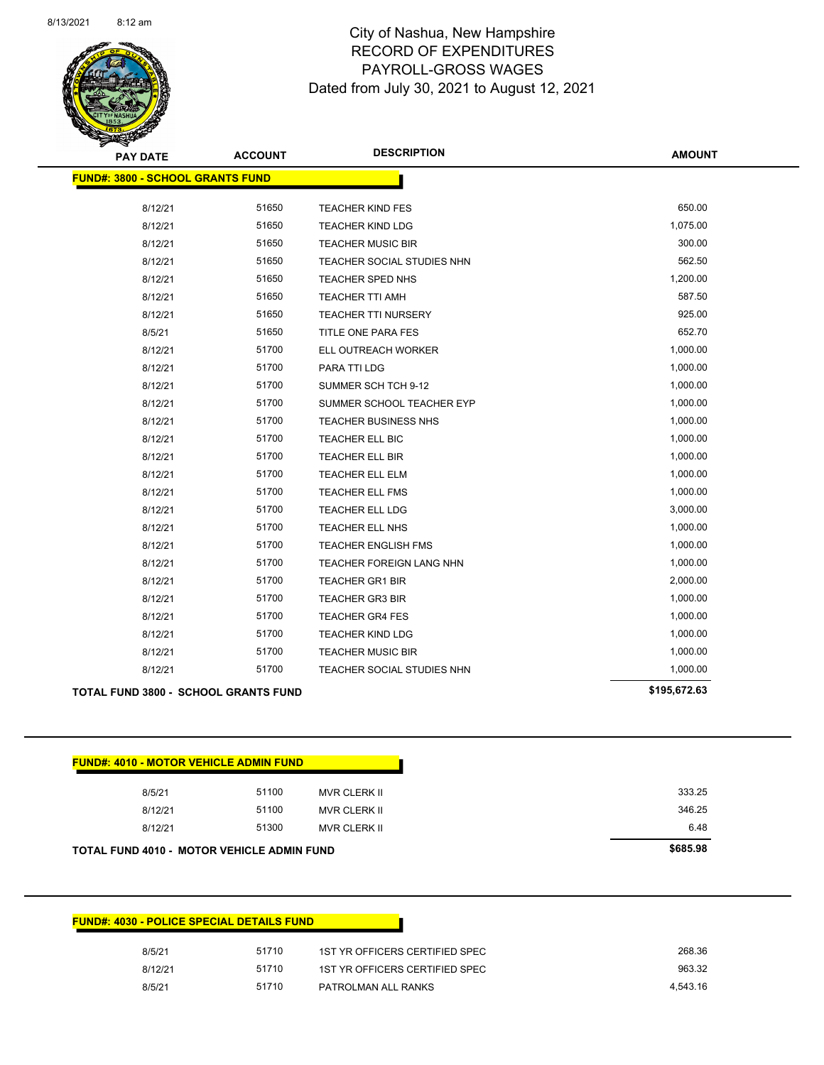# City of Nashua, New Hampshire
## RECORD OF EXPENDITURES
## PAYROLL-GROSS WAGES
## Dated from July 30, 2021 to August 12, 2021

**FUND#: 3800 - SCHOOL GRANTS FUND**

| PAY DATE | ACCOUNT | DESCRIPTION | AMOUNT |
|---|---|---|---|
| 8/12/21 | 51650 | TEACHER KIND FES | 650.00 |
| 8/12/21 | 51650 | TEACHER KIND LDG | 1,075.00 |
| 8/12/21 | 51650 | TEACHER MUSIC BIR | 300.00 |
| 8/12/21 | 51650 | TEACHER SOCIAL STUDIES NHN | 562.50 |
| 8/12/21 | 51650 | TEACHER SPED NHS | 1,200.00 |
| 8/12/21 | 51650 | TEACHER TTI AMH | 587.50 |
| 8/12/21 | 51650 | TEACHER TTI NURSERY | 925.00 |
| 8/5/21 | 51650 | TITLE ONE PARA FES | 652.70 |
| 8/12/21 | 51700 | ELL OUTREACH WORKER | 1,000.00 |
| 8/12/21 | 51700 | PARA TTI LDG | 1,000.00 |
| 8/12/21 | 51700 | SUMMER SCH TCH 9-12 | 1,000.00 |
| 8/12/21 | 51700 | SUMMER SCHOOL TEACHER EYP | 1,000.00 |
| 8/12/21 | 51700 | TEACHER BUSINESS NHS | 1,000.00 |
| 8/12/21 | 51700 | TEACHER ELL BIC | 1,000.00 |
| 8/12/21 | 51700 | TEACHER ELL BIR | 1,000.00 |
| 8/12/21 | 51700 | TEACHER ELL ELM | 1,000.00 |
| 8/12/21 | 51700 | TEACHER ELL FMS | 1,000.00 |
| 8/12/21 | 51700 | TEACHER ELL LDG | 3,000.00 |
| 8/12/21 | 51700 | TEACHER ELL NHS | 1,000.00 |
| 8/12/21 | 51700 | TEACHER ENGLISH FMS | 1,000.00 |
| 8/12/21 | 51700 | TEACHER FOREIGN LANG NHN | 1,000.00 |
| 8/12/21 | 51700 | TEACHER GR1 BIR | 2,000.00 |
| 8/12/21 | 51700 | TEACHER GR3 BIR | 1,000.00 |
| 8/12/21 | 51700 | TEACHER GR4 FES | 1,000.00 |
| 8/12/21 | 51700 | TEACHER KIND LDG | 1,000.00 |
| 8/12/21 | 51700 | TEACHER MUSIC BIR | 1,000.00 |
| 8/12/21 | 51700 | TEACHER SOCIAL STUDIES NHN | 1,000.00 |

**TOTAL FUND 3800 - SCHOOL GRANTS FUND** **$195,672.63**

**FUND#: 4010 - MOTOR VEHICLE ADMIN FUND**

| PAY DATE | ACCOUNT | DESCRIPTION | AMOUNT |
|---|---|---|---|
| 8/5/21 | 51100 | MVR CLERK II | 333.25 |
| 8/12/21 | 51100 | MVR CLERK II | 346.25 |
| 8/12/21 | 51300 | MVR CLERK II | 6.48 |

**TOTAL FUND 4010 - MOTOR VEHICLE ADMIN FUND** **$685.98**

**FUND#: 4030 - POLICE SPECIAL DETAILS FUND**

| PAY DATE | ACCOUNT | DESCRIPTION | AMOUNT |
|---|---|---|---|
| 8/5/21 | 51710 | 1ST YR OFFICERS CERTIFIED SPEC | 268.36 |
| 8/12/21 | 51710 | 1ST YR OFFICERS CERTIFIED SPEC | 963.32 |
| 8/5/21 | 51710 | PATROLMAN ALL RANKS | 4,543.16 |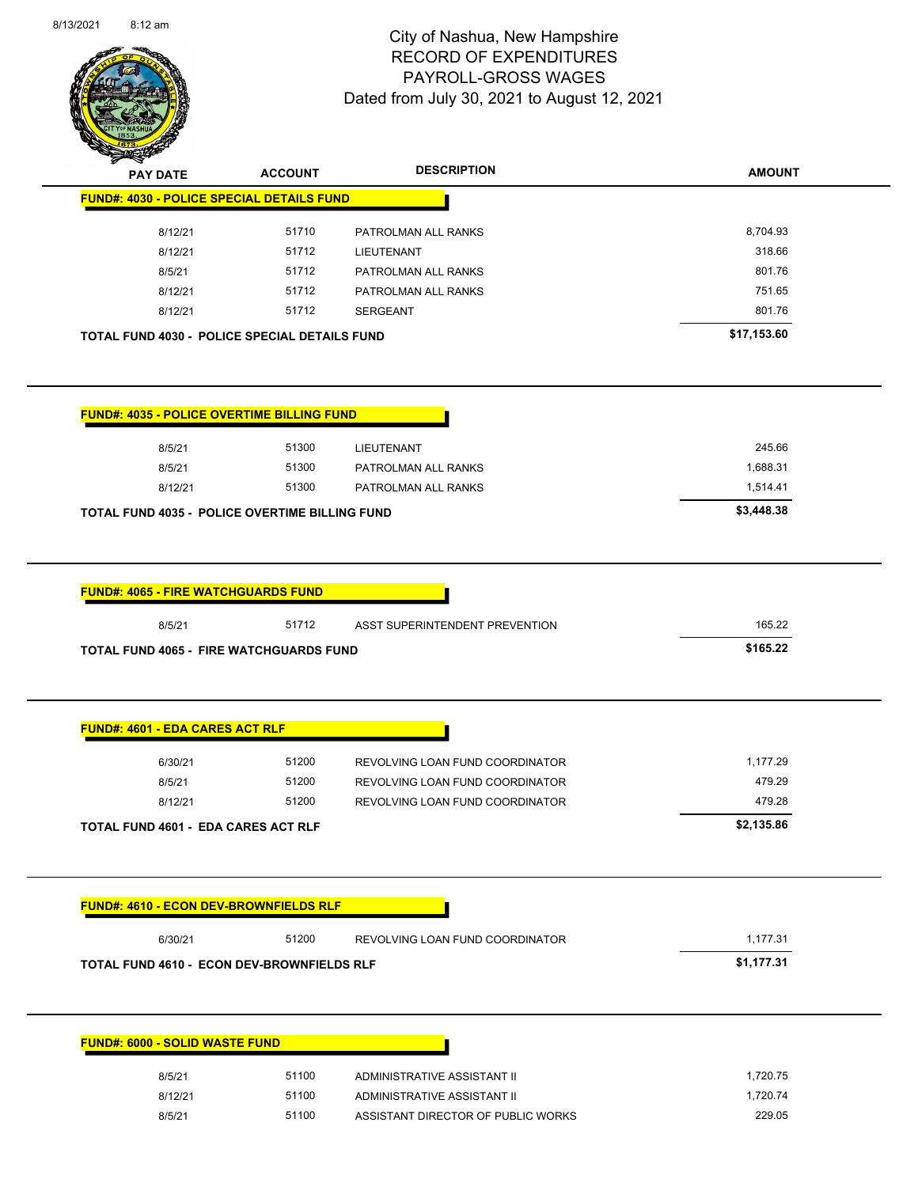City of Nashua, New Hampshire
RECORD OF EXPENDITURES
PAYROLL-GROSS WAGES
Dated from July 30, 2021 to August 12, 2021

| PAY DATE | ACCOUNT | DESCRIPTION | AMOUNT |
|---|---|---|---|
| **FUND#: 4030 - POLICE SPECIAL DETAILS FUND** | | | |
| 8/12/21 | 51710 | PATROLMAN ALL RANKS | 8,704.93 |
| 8/12/21 | 51712 | LIEUTENANT | 318.66 |
| 8/5/21 | 51712 | PATROLMAN ALL RANKS | 801.76 |
| 8/12/21 | 51712 | PATROLMAN ALL RANKS | 751.65 |
| 8/12/21 | 51712 | SERGEANT | 801.76 |
| **TOTAL FUND 4030 - POLICE SPECIAL DETAILS FUND** | | | **$17,153.60** |

| PAY DATE | ACCOUNT | DESCRIPTION | AMOUNT |
|---|---|---|---|
| **FUND#: 4035 - POLICE OVERTIME BILLING FUND** | | | |
| 8/5/21 | 51300 | LIEUTENANT | 245.66 |
| 8/5/21 | 51300 | PATROLMAN ALL RANKS | 1,688.31 |
| 8/12/21 | 51300 | PATROLMAN ALL RANKS | 1,514.41 |
| **TOTAL FUND 4035 - POLICE OVERTIME BILLING FUND** | | | **$3,448.38** |

| PAY DATE | ACCOUNT | DESCRIPTION | AMOUNT |
|---|---|---|---|
| **FUND#: 4065 - FIRE WATCHGUARDS FUND** | | | |
| 8/5/21 | 51712 | ASST SUPERINTENDENT PREVENTION | 165.22 |
| **TOTAL FUND 4065 - FIRE WATCHGUARDS FUND** | | | **$165.22** |

| PAY DATE | ACCOUNT | DESCRIPTION | AMOUNT |
|---|---|---|---|
| **FUND#: 4601 - EDA CARES ACT RLF** | | | |
| 6/30/21 | 51200 | REVOLVING LOAN FUND COORDINATOR | 1,177.29 |
| 8/5/21 | 51200 | REVOLVING LOAN FUND COORDINATOR | 479.29 |
| 8/12/21 | 51200 | REVOLVING LOAN FUND COORDINATOR | 479.28 |
| **TOTAL FUND 4601 - EDA CARES ACT RLF** | | | **$2,135.86** |

| PAY DATE | ACCOUNT | DESCRIPTION | AMOUNT |
|---|---|---|---|
| **FUND#: 4610 - ECON DEV-BROWNFIELDS RLF** | | | |
| 6/30/21 | 51200 | REVOLVING LOAN FUND COORDINATOR | 1,177.31 |
| **TOTAL FUND 4610 - ECON DEV-BROWNFIELDS RLF** | | | **$1,177.31** |

| PAY DATE | ACCOUNT | DESCRIPTION | AMOUNT |
|---|---|---|---|
| **FUND#: 6000 - SOLID WASTE FUND** | | | |
| 8/5/21 | 51100 | ADMINISTRATIVE ASSISTANT II | 1,720.75 |
| 8/12/21 | 51100 | ADMINISTRATIVE ASSISTANT II | 1,720.74 |
| 8/5/21 | 51100 | ASSISTANT DIRECTOR OF PUBLIC WORKS | 229.05 |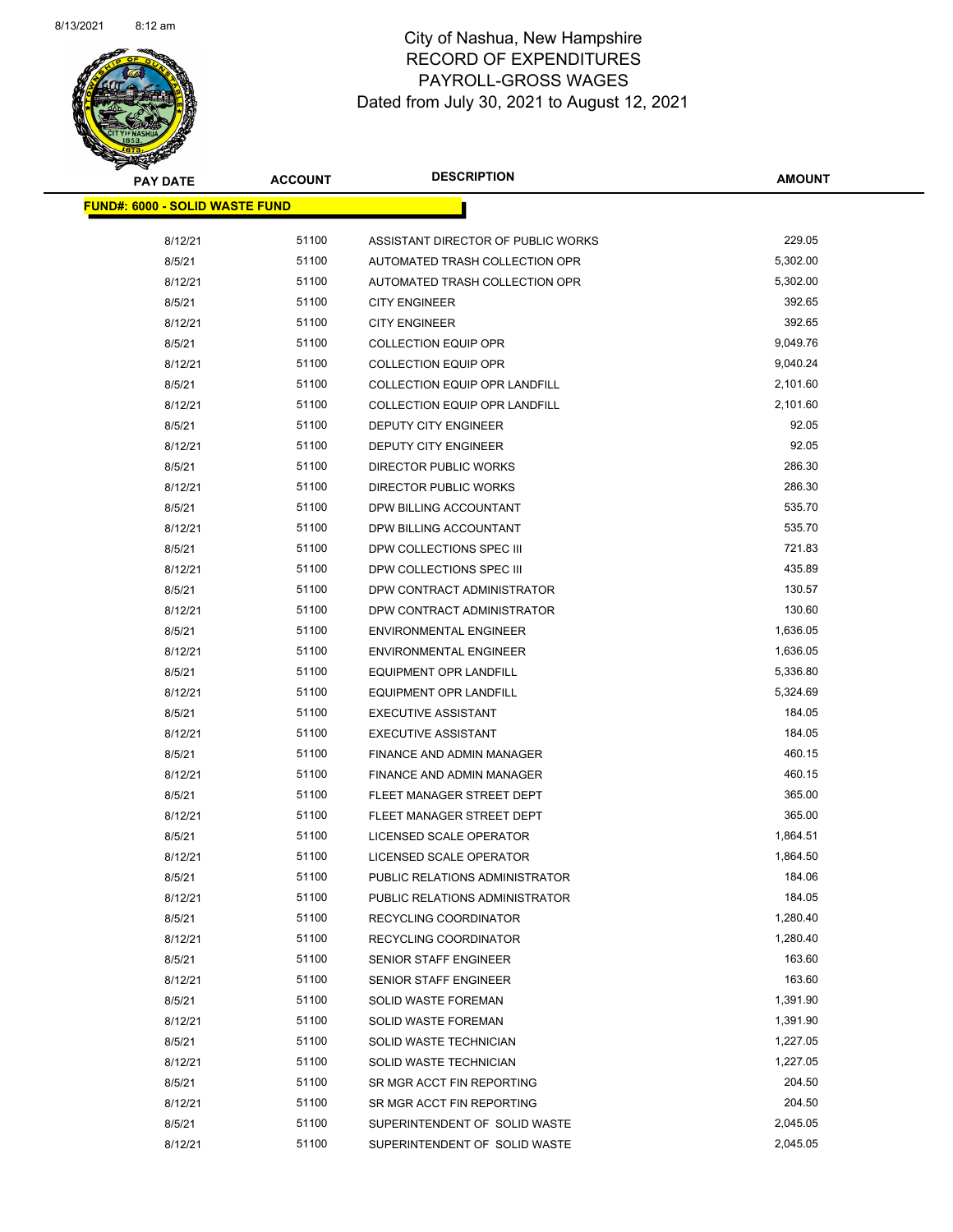# City of Nashua, New Hampshire
## RECORD OF EXPENDITURES
## PAYROLL-GROSS WAGES
## Dated from July 30, 2021 to August 12, 2021

**FUND#: 6000 - SOLID WASTE FUND**

| PAY DATE | ACCOUNT | DESCRIPTION | AMOUNT |
|---|---|---|---|
| 8/12/21 | 51100 | ASSISTANT DIRECTOR OF PUBLIC WORKS | 229.05 |
| 8/5/21 | 51100 | AUTOMATED TRASH COLLECTION OPR | 5,302.00 |
| 8/12/21 | 51100 | AUTOMATED TRASH COLLECTION OPR | 5,302.00 |
| 8/5/21 | 51100 | CITY ENGINEER | 392.65 |
| 8/12/21 | 51100 | CITY ENGINEER | 392.65 |
| 8/5/21 | 51100 | COLLECTION EQUIP OPR | 9,049.76 |
| 8/12/21 | 51100 | COLLECTION EQUIP OPR | 9,040.24 |
| 8/5/21 | 51100 | COLLECTION EQUIP OPR LANDFILL | 2,101.60 |
| 8/12/21 | 51100 | COLLECTION EQUIP OPR LANDFILL | 2,101.60 |
| 8/5/21 | 51100 | DEPUTY CITY ENGINEER | 92.05 |
| 8/12/21 | 51100 | DEPUTY CITY ENGINEER | 92.05 |
| 8/5/21 | 51100 | DIRECTOR PUBLIC WORKS | 286.30 |
| 8/12/21 | 51100 | DIRECTOR PUBLIC WORKS | 286.30 |
| 8/5/21 | 51100 | DPW BILLING ACCOUNTANT | 535.70 |
| 8/12/21 | 51100 | DPW BILLING ACCOUNTANT | 535.70 |
| 8/5/21 | 51100 | DPW COLLECTIONS SPEC III | 721.83 |
| 8/12/21 | 51100 | DPW COLLECTIONS SPEC III | 435.89 |
| 8/5/21 | 51100 | DPW CONTRACT ADMINISTRATOR | 130.57 |
| 8/12/21 | 51100 | DPW CONTRACT ADMINISTRATOR | 130.60 |
| 8/5/21 | 51100 | ENVIRONMENTAL ENGINEER | 1,636.05 |
| 8/12/21 | 51100 | ENVIRONMENTAL ENGINEER | 1,636.05 |
| 8/5/21 | 51100 | EQUIPMENT OPR LANDFILL | 5,336.80 |
| 8/12/21 | 51100 | EQUIPMENT OPR LANDFILL | 5,324.69 |
| 8/5/21 | 51100 | EXECUTIVE ASSISTANT | 184.05 |
| 8/12/21 | 51100 | EXECUTIVE ASSISTANT | 184.05 |
| 8/5/21 | 51100 | FINANCE AND ADMIN MANAGER | 460.15 |
| 8/12/21 | 51100 | FINANCE AND ADMIN MANAGER | 460.15 |
| 8/5/21 | 51100 | FLEET MANAGER STREET DEPT | 365.00 |
| 8/12/21 | 51100 | FLEET MANAGER STREET DEPT | 365.00 |
| 8/5/21 | 51100 | LICENSED SCALE OPERATOR | 1,864.51 |
| 8/12/21 | 51100 | LICENSED SCALE OPERATOR | 1,864.50 |
| 8/5/21 | 51100 | PUBLIC RELATIONS ADMINISTRATOR | 184.06 |
| 8/12/21 | 51100 | PUBLIC RELATIONS ADMINISTRATOR | 184.05 |
| 8/5/21 | 51100 | RECYCLING COORDINATOR | 1,280.40 |
| 8/12/21 | 51100 | RECYCLING COORDINATOR | 1,280.40 |
| 8/5/21 | 51100 | SENIOR STAFF ENGINEER | 163.60 |
| 8/12/21 | 51100 | SENIOR STAFF ENGINEER | 163.60 |
| 8/5/21 | 51100 | SOLID WASTE FOREMAN | 1,391.90 |
| 8/12/21 | 51100 | SOLID WASTE FOREMAN | 1,391.90 |
| 8/5/21 | 51100 | SOLID WASTE TECHNICIAN | 1,227.05 |
| 8/12/21 | 51100 | SOLID WASTE TECHNICIAN | 1,227.05 |
| 8/5/21 | 51100 | SR MGR ACCT FIN REPORTING | 204.50 |
| 8/12/21 | 51100 | SR MGR ACCT FIN REPORTING | 204.50 |
| 8/5/21 | 51100 | SUPERINTENDENT OF SOLID WASTE | 2,045.05 |
| 8/12/21 | 51100 | SUPERINTENDENT OF SOLID WASTE | 2,045.05 |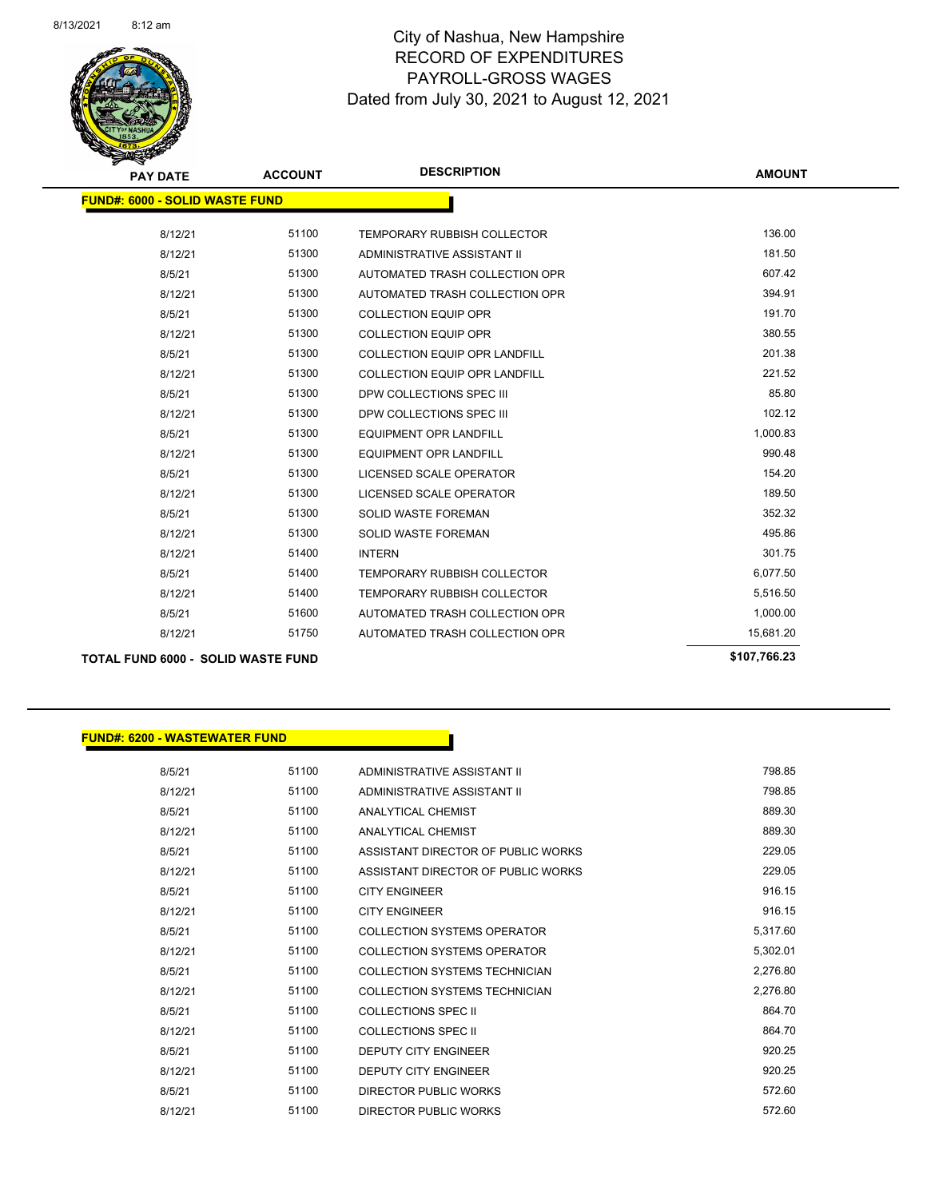# City of Nashua, New Hampshire
## RECORD OF EXPENDITURES
## PAYROLL-GROSS WAGES
### Dated from July 30, 2021 to August 12, 2021

**FUND#: 6000 - SOLID WASTE FUND**

| PAY DATE | ACCOUNT | DESCRIPTION | AMOUNT |
|---|---|---|---|
| 8/12/21 | 51100 | TEMPORARY RUBBISH COLLECTOR | 136.00 |
| 8/12/21 | 51300 | ADMINISTRATIVE ASSISTANT II | 181.50 |
| 8/5/21 | 51300 | AUTOMATED TRASH COLLECTION OPR | 607.42 |
| 8/12/21 | 51300 | AUTOMATED TRASH COLLECTION OPR | 394.91 |
| 8/5/21 | 51300 | COLLECTION EQUIP OPR | 191.70 |
| 8/12/21 | 51300 | COLLECTION EQUIP OPR | 380.55 |
| 8/5/21 | 51300 | COLLECTION EQUIP OPR LANDFILL | 201.38 |
| 8/12/21 | 51300 | COLLECTION EQUIP OPR LANDFILL | 221.52 |
| 8/5/21 | 51300 | DPW COLLECTIONS SPEC III | 85.80 |
| 8/12/21 | 51300 | DPW COLLECTIONS SPEC III | 102.12 |
| 8/5/21 | 51300 | EQUIPMENT OPR LANDFILL | 1,000.83 |
| 8/12/21 | 51300 | EQUIPMENT OPR LANDFILL | 990.48 |
| 8/5/21 | 51300 | LICENSED SCALE OPERATOR | 154.20 |
| 8/12/21 | 51300 | LICENSED SCALE OPERATOR | 189.50 |
| 8/5/21 | 51300 | SOLID WASTE FOREMAN | 352.32 |
| 8/12/21 | 51300 | SOLID WASTE FOREMAN | 495.86 |
| 8/12/21 | 51400 | INTERN | 301.75 |
| 8/5/21 | 51400 | TEMPORARY RUBBISH COLLECTOR | 6,077.50 |
| 8/12/21 | 51400 | TEMPORARY RUBBISH COLLECTOR | 5,516.50 |
| 8/5/21 | 51600 | AUTOMATED TRASH COLLECTION OPR | 1,000.00 |
| 8/12/21 | 51750 | AUTOMATED TRASH COLLECTION OPR | 15,681.20 |
| **TOTAL FUND 6000 - SOLID WASTE FUND** | | | **$107,766.23** |

**FUND#: 6200 - WASTEWATER FUND**

| PAY DATE | ACCOUNT | DESCRIPTION | AMOUNT |
|---|---|---|---|
| 8/5/21 | 51100 | ADMINISTRATIVE ASSISTANT II | 798.85 |
| 8/12/21 | 51100 | ADMINISTRATIVE ASSISTANT II | 798.85 |
| 8/5/21 | 51100 | ANALYTICAL CHEMIST | 889.30 |
| 8/12/21 | 51100 | ANALYTICAL CHEMIST | 889.30 |
| 8/5/21 | 51100 | ASSISTANT DIRECTOR OF PUBLIC WORKS | 229.05 |
| 8/12/21 | 51100 | ASSISTANT DIRECTOR OF PUBLIC WORKS | 229.05 |
| 8/5/21 | 51100 | CITY ENGINEER | 916.15 |
| 8/12/21 | 51100 | CITY ENGINEER | 916.15 |
| 8/5/21 | 51100 | COLLECTION SYSTEMS OPERATOR | 5,317.60 |
| 8/12/21 | 51100 | COLLECTION SYSTEMS OPERATOR | 5,302.01 |
| 8/5/21 | 51100 | COLLECTION SYSTEMS TECHNICIAN | 2,276.80 |
| 8/12/21 | 51100 | COLLECTION SYSTEMS TECHNICIAN | 2,276.80 |
| 8/5/21 | 51100 | COLLECTIONS SPEC II | 864.70 |
| 8/12/21 | 51100 | COLLECTIONS SPEC II | 864.70 |
| 8/5/21 | 51100 | DEPUTY CITY ENGINEER | 920.25 |
| 8/12/21 | 51100 | DEPUTY CITY ENGINEER | 920.25 |
| 8/5/21 | 51100 | DIRECTOR PUBLIC WORKS | 572.60 |
| 8/12/21 | 51100 | DIRECTOR PUBLIC WORKS | 572.60 |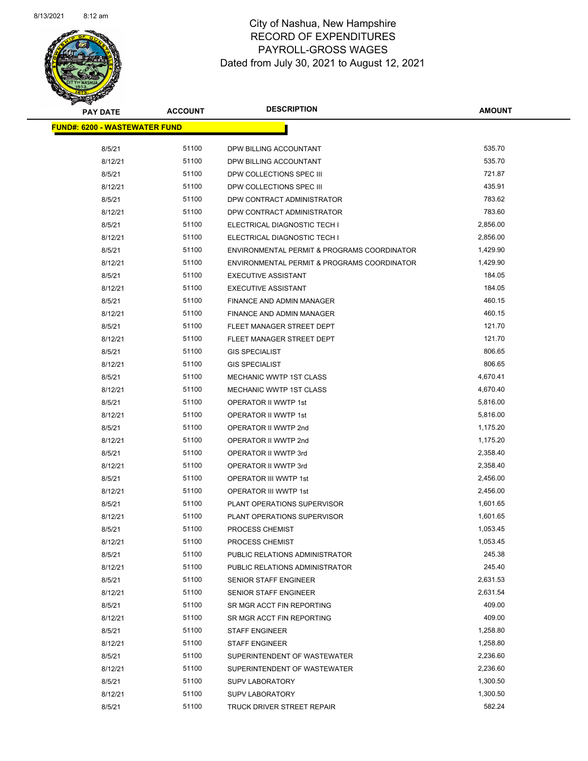City of Nashua, New Hampshire
RECORD OF EXPENDITURES
PAYROLL-GROSS WAGES
Dated from July 30, 2021 to August 12, 2021

| PAY DATE | ACCOUNT | DESCRIPTION | AMOUNT |
|---|---|---|---|
| **FUND#: 6200 - WASTEWATER FUND** | | | |
| 8/5/21 | 51100 | DPW BILLING ACCOUNTANT | 535.70 |
| 8/12/21 | 51100 | DPW BILLING ACCOUNTANT | 535.70 |
| 8/5/21 | 51100 | DPW COLLECTIONS SPEC III | 721.87 |
| 8/12/21 | 51100 | DPW COLLECTIONS SPEC III | 435.91 |
| 8/5/21 | 51100 | DPW CONTRACT ADMINISTRATOR | 783.62 |
| 8/12/21 | 51100 | DPW CONTRACT ADMINISTRATOR | 783.60 |
| 8/5/21 | 51100 | ELECTRICAL DIAGNOSTIC TECH I | 2,856.00 |
| 8/12/21 | 51100 | ELECTRICAL DIAGNOSTIC TECH I | 2,856.00 |
| 8/5/21 | 51100 | ENVIRONMENTAL PERMIT & PROGRAMS COORDINATOR | 1,429.90 |
| 8/12/21 | 51100 | ENVIRONMENTAL PERMIT & PROGRAMS COORDINATOR | 1,429.90 |
| 8/5/21 | 51100 | EXECUTIVE ASSISTANT | 184.05 |
| 8/12/21 | 51100 | EXECUTIVE ASSISTANT | 184.05 |
| 8/5/21 | 51100 | FINANCE AND ADMIN MANAGER | 460.15 |
| 8/12/21 | 51100 | FINANCE AND ADMIN MANAGER | 460.15 |
| 8/5/21 | 51100 | FLEET MANAGER STREET DEPT | 121.70 |
| 8/12/21 | 51100 | FLEET MANAGER STREET DEPT | 121.70 |
| 8/5/21 | 51100 | GIS SPECIALIST | 806.65 |
| 8/12/21 | 51100 | GIS SPECIALIST | 806.65 |
| 8/5/21 | 51100 | MECHANIC WWTP 1ST CLASS | 4,670.41 |
| 8/12/21 | 51100 | MECHANIC WWTP 1ST CLASS | 4,670.40 |
| 8/5/21 | 51100 | OPERATOR II WWTP 1st | 5,816.00 |
| 8/12/21 | 51100 | OPERATOR II WWTP 1st | 5,816.00 |
| 8/5/21 | 51100 | OPERATOR II WWTP 2nd | 1,175.20 |
| 8/12/21 | 51100 | OPERATOR II WWTP 2nd | 1,175.20 |
| 8/5/21 | 51100 | OPERATOR II WWTP 3rd | 2,358.40 |
| 8/12/21 | 51100 | OPERATOR II WWTP 3rd | 2,358.40 |
| 8/5/21 | 51100 | OPERATOR III WWTP 1st | 2,456.00 |
| 8/12/21 | 51100 | OPERATOR III WWTP 1st | 2,456.00 |
| 8/5/21 | 51100 | PLANT OPERATIONS SUPERVISOR | 1,601.65 |
| 8/12/21 | 51100 | PLANT OPERATIONS SUPERVISOR | 1,601.65 |
| 8/5/21 | 51100 | PROCESS CHEMIST | 1,053.45 |
| 8/12/21 | 51100 | PROCESS CHEMIST | 1,053.45 |
| 8/5/21 | 51100 | PUBLIC RELATIONS ADMINISTRATOR | 245.38 |
| 8/12/21 | 51100 | PUBLIC RELATIONS ADMINISTRATOR | 245.40 |
| 8/5/21 | 51100 | SENIOR STAFF ENGINEER | 2,631.53 |
| 8/12/21 | 51100 | SENIOR STAFF ENGINEER | 2,631.54 |
| 8/5/21 | 51100 | SR MGR ACCT FIN REPORTING | 409.00 |
| 8/12/21 | 51100 | SR MGR ACCT FIN REPORTING | 409.00 |
| 8/5/21 | 51100 | STAFF ENGINEER | 1,258.80 |
| 8/12/21 | 51100 | STAFF ENGINEER | 1,258.80 |
| 8/5/21 | 51100 | SUPERINTENDENT OF WASTEWATER | 2,236.60 |
| 8/12/21 | 51100 | SUPERINTENDENT OF WASTEWATER | 2,236.60 |
| 8/5/21 | 51100 | SUPV LABORATORY | 1,300.50 |
| 8/12/21 | 51100 | SUPV LABORATORY | 1,300.50 |
| 8/5/21 | 51100 | TRUCK DRIVER STREET REPAIR | 582.24 |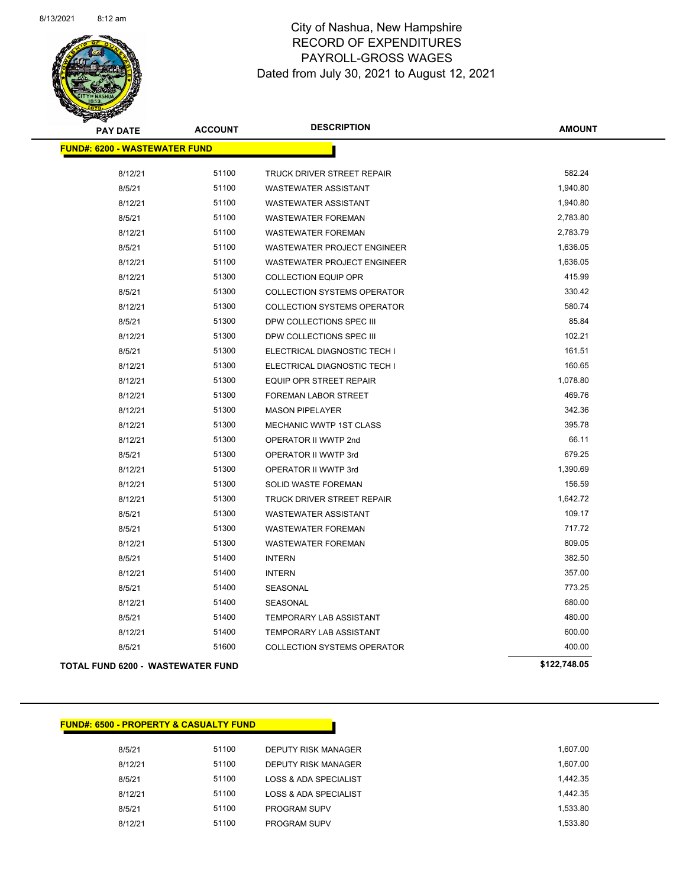# City of Nashua, New Hampshire
## RECORD OF EXPENDITURES
## PAYROLL-GROSS WAGES
### Dated from July 30, 2021 to August 12, 2021

| PAY DATE | ACCOUNT | DESCRIPTION | AMOUNT |
|---|---|---|---|
| **FUND#: 6200 - WASTEWATER FUND** | | | |
| 8/12/21 | 51100 | TRUCK DRIVER STREET REPAIR | 582.24 |
| 8/5/21 | 51100 | WASTEWATER ASSISTANT | 1,940.80 |
| 8/12/21 | 51100 | WASTEWATER ASSISTANT | 1,940.80 |
| 8/5/21 | 51100 | WASTEWATER FOREMAN | 2,783.80 |
| 8/12/21 | 51100 | WASTEWATER FOREMAN | 2,783.79 |
| 8/5/21 | 51100 | WASTEWATER PROJECT ENGINEER | 1,636.05 |
| 8/12/21 | 51100 | WASTEWATER PROJECT ENGINEER | 1,636.05 |
| 8/12/21 | 51300 | COLLECTION EQUIP OPR | 415.99 |
| 8/5/21 | 51300 | COLLECTION SYSTEMS OPERATOR | 330.42 |
| 8/12/21 | 51300 | COLLECTION SYSTEMS OPERATOR | 580.74 |
| 8/5/21 | 51300 | DPW COLLECTIONS SPEC III | 85.84 |
| 8/12/21 | 51300 | DPW COLLECTIONS SPEC III | 102.21 |
| 8/5/21 | 51300 | ELECTRICAL DIAGNOSTIC TECH I | 161.51 |
| 8/12/21 | 51300 | ELECTRICAL DIAGNOSTIC TECH I | 160.65 |
| 8/12/21 | 51300 | EQUIP OPR STREET REPAIR | 1,078.80 |
| 8/12/21 | 51300 | FOREMAN LABOR STREET | 469.76 |
| 8/12/21 | 51300 | MASON PIPELAYER | 342.36 |
| 8/12/21 | 51300 | MECHANIC WWTP 1ST CLASS | 395.78 |
| 8/12/21 | 51300 | OPERATOR II WWTP 2nd | 66.11 |
| 8/5/21 | 51300 | OPERATOR II WWTP 3rd | 679.25 |
| 8/12/21 | 51300 | OPERATOR II WWTP 3rd | 1,390.69 |
| 8/12/21 | 51300 | SOLID WASTE FOREMAN | 156.59 |
| 8/12/21 | 51300 | TRUCK DRIVER STREET REPAIR | 1,642.72 |
| 8/5/21 | 51300 | WASTEWATER ASSISTANT | 109.17 |
| 8/5/21 | 51300 | WASTEWATER FOREMAN | 717.72 |
| 8/12/21 | 51300 | WASTEWATER FOREMAN | 809.05 |
| 8/5/21 | 51400 | INTERN | 382.50 |
| 8/12/21 | 51400 | INTERN | 357.00 |
| 8/5/21 | 51400 | SEASONAL | 773.25 |
| 8/12/21 | 51400 | SEASONAL | 680.00 |
| 8/5/21 | 51400 | TEMPORARY LAB ASSISTANT | 480.00 |
| 8/12/21 | 51400 | TEMPORARY LAB ASSISTANT | 600.00 |
| 8/5/21 | 51600 | COLLECTION SYSTEMS OPERATOR | 400.00 |
| **TOTAL FUND 6200 - WASTEWATER FUND** | | | **$122,748.05** |

| PAY DATE | ACCOUNT | DESCRIPTION | AMOUNT |
|---|---|---|---|
| **FUND#: 6500 - PROPERTY & CASUALTY FUND** | | | |
| 8/5/21 | 51100 | DEPUTY RISK MANAGER | 1,607.00 |
| 8/12/21 | 51100 | DEPUTY RISK MANAGER | 1,607.00 |
| 8/5/21 | 51100 | LOSS & ADA SPECIALIST | 1,442.35 |
| 8/12/21 | 51100 | LOSS & ADA SPECIALIST | 1,442.35 |
| 8/5/21 | 51100 | PROGRAM SUPV | 1,533.80 |
| 8/12/21 | 51100 | PROGRAM SUPV | 1,533.80 |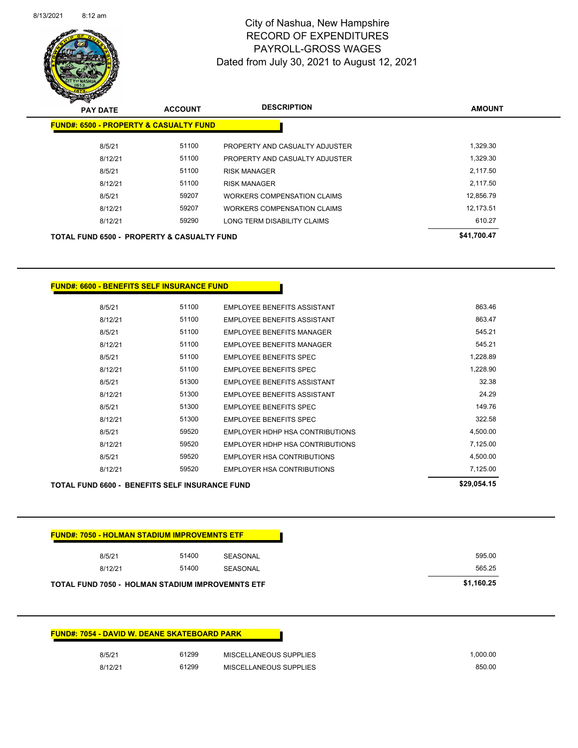# City of Nashua, New Hampshire
## RECORD OF EXPENDITURES
## PAYROLL-GROSS WAGES
### Dated from July 30, 2021 to August 12, 2021

| PAY DATE | ACCOUNT | DESCRIPTION | AMOUNT |
|---|---|---|---|
| **FUND#: 6500 - PROPERTY & CASUALTY FUND** | | | |
| 8/5/21 | 51100 | PROPERTY AND CASUALTY ADJUSTER | 1,329.30 |
| 8/12/21 | 51100 | PROPERTY AND CASUALTY ADJUSTER | 1,329.30 |
| 8/5/21 | 51100 | RISK MANAGER | 2,117.50 |
| 8/12/21 | 51100 | RISK MANAGER | 2,117.50 |
| 8/5/21 | 59207 | WORKERS COMPENSATION CLAIMS | 12,856.79 |
| 8/12/21 | 59207 | WORKERS COMPENSATION CLAIMS | 12,173.51 |
| 8/12/21 | 59290 | LONG TERM DISABILITY CLAIMS | 610.27 |
| **TOTAL FUND 6500 - PROPERTY & CASUALTY FUND** | | | **$41,700.47** |

| PAY DATE | ACCOUNT | DESCRIPTION | AMOUNT |
|---|---|---|---|
| **FUND#: 6600 - BENEFITS SELF INSURANCE FUND** | | | |
| 8/5/21 | 51100 | EMPLOYEE BENEFITS ASSISTANT | 863.46 |
| 8/12/21 | 51100 | EMPLOYEE BENEFITS ASSISTANT | 863.47 |
| 8/5/21 | 51100 | EMPLOYEE BENEFITS MANAGER | 545.21 |
| 8/12/21 | 51100 | EMPLOYEE BENEFITS MANAGER | 545.21 |
| 8/5/21 | 51100 | EMPLOYEE BENEFITS SPEC | 1,228.89 |
| 8/12/21 | 51100 | EMPLOYEE BENEFITS SPEC | 1,228.90 |
| 8/5/21 | 51300 | EMPLOYEE BENEFITS ASSISTANT | 32.38 |
| 8/12/21 | 51300 | EMPLOYEE BENEFITS ASSISTANT | 24.29 |
| 8/5/21 | 51300 | EMPLOYEE BENEFITS SPEC | 149.76 |
| 8/12/21 | 51300 | EMPLOYEE BENEFITS SPEC | 322.58 |
| 8/5/21 | 59520 | EMPLOYER HDHP HSA CONTRIBUTIONS | 4,500.00 |
| 8/12/21 | 59520 | EMPLOYER HDHP HSA CONTRIBUTIONS | 7,125.00 |
| 8/5/21 | 59520 | EMPLOYER HSA CONTRIBUTIONS | 4,500.00 |
| 8/12/21 | 59520 | EMPLOYER HSA CONTRIBUTIONS | 7,125.00 |
| **TOTAL FUND 6600 - BENEFITS SELF INSURANCE FUND** | | | **$29,054.15** |

| PAY DATE | ACCOUNT | DESCRIPTION | AMOUNT |
|---|---|---|---|
| **FUND#: 7050 - HOLMAN STADIUM IMPROVEMNTS ETF** | | | |
| 8/5/21 | 51400 | SEASONAL | 595.00 |
| 8/12/21 | 51400 | SEASONAL | 565.25 |
| **TOTAL FUND 7050 - HOLMAN STADIUM IMPROVEMNTS ETF** | | | **$1,160.25** |

| PAY DATE | ACCOUNT | DESCRIPTION | AMOUNT |
|---|---|---|---|
| **FUND#: 7054 - DAVID W. DEANE SKATEBOARD PARK** | | | |
| 8/5/21 | 61299 | MISCELLANEOUS SUPPLIES | 1,000.00 |
| 8/12/21 | 61299 | MISCELLANEOUS SUPPLIES | 850.00 |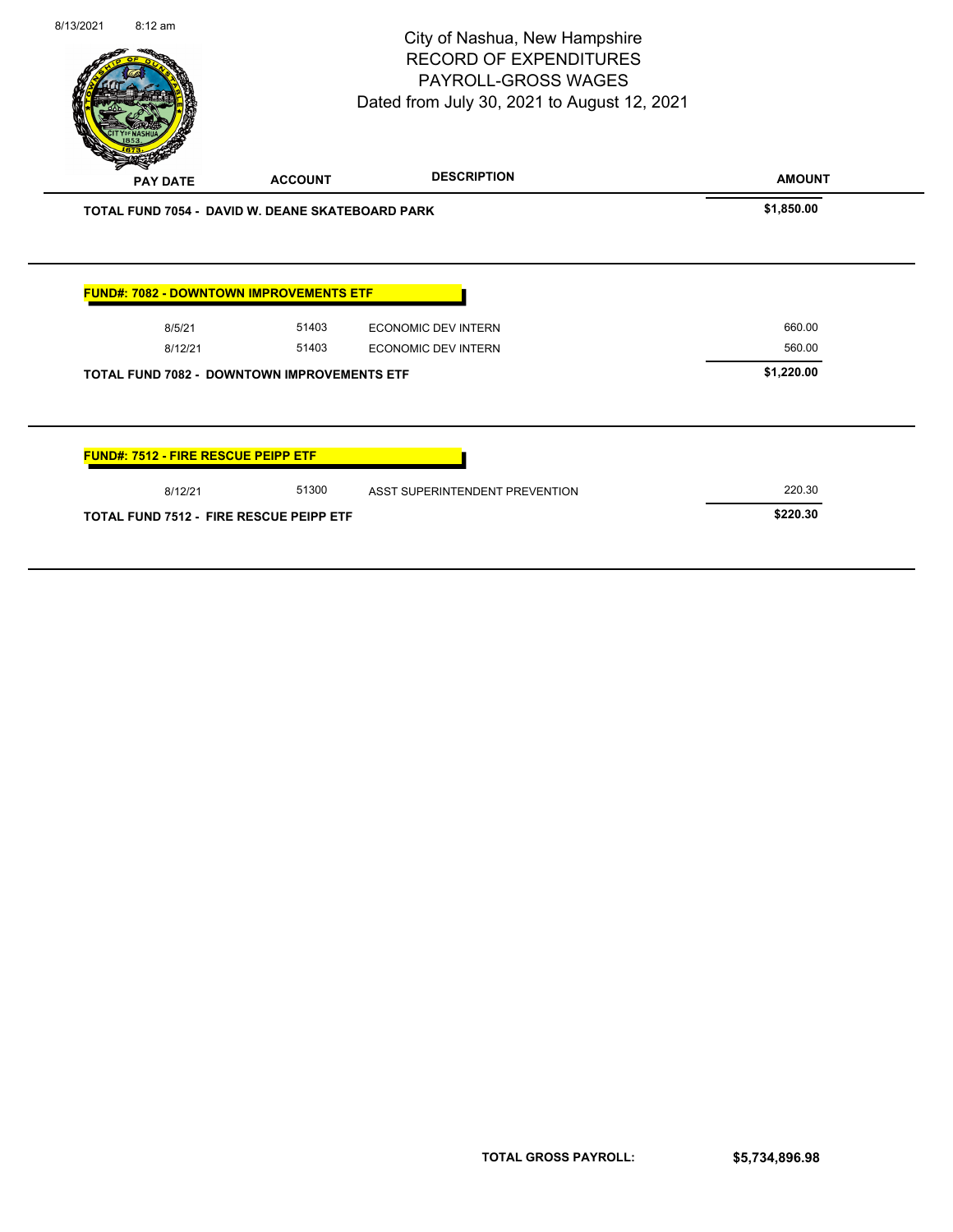# City of Nashua, New Hampshire
## RECORD OF EXPENDITURES
## PAYROLL-GROSS WAGES
## Dated from July 30, 2021 to August 12, 2021

| PAY DATE | ACCOUNT | DESCRIPTION | AMOUNT |
|---|---|---|---|
| **TOTAL FUND 7054 - DAVID W. DEANE SKATEBOARD PARK** | | | **$1,850.00** |

**FUND#: 7082 - DOWNTOWN IMPROVEMENTS ETF**

| PAY DATE | ACCOUNT | DESCRIPTION | AMOUNT |
|---|---|---|---|
| 8/5/21 | 51403 | ECONOMIC DEV INTERN | 660.00 |
| 8/12/21 | 51403 | ECONOMIC DEV INTERN | 560.00 |
| **TOTAL FUND 7082 - DOWNTOWN IMPROVEMENTS ETF** | | | **$1,220.00** |

**FUND#: 7512 - FIRE RESCUE PEIPP ETF**

| PAY DATE | ACCOUNT | DESCRIPTION | AMOUNT |
|---|---|---|---|
| 8/12/21 | 51300 | ASST SUPERINTENDENT PREVENTION | 220.30 |
| **TOTAL FUND 7512 - FIRE RESCUE PEIPP ETF** | | | **$220.30** |

**TOTAL GROSS PAYROLL: $5,734,896.98**